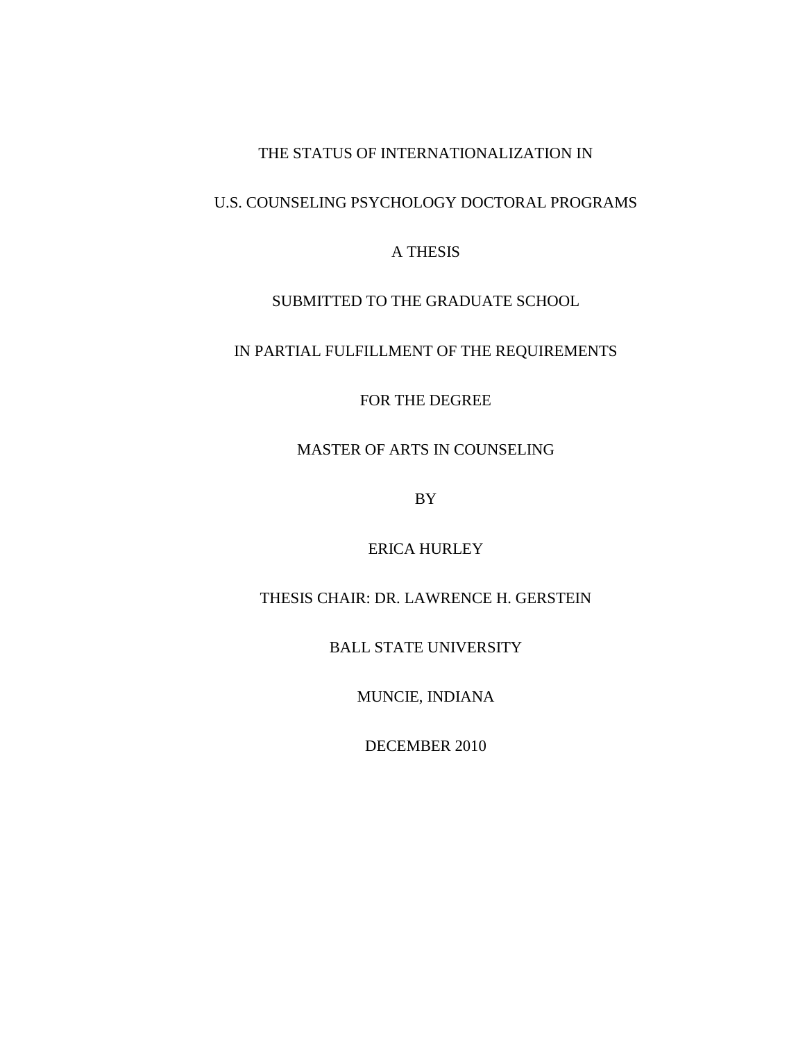# THE STATUS OF INTERNATIONALIZATION IN

# U.S. COUNSELING PSYCHOLOGY DOCTORAL PROGRAMS

A THESIS

SUBMITTED TO THE GRADUATE SCHOOL

IN PARTIAL FULFILLMENT OF THE REQUIREMENTS

FOR THE DEGREE

MASTER OF ARTS IN COUNSELING

BY

ERICA HURLEY

THESIS CHAIR: DR. LAWRENCE H. GERSTEIN

BALL STATE UNIVERSITY

MUNCIE, INDIANA

DECEMBER 2010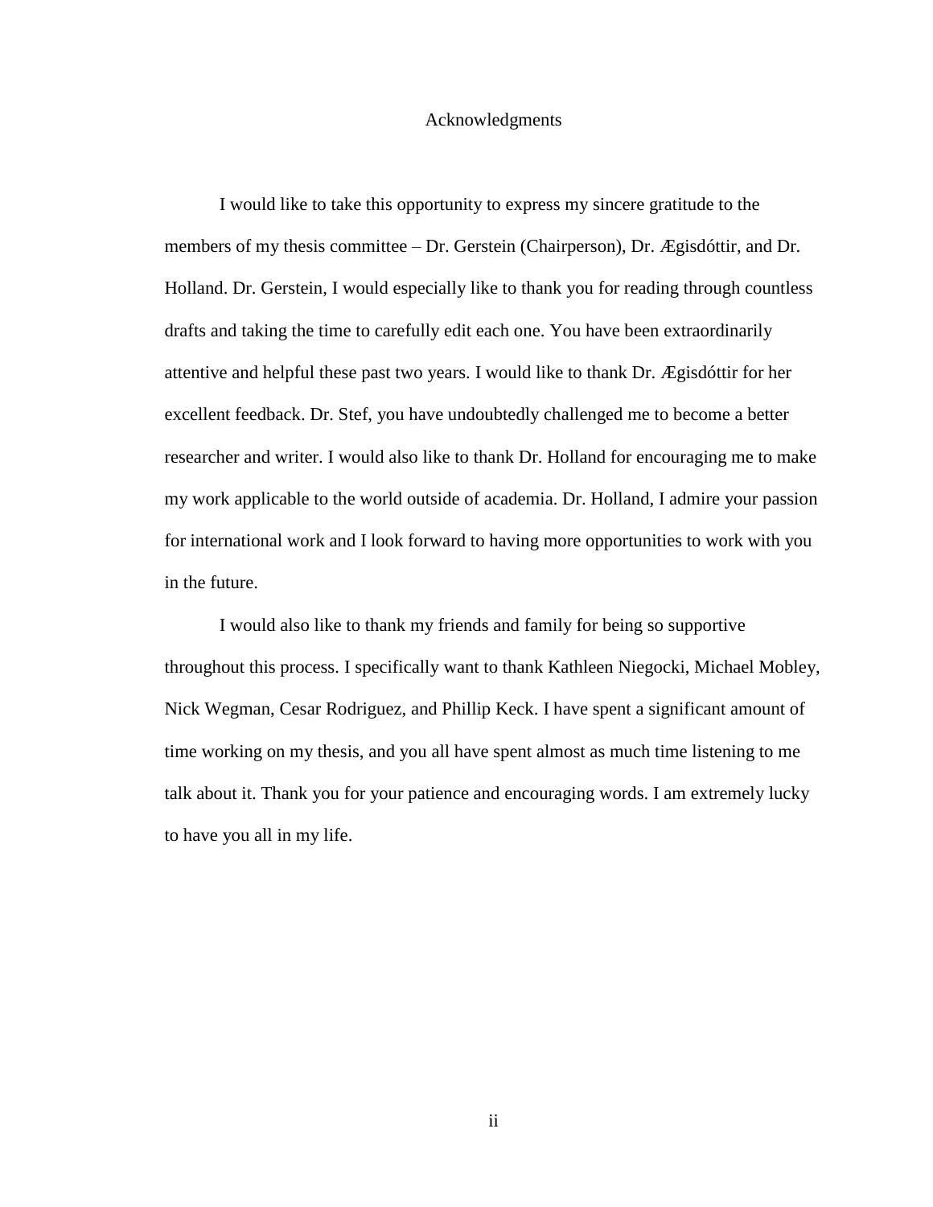# Acknowledgments

I would like to take this opportunity to express my sincere gratitude to the members of my thesis committee – Dr. Gerstein (Chairperson), Dr. Ægisdóttir, and Dr. Holland. Dr. Gerstein, I would especially like to thank you for reading through countless drafts and taking the time to carefully edit each one. You have been extraordinarily attentive and helpful these past two years. I would like to thank Dr. Ægisdóttir for her excellent feedback. Dr. Stef, you have undoubtedly challenged me to become a better researcher and writer. I would also like to thank Dr. Holland for encouraging me to make my work applicable to the world outside of academia. Dr. Holland, I admire your passion for international work and I look forward to having more opportunities to work with you in the future.

I would also like to thank my friends and family for being so supportive throughout this process. I specifically want to thank Kathleen Niegocki, Michael Mobley, Nick Wegman, Cesar Rodriguez, and Phillip Keck. I have spent a significant amount of time working on my thesis, and you all have spent almost as much time listening to me talk about it. Thank you for your patience and encouraging words. I am extremely lucky to have you all in my life.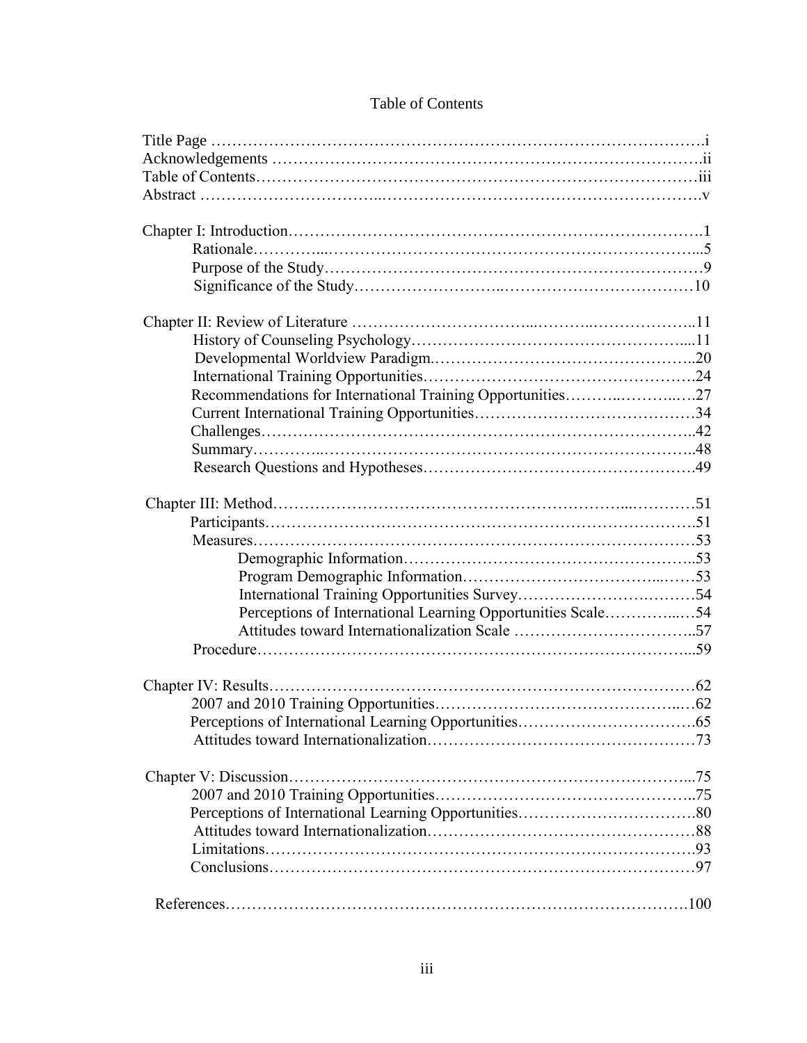# Table of Contents

Title Page ....................................................................................i
Acknowledgements ......................................................................ii
Table of Contents.........................................................................iii
Abstract .......................................................................................v

Chapter I: Introduction....................................................................1
- Rationale....................................................................................5
- Purpose of the Study....................................................................9
- Significance of the Study.............................................................10

Chapter II: Review of Literature .........................................................11
- History of Counseling Psychology...................................................11
- Developmental Worldview Paradigm..................................................20
- International Training Opportunities................................................24
- Recommendations for International Training Opportunities......................27
- Current International Training Opportunities.......................................34
- Challenges.................................................................................42
- Summary....................................................................................48
- Research Questions and Hypotheses...................................................49

Chapter III: Method.............................................................................51
- Participants................................................................................51
- Measures...................................................................................53
  - Demographic Information..........................................................53
  - Program Demographic Information................................................53
  - International Training Opportunities Survey..................................54
  - Perceptions of International Learning Opportunities Scale................54
  - Attitudes toward Internationalization Scale ..................................57
- Procedure...................................................................................59

Chapter IV: Results.............................................................................62
- 2007 and 2010 Training Opportunities................................................62
- Perceptions of International Learning Opportunities..............................65
- Attitudes toward Internationalization................................................73

Chapter V: Discussion...........................................................................75
- 2007 and 2010 Training Opportunities................................................75
- Perceptions of International Learning Opportunities..............................80
- Attitudes toward Internationalization................................................88
- Limitations.................................................................................93
- Conclusions................................................................................97

References........................................................................................100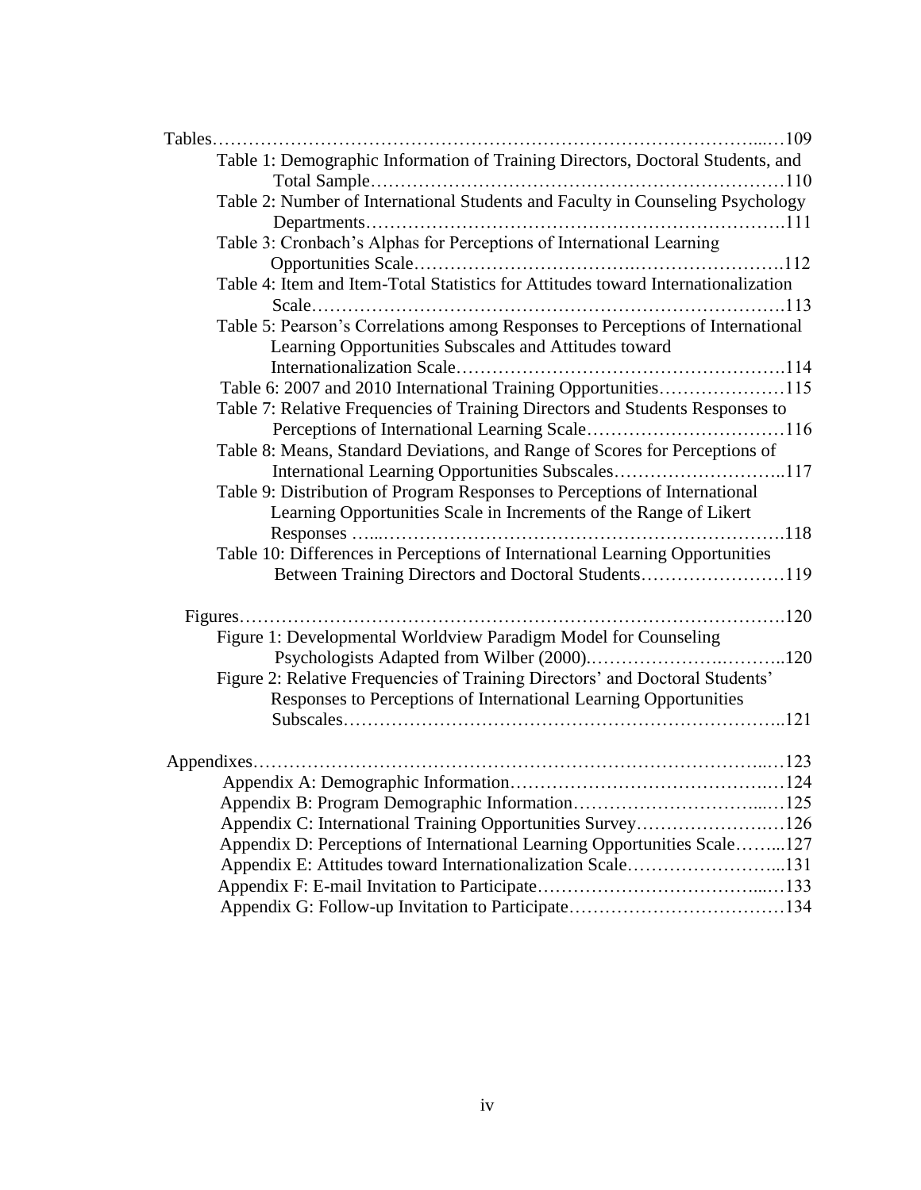Tables……………………………………………………………………………...…109

Table 1: Demographic Information of Training Directors, Doctoral Students, and Total Sample……………………………………………………………110

Table 2: Number of International Students and Faculty in Counseling Psychology Departments…………………………………………………………….111

Table 3: Cronbach's Alphas for Perceptions of International Learning Opportunities Scale…………………………….…………………….112

Table 4: Item and Item-Total Statistics for Attitudes toward Internationalization Scale……………………………………………………………………….113

Table 5: Pearson's Correlations among Responses to Perceptions of International Learning Opportunities Subscales and Attitudes toward Internationalization Scale……………………………………………….114

Table 6: 2007 and 2010 International Training Opportunities…………………115

Table 7: Relative Frequencies of Training Directors and Students Responses to Perceptions of International Learning Scale……………………………116

Table 8: Means, Standard Deviations, and Range of Scores for Perceptions of International Learning Opportunities Subscales………………………..117

Table 9: Distribution of Program Responses to Perceptions of International Learning Opportunities Scale in Increments of the Range of Likert Responses …...………………………………………………………….118

Table 10: Differences in Perceptions of International Learning Opportunities Between Training Directors and Doctoral Students……………………119

Figures………………………………………………………………………………….120

Figure 1: Developmental Worldview Paradigm Model for Counseling Psychologists Adapted from Wilber (2000).…………………….………..120

Figure 2: Relative Frequencies of Training Directors' and Doctoral Students' Responses to Perceptions of International Learning Opportunities Subscales……………………………………………………………..121

Appendixes……………………………………………………………………….….…123

Appendix A: Demographic Information…………………………………….…124

Appendix B: Program Demographic Information…………………………..…125

Appendix C: International Training Opportunities Survey………………….…126

Appendix D: Perceptions of International Learning Opportunities Scale……...127

Appendix E: Attitudes toward Internationalization Scale……………………...131

Appendix F: E-mail Invitation to Participate……………………………...…133

Appendix G: Follow-up Invitation to Participate………………………………134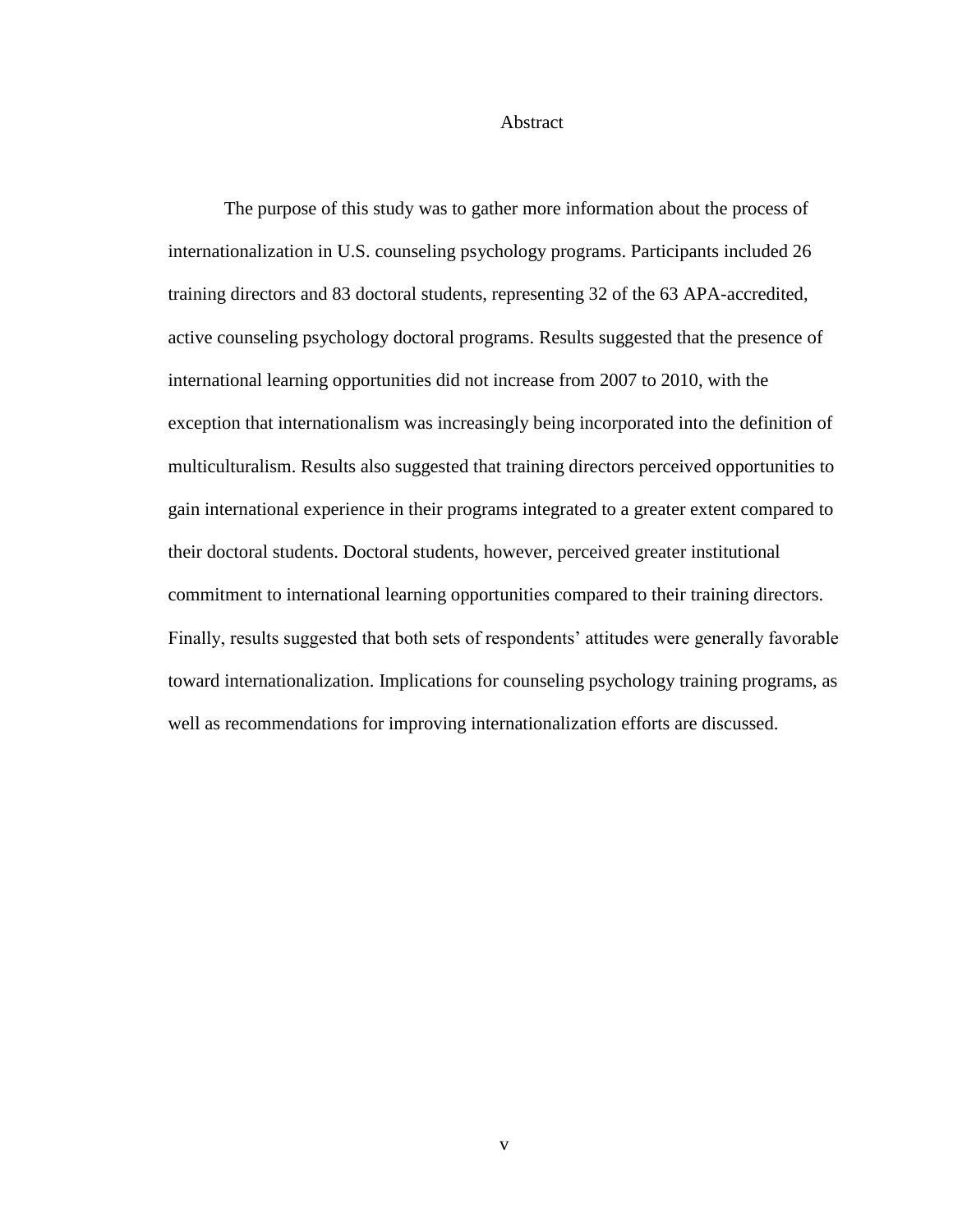# Abstract

The purpose of this study was to gather more information about the process of internationalization in U.S. counseling psychology programs. Participants included 26 training directors and 83 doctoral students, representing 32 of the 63 APA-accredited, active counseling psychology doctoral programs. Results suggested that the presence of international learning opportunities did not increase from 2007 to 2010, with the exception that internationalism was increasingly being incorporated into the definition of multiculturalism. Results also suggested that training directors perceived opportunities to gain international experience in their programs integrated to a greater extent compared to their doctoral students. Doctoral students, however, perceived greater institutional commitment to international learning opportunities compared to their training directors. Finally, results suggested that both sets of respondents' attitudes were generally favorable toward internationalization. Implications for counseling psychology training programs, as well as recommendations for improving internationalization efforts are discussed.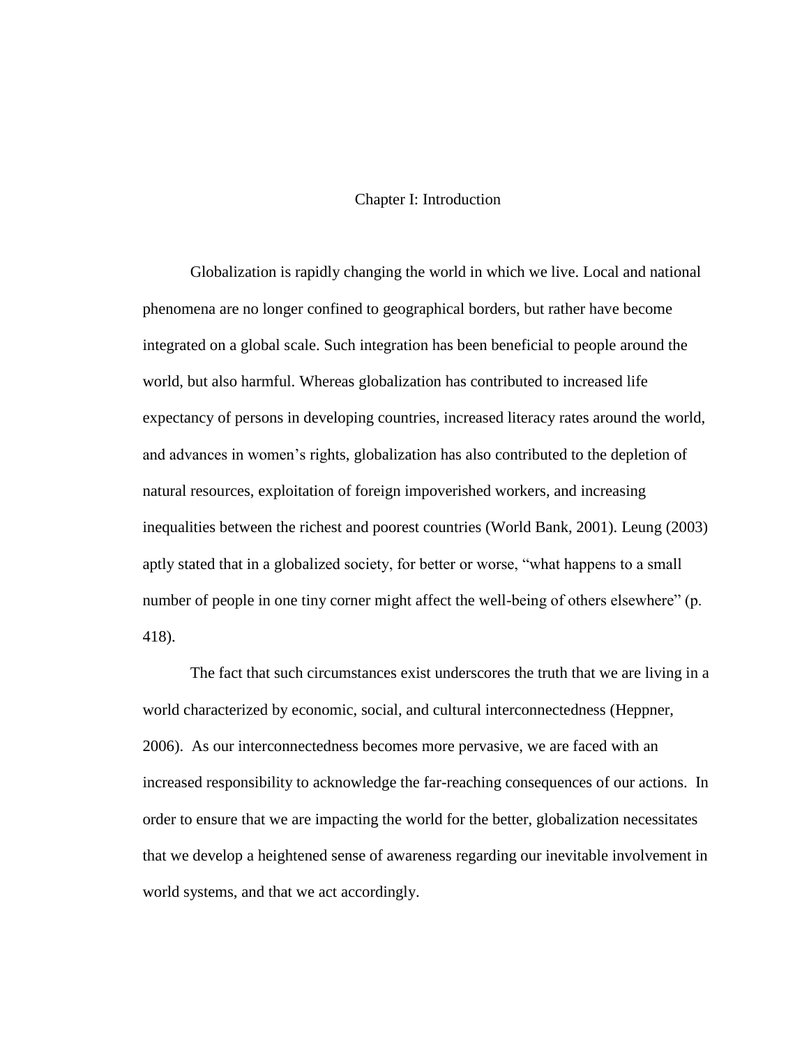# Chapter I: Introduction

Globalization is rapidly changing the world in which we live. Local and national phenomena are no longer confined to geographical borders, but rather have become integrated on a global scale. Such integration has been beneficial to people around the world, but also harmful. Whereas globalization has contributed to increased life expectancy of persons in developing countries, increased literacy rates around the world, and advances in women's rights, globalization has also contributed to the depletion of natural resources, exploitation of foreign impoverished workers, and increasing inequalities between the richest and poorest countries (World Bank, 2001). Leung (2003) aptly stated that in a globalized society, for better or worse, "what happens to a small number of people in one tiny corner might affect the well-being of others elsewhere" (p. 418).

The fact that such circumstances exist underscores the truth that we are living in a world characterized by economic, social, and cultural interconnectedness (Heppner, 2006). As our interconnectedness becomes more pervasive, we are faced with an increased responsibility to acknowledge the far-reaching consequences of our actions. In order to ensure that we are impacting the world for the better, globalization necessitates that we develop a heightened sense of awareness regarding our inevitable involvement in world systems, and that we act accordingly.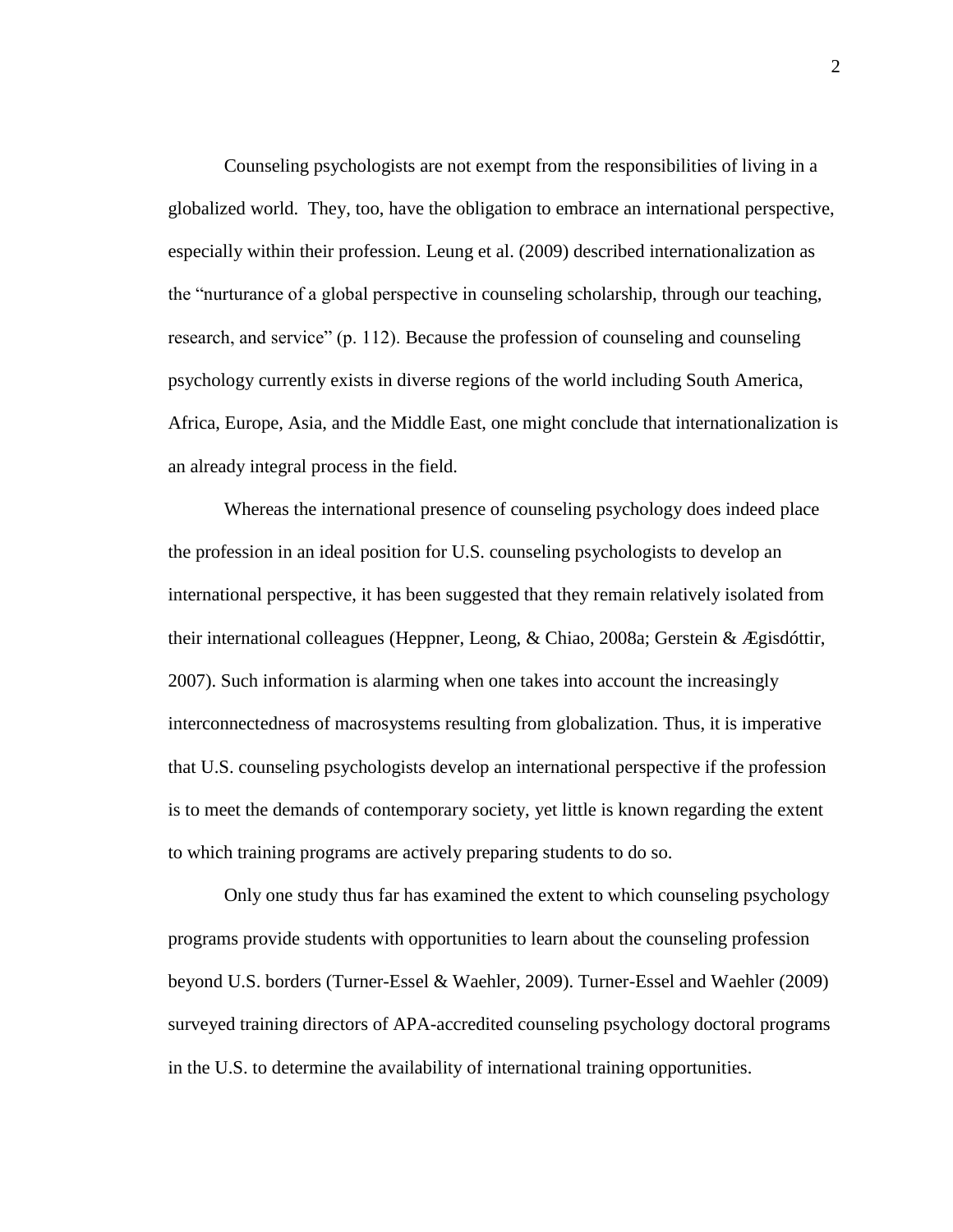Counseling psychologists are not exempt from the responsibilities of living in a globalized world. They, too, have the obligation to embrace an international perspective, especially within their profession. Leung et al. (2009) described internationalization as the "nurturance of a global perspective in counseling scholarship, through our teaching, research, and service" (p. 112). Because the profession of counseling and counseling psychology currently exists in diverse regions of the world including South America, Africa, Europe, Asia, and the Middle East, one might conclude that internationalization is an already integral process in the field.

Whereas the international presence of counseling psychology does indeed place the profession in an ideal position for U.S. counseling psychologists to develop an international perspective, it has been suggested that they remain relatively isolated from their international colleagues (Heppner, Leong, & Chiao, 2008a; Gerstein & Ægisdóttir, 2007). Such information is alarming when one takes into account the increasingly interconnectedness of macrosystems resulting from globalization. Thus, it is imperative that U.S. counseling psychologists develop an international perspective if the profession is to meet the demands of contemporary society, yet little is known regarding the extent to which training programs are actively preparing students to do so.

Only one study thus far has examined the extent to which counseling psychology programs provide students with opportunities to learn about the counseling profession beyond U.S. borders (Turner-Essel & Waehler, 2009). Turner-Essel and Waehler (2009) surveyed training directors of APA-accredited counseling psychology doctoral programs in the U.S. to determine the availability of international training opportunities.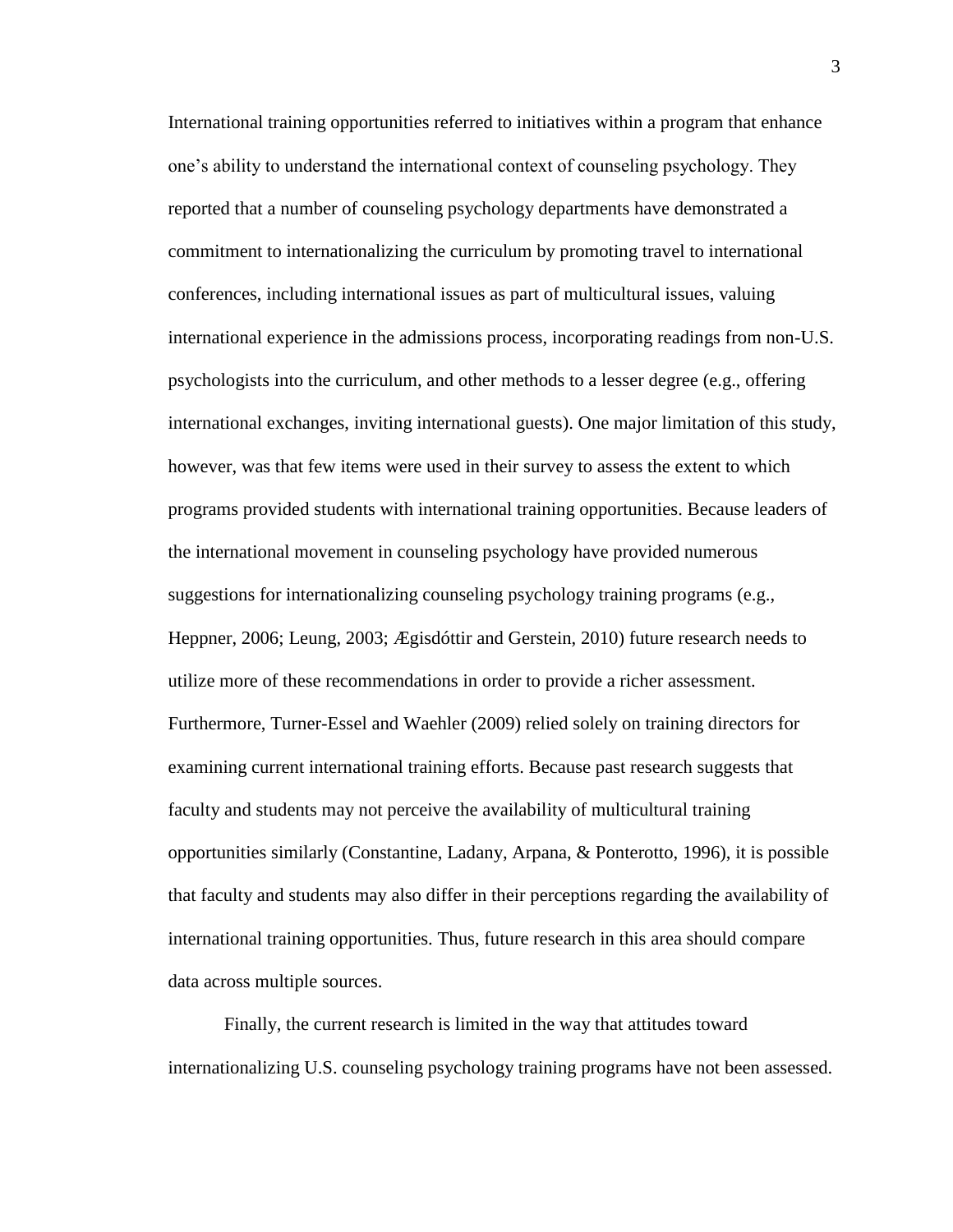International training opportunities referred to initiatives within a program that enhance one's ability to understand the international context of counseling psychology. They reported that a number of counseling psychology departments have demonstrated a commitment to internationalizing the curriculum by promoting travel to international conferences, including international issues as part of multicultural issues, valuing international experience in the admissions process, incorporating readings from non-U.S. psychologists into the curriculum, and other methods to a lesser degree (e.g., offering international exchanges, inviting international guests). One major limitation of this study, however, was that few items were used in their survey to assess the extent to which programs provided students with international training opportunities. Because leaders of the international movement in counseling psychology have provided numerous suggestions for internationalizing counseling psychology training programs (e.g., Heppner, 2006; Leung, 2003; Ægisdóttir and Gerstein, 2010) future research needs to utilize more of these recommendations in order to provide a richer assessment. Furthermore, Turner-Essel and Waehler (2009) relied solely on training directors for examining current international training efforts. Because past research suggests that faculty and students may not perceive the availability of multicultural training opportunities similarly (Constantine, Ladany, Arpana, & Ponterotto, 1996), it is possible that faculty and students may also differ in their perceptions regarding the availability of international training opportunities. Thus, future research in this area should compare data across multiple sources.

Finally, the current research is limited in the way that attitudes toward internationalizing U.S. counseling psychology training programs have not been assessed.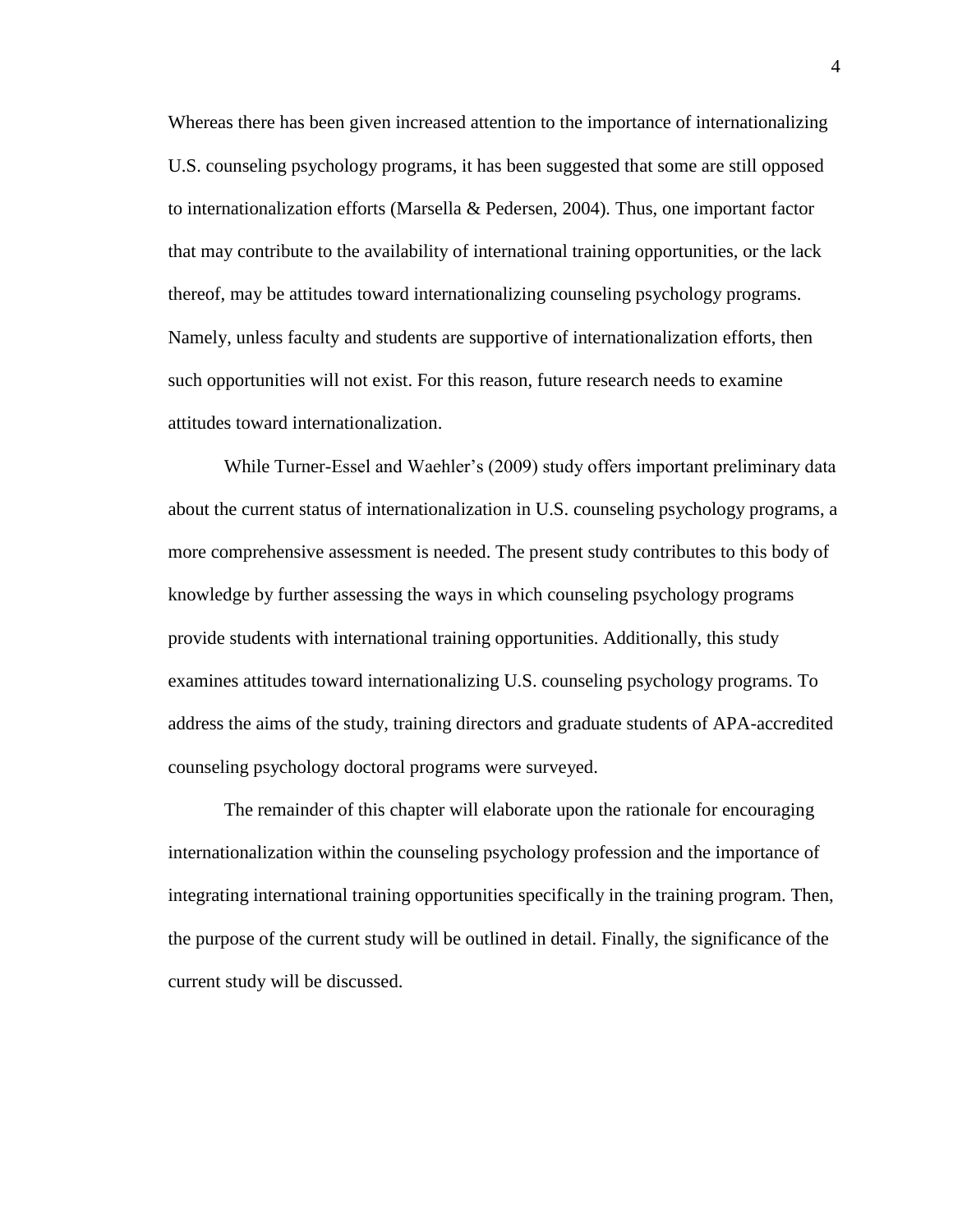Whereas there has been given increased attention to the importance of internationalizing U.S. counseling psychology programs, it has been suggested that some are still opposed to internationalization efforts (Marsella & Pedersen, 2004). Thus, one important factor that may contribute to the availability of international training opportunities, or the lack thereof, may be attitudes toward internationalizing counseling psychology programs. Namely, unless faculty and students are supportive of internationalization efforts, then such opportunities will not exist. For this reason, future research needs to examine attitudes toward internationalization.

While Turner-Essel and Waehler's (2009) study offers important preliminary data about the current status of internationalization in U.S. counseling psychology programs, a more comprehensive assessment is needed. The present study contributes to this body of knowledge by further assessing the ways in which counseling psychology programs provide students with international training opportunities. Additionally, this study examines attitudes toward internationalizing U.S. counseling psychology programs. To address the aims of the study, training directors and graduate students of APA-accredited counseling psychology doctoral programs were surveyed.

The remainder of this chapter will elaborate upon the rationale for encouraging internationalization within the counseling psychology profession and the importance of integrating international training opportunities specifically in the training program. Then, the purpose of the current study will be outlined in detail. Finally, the significance of the current study will be discussed.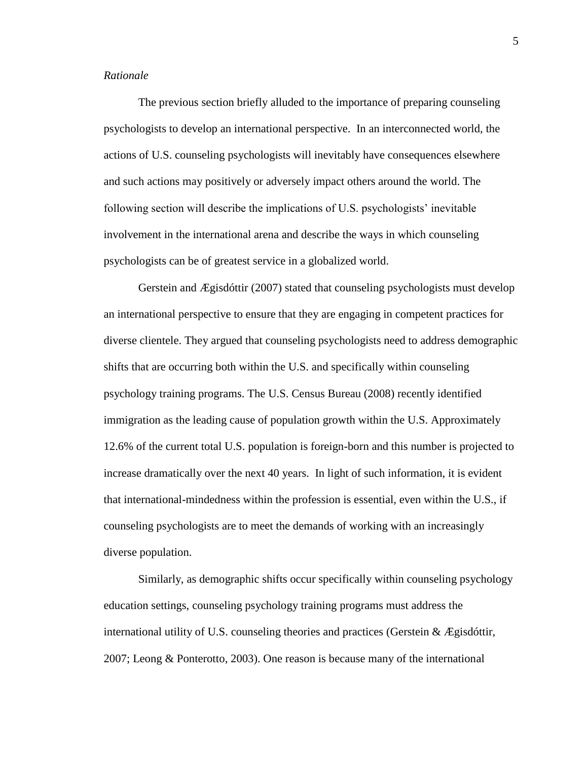*Rationale*

The previous section briefly alluded to the importance of preparing counseling psychologists to develop an international perspective. In an interconnected world, the actions of U.S. counseling psychologists will inevitably have consequences elsewhere and such actions may positively or adversely impact others around the world. The following section will describe the implications of U.S. psychologists' inevitable involvement in the international arena and describe the ways in which counseling psychologists can be of greatest service in a globalized world.

Gerstein and Ægisdóttir (2007) stated that counseling psychologists must develop an international perspective to ensure that they are engaging in competent practices for diverse clientele. They argued that counseling psychologists need to address demographic shifts that are occurring both within the U.S. and specifically within counseling psychology training programs. The U.S. Census Bureau (2008) recently identified immigration as the leading cause of population growth within the U.S. Approximately 12.6% of the current total U.S. population is foreign-born and this number is projected to increase dramatically over the next 40 years. In light of such information, it is evident that international-mindedness within the profession is essential, even within the U.S., if counseling psychologists are to meet the demands of working with an increasingly diverse population.

Similarly, as demographic shifts occur specifically within counseling psychology education settings, counseling psychology training programs must address the international utility of U.S. counseling theories and practices (Gerstein & Ægisdóttir, 2007; Leong & Ponterotto, 2003). One reason is because many of the international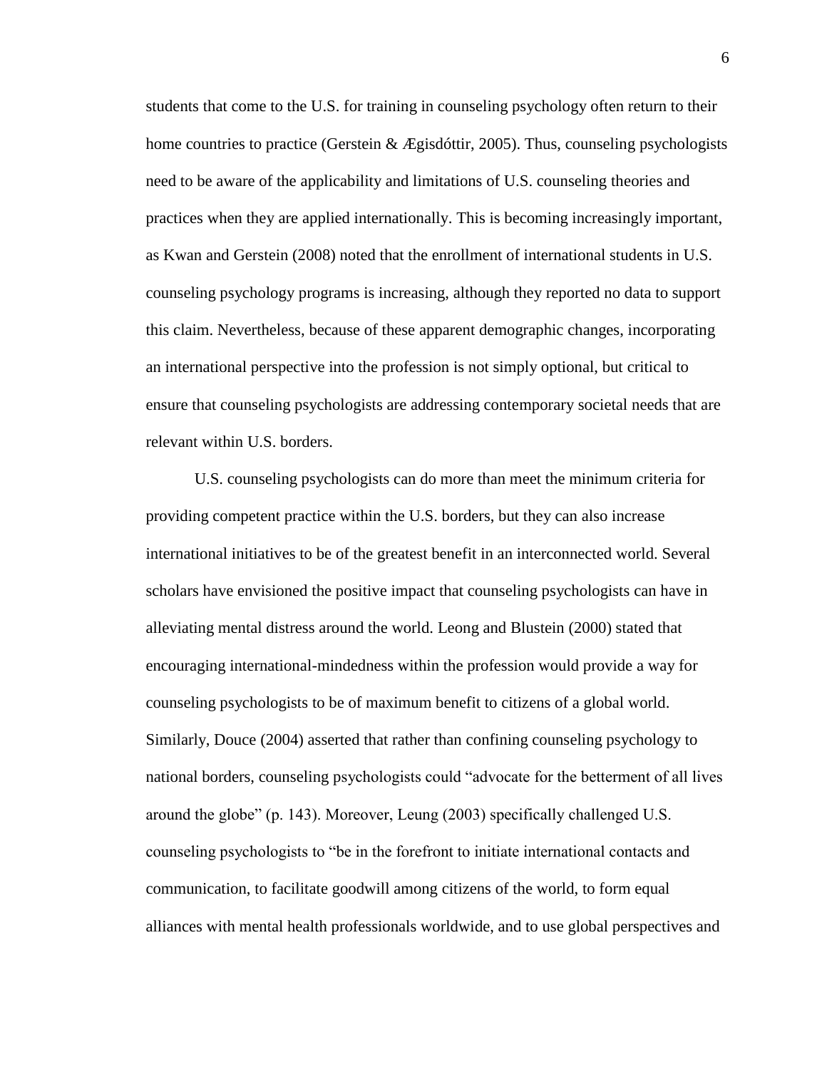students that come to the U.S. for training in counseling psychology often return to their home countries to practice (Gerstein & Ægisdóttir, 2005). Thus, counseling psychologists need to be aware of the applicability and limitations of U.S. counseling theories and practices when they are applied internationally. This is becoming increasingly important, as Kwan and Gerstein (2008) noted that the enrollment of international students in U.S. counseling psychology programs is increasing, although they reported no data to support this claim. Nevertheless, because of these apparent demographic changes, incorporating an international perspective into the profession is not simply optional, but critical to ensure that counseling psychologists are addressing contemporary societal needs that are relevant within U.S. borders.

U.S. counseling psychologists can do more than meet the minimum criteria for providing competent practice within the U.S. borders, but they can also increase international initiatives to be of the greatest benefit in an interconnected world. Several scholars have envisioned the positive impact that counseling psychologists can have in alleviating mental distress around the world. Leong and Blustein (2000) stated that encouraging international-mindedness within the profession would provide a way for counseling psychologists to be of maximum benefit to citizens of a global world. Similarly, Douce (2004) asserted that rather than confining counseling psychology to national borders, counseling psychologists could "advocate for the betterment of all lives around the globe" (p. 143). Moreover, Leung (2003) specifically challenged U.S. counseling psychologists to "be in the forefront to initiate international contacts and communication, to facilitate goodwill among citizens of the world, to form equal alliances with mental health professionals worldwide, and to use global perspectives and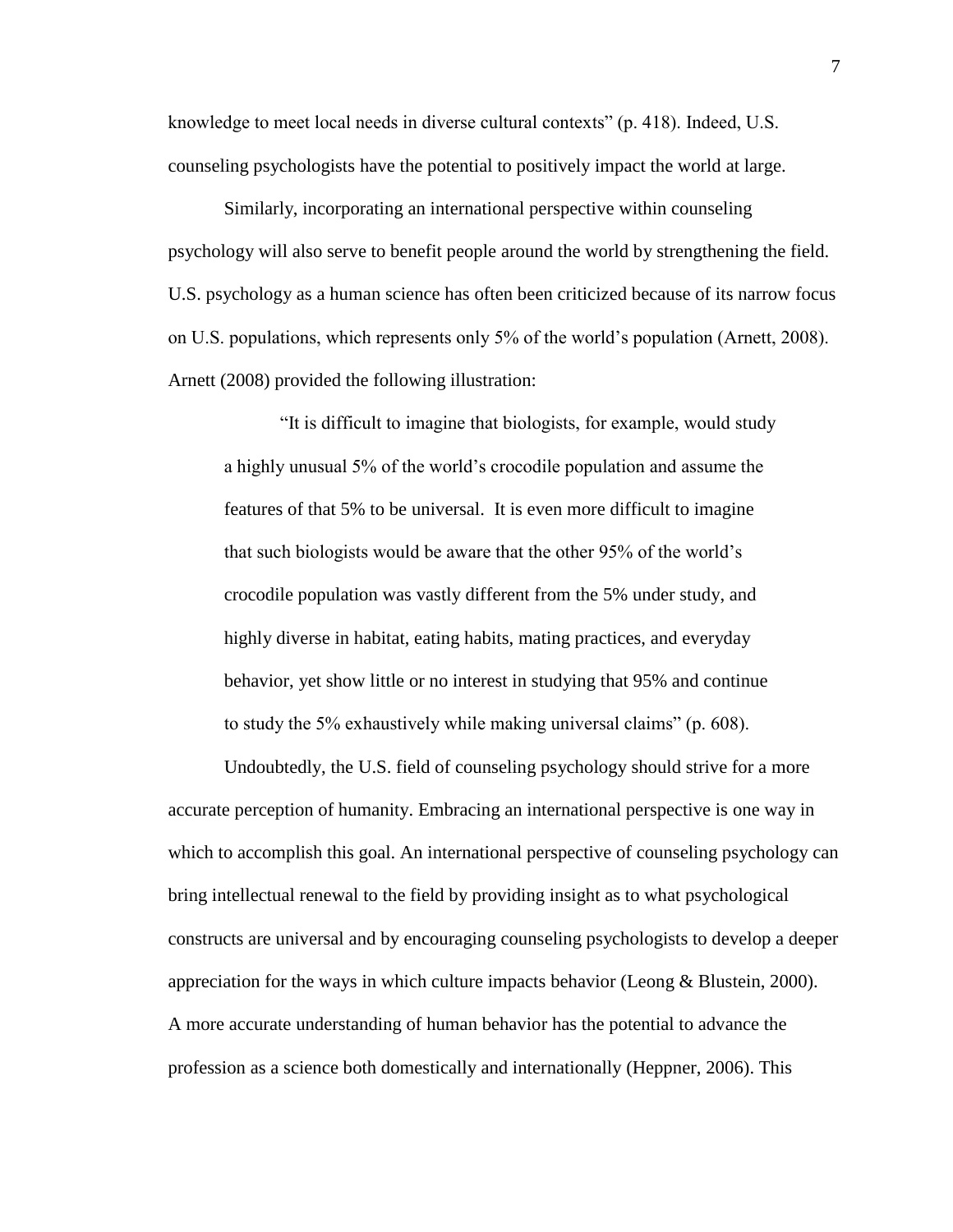knowledge to meet local needs in diverse cultural contexts" (p. 418). Indeed, U.S. counseling psychologists have the potential to positively impact the world at large.

Similarly, incorporating an international perspective within counseling psychology will also serve to benefit people around the world by strengthening the field. U.S. psychology as a human science has often been criticized because of its narrow focus on U.S. populations, which represents only 5% of the world's population (Arnett, 2008). Arnett (2008) provided the following illustration:

> "It is difficult to imagine that biologists, for example, would study a highly unusual 5% of the world's crocodile population and assume the features of that 5% to be universal. It is even more difficult to imagine that such biologists would be aware that the other 95% of the world's crocodile population was vastly different from the 5% under study, and highly diverse in habitat, eating habits, mating practices, and everyday behavior, yet show little or no interest in studying that 95% and continue to study the 5% exhaustively while making universal claims" (p. 608).

Undoubtedly, the U.S. field of counseling psychology should strive for a more accurate perception of humanity. Embracing an international perspective is one way in which to accomplish this goal. An international perspective of counseling psychology can bring intellectual renewal to the field by providing insight as to what psychological constructs are universal and by encouraging counseling psychologists to develop a deeper appreciation for the ways in which culture impacts behavior (Leong & Blustein, 2000). A more accurate understanding of human behavior has the potential to advance the profession as a science both domestically and internationally (Heppner, 2006). This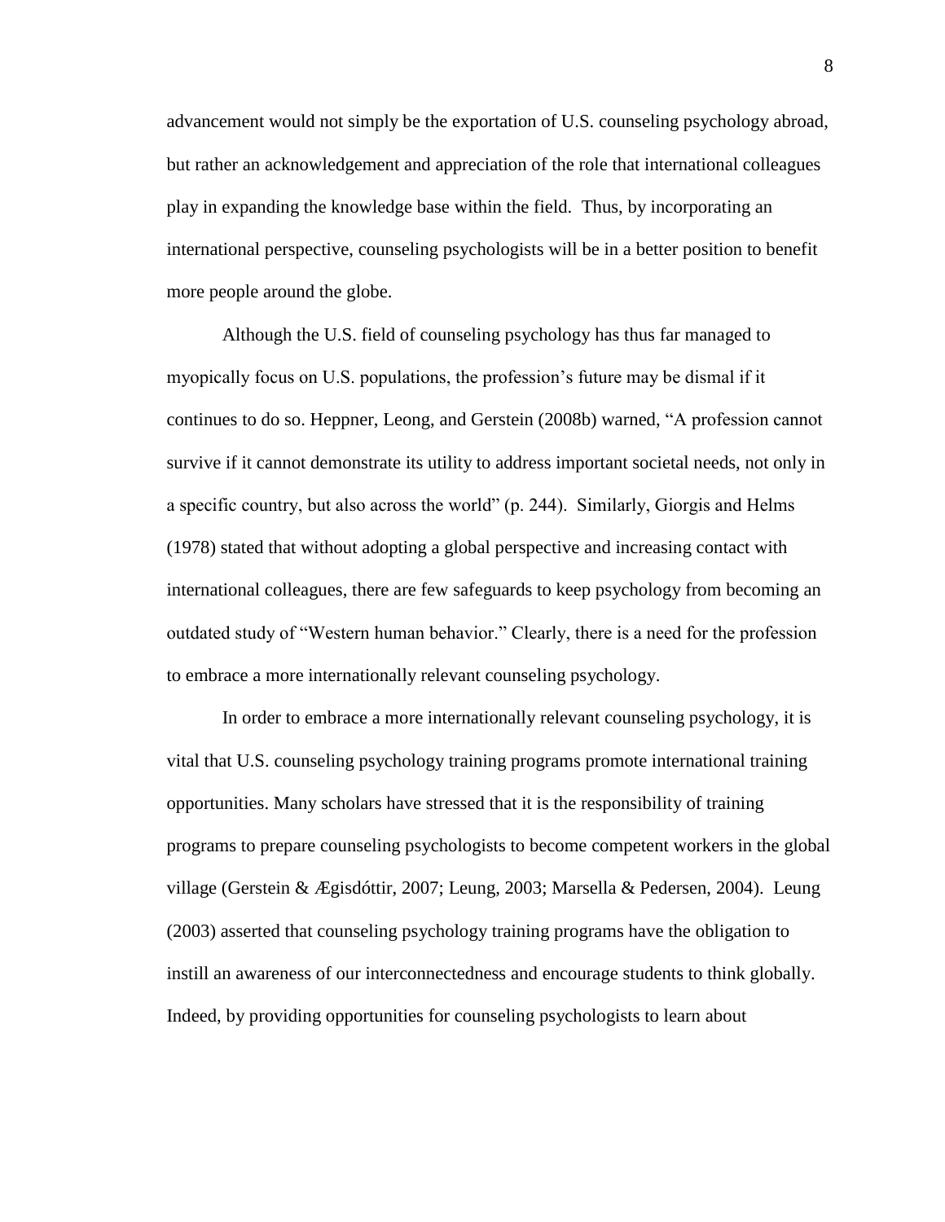advancement would not simply be the exportation of U.S. counseling psychology abroad, but rather an acknowledgement and appreciation of the role that international colleagues play in expanding the knowledge base within the field. Thus, by incorporating an international perspective, counseling psychologists will be in a better position to benefit more people around the globe.

Although the U.S. field of counseling psychology has thus far managed to myopically focus on U.S. populations, the profession's future may be dismal if it continues to do so. Heppner, Leong, and Gerstein (2008b) warned, "A profession cannot survive if it cannot demonstrate its utility to address important societal needs, not only in a specific country, but also across the world" (p. 244). Similarly, Giorgis and Helms (1978) stated that without adopting a global perspective and increasing contact with international colleagues, there are few safeguards to keep psychology from becoming an outdated study of "Western human behavior." Clearly, there is a need for the profession to embrace a more internationally relevant counseling psychology.

In order to embrace a more internationally relevant counseling psychology, it is vital that U.S. counseling psychology training programs promote international training opportunities. Many scholars have stressed that it is the responsibility of training programs to prepare counseling psychologists to become competent workers in the global village (Gerstein & Ægisdóttir, 2007; Leung, 2003; Marsella & Pedersen, 2004). Leung (2003) asserted that counseling psychology training programs have the obligation to instill an awareness of our interconnectedness and encourage students to think globally. Indeed, by providing opportunities for counseling psychologists to learn about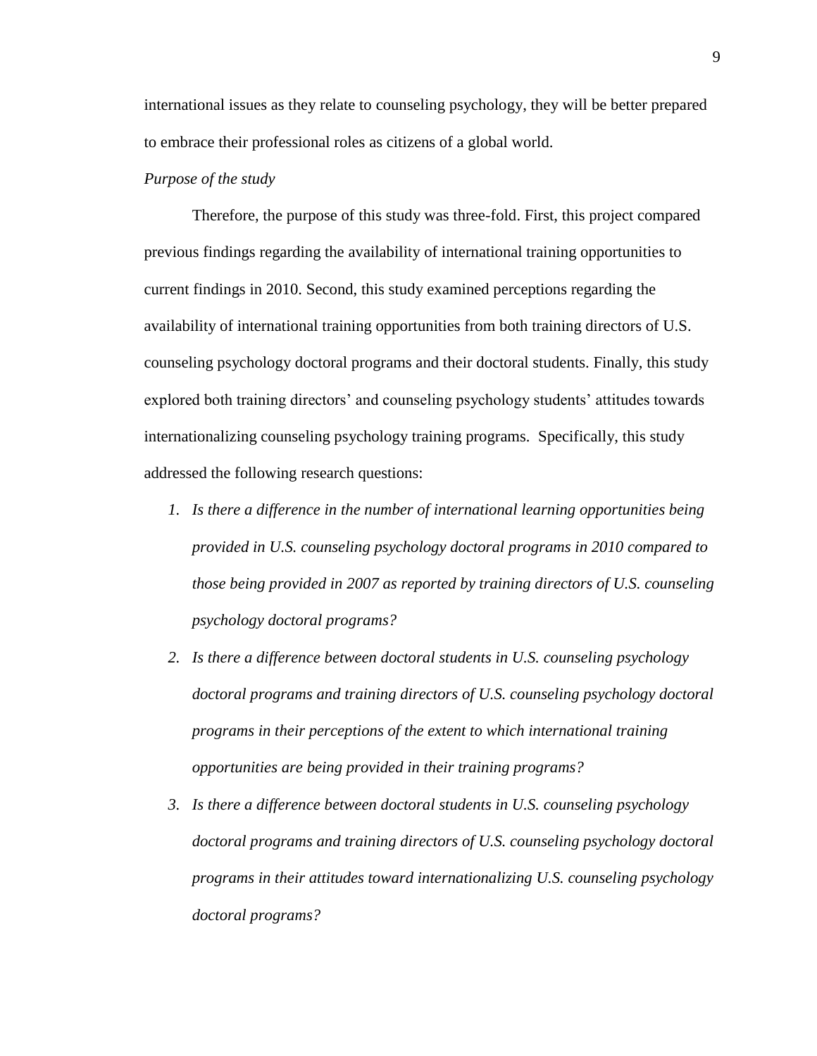international issues as they relate to counseling psychology, they will be better prepared to embrace their professional roles as citizens of a global world.

*Purpose of the study*

Therefore, the purpose of this study was three-fold. First, this project compared previous findings regarding the availability of international training opportunities to current findings in 2010. Second, this study examined perceptions regarding the availability of international training opportunities from both training directors of U.S. counseling psychology doctoral programs and their doctoral students. Finally, this study explored both training directors' and counseling psychology students' attitudes towards internationalizing counseling psychology training programs. Specifically, this study addressed the following research questions:

1. *Is there a difference in the number of international learning opportunities being provided in U.S. counseling psychology doctoral programs in 2010 compared to those being provided in 2007 as reported by training directors of U.S. counseling psychology doctoral programs?*
2. *Is there a difference between doctoral students in U.S. counseling psychology doctoral programs and training directors of U.S. counseling psychology doctoral programs in their perceptions of the extent to which international training opportunities are being provided in their training programs?*
3. *Is there a difference between doctoral students in U.S. counseling psychology doctoral programs and training directors of U.S. counseling psychology doctoral programs in their attitudes toward internationalizing U.S. counseling psychology doctoral programs?*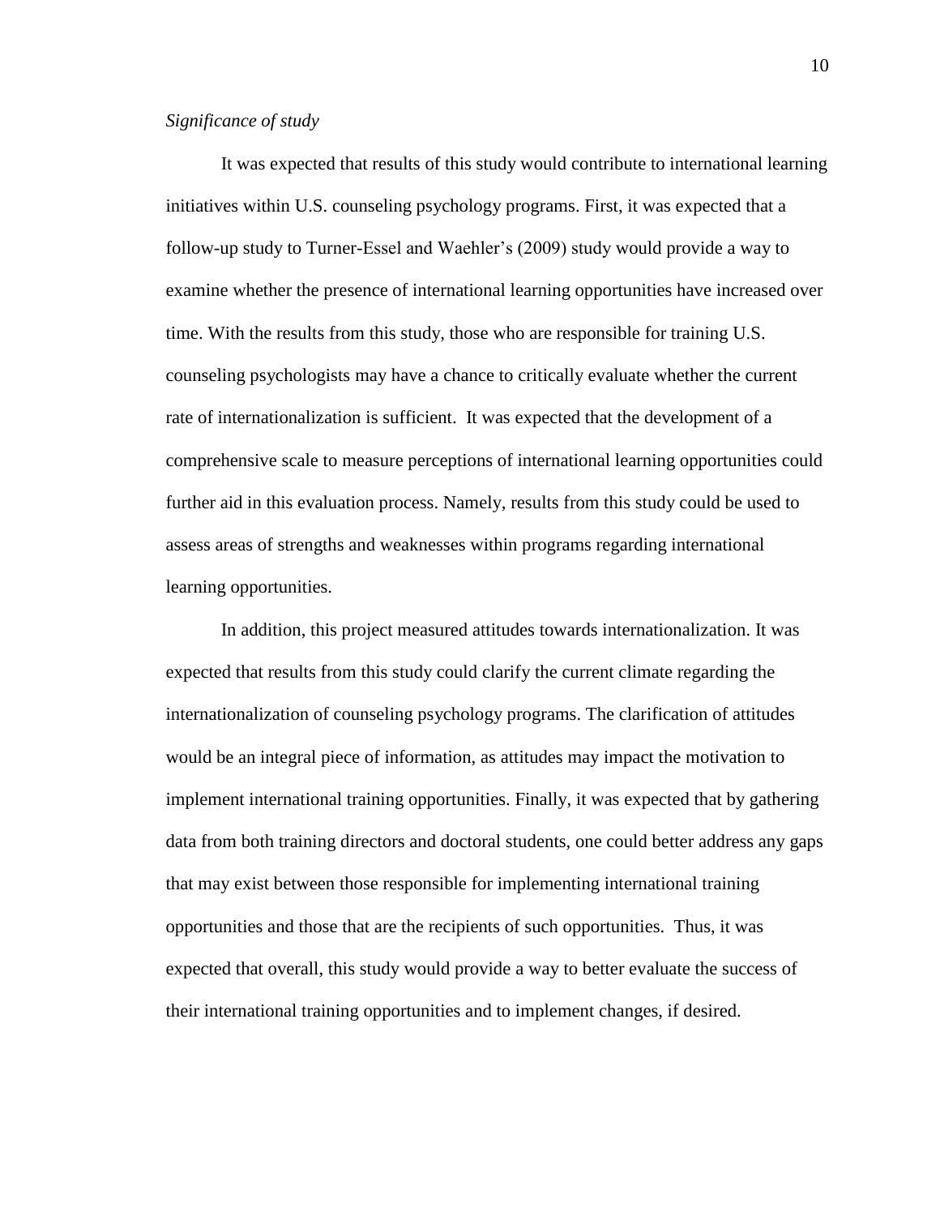*Significance of study*

It was expected that results of this study would contribute to international learning initiatives within U.S. counseling psychology programs. First, it was expected that a follow-up study to Turner-Essel and Waehler's (2009) study would provide a way to examine whether the presence of international learning opportunities have increased over time. With the results from this study, those who are responsible for training U.S. counseling psychologists may have a chance to critically evaluate whether the current rate of internationalization is sufficient. It was expected that the development of a comprehensive scale to measure perceptions of international learning opportunities could further aid in this evaluation process. Namely, results from this study could be used to assess areas of strengths and weaknesses within programs regarding international learning opportunities.

In addition, this project measured attitudes towards internationalization. It was expected that results from this study could clarify the current climate regarding the internationalization of counseling psychology programs. The clarification of attitudes would be an integral piece of information, as attitudes may impact the motivation to implement international training opportunities. Finally, it was expected that by gathering data from both training directors and doctoral students, one could better address any gaps that may exist between those responsible for implementing international training opportunities and those that are the recipients of such opportunities. Thus, it was expected that overall, this study would provide a way to better evaluate the success of their international training opportunities and to implement changes, if desired.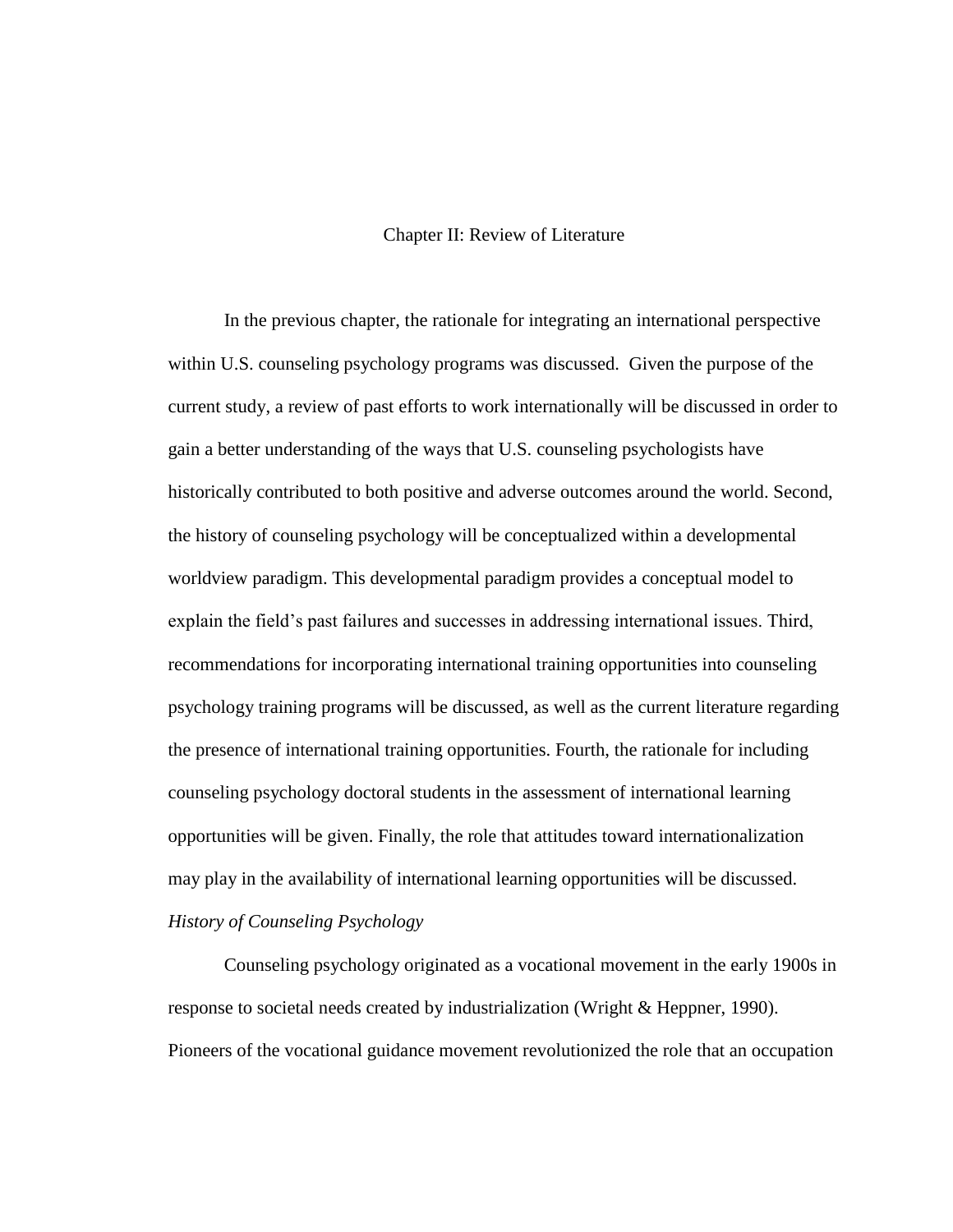# Chapter II: Review of Literature

In the previous chapter, the rationale for integrating an international perspective within U.S. counseling psychology programs was discussed. Given the purpose of the current study, a review of past efforts to work internationally will be discussed in order to gain a better understanding of the ways that U.S. counseling psychologists have historically contributed to both positive and adverse outcomes around the world. Second, the history of counseling psychology will be conceptualized within a developmental worldview paradigm. This developmental paradigm provides a conceptual model to explain the field's past failures and successes in addressing international issues. Third, recommendations for incorporating international training opportunities into counseling psychology training programs will be discussed, as well as the current literature regarding the presence of international training opportunities. Fourth, the rationale for including counseling psychology doctoral students in the assessment of international learning opportunities will be given. Finally, the role that attitudes toward internationalization may play in the availability of international learning opportunities will be discussed.

## *History of Counseling Psychology*

Counseling psychology originated as a vocational movement in the early 1900s in response to societal needs created by industrialization (Wright & Heppner, 1990). Pioneers of the vocational guidance movement revolutionized the role that an occupation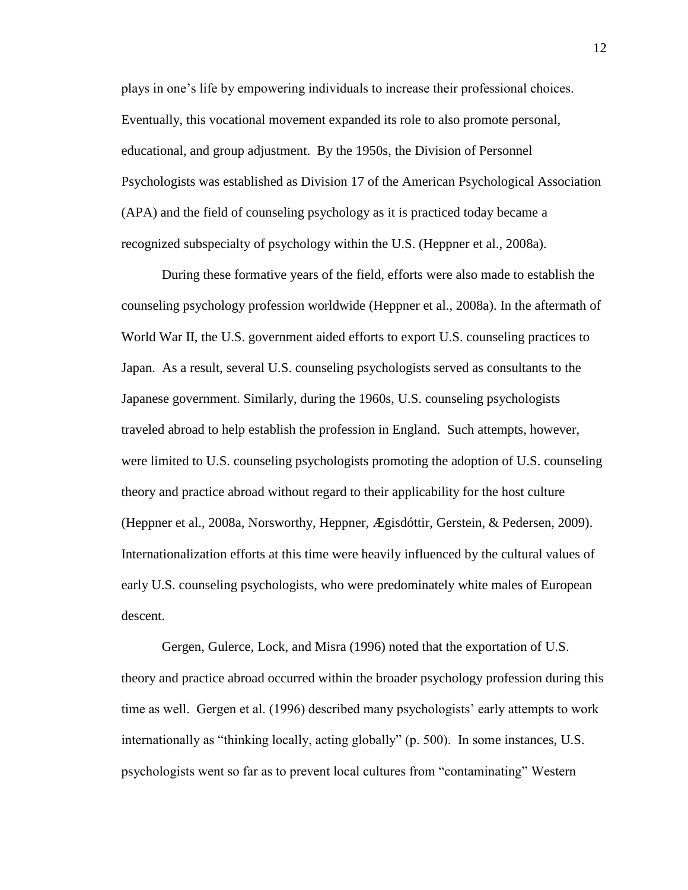plays in one's life by empowering individuals to increase their professional choices. Eventually, this vocational movement expanded its role to also promote personal, educational, and group adjustment. By the 1950s, the Division of Personnel Psychologists was established as Division 17 of the American Psychological Association (APA) and the field of counseling psychology as it is practiced today became a recognized subspecialty of psychology within the U.S. (Heppner et al., 2008a).

During these formative years of the field, efforts were also made to establish the counseling psychology profession worldwide (Heppner et al., 2008a). In the aftermath of World War II, the U.S. government aided efforts to export U.S. counseling practices to Japan. As a result, several U.S. counseling psychologists served as consultants to the Japanese government. Similarly, during the 1960s, U.S. counseling psychologists traveled abroad to help establish the profession in England. Such attempts, however, were limited to U.S. counseling psychologists promoting the adoption of U.S. counseling theory and practice abroad without regard to their applicability for the host culture (Heppner et al., 2008a, Norsworthy, Heppner, Ægisdóttir, Gerstein, & Pedersen, 2009). Internationalization efforts at this time were heavily influenced by the cultural values of early U.S. counseling psychologists, who were predominately white males of European descent.

Gergen, Gulerce, Lock, and Misra (1996) noted that the exportation of U.S. theory and practice abroad occurred within the broader psychology profession during this time as well. Gergen et al. (1996) described many psychologists' early attempts to work internationally as "thinking locally, acting globally" (p. 500). In some instances, U.S. psychologists went so far as to prevent local cultures from "contaminating" Western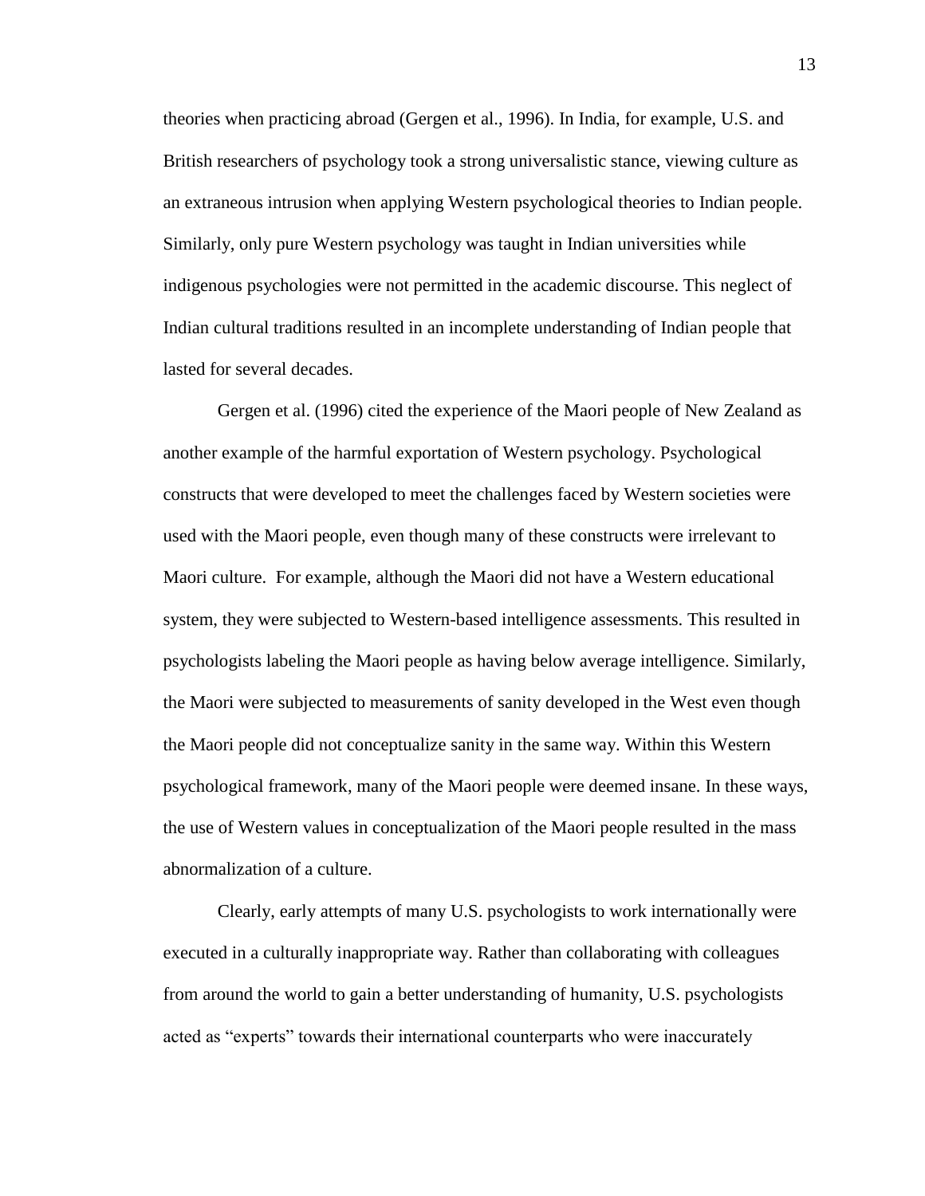theories when practicing abroad (Gergen et al., 1996). In India, for example, U.S. and British researchers of psychology took a strong universalistic stance, viewing culture as an extraneous intrusion when applying Western psychological theories to Indian people. Similarly, only pure Western psychology was taught in Indian universities while indigenous psychologies were not permitted in the academic discourse. This neglect of Indian cultural traditions resulted in an incomplete understanding of Indian people that lasted for several decades.

Gergen et al. (1996) cited the experience of the Maori people of New Zealand as another example of the harmful exportation of Western psychology. Psychological constructs that were developed to meet the challenges faced by Western societies were used with the Maori people, even though many of these constructs were irrelevant to Maori culture. For example, although the Maori did not have a Western educational system, they were subjected to Western-based intelligence assessments. This resulted in psychologists labeling the Maori people as having below average intelligence. Similarly, the Maori were subjected to measurements of sanity developed in the West even though the Maori people did not conceptualize sanity in the same way. Within this Western psychological framework, many of the Maori people were deemed insane. In these ways, the use of Western values in conceptualization of the Maori people resulted in the mass abnormalization of a culture.

Clearly, early attempts of many U.S. psychologists to work internationally were executed in a culturally inappropriate way. Rather than collaborating with colleagues from around the world to gain a better understanding of humanity, U.S. psychologists acted as "experts" towards their international counterparts who were inaccurately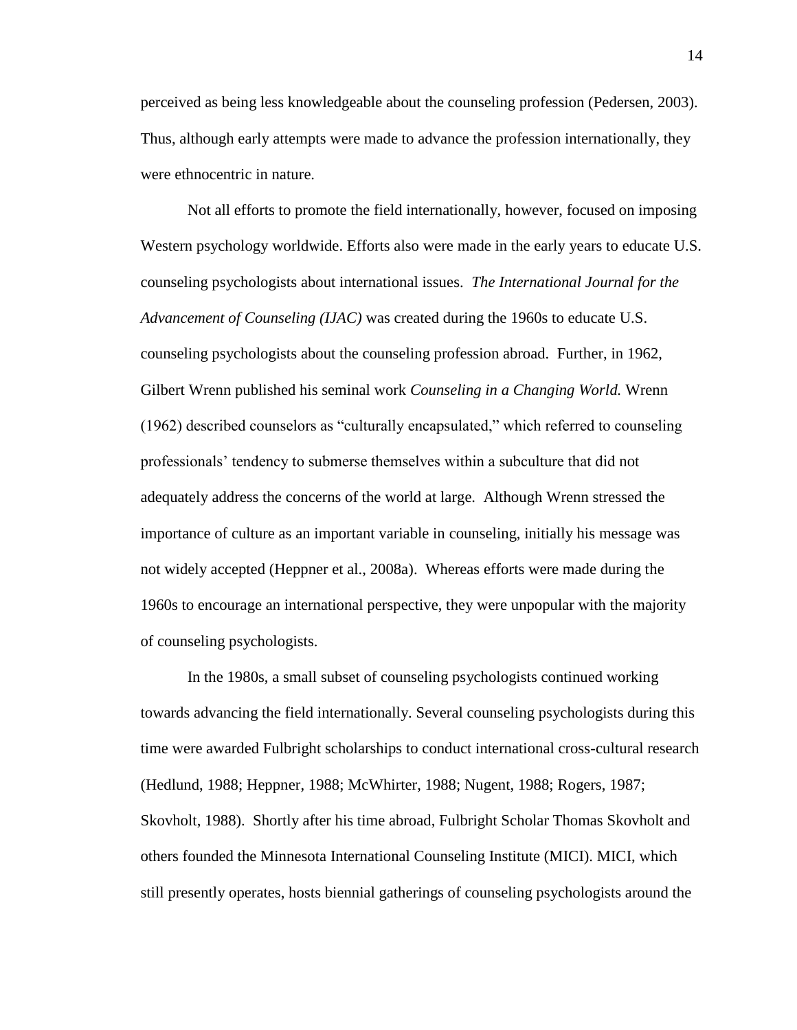perceived as being less knowledgeable about the counseling profession (Pedersen, 2003). Thus, although early attempts were made to advance the profession internationally, they were ethnocentric in nature.

Not all efforts to promote the field internationally, however, focused on imposing Western psychology worldwide. Efforts also were made in the early years to educate U.S. counseling psychologists about international issues. *The International Journal for the Advancement of Counseling (IJAC)* was created during the 1960s to educate U.S. counseling psychologists about the counseling profession abroad. Further, in 1962, Gilbert Wrenn published his seminal work *Counseling in a Changing World.* Wrenn (1962) described counselors as "culturally encapsulated," which referred to counseling professionals' tendency to submerse themselves within a subculture that did not adequately address the concerns of the world at large. Although Wrenn stressed the importance of culture as an important variable in counseling, initially his message was not widely accepted (Heppner et al., 2008a). Whereas efforts were made during the 1960s to encourage an international perspective, they were unpopular with the majority of counseling psychologists.

In the 1980s, a small subset of counseling psychologists continued working towards advancing the field internationally. Several counseling psychologists during this time were awarded Fulbright scholarships to conduct international cross-cultural research (Hedlund, 1988; Heppner, 1988; McWhirter, 1988; Nugent, 1988; Rogers, 1987; Skovholt, 1988). Shortly after his time abroad, Fulbright Scholar Thomas Skovholt and others founded the Minnesota International Counseling Institute (MICI). MICI, which still presently operates, hosts biennial gatherings of counseling psychologists around the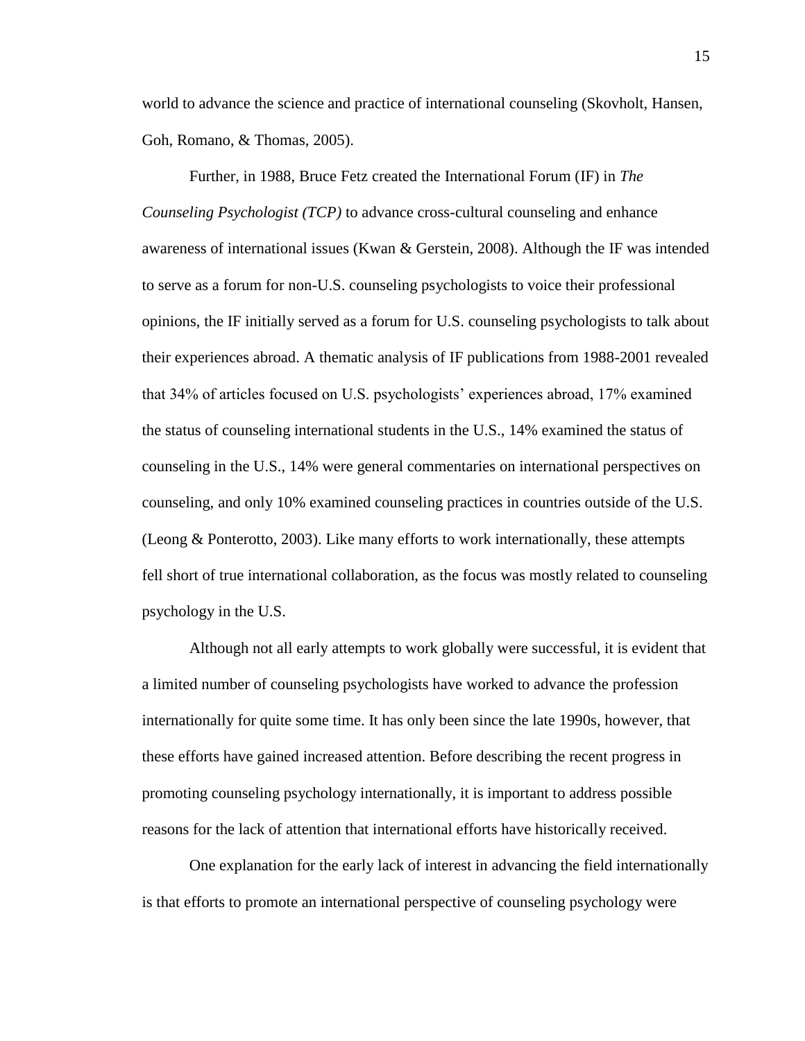world to advance the science and practice of international counseling (Skovholt, Hansen, Goh, Romano, & Thomas, 2005).

Further, in 1988, Bruce Fetz created the International Forum (IF) in *The Counseling Psychologist (TCP)* to advance cross-cultural counseling and enhance awareness of international issues (Kwan & Gerstein, 2008). Although the IF was intended to serve as a forum for non-U.S. counseling psychologists to voice their professional opinions, the IF initially served as a forum for U.S. counseling psychologists to talk about their experiences abroad. A thematic analysis of IF publications from 1988-2001 revealed that 34% of articles focused on U.S. psychologists' experiences abroad, 17% examined the status of counseling international students in the U.S., 14% examined the status of counseling in the U.S., 14% were general commentaries on international perspectives on counseling, and only 10% examined counseling practices in countries outside of the U.S. (Leong & Ponterotto, 2003). Like many efforts to work internationally, these attempts fell short of true international collaboration, as the focus was mostly related to counseling psychology in the U.S.

Although not all early attempts to work globally were successful, it is evident that a limited number of counseling psychologists have worked to advance the profession internationally for quite some time. It has only been since the late 1990s, however, that these efforts have gained increased attention. Before describing the recent progress in promoting counseling psychology internationally, it is important to address possible reasons for the lack of attention that international efforts have historically received.

One explanation for the early lack of interest in advancing the field internationally is that efforts to promote an international perspective of counseling psychology were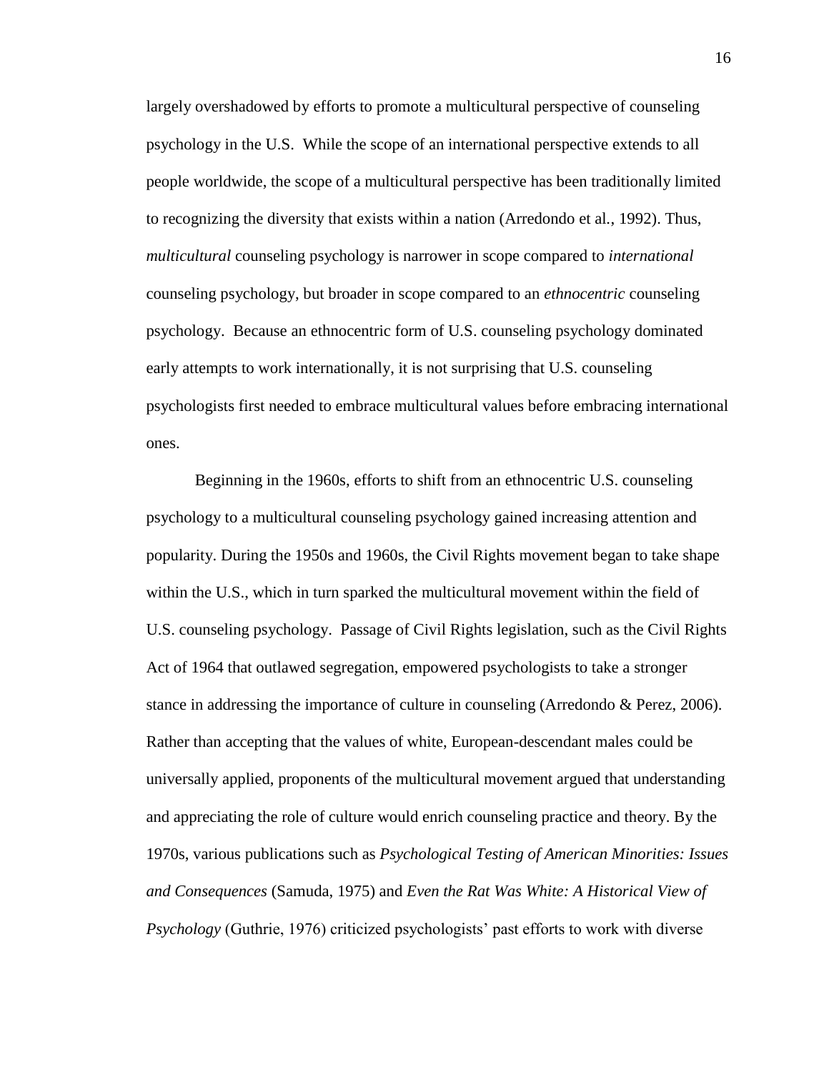largely overshadowed by efforts to promote a multicultural perspective of counseling psychology in the U.S. While the scope of an international perspective extends to all people worldwide, the scope of a multicultural perspective has been traditionally limited to recognizing the diversity that exists within a nation (Arredondo et al., 1992). Thus, *multicultural* counseling psychology is narrower in scope compared to *international* counseling psychology, but broader in scope compared to an *ethnocentric* counseling psychology. Because an ethnocentric form of U.S. counseling psychology dominated early attempts to work internationally, it is not surprising that U.S. counseling psychologists first needed to embrace multicultural values before embracing international ones.

Beginning in the 1960s, efforts to shift from an ethnocentric U.S. counseling psychology to a multicultural counseling psychology gained increasing attention and popularity. During the 1950s and 1960s, the Civil Rights movement began to take shape within the U.S., which in turn sparked the multicultural movement within the field of U.S. counseling psychology. Passage of Civil Rights legislation, such as the Civil Rights Act of 1964 that outlawed segregation, empowered psychologists to take a stronger stance in addressing the importance of culture in counseling (Arredondo & Perez, 2006). Rather than accepting that the values of white, European-descendant males could be universally applied, proponents of the multicultural movement argued that understanding and appreciating the role of culture would enrich counseling practice and theory. By the 1970s, various publications such as *Psychological Testing of American Minorities: Issues and Consequences* (Samuda, 1975) and *Even the Rat Was White: A Historical View of Psychology* (Guthrie, 1976) criticized psychologists' past efforts to work with diverse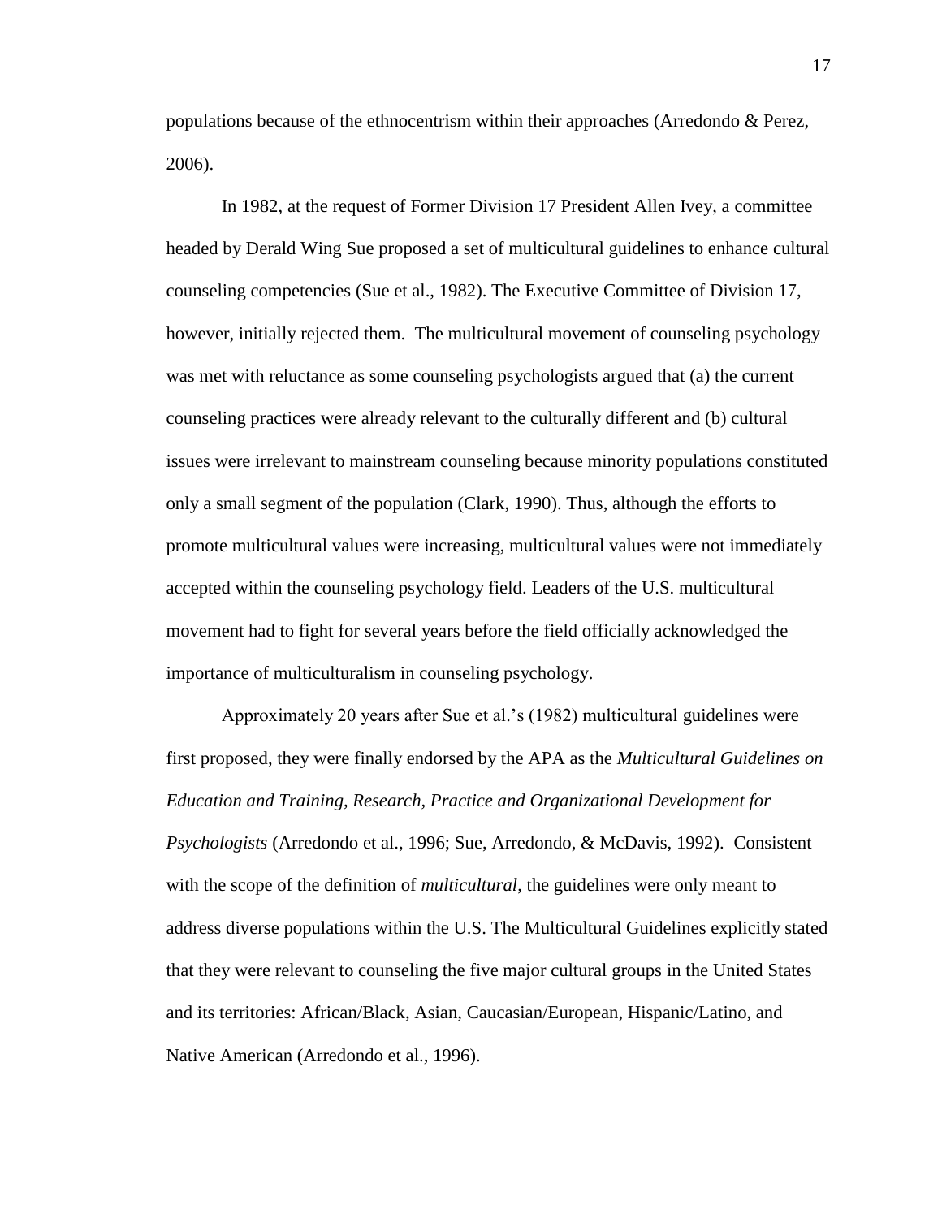populations because of the ethnocentrism within their approaches (Arredondo & Perez, 2006).

In 1982, at the request of Former Division 17 President Allen Ivey, a committee headed by Derald Wing Sue proposed a set of multicultural guidelines to enhance cultural counseling competencies (Sue et al., 1982). The Executive Committee of Division 17, however, initially rejected them. The multicultural movement of counseling psychology was met with reluctance as some counseling psychologists argued that (a) the current counseling practices were already relevant to the culturally different and (b) cultural issues were irrelevant to mainstream counseling because minority populations constituted only a small segment of the population (Clark, 1990). Thus, although the efforts to promote multicultural values were increasing, multicultural values were not immediately accepted within the counseling psychology field. Leaders of the U.S. multicultural movement had to fight for several years before the field officially acknowledged the importance of multiculturalism in counseling psychology.

Approximately 20 years after Sue et al.'s (1982) multicultural guidelines were first proposed, they were finally endorsed by the APA as the *Multicultural Guidelines on Education and Training, Research, Practice and Organizational Development for Psychologists* (Arredondo et al., 1996; Sue, Arredondo, & McDavis, 1992). Consistent with the scope of the definition of *multicultural*, the guidelines were only meant to address diverse populations within the U.S. The Multicultural Guidelines explicitly stated that they were relevant to counseling the five major cultural groups in the United States and its territories: African/Black, Asian, Caucasian/European, Hispanic/Latino, and Native American (Arredondo et al., 1996).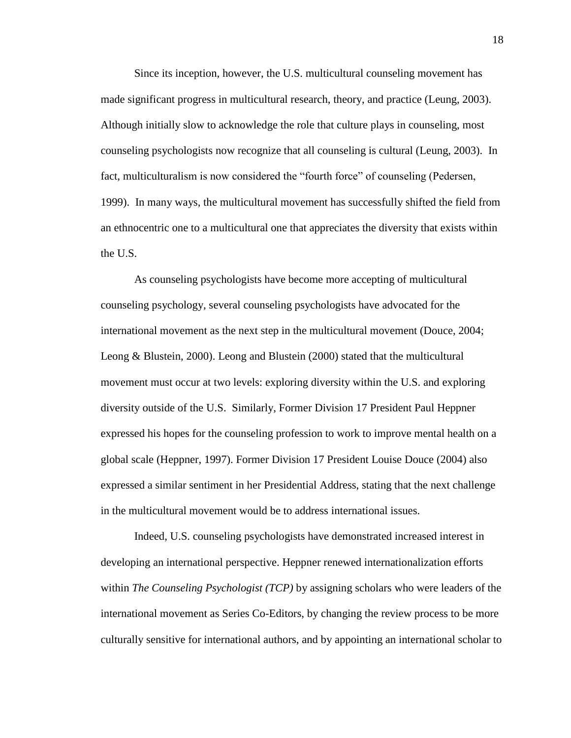Since its inception, however, the U.S. multicultural counseling movement has made significant progress in multicultural research, theory, and practice (Leung, 2003). Although initially slow to acknowledge the role that culture plays in counseling, most counseling psychologists now recognize that all counseling is cultural (Leung, 2003). In fact, multiculturalism is now considered the "fourth force" of counseling (Pedersen, 1999). In many ways, the multicultural movement has successfully shifted the field from an ethnocentric one to a multicultural one that appreciates the diversity that exists within the U.S.

As counseling psychologists have become more accepting of multicultural counseling psychology, several counseling psychologists have advocated for the international movement as the next step in the multicultural movement (Douce, 2004; Leong & Blustein, 2000). Leong and Blustein (2000) stated that the multicultural movement must occur at two levels: exploring diversity within the U.S. and exploring diversity outside of the U.S. Similarly, Former Division 17 President Paul Heppner expressed his hopes for the counseling profession to work to improve mental health on a global scale (Heppner, 1997). Former Division 17 President Louise Douce (2004) also expressed a similar sentiment in her Presidential Address, stating that the next challenge in the multicultural movement would be to address international issues.

Indeed, U.S. counseling psychologists have demonstrated increased interest in developing an international perspective. Heppner renewed internationalization efforts within *The Counseling Psychologist (TCP)* by assigning scholars who were leaders of the international movement as Series Co-Editors, by changing the review process to be more culturally sensitive for international authors, and by appointing an international scholar to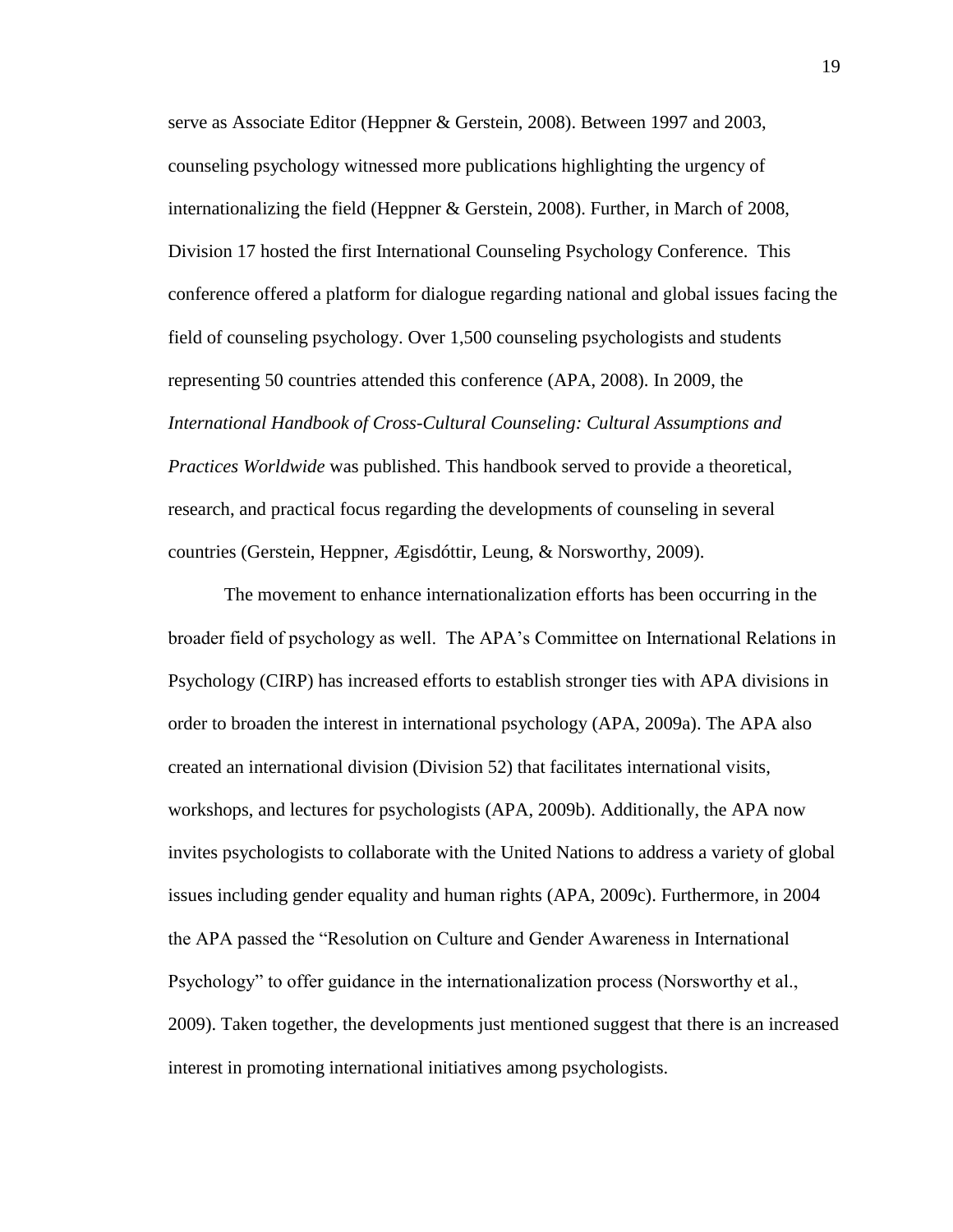serve as Associate Editor (Heppner & Gerstein, 2008). Between 1997 and 2003, counseling psychology witnessed more publications highlighting the urgency of internationalizing the field (Heppner & Gerstein, 2008). Further, in March of 2008, Division 17 hosted the first International Counseling Psychology Conference. This conference offered a platform for dialogue regarding national and global issues facing the field of counseling psychology. Over 1,500 counseling psychologists and students representing 50 countries attended this conference (APA, 2008). In 2009, the *International Handbook of Cross-Cultural Counseling: Cultural Assumptions and Practices Worldwide* was published. This handbook served to provide a theoretical, research, and practical focus regarding the developments of counseling in several countries (Gerstein, Heppner, Ægisdóttir, Leung, & Norsworthy, 2009).

The movement to enhance internationalization efforts has been occurring in the broader field of psychology as well. The APA's Committee on International Relations in Psychology (CIRP) has increased efforts to establish stronger ties with APA divisions in order to broaden the interest in international psychology (APA, 2009a). The APA also created an international division (Division 52) that facilitates international visits, workshops, and lectures for psychologists (APA, 2009b). Additionally, the APA now invites psychologists to collaborate with the United Nations to address a variety of global issues including gender equality and human rights (APA, 2009c). Furthermore, in 2004 the APA passed the "Resolution on Culture and Gender Awareness in International Psychology" to offer guidance in the internationalization process (Norsworthy et al., 2009). Taken together, the developments just mentioned suggest that there is an increased interest in promoting international initiatives among psychologists.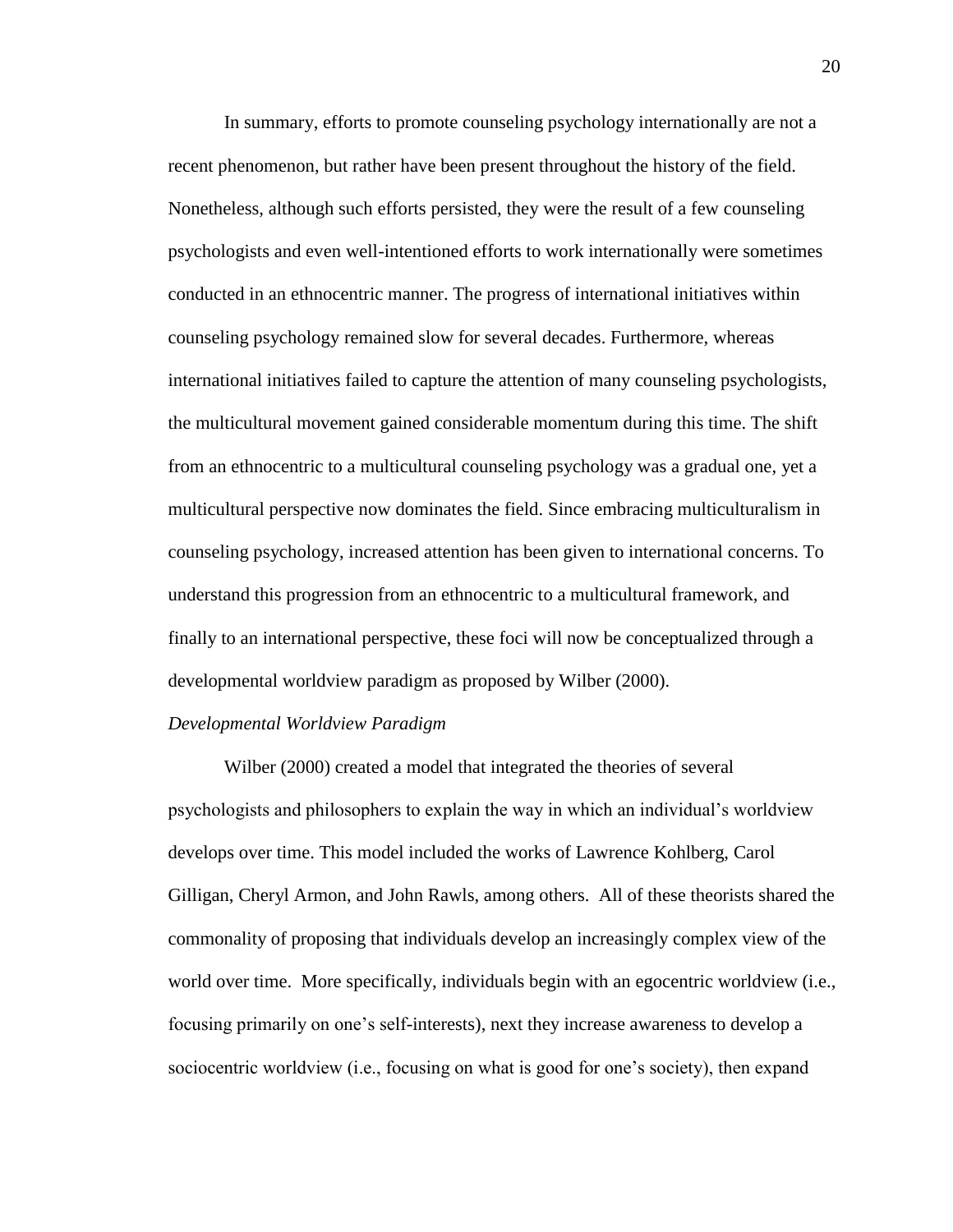In summary, efforts to promote counseling psychology internationally are not a recent phenomenon, but rather have been present throughout the history of the field. Nonetheless, although such efforts persisted, they were the result of a few counseling psychologists and even well-intentioned efforts to work internationally were sometimes conducted in an ethnocentric manner. The progress of international initiatives within counseling psychology remained slow for several decades. Furthermore, whereas international initiatives failed to capture the attention of many counseling psychologists, the multicultural movement gained considerable momentum during this time. The shift from an ethnocentric to a multicultural counseling psychology was a gradual one, yet a multicultural perspective now dominates the field. Since embracing multiculturalism in counseling psychology, increased attention has been given to international concerns. To understand this progression from an ethnocentric to a multicultural framework, and finally to an international perspective, these foci will now be conceptualized through a developmental worldview paradigm as proposed by Wilber (2000).

*Developmental Worldview Paradigm*

Wilber (2000) created a model that integrated the theories of several psychologists and philosophers to explain the way in which an individual's worldview develops over time. This model included the works of Lawrence Kohlberg, Carol Gilligan, Cheryl Armon, and John Rawls, among others. All of these theorists shared the commonality of proposing that individuals develop an increasingly complex view of the world over time. More specifically, individuals begin with an egocentric worldview (i.e., focusing primarily on one's self-interests), next they increase awareness to develop a sociocentric worldview (i.e., focusing on what is good for one's society), then expand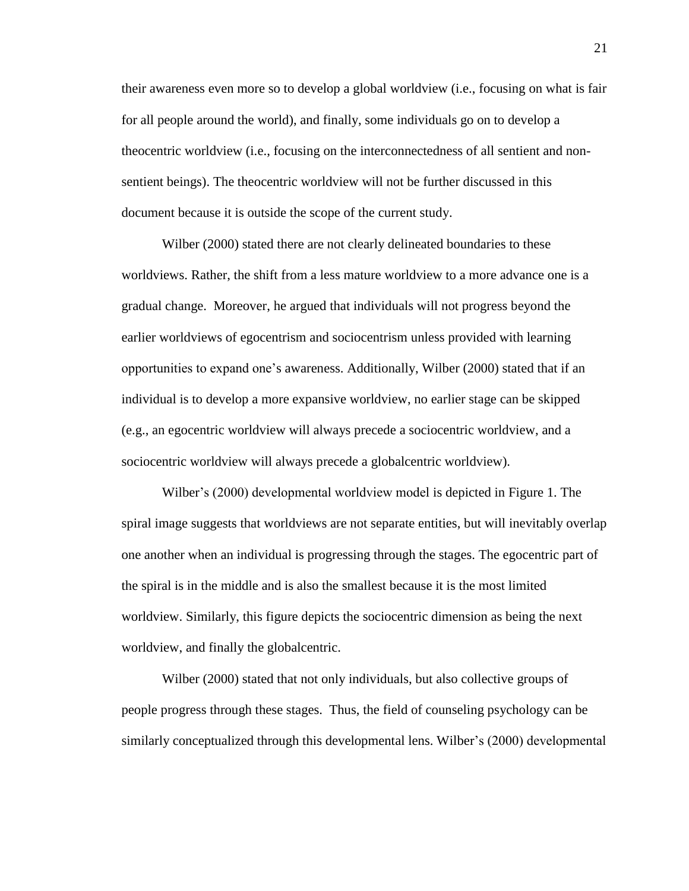their awareness even more so to develop a global worldview (i.e., focusing on what is fair for all people around the world), and finally, some individuals go on to develop a theocentric worldview (i.e., focusing on the interconnectedness of all sentient and non-sentient beings). The theocentric worldview will not be further discussed in this document because it is outside the scope of the current study.

Wilber (2000) stated there are not clearly delineated boundaries to these worldviews. Rather, the shift from a less mature worldview to a more advance one is a gradual change. Moreover, he argued that individuals will not progress beyond the earlier worldviews of egocentrism and sociocentrism unless provided with learning opportunities to expand one's awareness. Additionally, Wilber (2000) stated that if an individual is to develop a more expansive worldview, no earlier stage can be skipped (e.g., an egocentric worldview will always precede a sociocentric worldview, and a sociocentric worldview will always precede a globalcentric worldview).

Wilber's (2000) developmental worldview model is depicted in Figure 1. The spiral image suggests that worldviews are not separate entities, but will inevitably overlap one another when an individual is progressing through the stages. The egocentric part of the spiral is in the middle and is also the smallest because it is the most limited worldview. Similarly, this figure depicts the sociocentric dimension as being the next worldview, and finally the globalcentric.

Wilber (2000) stated that not only individuals, but also collective groups of people progress through these stages. Thus, the field of counseling psychology can be similarly conceptualized through this developmental lens. Wilber's (2000) developmental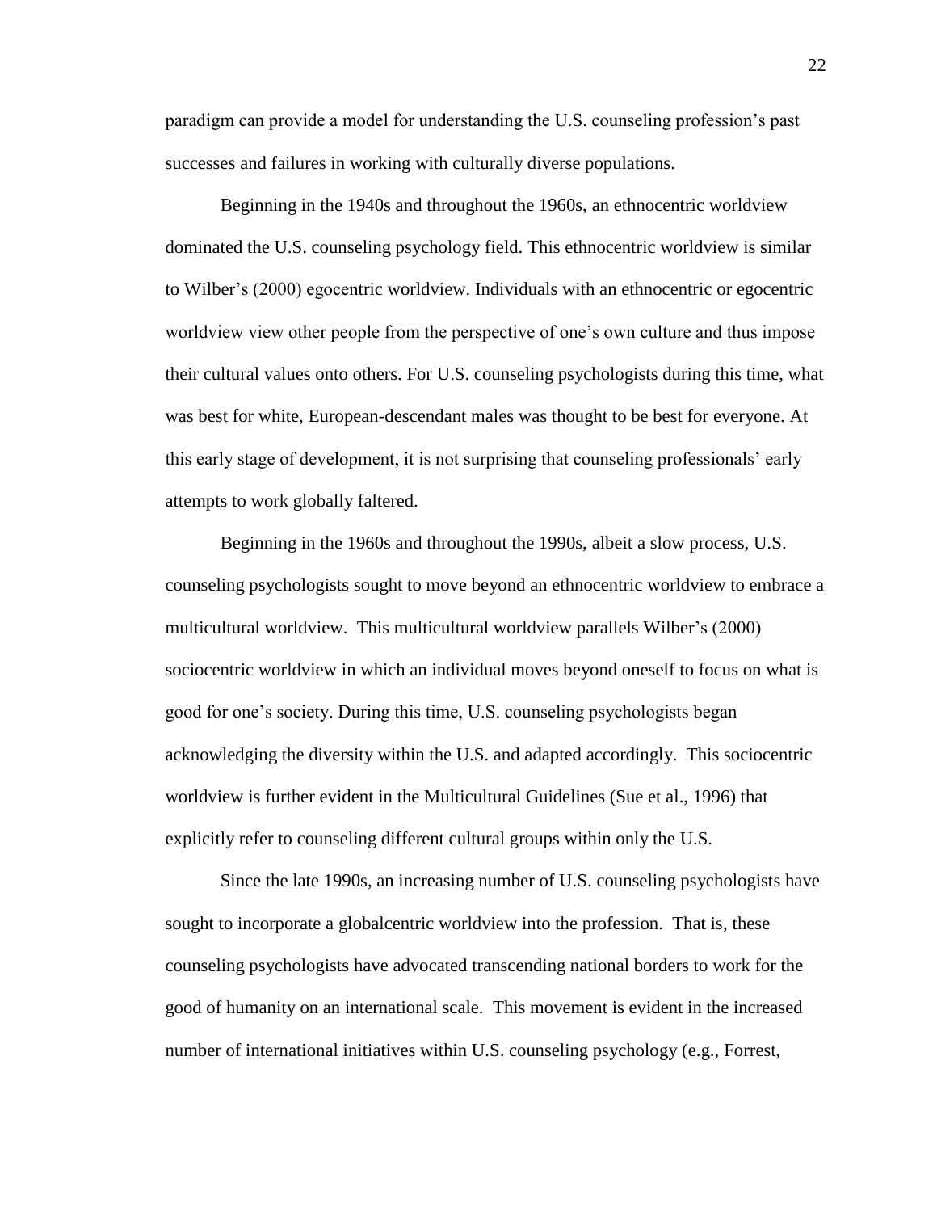paradigm can provide a model for understanding the U.S. counseling profession's past successes and failures in working with culturally diverse populations.

Beginning in the 1940s and throughout the 1960s, an ethnocentric worldview dominated the U.S. counseling psychology field. This ethnocentric worldview is similar to Wilber's (2000) egocentric worldview. Individuals with an ethnocentric or egocentric worldview view other people from the perspective of one's own culture and thus impose their cultural values onto others. For U.S. counseling psychologists during this time, what was best for white, European-descendant males was thought to be best for everyone. At this early stage of development, it is not surprising that counseling professionals' early attempts to work globally faltered.

Beginning in the 1960s and throughout the 1990s, albeit a slow process, U.S. counseling psychologists sought to move beyond an ethnocentric worldview to embrace a multicultural worldview. This multicultural worldview parallels Wilber's (2000) sociocentric worldview in which an individual moves beyond oneself to focus on what is good for one's society. During this time, U.S. counseling psychologists began acknowledging the diversity within the U.S. and adapted accordingly. This sociocentric worldview is further evident in the Multicultural Guidelines (Sue et al., 1996) that explicitly refer to counseling different cultural groups within only the U.S.

Since the late 1990s, an increasing number of U.S. counseling psychologists have sought to incorporate a globalcentric worldview into the profession. That is, these counseling psychologists have advocated transcending national borders to work for the good of humanity on an international scale. This movement is evident in the increased number of international initiatives within U.S. counseling psychology (e.g., Forrest,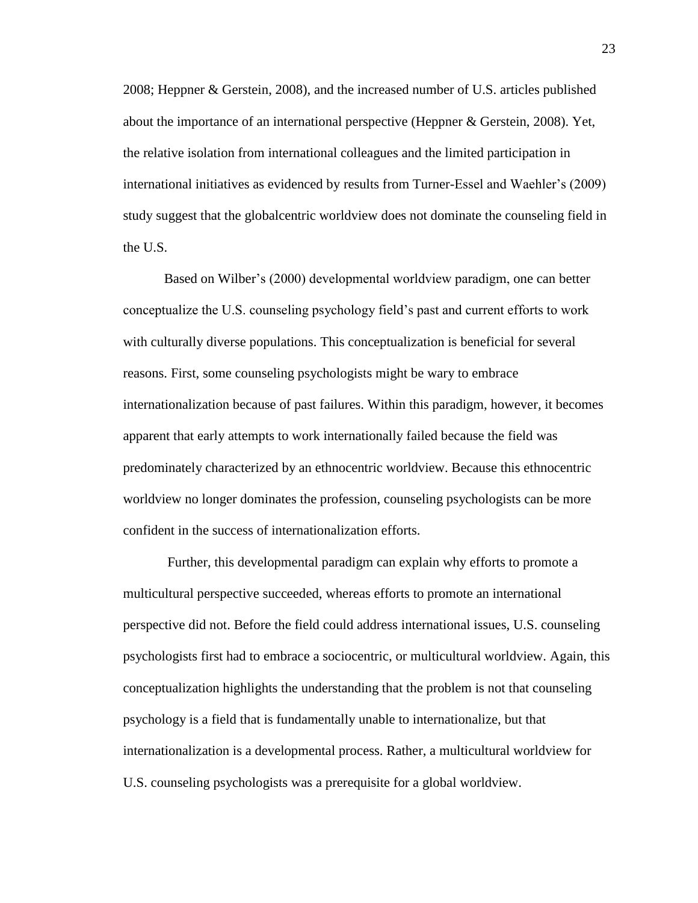2008; Heppner & Gerstein, 2008), and the increased number of U.S. articles published about the importance of an international perspective (Heppner & Gerstein, 2008). Yet, the relative isolation from international colleagues and the limited participation in international initiatives as evidenced by results from Turner-Essel and Waehler's (2009) study suggest that the globalcentric worldview does not dominate the counseling field in the U.S.

Based on Wilber's (2000) developmental worldview paradigm, one can better conceptualize the U.S. counseling psychology field's past and current efforts to work with culturally diverse populations. This conceptualization is beneficial for several reasons. First, some counseling psychologists might be wary to embrace internationalization because of past failures. Within this paradigm, however, it becomes apparent that early attempts to work internationally failed because the field was predominately characterized by an ethnocentric worldview. Because this ethnocentric worldview no longer dominates the profession, counseling psychologists can be more confident in the success of internationalization efforts.

Further, this developmental paradigm can explain why efforts to promote a multicultural perspective succeeded, whereas efforts to promote an international perspective did not. Before the field could address international issues, U.S. counseling psychologists first had to embrace a sociocentric, or multicultural worldview. Again, this conceptualization highlights the understanding that the problem is not that counseling psychology is a field that is fundamentally unable to internationalize, but that internationalization is a developmental process. Rather, a multicultural worldview for U.S. counseling psychologists was a prerequisite for a global worldview.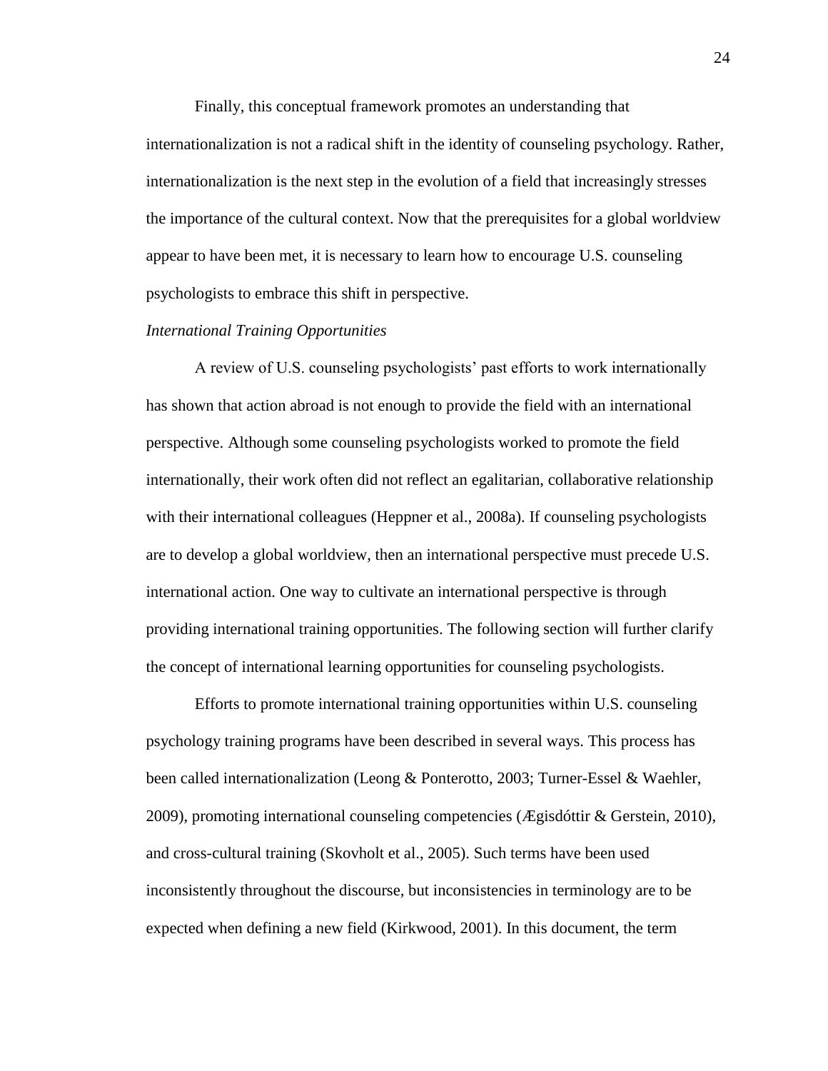Finally, this conceptual framework promotes an understanding that internationalization is not a radical shift in the identity of counseling psychology. Rather, internationalization is the next step in the evolution of a field that increasingly stresses the importance of the cultural context. Now that the prerequisites for a global worldview appear to have been met, it is necessary to learn how to encourage U.S. counseling psychologists to embrace this shift in perspective.

*International Training Opportunities*

A review of U.S. counseling psychologists' past efforts to work internationally has shown that action abroad is not enough to provide the field with an international perspective. Although some counseling psychologists worked to promote the field internationally, their work often did not reflect an egalitarian, collaborative relationship with their international colleagues (Heppner et al., 2008a). If counseling psychologists are to develop a global worldview, then an international perspective must precede U.S. international action. One way to cultivate an international perspective is through providing international training opportunities. The following section will further clarify the concept of international learning opportunities for counseling psychologists.

Efforts to promote international training opportunities within U.S. counseling psychology training programs have been described in several ways. This process has been called internationalization (Leong & Ponterotto, 2003; Turner-Essel & Waehler, 2009), promoting international counseling competencies (Ægisdóttir & Gerstein, 2010), and cross-cultural training (Skovholt et al., 2005). Such terms have been used inconsistently throughout the discourse, but inconsistencies in terminology are to be expected when defining a new field (Kirkwood, 2001). In this document, the term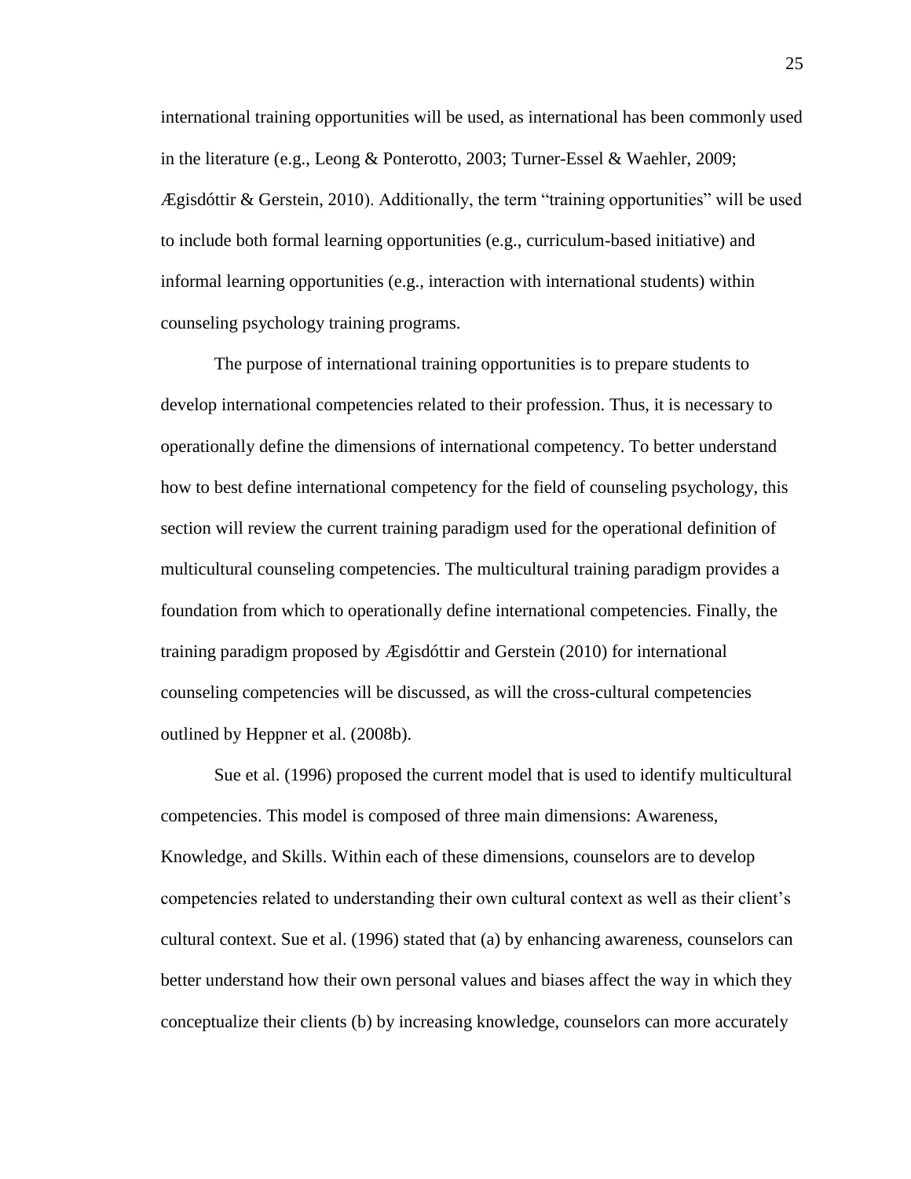international training opportunities will be used, as international has been commonly used in the literature (e.g., Leong & Ponterotto, 2003; Turner-Essel & Waehler, 2009; Ægisdóttir & Gerstein, 2010). Additionally, the term "training opportunities" will be used to include both formal learning opportunities (e.g., curriculum-based initiative) and informal learning opportunities (e.g., interaction with international students) within counseling psychology training programs.

The purpose of international training opportunities is to prepare students to develop international competencies related to their profession. Thus, it is necessary to operationally define the dimensions of international competency. To better understand how to best define international competency for the field of counseling psychology, this section will review the current training paradigm used for the operational definition of multicultural counseling competencies. The multicultural training paradigm provides a foundation from which to operationally define international competencies. Finally, the training paradigm proposed by Ægisdóttir and Gerstein (2010) for international counseling competencies will be discussed, as will the cross-cultural competencies outlined by Heppner et al. (2008b).

Sue et al. (1996) proposed the current model that is used to identify multicultural competencies. This model is composed of three main dimensions: Awareness, Knowledge, and Skills. Within each of these dimensions, counselors are to develop competencies related to understanding their own cultural context as well as their client's cultural context. Sue et al. (1996) stated that (a) by enhancing awareness, counselors can better understand how their own personal values and biases affect the way in which they conceptualize their clients (b) by increasing knowledge, counselors can more accurately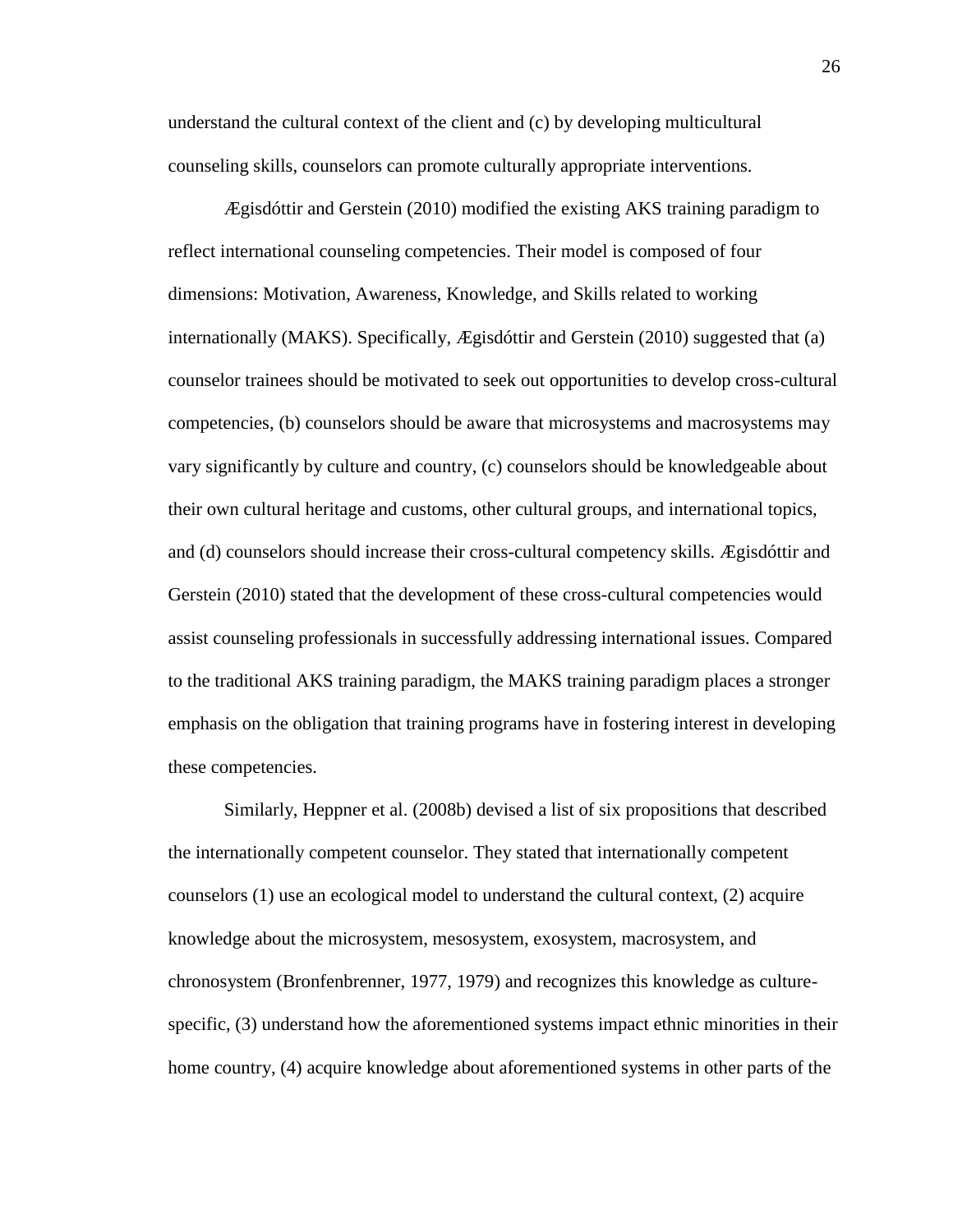understand the cultural context of the client and (c) by developing multicultural counseling skills, counselors can promote culturally appropriate interventions.

Ægisdóttir and Gerstein (2010) modified the existing AKS training paradigm to reflect international counseling competencies. Their model is composed of four dimensions: Motivation, Awareness, Knowledge, and Skills related to working internationally (MAKS). Specifically, Ægisdóttir and Gerstein (2010) suggested that (a) counselor trainees should be motivated to seek out opportunities to develop cross-cultural competencies, (b) counselors should be aware that microsystems and macrosystems may vary significantly by culture and country, (c) counselors should be knowledgeable about their own cultural heritage and customs, other cultural groups, and international topics, and (d) counselors should increase their cross-cultural competency skills. Ægisdóttir and Gerstein (2010) stated that the development of these cross-cultural competencies would assist counseling professionals in successfully addressing international issues. Compared to the traditional AKS training paradigm, the MAKS training paradigm places a stronger emphasis on the obligation that training programs have in fostering interest in developing these competencies.

Similarly, Heppner et al. (2008b) devised a list of six propositions that described the internationally competent counselor. They stated that internationally competent counselors (1) use an ecological model to understand the cultural context, (2) acquire knowledge about the microsystem, mesosystem, exosystem, macrosystem, and chronosystem (Bronfenbrenner, 1977, 1979) and recognizes this knowledge as culture-specific, (3) understand how the aforementioned systems impact ethnic minorities in their home country, (4) acquire knowledge about aforementioned systems in other parts of the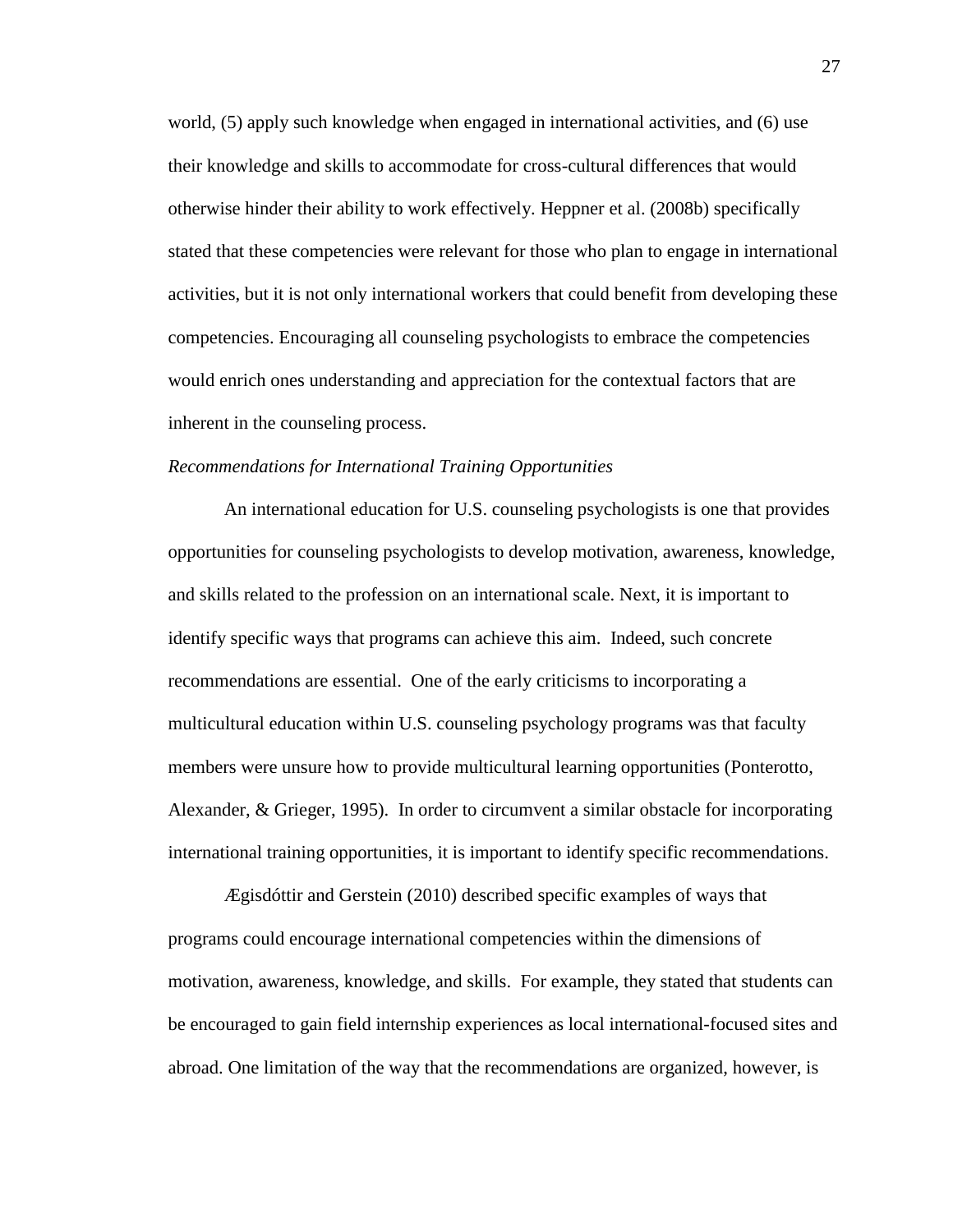world, (5) apply such knowledge when engaged in international activities, and (6) use their knowledge and skills to accommodate for cross-cultural differences that would otherwise hinder their ability to work effectively. Heppner et al. (2008b) specifically stated that these competencies were relevant for those who plan to engage in international activities, but it is not only international workers that could benefit from developing these competencies. Encouraging all counseling psychologists to embrace the competencies would enrich ones understanding and appreciation for the contextual factors that are inherent in the counseling process.

*Recommendations for International Training Opportunities*

An international education for U.S. counseling psychologists is one that provides opportunities for counseling psychologists to develop motivation, awareness, knowledge, and skills related to the profession on an international scale. Next, it is important to identify specific ways that programs can achieve this aim. Indeed, such concrete recommendations are essential. One of the early criticisms to incorporating a multicultural education within U.S. counseling psychology programs was that faculty members were unsure how to provide multicultural learning opportunities (Ponterotto, Alexander, & Grieger, 1995). In order to circumvent a similar obstacle for incorporating international training opportunities, it is important to identify specific recommendations.

Ægisdóttir and Gerstein (2010) described specific examples of ways that programs could encourage international competencies within the dimensions of motivation, awareness, knowledge, and skills. For example, they stated that students can be encouraged to gain field internship experiences as local international-focused sites and abroad. One limitation of the way that the recommendations are organized, however, is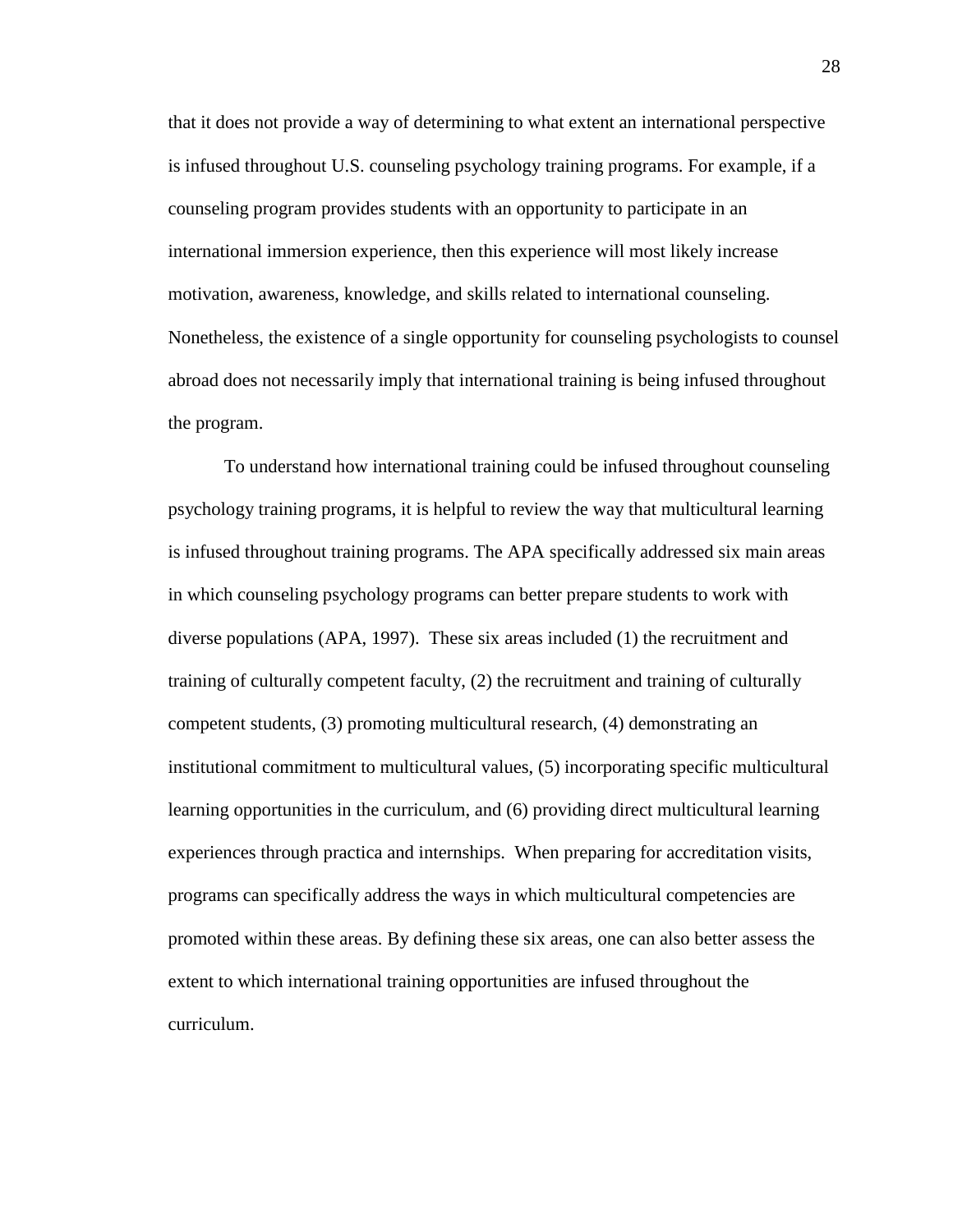that it does not provide a way of determining to what extent an international perspective is infused throughout U.S. counseling psychology training programs. For example, if a counseling program provides students with an opportunity to participate in an international immersion experience, then this experience will most likely increase motivation, awareness, knowledge, and skills related to international counseling. Nonetheless, the existence of a single opportunity for counseling psychologists to counsel abroad does not necessarily imply that international training is being infused throughout the program.

To understand how international training could be infused throughout counseling psychology training programs, it is helpful to review the way that multicultural learning is infused throughout training programs. The APA specifically addressed six main areas in which counseling psychology programs can better prepare students to work with diverse populations (APA, 1997). These six areas included (1) the recruitment and training of culturally competent faculty, (2) the recruitment and training of culturally competent students, (3) promoting multicultural research, (4) demonstrating an institutional commitment to multicultural values, (5) incorporating specific multicultural learning opportunities in the curriculum, and (6) providing direct multicultural learning experiences through practica and internships. When preparing for accreditation visits, programs can specifically address the ways in which multicultural competencies are promoted within these areas. By defining these six areas, one can also better assess the extent to which international training opportunities are infused throughout the curriculum.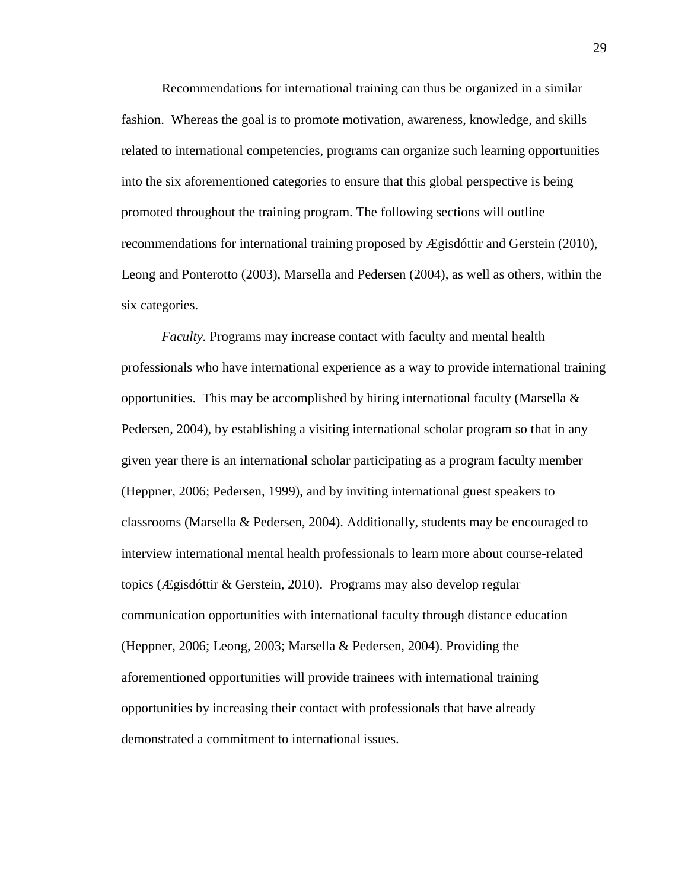Recommendations for international training can thus be organized in a similar fashion. Whereas the goal is to promote motivation, awareness, knowledge, and skills related to international competencies, programs can organize such learning opportunities into the six aforementioned categories to ensure that this global perspective is being promoted throughout the training program. The following sections will outline recommendations for international training proposed by Ægisdóttir and Gerstein (2010), Leong and Ponterotto (2003), Marsella and Pedersen (2004), as well as others, within the six categories.

*Faculty.* Programs may increase contact with faculty and mental health professionals who have international experience as a way to provide international training opportunities. This may be accomplished by hiring international faculty (Marsella & Pedersen, 2004), by establishing a visiting international scholar program so that in any given year there is an international scholar participating as a program faculty member (Heppner, 2006; Pedersen, 1999), and by inviting international guest speakers to classrooms (Marsella & Pedersen, 2004). Additionally, students may be encouraged to interview international mental health professionals to learn more about course-related topics (Ægisdóttir & Gerstein, 2010). Programs may also develop regular communication opportunities with international faculty through distance education (Heppner, 2006; Leong, 2003; Marsella & Pedersen, 2004). Providing the aforementioned opportunities will provide trainees with international training opportunities by increasing their contact with professionals that have already demonstrated a commitment to international issues.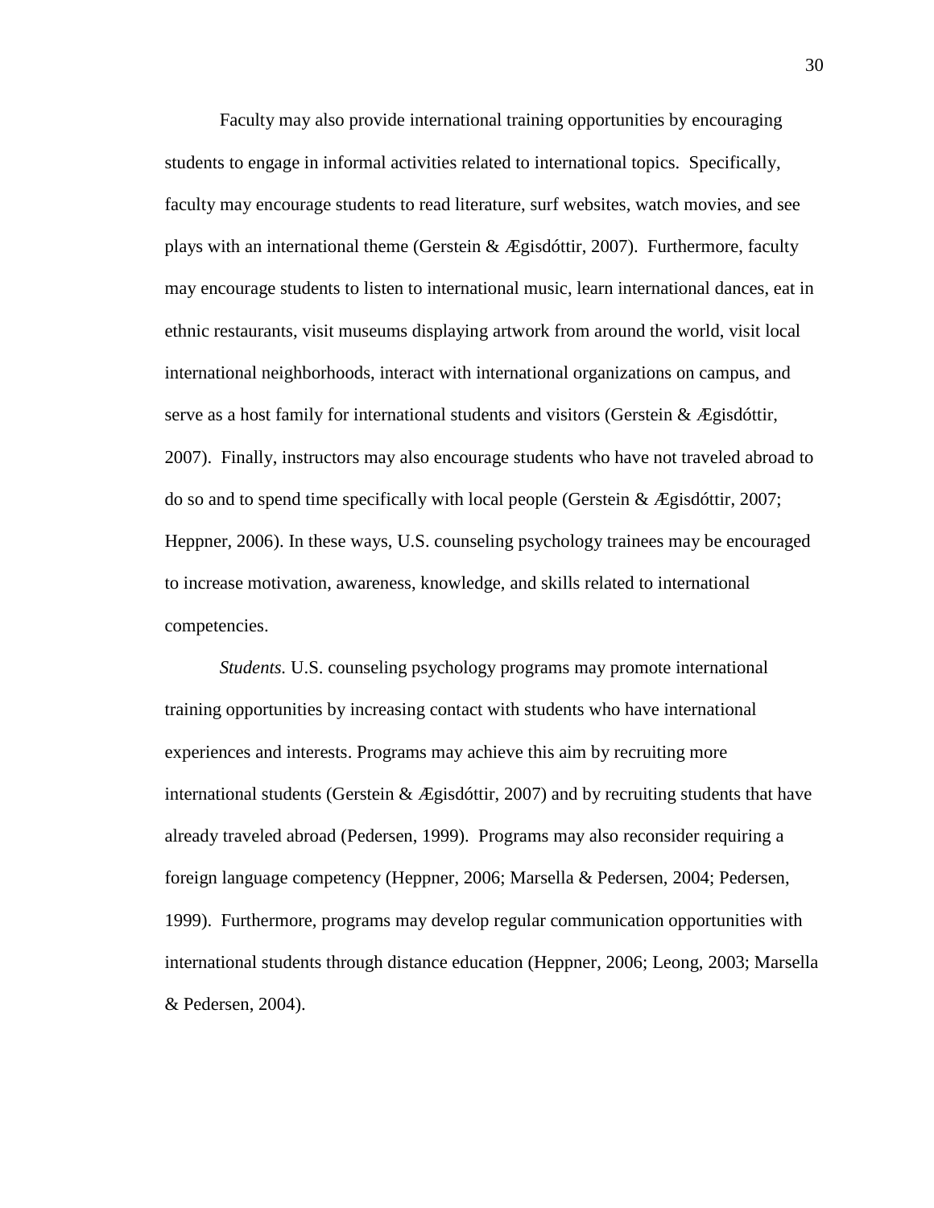Faculty may also provide international training opportunities by encouraging students to engage in informal activities related to international topics. Specifically, faculty may encourage students to read literature, surf websites, watch movies, and see plays with an international theme (Gerstein & Ægisdóttir, 2007). Furthermore, faculty may encourage students to listen to international music, learn international dances, eat in ethnic restaurants, visit museums displaying artwork from around the world, visit local international neighborhoods, interact with international organizations on campus, and serve as a host family for international students and visitors (Gerstein & Ægisdóttir, 2007). Finally, instructors may also encourage students who have not traveled abroad to do so and to spend time specifically with local people (Gerstein & Ægisdóttir, 2007; Heppner, 2006). In these ways, U.S. counseling psychology trainees may be encouraged to increase motivation, awareness, knowledge, and skills related to international competencies.

*Students.* U.S. counseling psychology programs may promote international training opportunities by increasing contact with students who have international experiences and interests. Programs may achieve this aim by recruiting more international students (Gerstein & Ægisdóttir, 2007) and by recruiting students that have already traveled abroad (Pedersen, 1999). Programs may also reconsider requiring a foreign language competency (Heppner, 2006; Marsella & Pedersen, 2004; Pedersen, 1999). Furthermore, programs may develop regular communication opportunities with international students through distance education (Heppner, 2006; Leong, 2003; Marsella & Pedersen, 2004).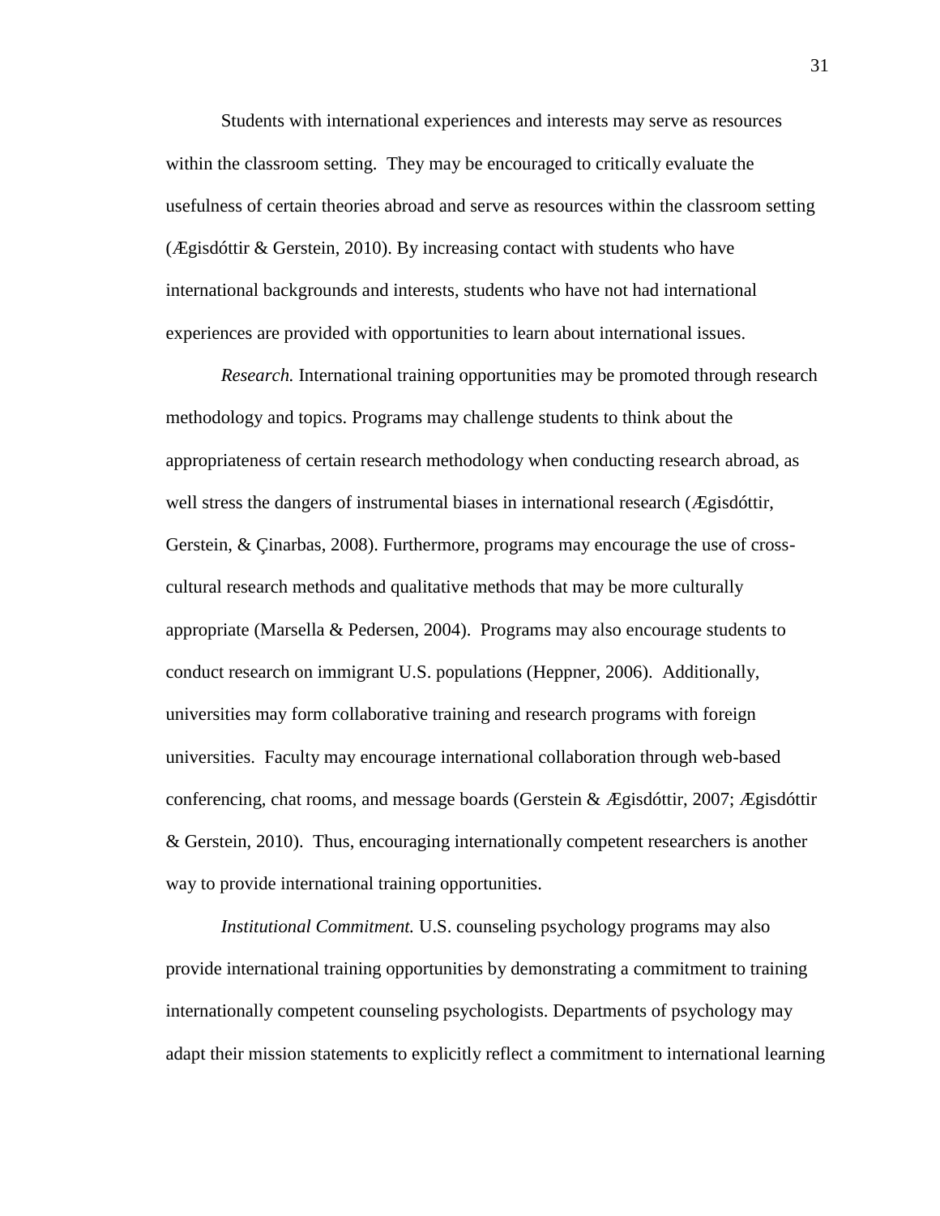Students with international experiences and interests may serve as resources within the classroom setting. They may be encouraged to critically evaluate the usefulness of certain theories abroad and serve as resources within the classroom setting (Ægisdóttir & Gerstein, 2010). By increasing contact with students who have international backgrounds and interests, students who have not had international experiences are provided with opportunities to learn about international issues.

*Research.* International training opportunities may be promoted through research methodology and topics. Programs may challenge students to think about the appropriateness of certain research methodology when conducting research abroad, as well stress the dangers of instrumental biases in international research (Ægisdóttir, Gerstein, & Çinarbas, 2008). Furthermore, programs may encourage the use of cross-cultural research methods and qualitative methods that may be more culturally appropriate (Marsella & Pedersen, 2004). Programs may also encourage students to conduct research on immigrant U.S. populations (Heppner, 2006). Additionally, universities may form collaborative training and research programs with foreign universities. Faculty may encourage international collaboration through web-based conferencing, chat rooms, and message boards (Gerstein & Ægisdóttir, 2007; Ægisdóttir & Gerstein, 2010). Thus, encouraging internationally competent researchers is another way to provide international training opportunities.

*Institutional Commitment.* U.S. counseling psychology programs may also provide international training opportunities by demonstrating a commitment to training internationally competent counseling psychologists. Departments of psychology may adapt their mission statements to explicitly reflect a commitment to international learning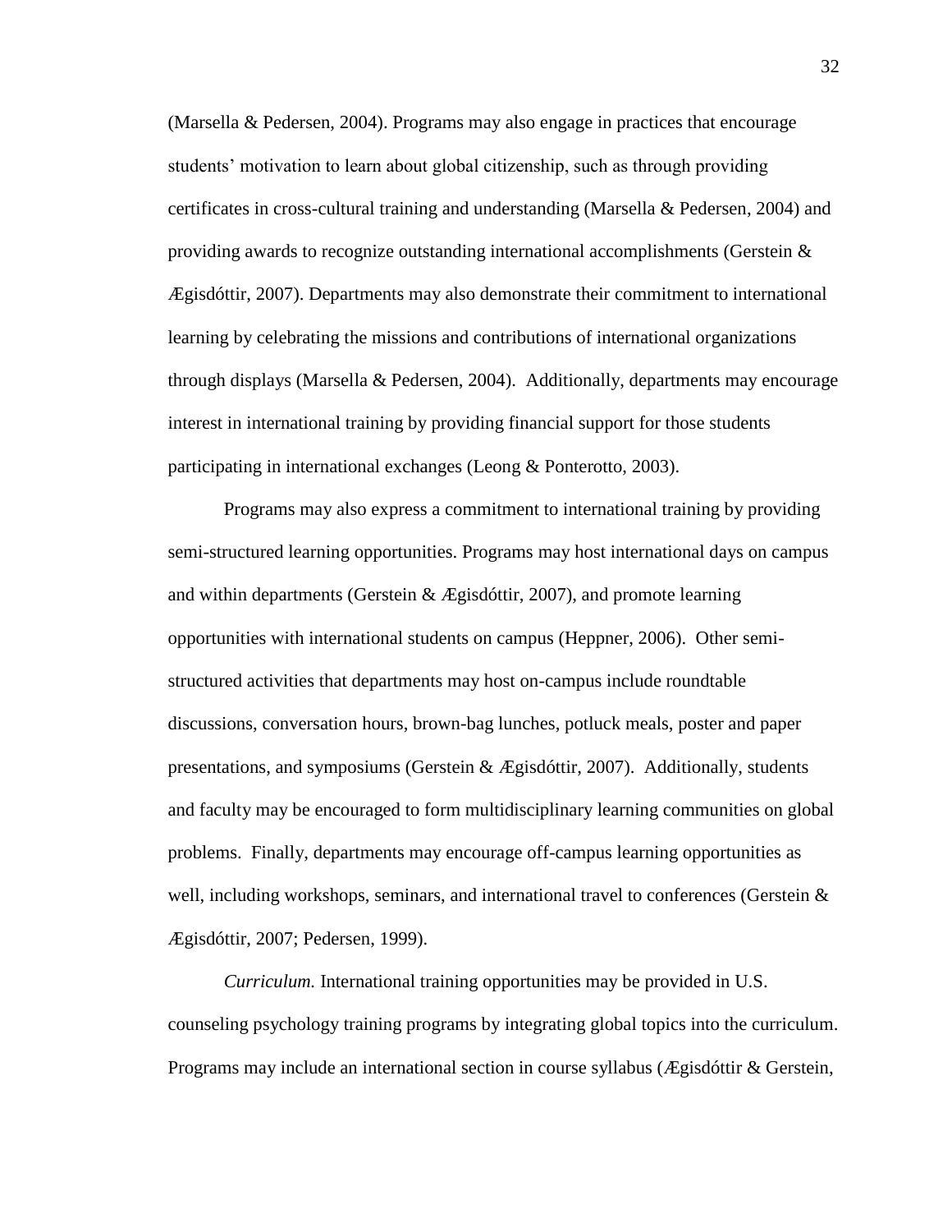(Marsella & Pedersen, 2004). Programs may also engage in practices that encourage students' motivation to learn about global citizenship, such as through providing certificates in cross-cultural training and understanding (Marsella & Pedersen, 2004) and providing awards to recognize outstanding international accomplishments (Gerstein & Ægisdóttir, 2007). Departments may also demonstrate their commitment to international learning by celebrating the missions and contributions of international organizations through displays (Marsella & Pedersen, 2004). Additionally, departments may encourage interest in international training by providing financial support for those students participating in international exchanges (Leong & Ponterotto, 2003).

Programs may also express a commitment to international training by providing semi-structured learning opportunities. Programs may host international days on campus and within departments (Gerstein & Ægisdóttir, 2007), and promote learning opportunities with international students on campus (Heppner, 2006). Other semi-structured activities that departments may host on-campus include roundtable discussions, conversation hours, brown-bag lunches, potluck meals, poster and paper presentations, and symposiums (Gerstein & Ægisdóttir, 2007). Additionally, students and faculty may be encouraged to form multidisciplinary learning communities on global problems. Finally, departments may encourage off-campus learning opportunities as well, including workshops, seminars, and international travel to conferences (Gerstein & Ægisdóttir, 2007; Pedersen, 1999).

*Curriculum.* International training opportunities may be provided in U.S. counseling psychology training programs by integrating global topics into the curriculum. Programs may include an international section in course syllabus (Ægisdóttir & Gerstein,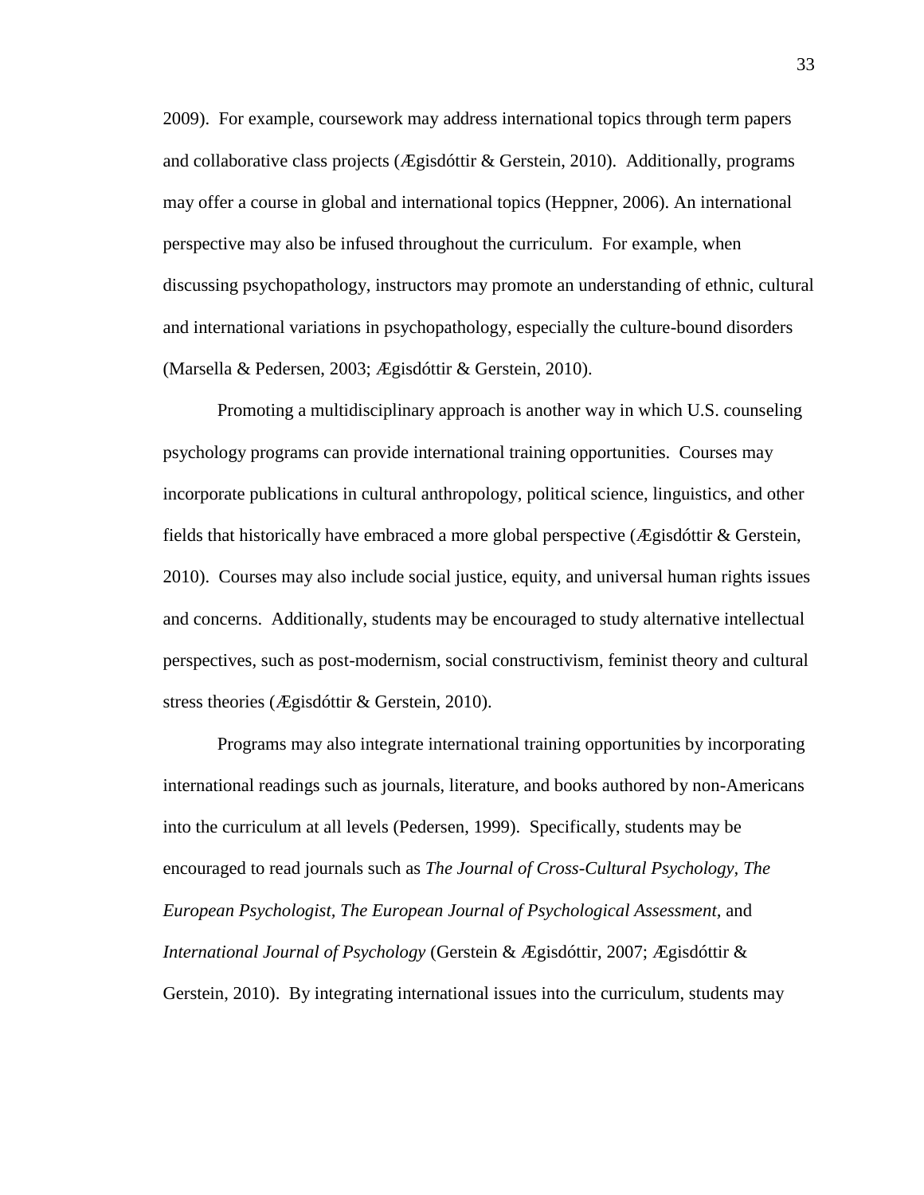2009). For example, coursework may address international topics through term papers and collaborative class projects (Ægisdóttir & Gerstein, 2010). Additionally, programs may offer a course in global and international topics (Heppner, 2006). An international perspective may also be infused throughout the curriculum. For example, when discussing psychopathology, instructors may promote an understanding of ethnic, cultural and international variations in psychopathology, especially the culture-bound disorders (Marsella & Pedersen, 2003; Ægisdóttir & Gerstein, 2010).

Promoting a multidisciplinary approach is another way in which U.S. counseling psychology programs can provide international training opportunities. Courses may incorporate publications in cultural anthropology, political science, linguistics, and other fields that historically have embraced a more global perspective (Ægisdóttir & Gerstein, 2010). Courses may also include social justice, equity, and universal human rights issues and concerns. Additionally, students may be encouraged to study alternative intellectual perspectives, such as post-modernism, social constructivism, feminist theory and cultural stress theories (Ægisdóttir & Gerstein, 2010).

Programs may also integrate international training opportunities by incorporating international readings such as journals, literature, and books authored by non-Americans into the curriculum at all levels (Pedersen, 1999). Specifically, students may be encouraged to read journals such as *The Journal of Cross-Cultural Psychology, The European Psychologist, The European Journal of Psychological Assessment,* and *International Journal of Psychology* (Gerstein & Ægisdóttir, 2007; Ægisdóttir & Gerstein, 2010). By integrating international issues into the curriculum, students may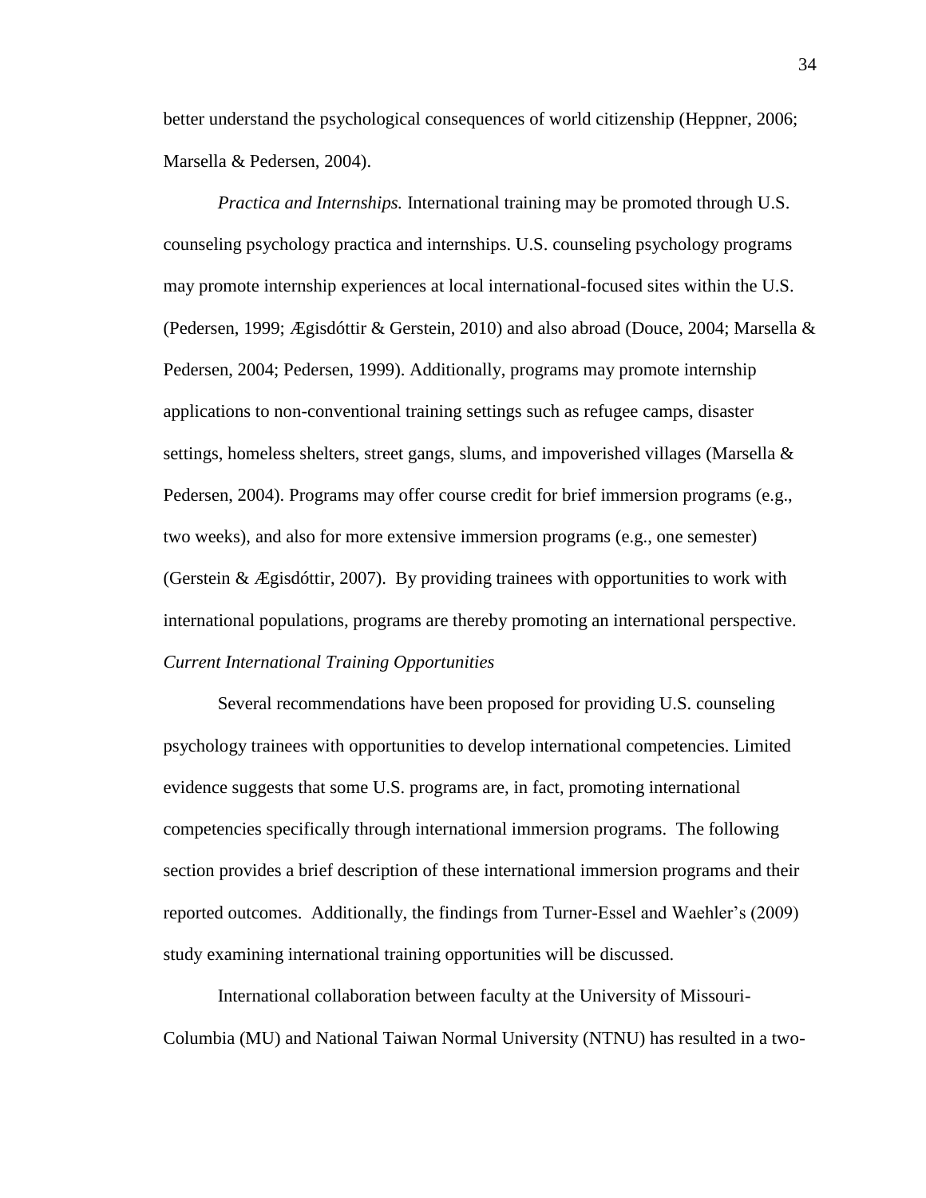better understand the psychological consequences of world citizenship (Heppner, 2006; Marsella & Pedersen, 2004).

*Practica and Internships.* International training may be promoted through U.S. counseling psychology practica and internships. U.S. counseling psychology programs may promote internship experiences at local international-focused sites within the U.S. (Pedersen, 1999; Ægisdóttir & Gerstein, 2010) and also abroad (Douce, 2004; Marsella & Pedersen, 2004; Pedersen, 1999). Additionally, programs may promote internship applications to non-conventional training settings such as refugee camps, disaster settings, homeless shelters, street gangs, slums, and impoverished villages (Marsella & Pedersen, 2004). Programs may offer course credit for brief immersion programs (e.g., two weeks), and also for more extensive immersion programs (e.g., one semester) (Gerstein & Ægisdóttir, 2007). By providing trainees with opportunities to work with international populations, programs are thereby promoting an international perspective.

*Current International Training Opportunities*

Several recommendations have been proposed for providing U.S. counseling psychology trainees with opportunities to develop international competencies. Limited evidence suggests that some U.S. programs are, in fact, promoting international competencies specifically through international immersion programs. The following section provides a brief description of these international immersion programs and their reported outcomes. Additionally, the findings from Turner-Essel and Waehler's (2009) study examining international training opportunities will be discussed.

International collaboration between faculty at the University of Missouri-Columbia (MU) and National Taiwan Normal University (NTNU) has resulted in a two-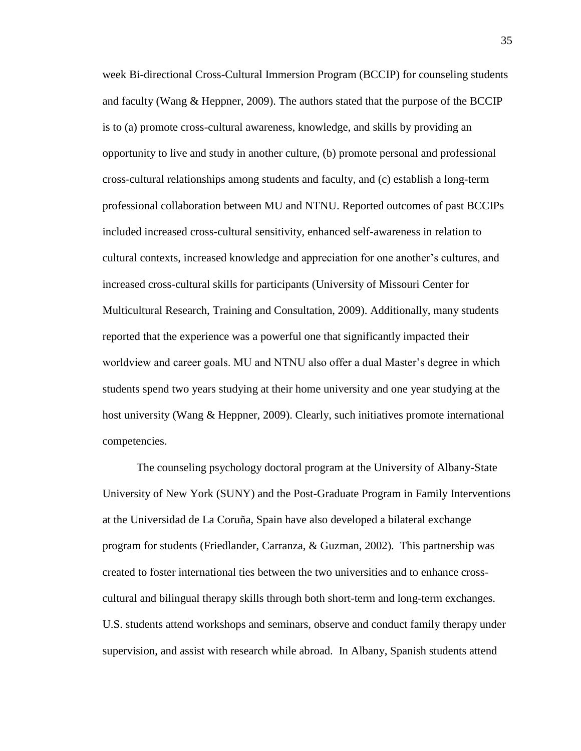week Bi-directional Cross-Cultural Immersion Program (BCCIP) for counseling students and faculty (Wang & Heppner, 2009). The authors stated that the purpose of the BCCIP is to (a) promote cross-cultural awareness, knowledge, and skills by providing an opportunity to live and study in another culture, (b) promote personal and professional cross-cultural relationships among students and faculty, and (c) establish a long-term professional collaboration between MU and NTNU. Reported outcomes of past BCCIPs included increased cross-cultural sensitivity, enhanced self-awareness in relation to cultural contexts, increased knowledge and appreciation for one another's cultures, and increased cross-cultural skills for participants (University of Missouri Center for Multicultural Research, Training and Consultation, 2009). Additionally, many students reported that the experience was a powerful one that significantly impacted their worldview and career goals. MU and NTNU also offer a dual Master's degree in which students spend two years studying at their home university and one year studying at the host university (Wang & Heppner, 2009). Clearly, such initiatives promote international competencies.

The counseling psychology doctoral program at the University of Albany-State University of New York (SUNY) and the Post-Graduate Program in Family Interventions at the Universidad de La Coruña, Spain have also developed a bilateral exchange program for students (Friedlander, Carranza, & Guzman, 2002). This partnership was created to foster international ties between the two universities and to enhance cross-cultural and bilingual therapy skills through both short-term and long-term exchanges. U.S. students attend workshops and seminars, observe and conduct family therapy under supervision, and assist with research while abroad. In Albany, Spanish students attend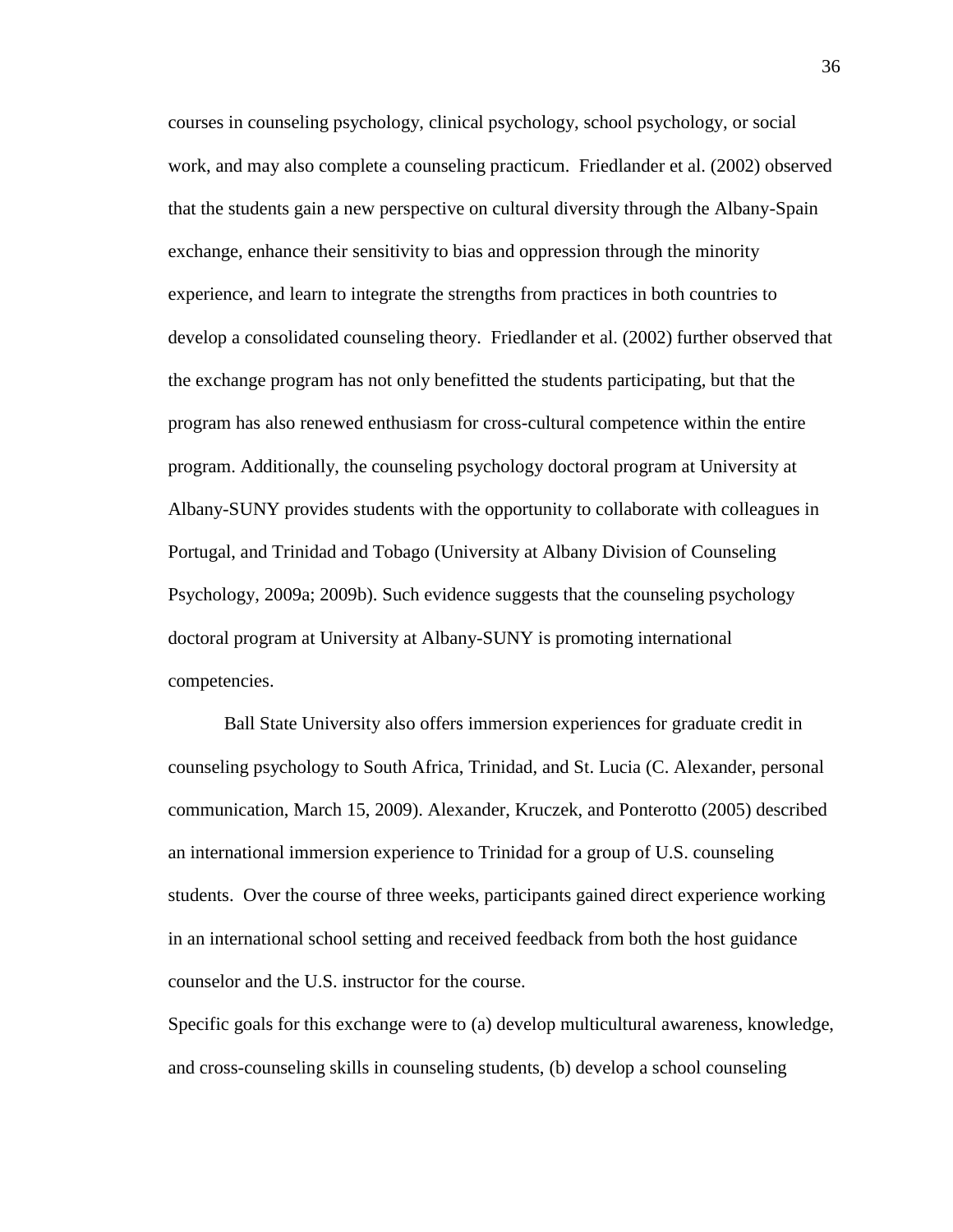courses in counseling psychology, clinical psychology, school psychology, or social work, and may also complete a counseling practicum. Friedlander et al. (2002) observed that the students gain a new perspective on cultural diversity through the Albany-Spain exchange, enhance their sensitivity to bias and oppression through the minority experience, and learn to integrate the strengths from practices in both countries to develop a consolidated counseling theory. Friedlander et al. (2002) further observed that the exchange program has not only benefitted the students participating, but that the program has also renewed enthusiasm for cross-cultural competence within the entire program. Additionally, the counseling psychology doctoral program at University at Albany-SUNY provides students with the opportunity to collaborate with colleagues in Portugal, and Trinidad and Tobago (University at Albany Division of Counseling Psychology, 2009a; 2009b). Such evidence suggests that the counseling psychology doctoral program at University at Albany-SUNY is promoting international competencies.

Ball State University also offers immersion experiences for graduate credit in counseling psychology to South Africa, Trinidad, and St. Lucia (C. Alexander, personal communication, March 15, 2009). Alexander, Kruczek, and Ponterotto (2005) described an international immersion experience to Trinidad for a group of U.S. counseling students. Over the course of three weeks, participants gained direct experience working in an international school setting and received feedback from both the host guidance counselor and the U.S. instructor for the course.

Specific goals for this exchange were to (a) develop multicultural awareness, knowledge, and cross-counseling skills in counseling students, (b) develop a school counseling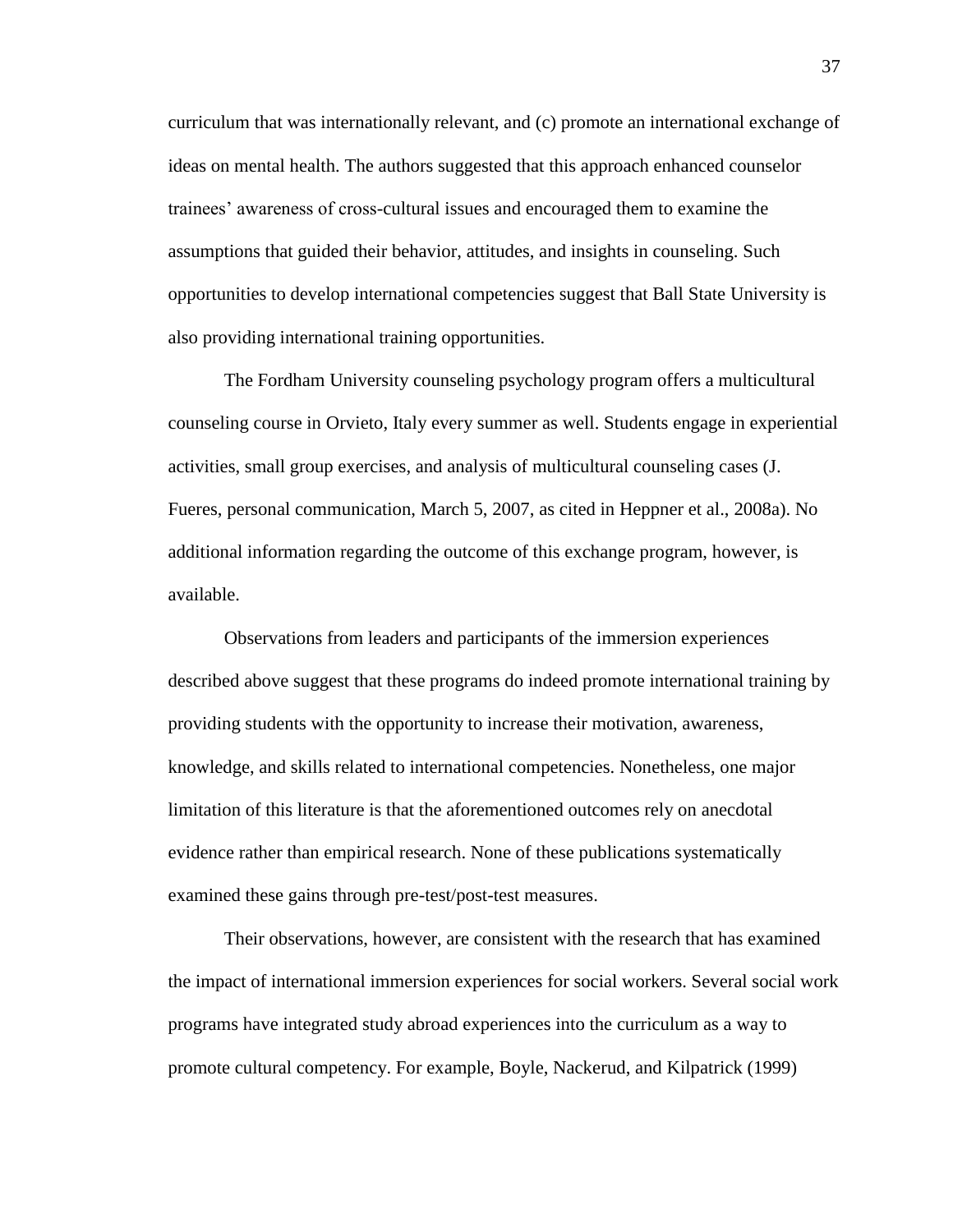curriculum that was internationally relevant, and (c) promote an international exchange of ideas on mental health. The authors suggested that this approach enhanced counselor trainees' awareness of cross-cultural issues and encouraged them to examine the assumptions that guided their behavior, attitudes, and insights in counseling. Such opportunities to develop international competencies suggest that Ball State University is also providing international training opportunities.

The Fordham University counseling psychology program offers a multicultural counseling course in Orvieto, Italy every summer as well. Students engage in experiential activities, small group exercises, and analysis of multicultural counseling cases (J. Fueres, personal communication, March 5, 2007, as cited in Heppner et al., 2008a). No additional information regarding the outcome of this exchange program, however, is available.

Observations from leaders and participants of the immersion experiences described above suggest that these programs do indeed promote international training by providing students with the opportunity to increase their motivation, awareness, knowledge, and skills related to international competencies. Nonetheless, one major limitation of this literature is that the aforementioned outcomes rely on anecdotal evidence rather than empirical research. None of these publications systematically examined these gains through pre-test/post-test measures.

Their observations, however, are consistent with the research that has examined the impact of international immersion experiences for social workers. Several social work programs have integrated study abroad experiences into the curriculum as a way to promote cultural competency. For example, Boyle, Nackerud, and Kilpatrick (1999)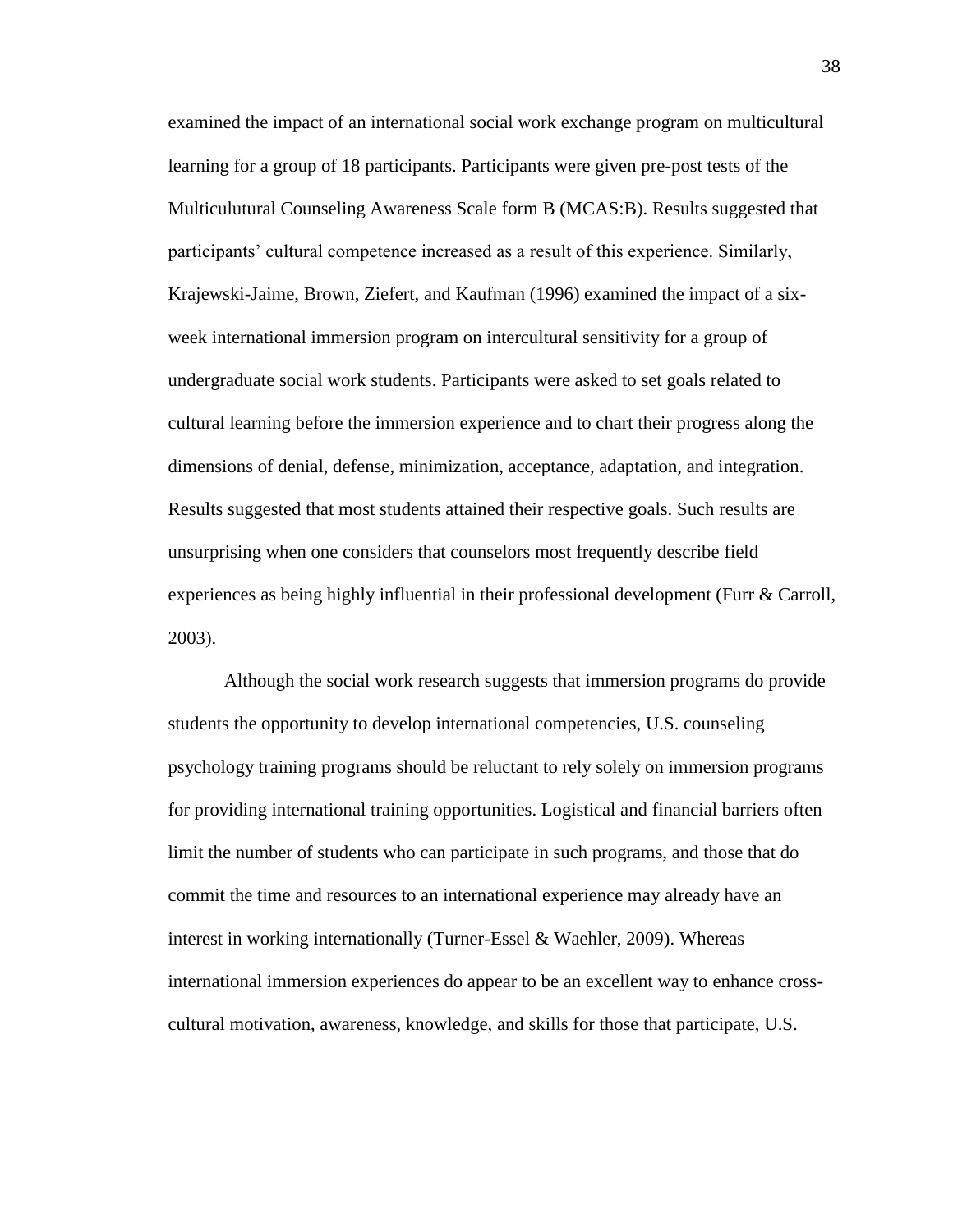examined the impact of an international social work exchange program on multicultural learning for a group of 18 participants. Participants were given pre-post tests of the Multiculutural Counseling Awareness Scale form B (MCAS:B). Results suggested that participants' cultural competence increased as a result of this experience. Similarly, Krajewski-Jaime, Brown, Ziefert, and Kaufman (1996) examined the impact of a six-week international immersion program on intercultural sensitivity for a group of undergraduate social work students. Participants were asked to set goals related to cultural learning before the immersion experience and to chart their progress along the dimensions of denial, defense, minimization, acceptance, adaptation, and integration. Results suggested that most students attained their respective goals. Such results are unsurprising when one considers that counselors most frequently describe field experiences as being highly influential in their professional development (Furr & Carroll, 2003).

Although the social work research suggests that immersion programs do provide students the opportunity to develop international competencies, U.S. counseling psychology training programs should be reluctant to rely solely on immersion programs for providing international training opportunities. Logistical and financial barriers often limit the number of students who can participate in such programs, and those that do commit the time and resources to an international experience may already have an interest in working internationally (Turner-Essel & Waehler, 2009). Whereas international immersion experiences do appear to be an excellent way to enhance cross-cultural motivation, awareness, knowledge, and skills for those that participate, U.S.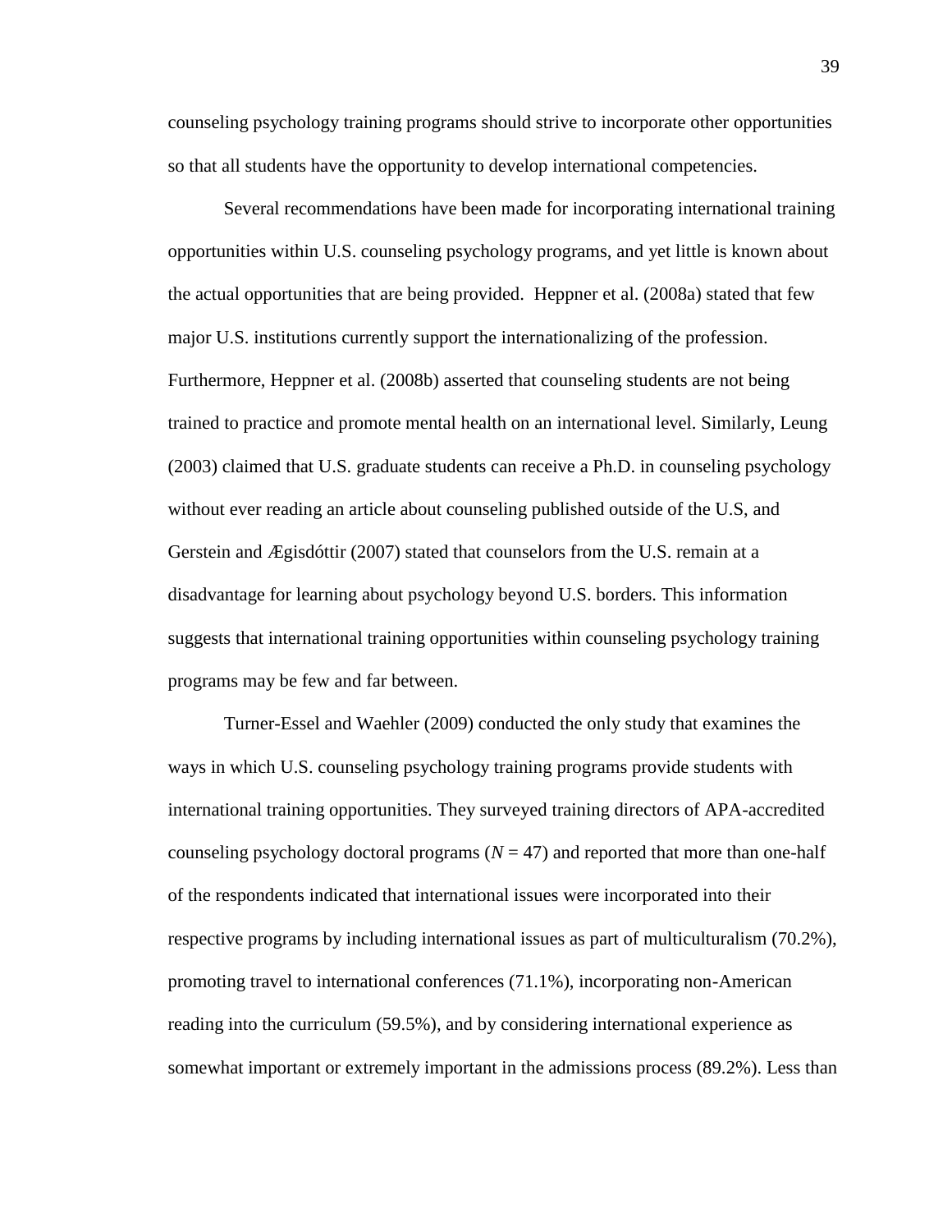counseling psychology training programs should strive to incorporate other opportunities so that all students have the opportunity to develop international competencies.

Several recommendations have been made for incorporating international training opportunities within U.S. counseling psychology programs, and yet little is known about the actual opportunities that are being provided. Heppner et al. (2008a) stated that few major U.S. institutions currently support the internationalizing of the profession. Furthermore, Heppner et al. (2008b) asserted that counseling students are not being trained to practice and promote mental health on an international level. Similarly, Leung (2003) claimed that U.S. graduate students can receive a Ph.D. in counseling psychology without ever reading an article about counseling published outside of the U.S, and Gerstein and Ægisdóttir (2007) stated that counselors from the U.S. remain at a disadvantage for learning about psychology beyond U.S. borders. This information suggests that international training opportunities within counseling psychology training programs may be few and far between.

Turner-Essel and Waehler (2009) conducted the only study that examines the ways in which U.S. counseling psychology training programs provide students with international training opportunities. They surveyed training directors of APA-accredited counseling psychology doctoral programs ($N$ = 47) and reported that more than one-half of the respondents indicated that international issues were incorporated into their respective programs by including international issues as part of multiculturalism (70.2%), promoting travel to international conferences (71.1%), incorporating non-American reading into the curriculum (59.5%), and by considering international experience as somewhat important or extremely important in the admissions process (89.2%). Less than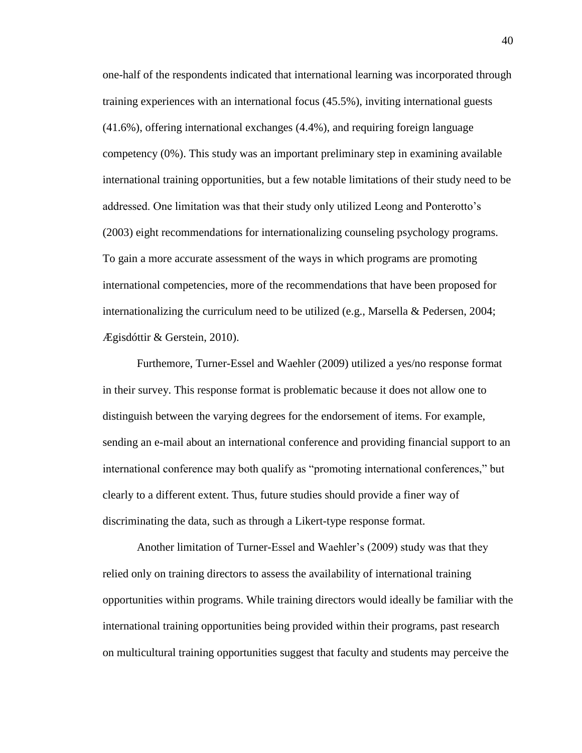one-half of the respondents indicated that international learning was incorporated through training experiences with an international focus (45.5%), inviting international guests (41.6%), offering international exchanges (4.4%), and requiring foreign language competency (0%). This study was an important preliminary step in examining available international training opportunities, but a few notable limitations of their study need to be addressed. One limitation was that their study only utilized Leong and Ponterotto's (2003) eight recommendations for internationalizing counseling psychology programs. To gain a more accurate assessment of the ways in which programs are promoting international competencies, more of the recommendations that have been proposed for internationalizing the curriculum need to be utilized (e.g., Marsella & Pedersen, 2004; Ægisdóttir & Gerstein, 2010).

Furthermore, Turner-Essel and Waehler (2009) utilized a yes/no response format in their survey. This response format is problematic because it does not allow one to distinguish between the varying degrees for the endorsement of items. For example, sending an e-mail about an international conference and providing financial support to an international conference may both qualify as "promoting international conferences," but clearly to a different extent. Thus, future studies should provide a finer way of discriminating the data, such as through a Likert-type response format.

Another limitation of Turner-Essel and Waehler's (2009) study was that they relied only on training directors to assess the availability of international training opportunities within programs. While training directors would ideally be familiar with the international training opportunities being provided within their programs, past research on multicultural training opportunities suggest that faculty and students may perceive the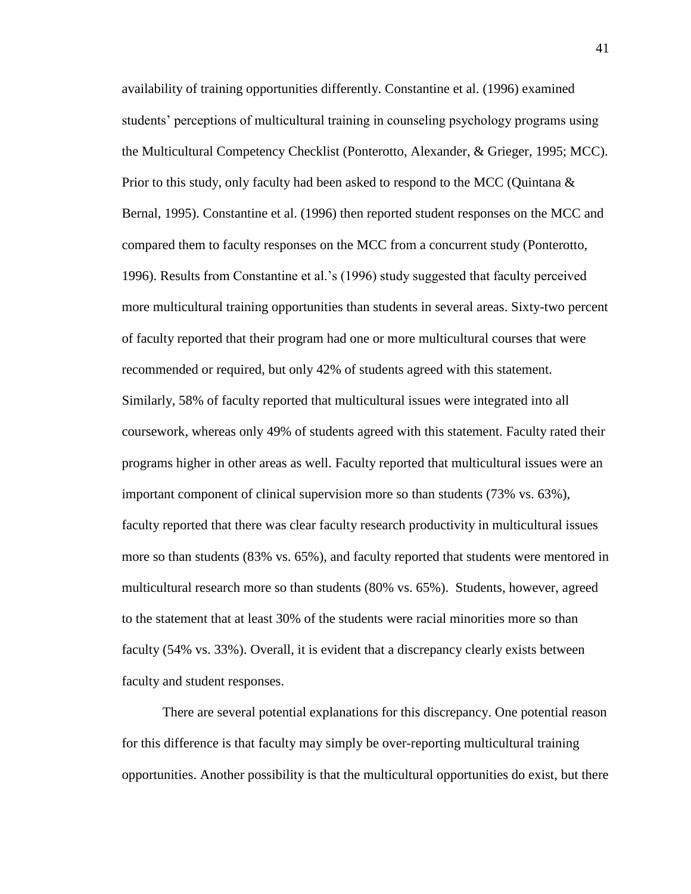availability of training opportunities differently. Constantine et al. (1996) examined students' perceptions of multicultural training in counseling psychology programs using the Multicultural Competency Checklist (Ponterotto, Alexander, & Grieger, 1995; MCC). Prior to this study, only faculty had been asked to respond to the MCC (Quintana & Bernal, 1995). Constantine et al. (1996) then reported student responses on the MCC and compared them to faculty responses on the MCC from a concurrent study (Ponterotto, 1996). Results from Constantine et al.'s (1996) study suggested that faculty perceived more multicultural training opportunities than students in several areas. Sixty-two percent of faculty reported that their program had one or more multicultural courses that were recommended or required, but only 42% of students agreed with this statement. Similarly, 58% of faculty reported that multicultural issues were integrated into all coursework, whereas only 49% of students agreed with this statement. Faculty rated their programs higher in other areas as well. Faculty reported that multicultural issues were an important component of clinical supervision more so than students (73% vs. 63%), faculty reported that there was clear faculty research productivity in multicultural issues more so than students (83% vs. 65%), and faculty reported that students were mentored in multicultural research more so than students (80% vs. 65%). Students, however, agreed to the statement that at least 30% of the students were racial minorities more so than faculty (54% vs. 33%). Overall, it is evident that a discrepancy clearly exists between faculty and student responses.

There are several potential explanations for this discrepancy. One potential reason for this difference is that faculty may simply be over-reporting multicultural training opportunities. Another possibility is that the multicultural opportunities do exist, but there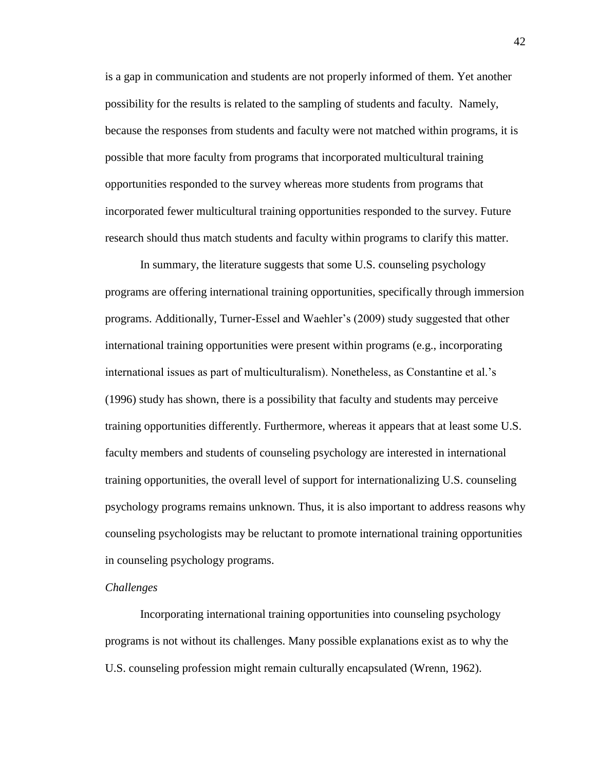is a gap in communication and students are not properly informed of them. Yet another possibility for the results is related to the sampling of students and faculty. Namely, because the responses from students and faculty were not matched within programs, it is possible that more faculty from programs that incorporated multicultural training opportunities responded to the survey whereas more students from programs that incorporated fewer multicultural training opportunities responded to the survey. Future research should thus match students and faculty within programs to clarify this matter.

In summary, the literature suggests that some U.S. counseling psychology programs are offering international training opportunities, specifically through immersion programs. Additionally, Turner-Essel and Waehler's (2009) study suggested that other international training opportunities were present within programs (e.g., incorporating international issues as part of multiculturalism). Nonetheless, as Constantine et al.'s (1996) study has shown, there is a possibility that faculty and students may perceive training opportunities differently. Furthermore, whereas it appears that at least some U.S. faculty members and students of counseling psychology are interested in international training opportunities, the overall level of support for internationalizing U.S. counseling psychology programs remains unknown. Thus, it is also important to address reasons why counseling psychologists may be reluctant to promote international training opportunities in counseling psychology programs.

*Challenges*

Incorporating international training opportunities into counseling psychology programs is not without its challenges. Many possible explanations exist as to why the U.S. counseling profession might remain culturally encapsulated (Wrenn, 1962).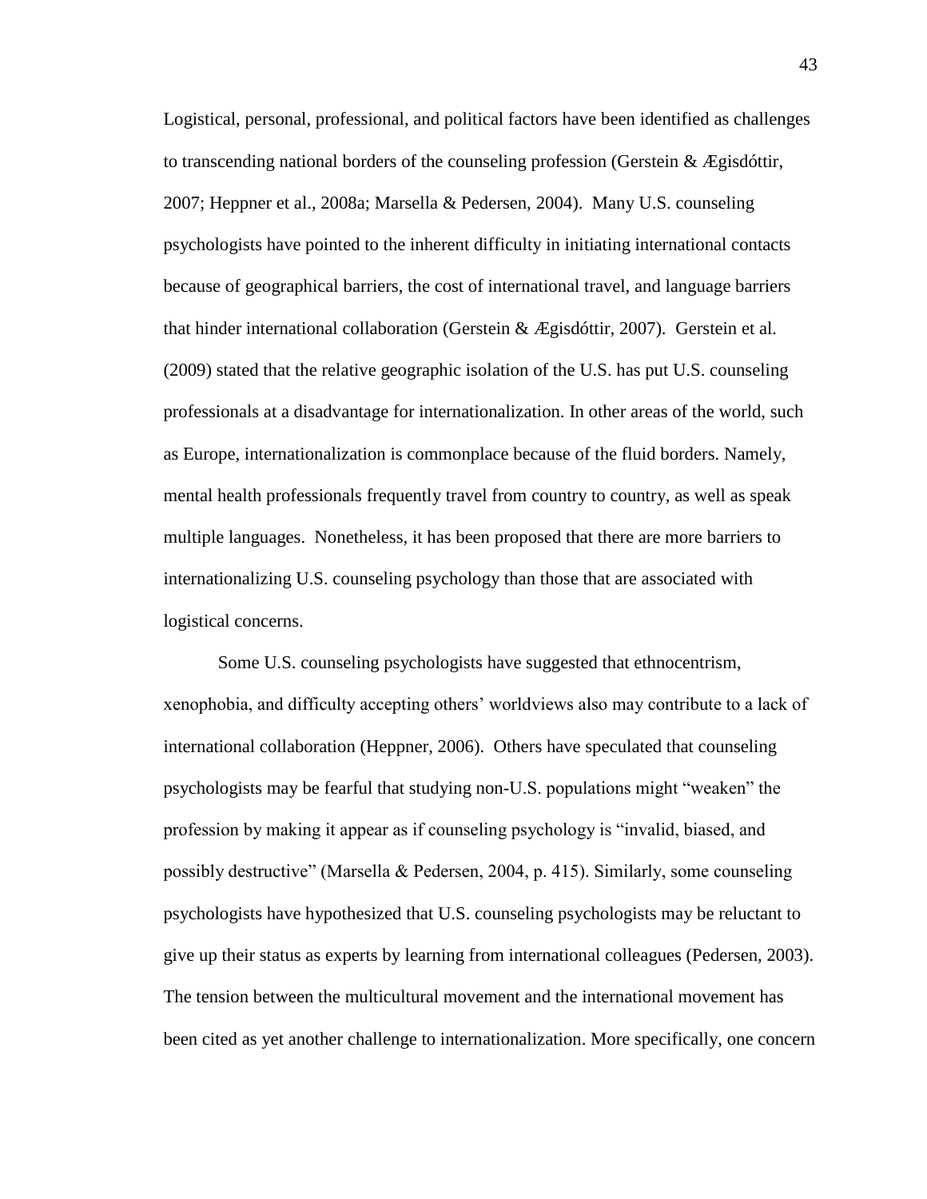Logistical, personal, professional, and political factors have been identified as challenges to transcending national borders of the counseling profession (Gerstein & Ægisdóttir, 2007; Heppner et al., 2008a; Marsella & Pedersen, 2004). Many U.S. counseling psychologists have pointed to the inherent difficulty in initiating international contacts because of geographical barriers, the cost of international travel, and language barriers that hinder international collaboration (Gerstein & Ægisdóttir, 2007). Gerstein et al. (2009) stated that the relative geographic isolation of the U.S. has put U.S. counseling professionals at a disadvantage for internationalization. In other areas of the world, such as Europe, internationalization is commonplace because of the fluid borders. Namely, mental health professionals frequently travel from country to country, as well as speak multiple languages. Nonetheless, it has been proposed that there are more barriers to internationalizing U.S. counseling psychology than those that are associated with logistical concerns.

Some U.S. counseling psychologists have suggested that ethnocentrism, xenophobia, and difficulty accepting others' worldviews also may contribute to a lack of international collaboration (Heppner, 2006). Others have speculated that counseling psychologists may be fearful that studying non-U.S. populations might "weaken" the profession by making it appear as if counseling psychology is "invalid, biased, and possibly destructive" (Marsella & Pedersen, 2004, p. 415). Similarly, some counseling psychologists have hypothesized that U.S. counseling psychologists may be reluctant to give up their status as experts by learning from international colleagues (Pedersen, 2003). The tension between the multicultural movement and the international movement has been cited as yet another challenge to internationalization. More specifically, one concern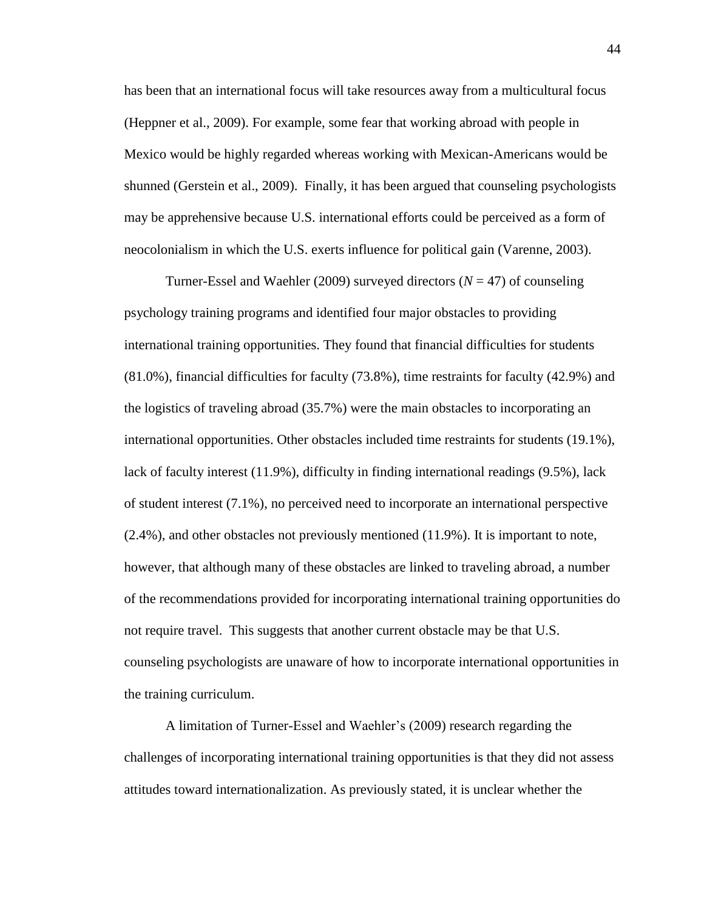has been that an international focus will take resources away from a multicultural focus (Heppner et al., 2009). For example, some fear that working abroad with people in Mexico would be highly regarded whereas working with Mexican-Americans would be shunned (Gerstein et al., 2009). Finally, it has been argued that counseling psychologists may be apprehensive because U.S. international efforts could be perceived as a form of neocolonialism in which the U.S. exerts influence for political gain (Varenne, 2003).

Turner-Essel and Waehler (2009) surveyed directors ($N = 47$) of counseling psychology training programs and identified four major obstacles to providing international training opportunities. They found that financial difficulties for students (81.0%), financial difficulties for faculty (73.8%), time restraints for faculty (42.9%) and the logistics of traveling abroad (35.7%) were the main obstacles to incorporating an international opportunities. Other obstacles included time restraints for students (19.1%), lack of faculty interest (11.9%), difficulty in finding international readings (9.5%), lack of student interest (7.1%), no perceived need to incorporate an international perspective (2.4%), and other obstacles not previously mentioned (11.9%). It is important to note, however, that although many of these obstacles are linked to traveling abroad, a number of the recommendations provided for incorporating international training opportunities do not require travel. This suggests that another current obstacle may be that U.S. counseling psychologists are unaware of how to incorporate international opportunities in the training curriculum.

A limitation of Turner-Essel and Waehler's (2009) research regarding the challenges of incorporating international training opportunities is that they did not assess attitudes toward internationalization. As previously stated, it is unclear whether the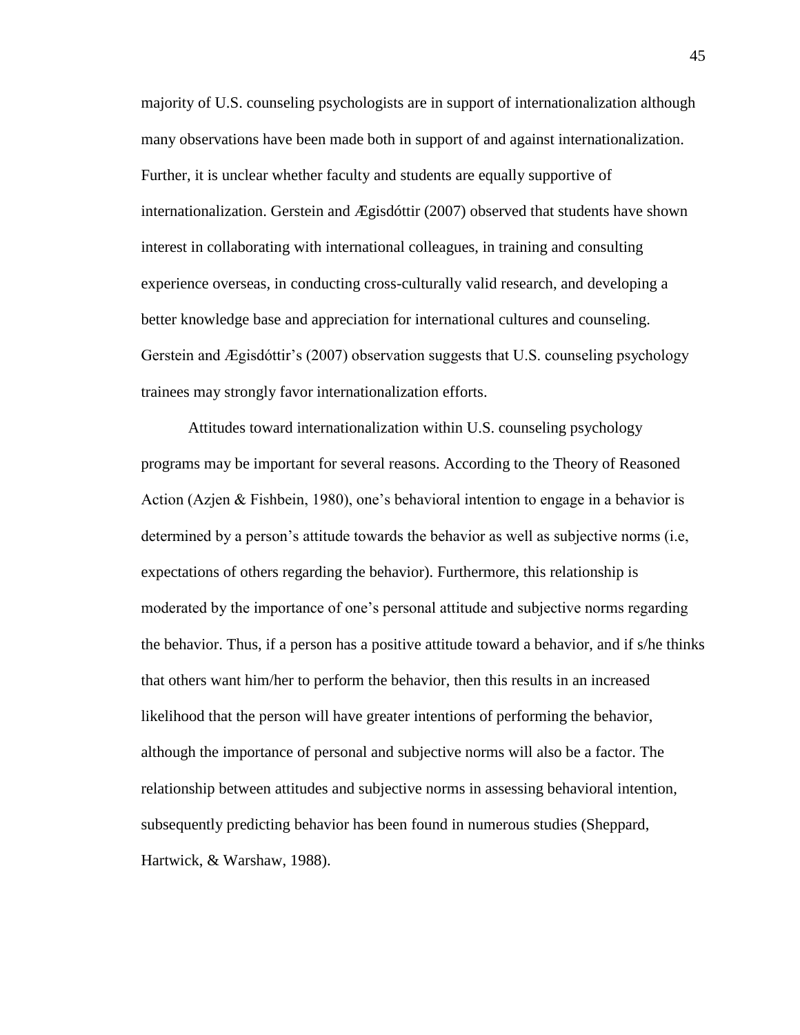majority of U.S. counseling psychologists are in support of internationalization although many observations have been made both in support of and against internationalization. Further, it is unclear whether faculty and students are equally supportive of internationalization. Gerstein and Ægisdóttir (2007) observed that students have shown interest in collaborating with international colleagues, in training and consulting experience overseas, in conducting cross-culturally valid research, and developing a better knowledge base and appreciation for international cultures and counseling. Gerstein and Ægisdóttir's (2007) observation suggests that U.S. counseling psychology trainees may strongly favor internationalization efforts.

Attitudes toward internationalization within U.S. counseling psychology programs may be important for several reasons. According to the Theory of Reasoned Action (Azjen & Fishbein, 1980), one's behavioral intention to engage in a behavior is determined by a person's attitude towards the behavior as well as subjective norms (i.e, expectations of others regarding the behavior). Furthermore, this relationship is moderated by the importance of one's personal attitude and subjective norms regarding the behavior. Thus, if a person has a positive attitude toward a behavior, and if s/he thinks that others want him/her to perform the behavior, then this results in an increased likelihood that the person will have greater intentions of performing the behavior, although the importance of personal and subjective norms will also be a factor. The relationship between attitudes and subjective norms in assessing behavioral intention, subsequently predicting behavior has been found in numerous studies (Sheppard, Hartwick, & Warshaw, 1988).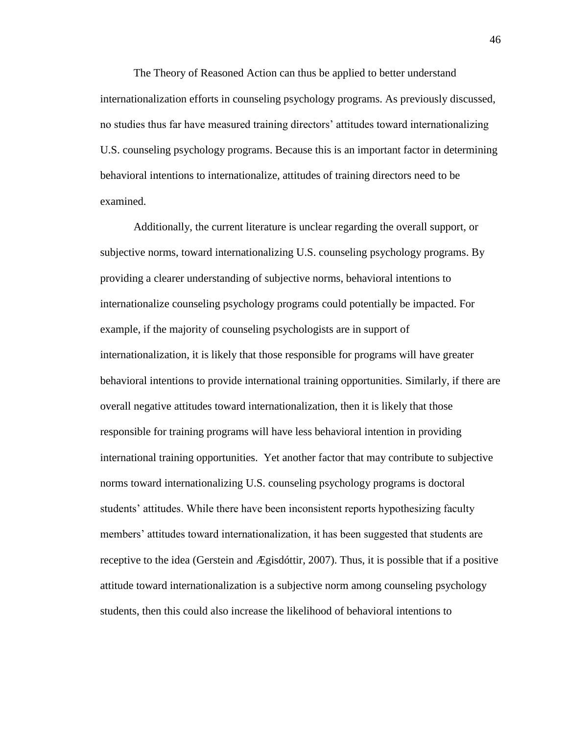The Theory of Reasoned Action can thus be applied to better understand internationalization efforts in counseling psychology programs. As previously discussed, no studies thus far have measured training directors' attitudes toward internationalizing U.S. counseling psychology programs. Because this is an important factor in determining behavioral intentions to internationalize, attitudes of training directors need to be examined.

Additionally, the current literature is unclear regarding the overall support, or subjective norms, toward internationalizing U.S. counseling psychology programs. By providing a clearer understanding of subjective norms, behavioral intentions to internationalize counseling psychology programs could potentially be impacted. For example, if the majority of counseling psychologists are in support of internationalization, it is likely that those responsible for programs will have greater behavioral intentions to provide international training opportunities. Similarly, if there are overall negative attitudes toward internationalization, then it is likely that those responsible for training programs will have less behavioral intention in providing international training opportunities. Yet another factor that may contribute to subjective norms toward internationalizing U.S. counseling psychology programs is doctoral students' attitudes. While there have been inconsistent reports hypothesizing faculty members' attitudes toward internationalization, it has been suggested that students are receptive to the idea (Gerstein and Ægisdóttir, 2007). Thus, it is possible that if a positive attitude toward internationalization is a subjective norm among counseling psychology students, then this could also increase the likelihood of behavioral intentions to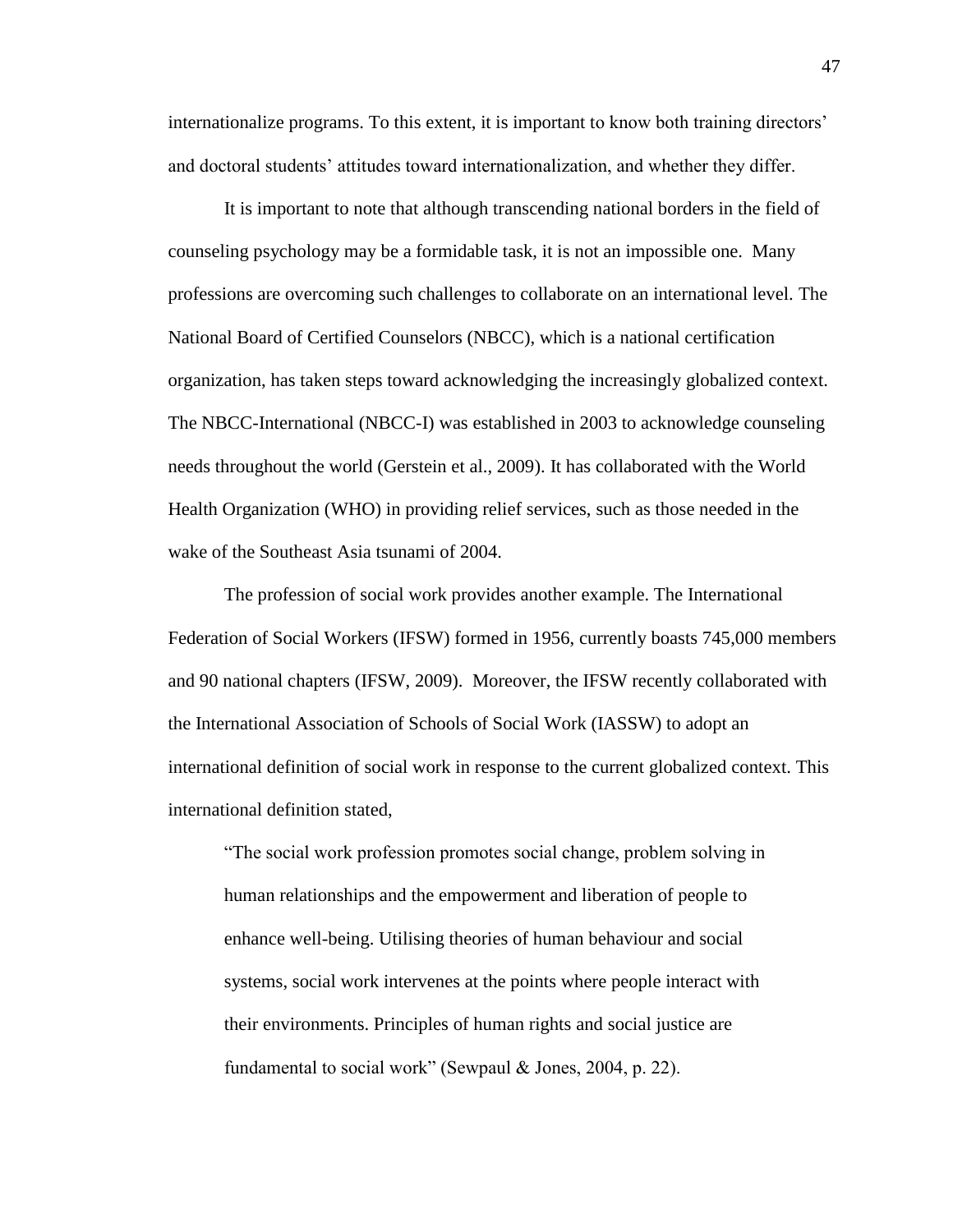internationalize programs. To this extent, it is important to know both training directors' and doctoral students' attitudes toward internationalization, and whether they differ.

It is important to note that although transcending national borders in the field of counseling psychology may be a formidable task, it is not an impossible one. Many professions are overcoming such challenges to collaborate on an international level. The National Board of Certified Counselors (NBCC), which is a national certification organization, has taken steps toward acknowledging the increasingly globalized context. The NBCC-International (NBCC-I) was established in 2003 to acknowledge counseling needs throughout the world (Gerstein et al., 2009). It has collaborated with the World Health Organization (WHO) in providing relief services, such as those needed in the wake of the Southeast Asia tsunami of 2004.

The profession of social work provides another example. The International Federation of Social Workers (IFSW) formed in 1956, currently boasts 745,000 members and 90 national chapters (IFSW, 2009). Moreover, the IFSW recently collaborated with the International Association of Schools of Social Work (IASSW) to adopt an international definition of social work in response to the current globalized context. This international definition stated,

> "The social work profession promotes social change, problem solving in human relationships and the empowerment and liberation of people to enhance well-being. Utilising theories of human behaviour and social systems, social work intervenes at the points where people interact with their environments. Principles of human rights and social justice are fundamental to social work" (Sewpaul & Jones, 2004, p. 22).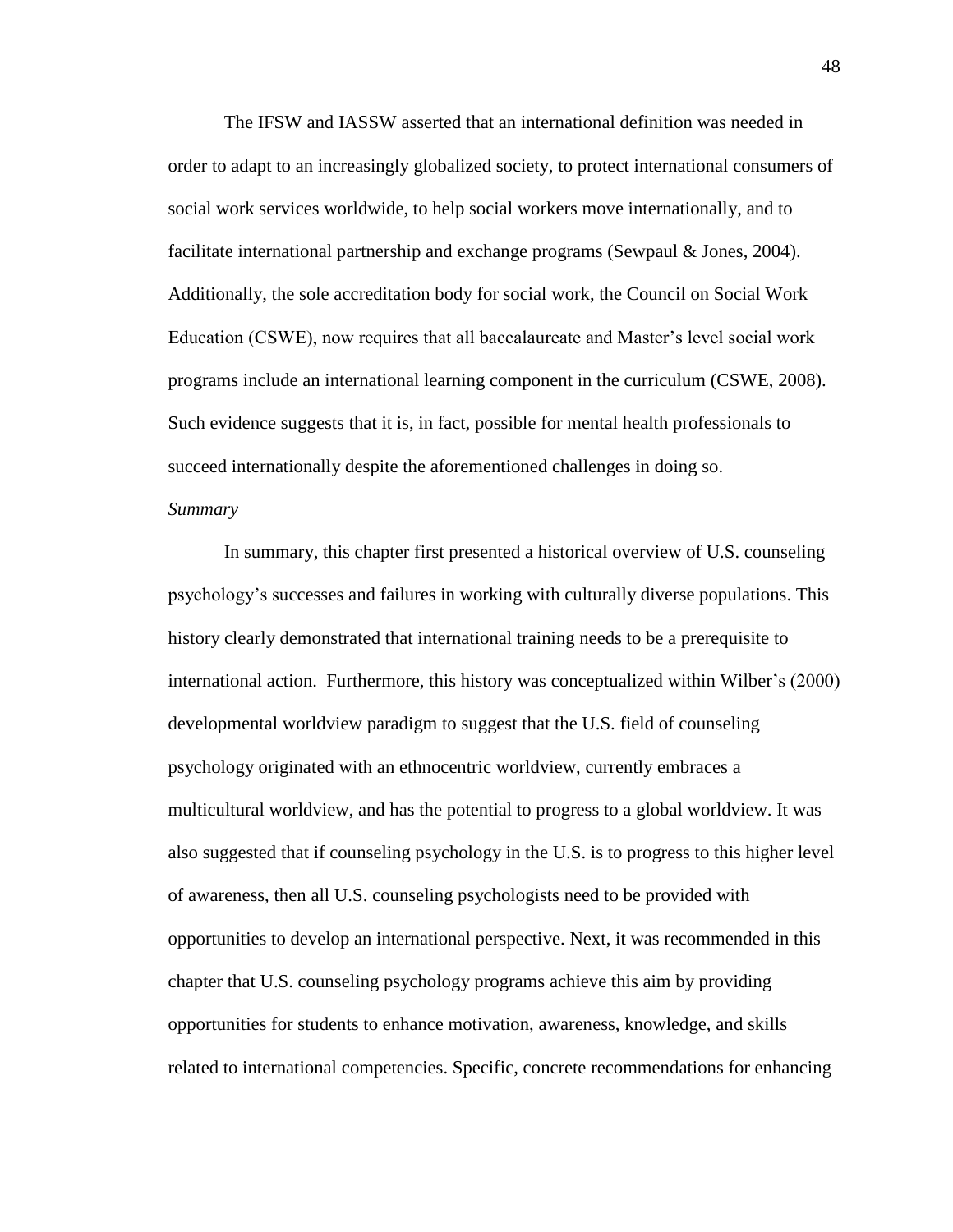The IFSW and IASSW asserted that an international definition was needed in order to adapt to an increasingly globalized society, to protect international consumers of social work services worldwide, to help social workers move internationally, and to facilitate international partnership and exchange programs (Sewpaul & Jones, 2004). Additionally, the sole accreditation body for social work, the Council on Social Work Education (CSWE), now requires that all baccalaureate and Master's level social work programs include an international learning component in the curriculum (CSWE, 2008). Such evidence suggests that it is, in fact, possible for mental health professionals to succeed internationally despite the aforementioned challenges in doing so.

*Summary*

In summary, this chapter first presented a historical overview of U.S. counseling psychology's successes and failures in working with culturally diverse populations. This history clearly demonstrated that international training needs to be a prerequisite to international action. Furthermore, this history was conceptualized within Wilber's (2000) developmental worldview paradigm to suggest that the U.S. field of counseling psychology originated with an ethnocentric worldview, currently embraces a multicultural worldview, and has the potential to progress to a global worldview. It was also suggested that if counseling psychology in the U.S. is to progress to this higher level of awareness, then all U.S. counseling psychologists need to be provided with opportunities to develop an international perspective. Next, it was recommended in this chapter that U.S. counseling psychology programs achieve this aim by providing opportunities for students to enhance motivation, awareness, knowledge, and skills related to international competencies. Specific, concrete recommendations for enhancing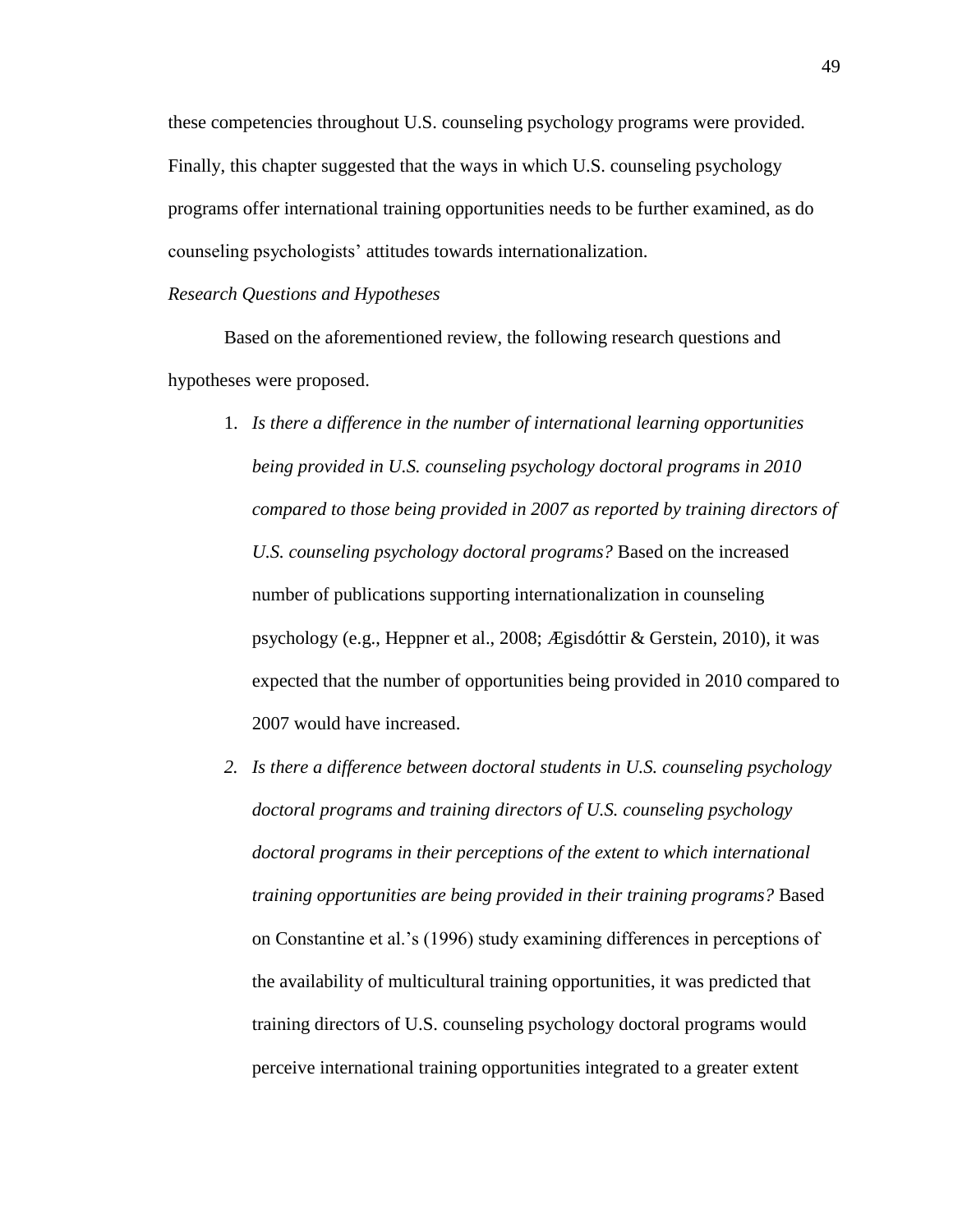these competencies throughout U.S. counseling psychology programs were provided. Finally, this chapter suggested that the ways in which U.S. counseling psychology programs offer international training opportunities needs to be further examined, as do counseling psychologists' attitudes towards internationalization.

*Research Questions and Hypotheses*

Based on the aforementioned review, the following research questions and hypotheses were proposed.

1. *Is there a difference in the number of international learning opportunities being provided in U.S. counseling psychology doctoral programs in 2010 compared to those being provided in 2007 as reported by training directors of U.S. counseling psychology doctoral programs?* Based on the increased number of publications supporting internationalization in counseling psychology (e.g., Heppner et al., 2008; Ægisdóttir & Gerstein, 2010), it was expected that the number of opportunities being provided in 2010 compared to 2007 would have increased.
2. *Is there a difference between doctoral students in U.S. counseling psychology doctoral programs and training directors of U.S. counseling psychology doctoral programs in their perceptions of the extent to which international training opportunities are being provided in their training programs?* Based on Constantine et al.'s (1996) study examining differences in perceptions of the availability of multicultural training opportunities, it was predicted that training directors of U.S. counseling psychology doctoral programs would perceive international training opportunities integrated to a greater extent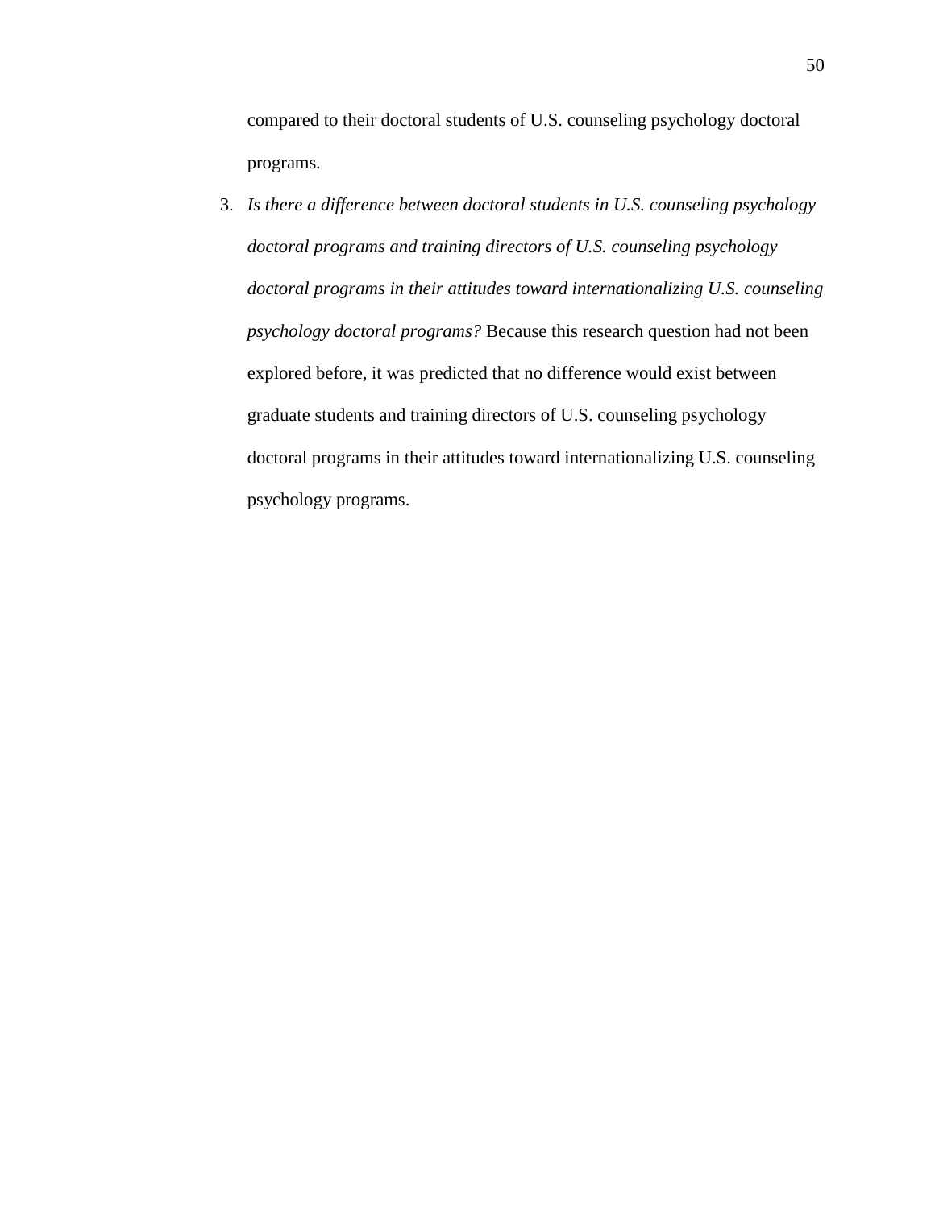compared to their doctoral students of U.S. counseling psychology doctoral programs.

3. *Is there a difference between doctoral students in U.S. counseling psychology doctoral programs and training directors of U.S. counseling psychology doctoral programs in their attitudes toward internationalizing U.S. counseling psychology doctoral programs?* Because this research question had not been explored before, it was predicted that no difference would exist between graduate students and training directors of U.S. counseling psychology doctoral programs in their attitudes toward internationalizing U.S. counseling psychology programs.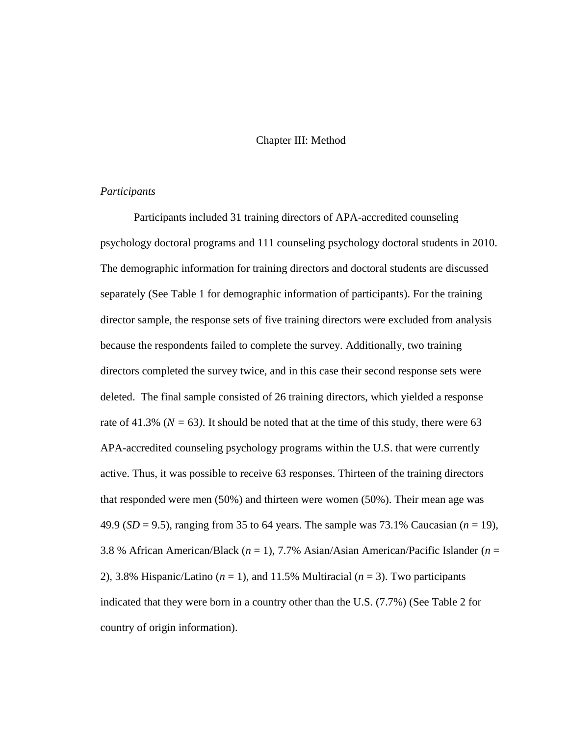# Chapter III: Method

*Participants*

Participants included 31 training directors of APA-accredited counseling psychology doctoral programs and 111 counseling psychology doctoral students in 2010. The demographic information for training directors and doctoral students are discussed separately (See Table 1 for demographic information of participants). For the training director sample, the response sets of five training directors were excluded from analysis because the respondents failed to complete the survey. Additionally, two training directors completed the survey twice, and in this case their second response sets were deleted. The final sample consisted of 26 training directors, which yielded a response rate of 41.3% ($N = 63$). It should be noted that at the time of this study, there were 63 APA-accredited counseling psychology programs within the U.S. that were currently active. Thus, it was possible to receive 63 responses. Thirteen of the training directors that responded were men (50%) and thirteen were women (50%). Their mean age was 49.9 ($SD = 9.5$), ranging from 35 to 64 years. The sample was 73.1% Caucasian ($n = 19$), 3.8 % African American/Black ($n = 1$), 7.7% Asian/Asian American/Pacific Islander ($n = 2$), 3.8% Hispanic/Latino ($n = 1$), and 11.5% Multiracial ($n = 3$). Two participants indicated that they were born in a country other than the U.S. (7.7%) (See Table 2 for country of origin information).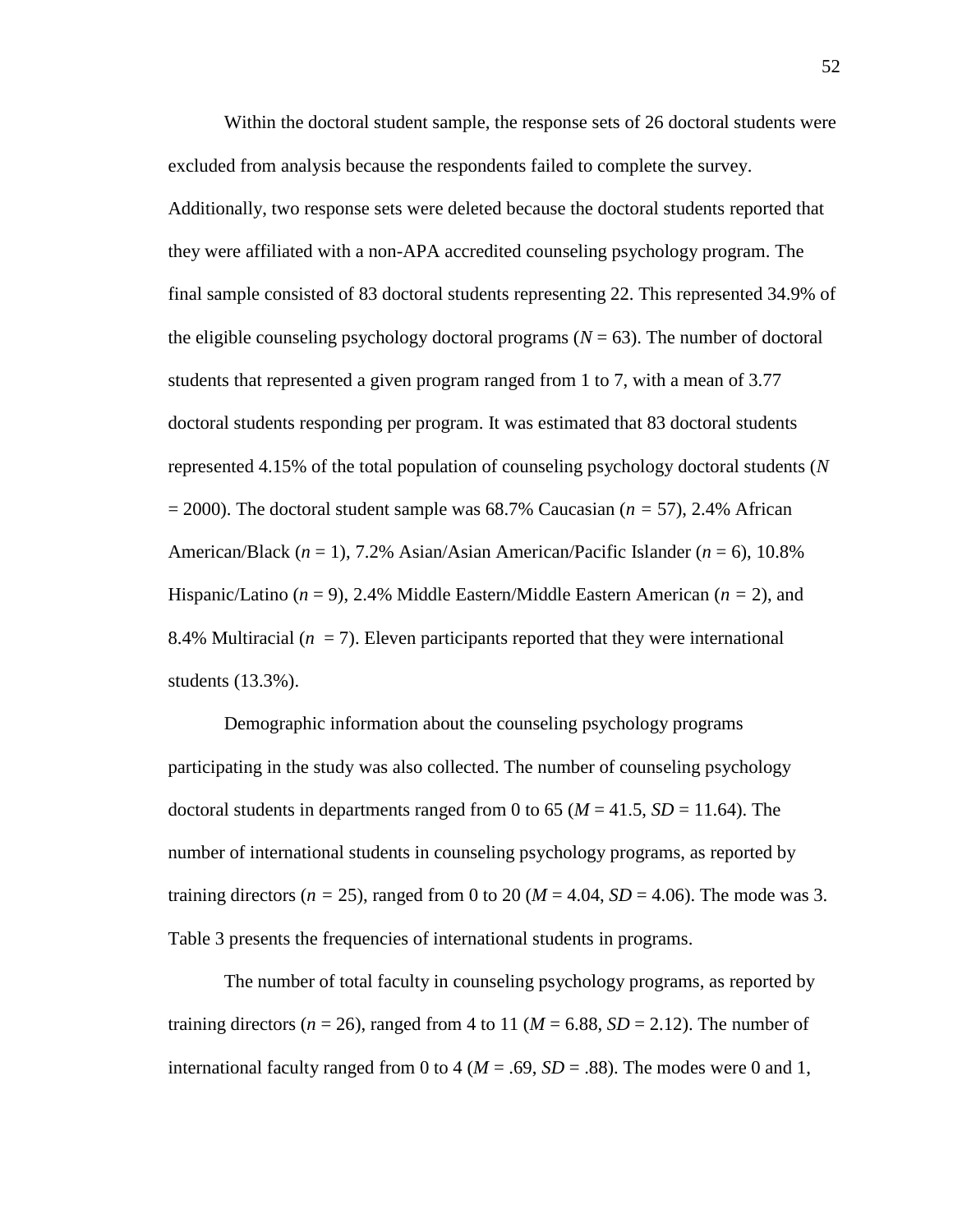Within the doctoral student sample, the response sets of 26 doctoral students were excluded from analysis because the respondents failed to complete the survey. Additionally, two response sets were deleted because the doctoral students reported that they were affiliated with a non-APA accredited counseling psychology program. The final sample consisted of 83 doctoral students representing 22. This represented 34.9% of the eligible counseling psychology doctoral programs ($N$ = 63). The number of doctoral students that represented a given program ranged from 1 to 7, with a mean of 3.77 doctoral students responding per program. It was estimated that 83 doctoral students represented 4.15% of the total population of counseling psychology doctoral students ($N$ = 2000). The doctoral student sample was 68.7% Caucasian ($n$ = 57), 2.4% African American/Black ($n$ = 1), 7.2% Asian/Asian American/Pacific Islander ($n$ = 6), 10.8% Hispanic/Latino ($n$ = 9), 2.4% Middle Eastern/Middle Eastern American ($n$ = 2), and 8.4% Multiracial ($n$ = 7). Eleven participants reported that they were international students (13.3%).

Demographic information about the counseling psychology programs participating in the study was also collected. The number of counseling psychology doctoral students in departments ranged from 0 to 65 ($M$ = 41.5, $SD$ = 11.64). The number of international students in counseling psychology programs, as reported by training directors ($n$ = 25), ranged from 0 to 20 ($M$ = 4.04, $SD$ = 4.06). The mode was 3. Table 3 presents the frequencies of international students in programs.

The number of total faculty in counseling psychology programs, as reported by training directors ($n$ = 26), ranged from 4 to 11 ($M$ = 6.88, $SD$ = 2.12). The number of international faculty ranged from 0 to 4 ($M$ = .69, $SD$ = .88). The modes were 0 and 1,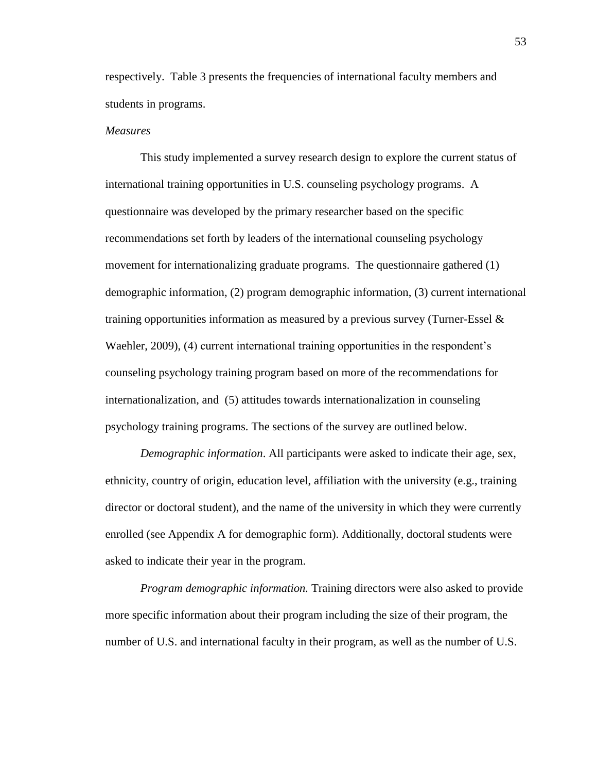respectively. Table 3 presents the frequencies of international faculty members and students in programs.

*Measures*

This study implemented a survey research design to explore the current status of international training opportunities in U.S. counseling psychology programs. A questionnaire was developed by the primary researcher based on the specific recommendations set forth by leaders of the international counseling psychology movement for internationalizing graduate programs. The questionnaire gathered (1) demographic information, (2) program demographic information, (3) current international training opportunities information as measured by a previous survey (Turner-Essel & Waehler, 2009), (4) current international training opportunities in the respondent's counseling psychology training program based on more of the recommendations for internationalization, and (5) attitudes towards internationalization in counseling psychology training programs. The sections of the survey are outlined below.

*Demographic information*. All participants were asked to indicate their age, sex, ethnicity, country of origin, education level, affiliation with the university (e.g., training director or doctoral student), and the name of the university in which they were currently enrolled (see Appendix A for demographic form). Additionally, doctoral students were asked to indicate their year in the program.

*Program demographic information.* Training directors were also asked to provide more specific information about their program including the size of their program, the number of U.S. and international faculty in their program, as well as the number of U.S.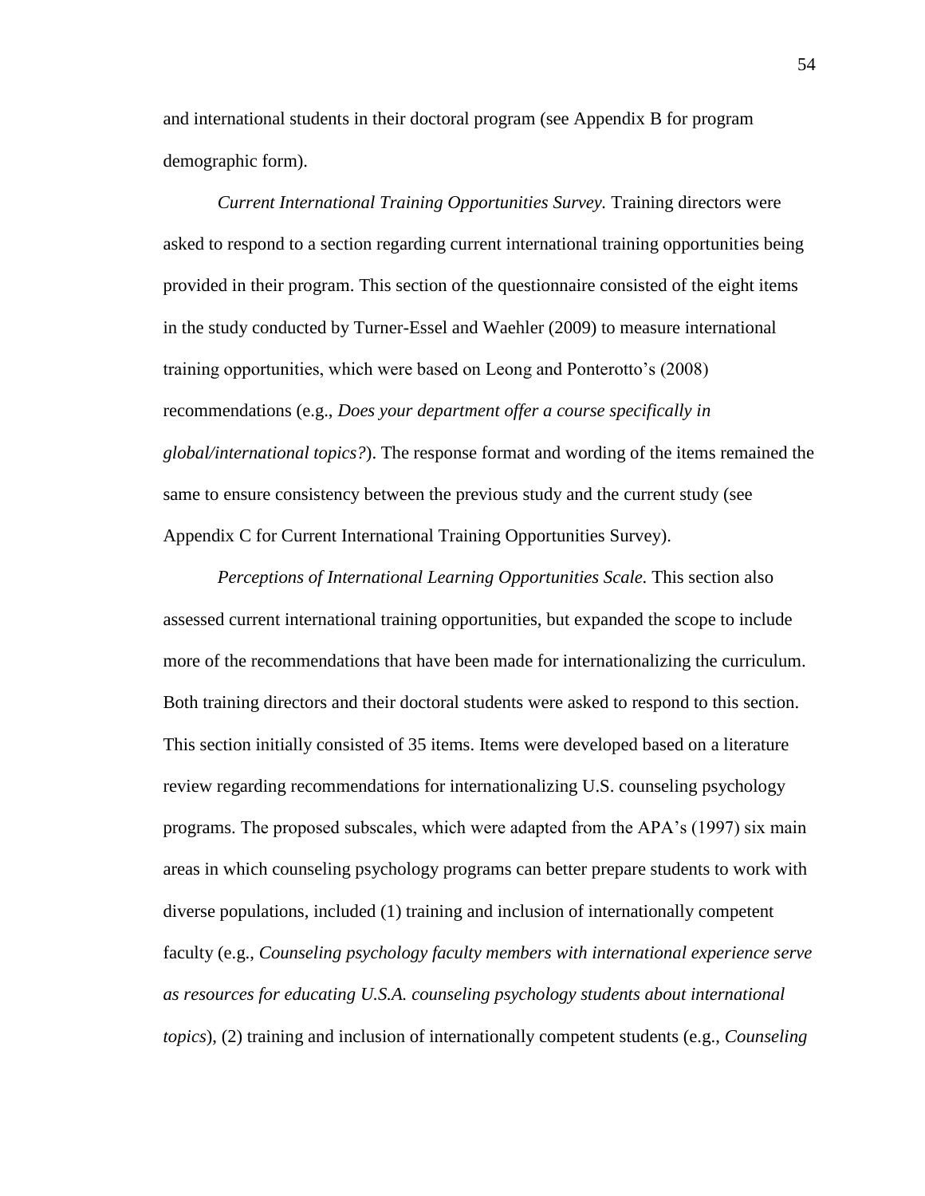and international students in their doctoral program (see Appendix B for program demographic form).

*Current International Training Opportunities Survey.* Training directors were asked to respond to a section regarding current international training opportunities being provided in their program. This section of the questionnaire consisted of the eight items in the study conducted by Turner-Essel and Waehler (2009) to measure international training opportunities, which were based on Leong and Ponterotto's (2008) recommendations (e.g., *Does your department offer a course specifically in global/international topics?*). The response format and wording of the items remained the same to ensure consistency between the previous study and the current study (see Appendix C for Current International Training Opportunities Survey).

*Perceptions of International Learning Opportunities Scale.* This section also assessed current international training opportunities, but expanded the scope to include more of the recommendations that have been made for internationalizing the curriculum. Both training directors and their doctoral students were asked to respond to this section. This section initially consisted of 35 items. Items were developed based on a literature review regarding recommendations for internationalizing U.S. counseling psychology programs. The proposed subscales, which were adapted from the APA's (1997) six main areas in which counseling psychology programs can better prepare students to work with diverse populations, included (1) training and inclusion of internationally competent faculty (e.g., *Counseling psychology faculty members with international experience serve as resources for educating U.S.A. counseling psychology students about international topics*), (2) training and inclusion of internationally competent students (e.g., *Counseling*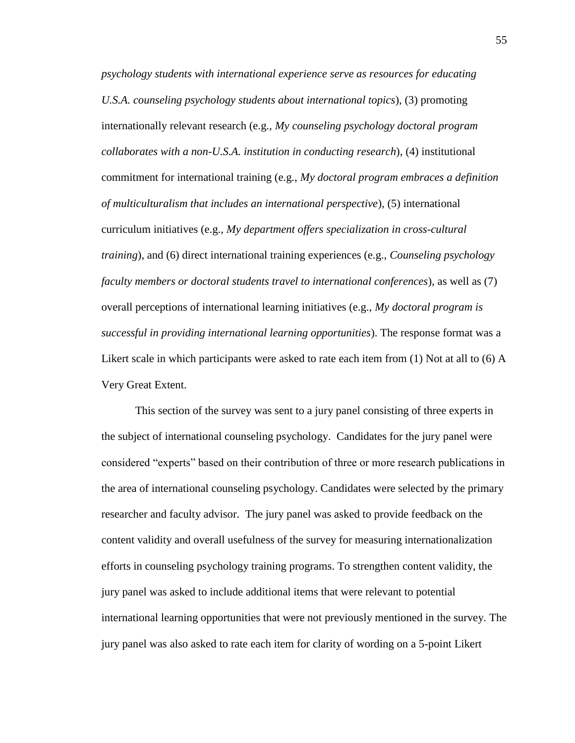*psychology students with international experience serve as resources for educating U.S.A. counseling psychology students about international topics*), (3) promoting internationally relevant research (e.g., *My counseling psychology doctoral program collaborates with a non-U.S.A. institution in conducting research*), (4) institutional commitment for international training (e.g., *My doctoral program embraces a definition of multiculturalism that includes an international perspective*), (5) international curriculum initiatives (e.g., *My department offers specialization in cross-cultural training*), and (6) direct international training experiences (e.g., *Counseling psychology faculty members or doctoral students travel to international conferences*), as well as (7) overall perceptions of international learning initiatives (e.g., *My doctoral program is successful in providing international learning opportunities*). The response format was a Likert scale in which participants were asked to rate each item from (1) Not at all to (6) A Very Great Extent.

This section of the survey was sent to a jury panel consisting of three experts in the subject of international counseling psychology. Candidates for the jury panel were considered "experts" based on their contribution of three or more research publications in the area of international counseling psychology. Candidates were selected by the primary researcher and faculty advisor. The jury panel was asked to provide feedback on the content validity and overall usefulness of the survey for measuring internationalization efforts in counseling psychology training programs. To strengthen content validity, the jury panel was asked to include additional items that were relevant to potential international learning opportunities that were not previously mentioned in the survey. The jury panel was also asked to rate each item for clarity of wording on a 5-point Likert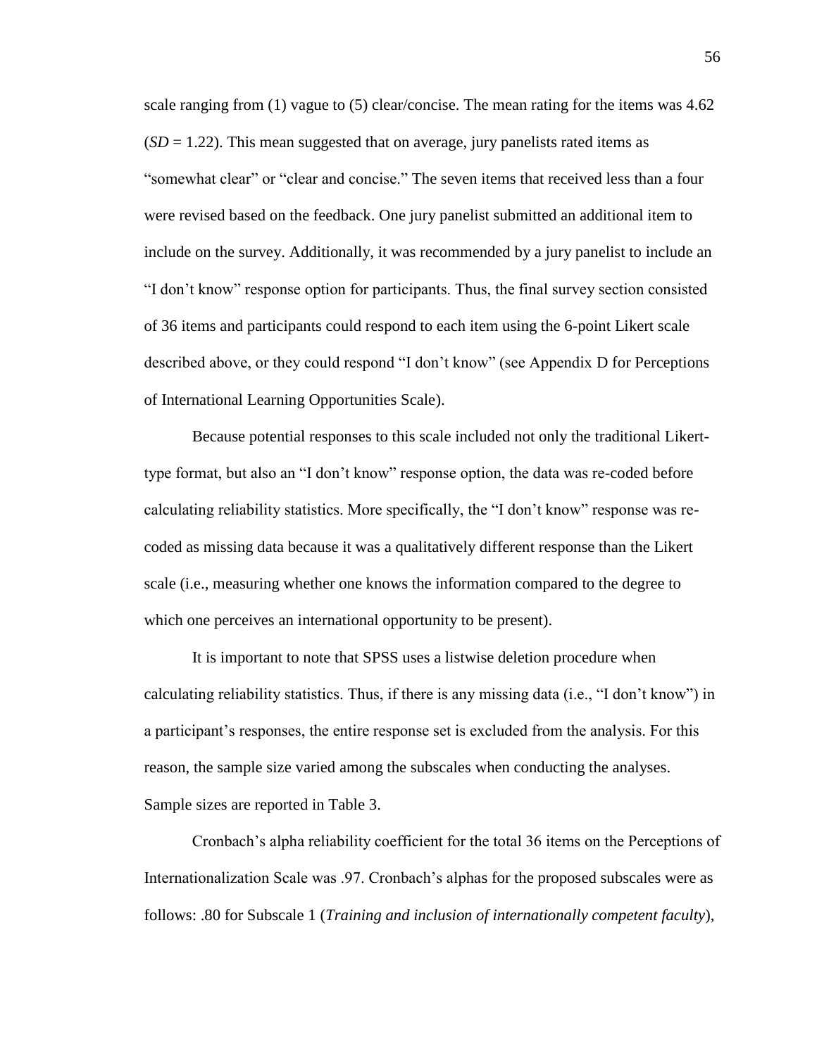scale ranging from (1) vague to (5) clear/concise. The mean rating for the items was 4.62 (*SD* = 1.22). This mean suggested that on average, jury panelists rated items as "somewhat clear" or "clear and concise." The seven items that received less than a four were revised based on the feedback. One jury panelist submitted an additional item to include on the survey. Additionally, it was recommended by a jury panelist to include an "I don't know" response option for participants. Thus, the final survey section consisted of 36 items and participants could respond to each item using the 6-point Likert scale described above, or they could respond "I don't know" (see Appendix D for Perceptions of International Learning Opportunities Scale).

Because potential responses to this scale included not only the traditional Likert-type format, but also an "I don't know" response option, the data was re-coded before calculating reliability statistics. More specifically, the "I don't know" response was re-coded as missing data because it was a qualitatively different response than the Likert scale (i.e., measuring whether one knows the information compared to the degree to which one perceives an international opportunity to be present).

It is important to note that SPSS uses a listwise deletion procedure when calculating reliability statistics. Thus, if there is any missing data (i.e., "I don't know") in a participant's responses, the entire response set is excluded from the analysis. For this reason, the sample size varied among the subscales when conducting the analyses. Sample sizes are reported in Table 3.

Cronbach's alpha reliability coefficient for the total 36 items on the Perceptions of Internationalization Scale was .97. Cronbach's alphas for the proposed subscales were as follows: .80 for Subscale 1 (*Training and inclusion of internationally competent faculty*),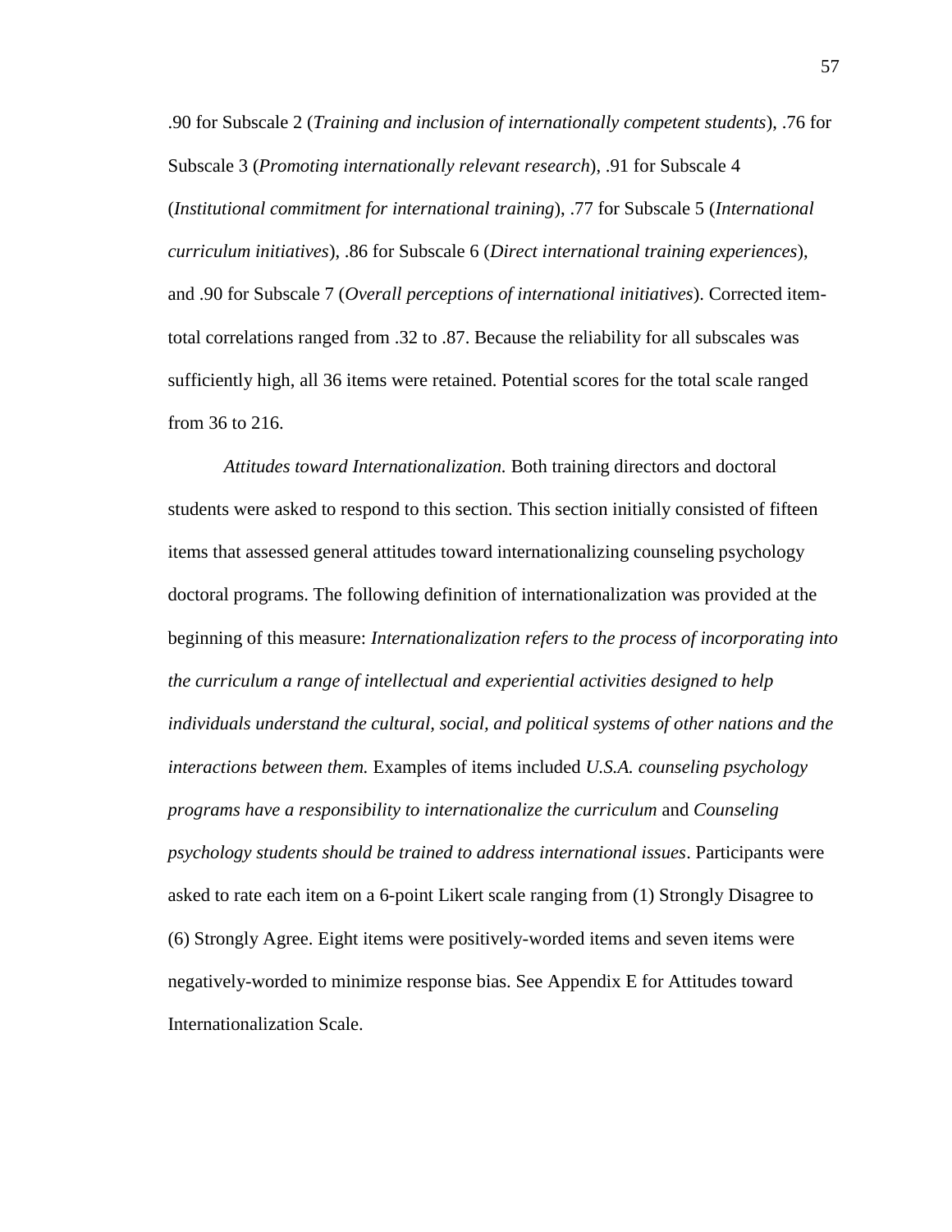.90 for Subscale 2 (*Training and inclusion of internationally competent students*), .76 for Subscale 3 (*Promoting internationally relevant research*), .91 for Subscale 4 (*Institutional commitment for international training*), .77 for Subscale 5 (*International curriculum initiatives*), .86 for Subscale 6 (*Direct international training experiences*), and .90 for Subscale 7 (*Overall perceptions of international initiatives*). Corrected item-total correlations ranged from .32 to .87. Because the reliability for all subscales was sufficiently high, all 36 items were retained. Potential scores for the total scale ranged from 36 to 216.

*Attitudes toward Internationalization.* Both training directors and doctoral students were asked to respond to this section. This section initially consisted of fifteen items that assessed general attitudes toward internationalizing counseling psychology doctoral programs. The following definition of internationalization was provided at the beginning of this measure: *Internationalization refers to the process of incorporating into the curriculum a range of intellectual and experiential activities designed to help individuals understand the cultural, social, and political systems of other nations and the interactions between them.* Examples of items included *U.S.A. counseling psychology programs have a responsibility to internationalize the curriculum* and *Counseling psychology students should be trained to address international issues*. Participants were asked to rate each item on a 6-point Likert scale ranging from (1) Strongly Disagree to (6) Strongly Agree. Eight items were positively-worded items and seven items were negatively-worded to minimize response bias. See Appendix E for Attitudes toward Internationalization Scale.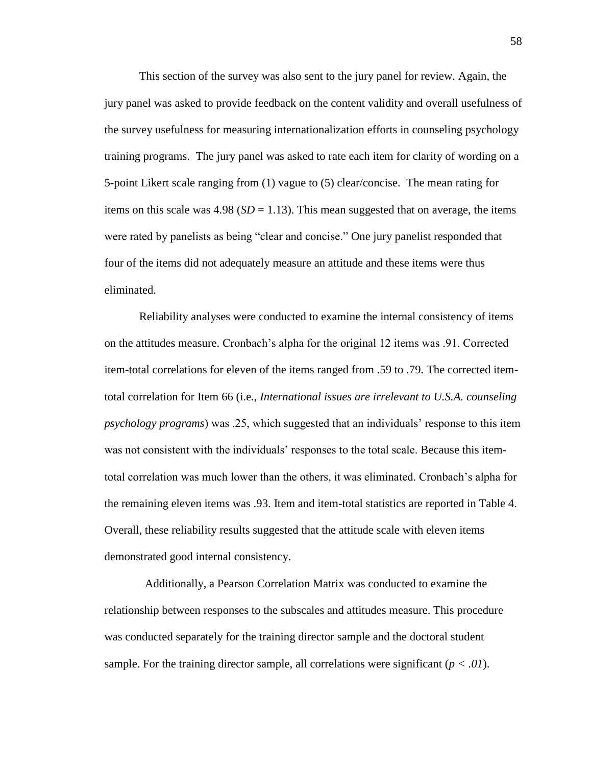This section of the survey was also sent to the jury panel for review. Again, the jury panel was asked to provide feedback on the content validity and overall usefulness of the survey usefulness for measuring internationalization efforts in counseling psychology training programs. The jury panel was asked to rate each item for clarity of wording on a 5-point Likert scale ranging from (1) vague to (5) clear/concise. The mean rating for items on this scale was 4.98 (*SD* = 1.13). This mean suggested that on average, the items were rated by panelists as being "clear and concise." One jury panelist responded that four of the items did not adequately measure an attitude and these items were thus eliminated.

Reliability analyses were conducted to examine the internal consistency of items on the attitudes measure. Cronbach's alpha for the original 12 items was .91. Corrected item-total correlations for eleven of the items ranged from .59 to .79. The corrected item-total correlation for Item 66 (i.e., *International issues are irrelevant to U.S.A. counseling psychology programs*) was .25, which suggested that an individuals' response to this item was not consistent with the individuals' responses to the total scale. Because this item-total correlation was much lower than the others, it was eliminated. Cronbach's alpha for the remaining eleven items was .93. Item and item-total statistics are reported in Table 4. Overall, these reliability results suggested that the attitude scale with eleven items demonstrated good internal consistency.

Additionally, a Pearson Correlation Matrix was conducted to examine the relationship between responses to the subscales and attitudes measure. This procedure was conducted separately for the training director sample and the doctoral student sample. For the training director sample, all correlations were significant ($p < .01$).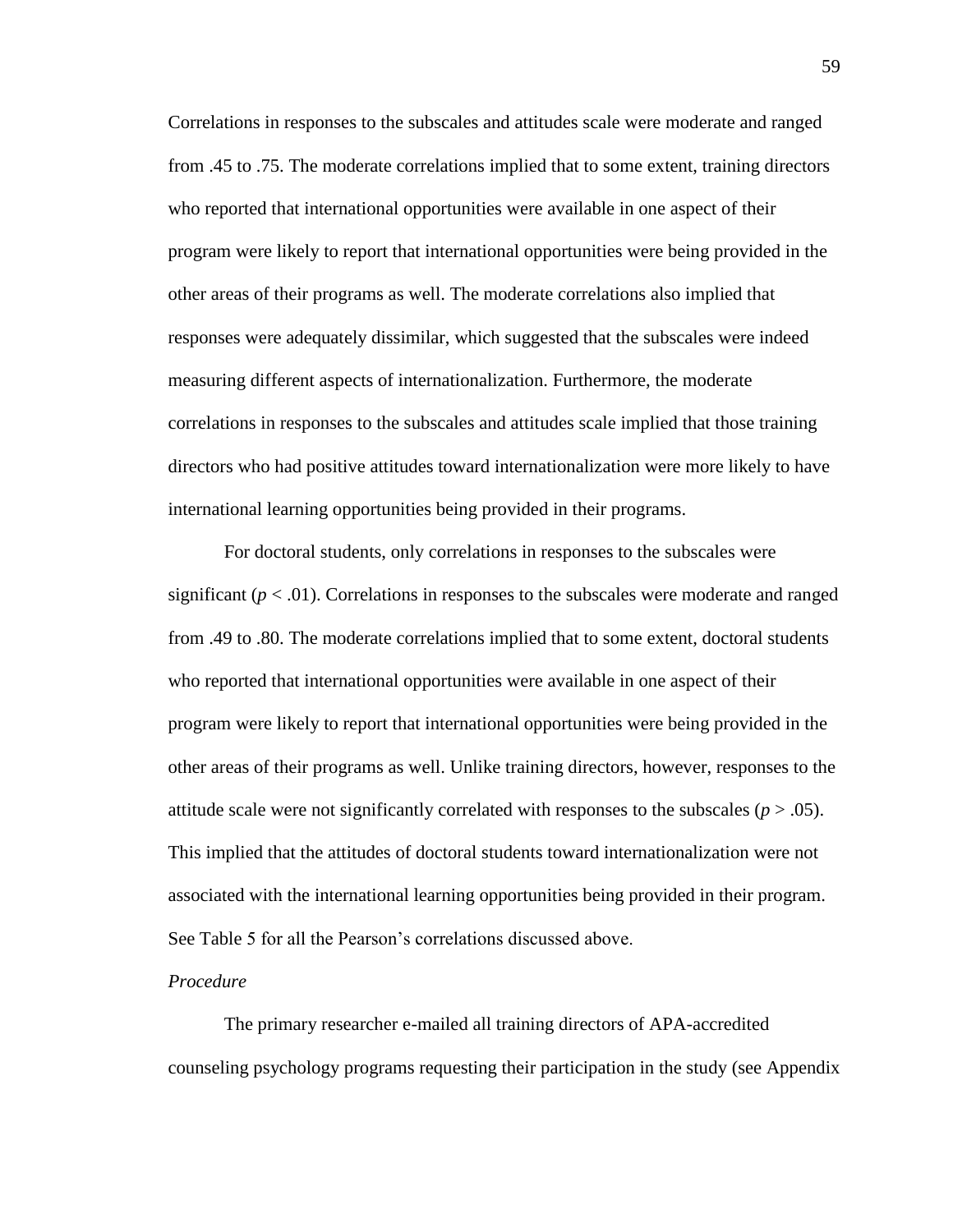Correlations in responses to the subscales and attitudes scale were moderate and ranged from .45 to .75. The moderate correlations implied that to some extent, training directors who reported that international opportunities were available in one aspect of their program were likely to report that international opportunities were being provided in the other areas of their programs as well. The moderate correlations also implied that responses were adequately dissimilar, which suggested that the subscales were indeed measuring different aspects of internationalization. Furthermore, the moderate correlations in responses to the subscales and attitudes scale implied that those training directors who had positive attitudes toward internationalization were more likely to have international learning opportunities being provided in their programs.

For doctoral students, only correlations in responses to the subscales were significant ($p < .01$). Correlations in responses to the subscales were moderate and ranged from .49 to .80. The moderate correlations implied that to some extent, doctoral students who reported that international opportunities were available in one aspect of their program were likely to report that international opportunities were being provided in the other areas of their programs as well. Unlike training directors, however, responses to the attitude scale were not significantly correlated with responses to the subscales ($p > .05$). This implied that the attitudes of doctoral students toward internationalization were not associated with the international learning opportunities being provided in their program. See Table 5 for all the Pearson's correlations discussed above.

*Procedure*

The primary researcher e-mailed all training directors of APA-accredited counseling psychology programs requesting their participation in the study (see Appendix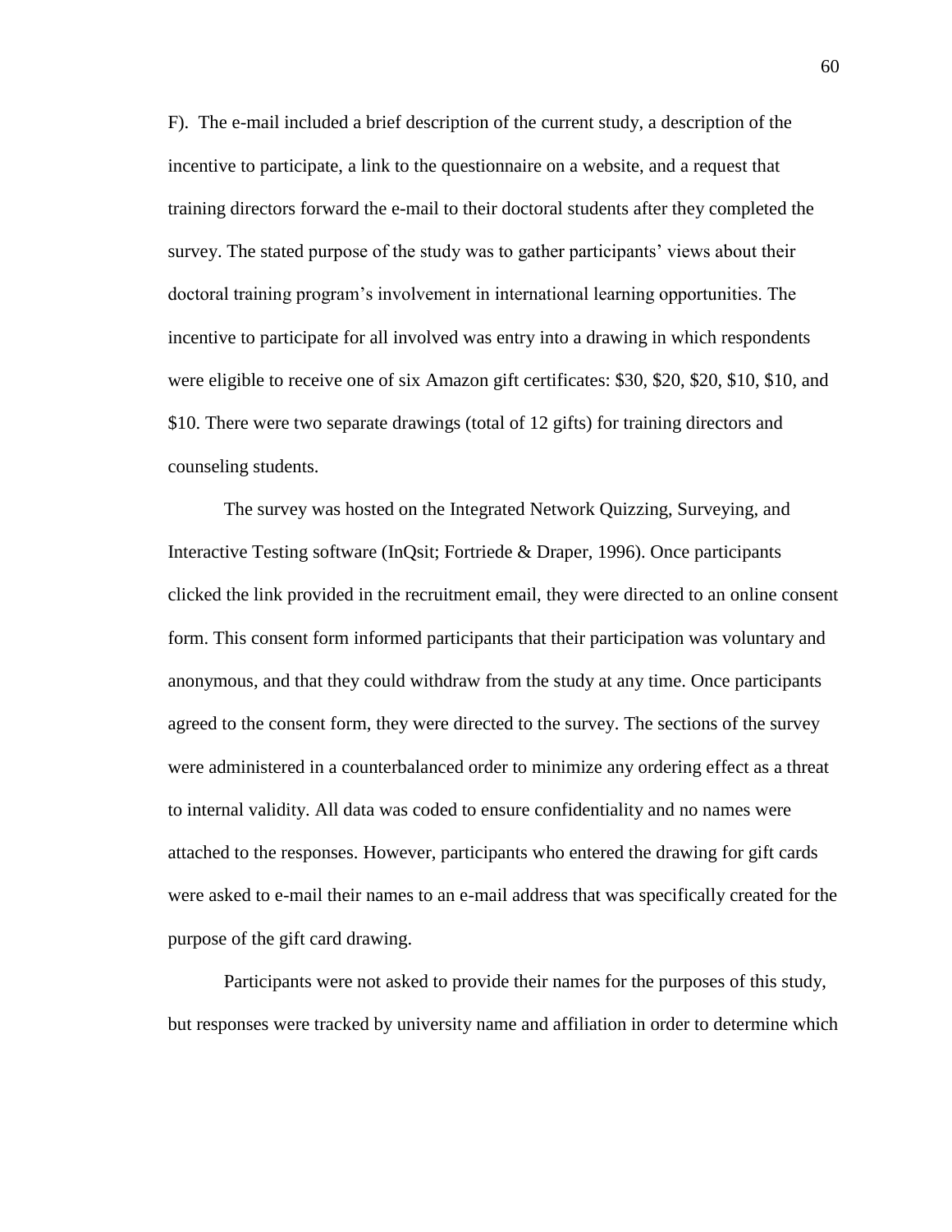F). The e-mail included a brief description of the current study, a description of the incentive to participate, a link to the questionnaire on a website, and a request that training directors forward the e-mail to their doctoral students after they completed the survey. The stated purpose of the study was to gather participants' views about their doctoral training program's involvement in international learning opportunities. The incentive to participate for all involved was entry into a drawing in which respondents were eligible to receive one of six Amazon gift certificates: $30, $20, $20, $10, $10, and $10. There were two separate drawings (total of 12 gifts) for training directors and counseling students.

The survey was hosted on the Integrated Network Quizzing, Surveying, and Interactive Testing software (InQsit; Fortriede & Draper, 1996). Once participants clicked the link provided in the recruitment email, they were directed to an online consent form. This consent form informed participants that their participation was voluntary and anonymous, and that they could withdraw from the study at any time. Once participants agreed to the consent form, they were directed to the survey. The sections of the survey were administered in a counterbalanced order to minimize any ordering effect as a threat to internal validity. All data was coded to ensure confidentiality and no names were attached to the responses. However, participants who entered the drawing for gift cards were asked to e-mail their names to an e-mail address that was specifically created for the purpose of the gift card drawing.

Participants were not asked to provide their names for the purposes of this study, but responses were tracked by university name and affiliation in order to determine which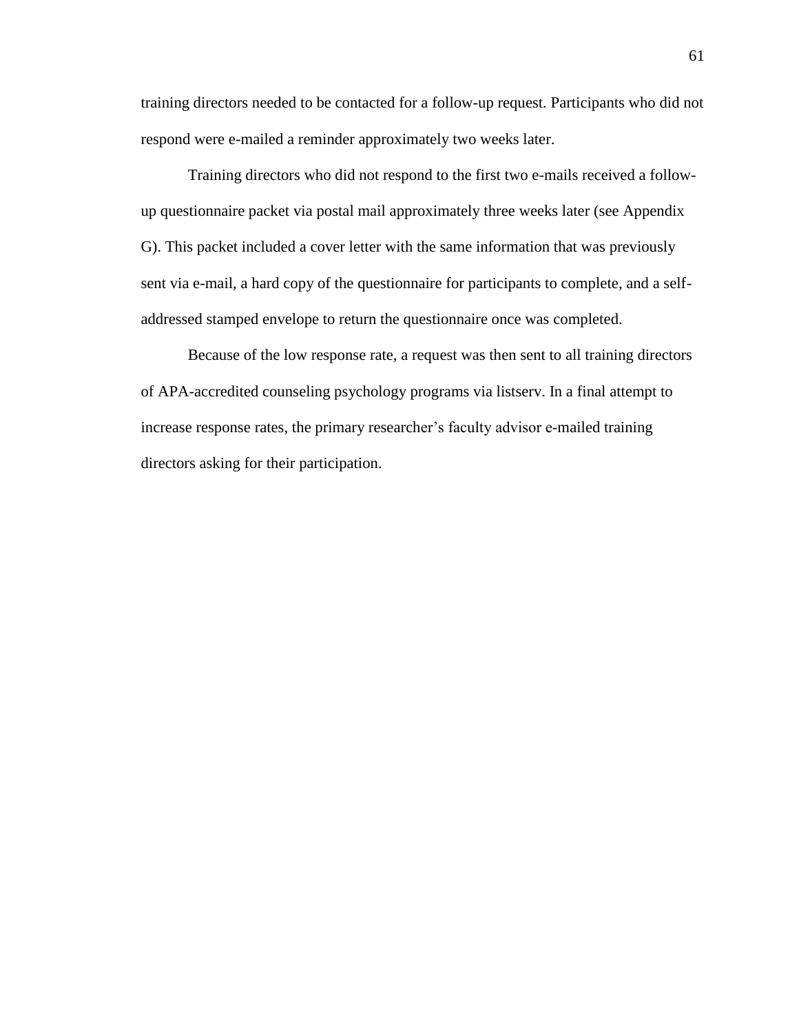training directors needed to be contacted for a follow-up request. Participants who did not respond were e-mailed a reminder approximately two weeks later.

Training directors who did not respond to the first two e-mails received a follow-up questionnaire packet via postal mail approximately three weeks later (see Appendix G). This packet included a cover letter with the same information that was previously sent via e-mail, a hard copy of the questionnaire for participants to complete, and a self-addressed stamped envelope to return the questionnaire once was completed.

Because of the low response rate, a request was then sent to all training directors of APA-accredited counseling psychology programs via listserv. In a final attempt to increase response rates, the primary researcher’s faculty advisor e-mailed training directors asking for their participation.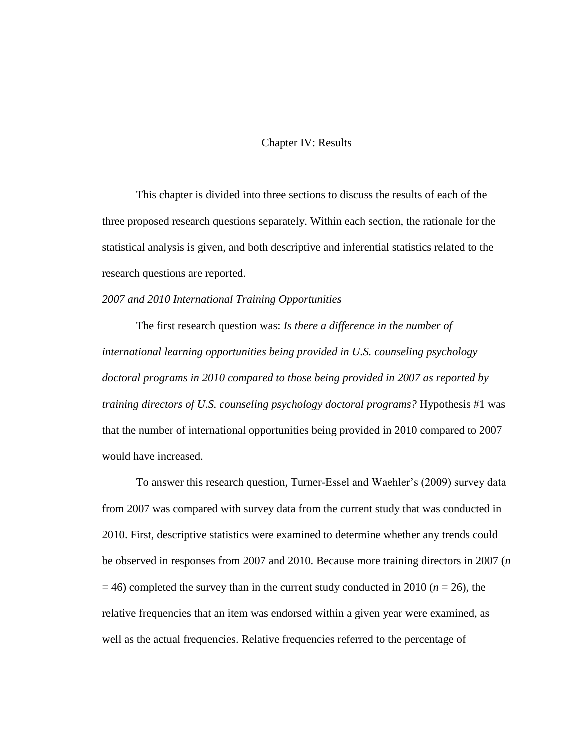# Chapter IV: Results

This chapter is divided into three sections to discuss the results of each of the three proposed research questions separately. Within each section, the rationale for the statistical analysis is given, and both descriptive and inferential statistics related to the research questions are reported.

## *2007 and 2010 International Training Opportunities*

The first research question was: *Is there a difference in the number of international learning opportunities being provided in U.S. counseling psychology doctoral programs in 2010 compared to those being provided in 2007 as reported by training directors of U.S. counseling psychology doctoral programs?* Hypothesis #1 was that the number of international opportunities being provided in 2010 compared to 2007 would have increased.

To answer this research question, Turner-Essel and Waehler's (2009) survey data from 2007 was compared with survey data from the current study that was conducted in 2010. First, descriptive statistics were examined to determine whether any trends could be observed in responses from 2007 and 2010. Because more training directors in 2007 ($n = 46$) completed the survey than in the current study conducted in 2010 ($n = 26$), the relative frequencies that an item was endorsed within a given year were examined, as well as the actual frequencies. Relative frequencies referred to the percentage of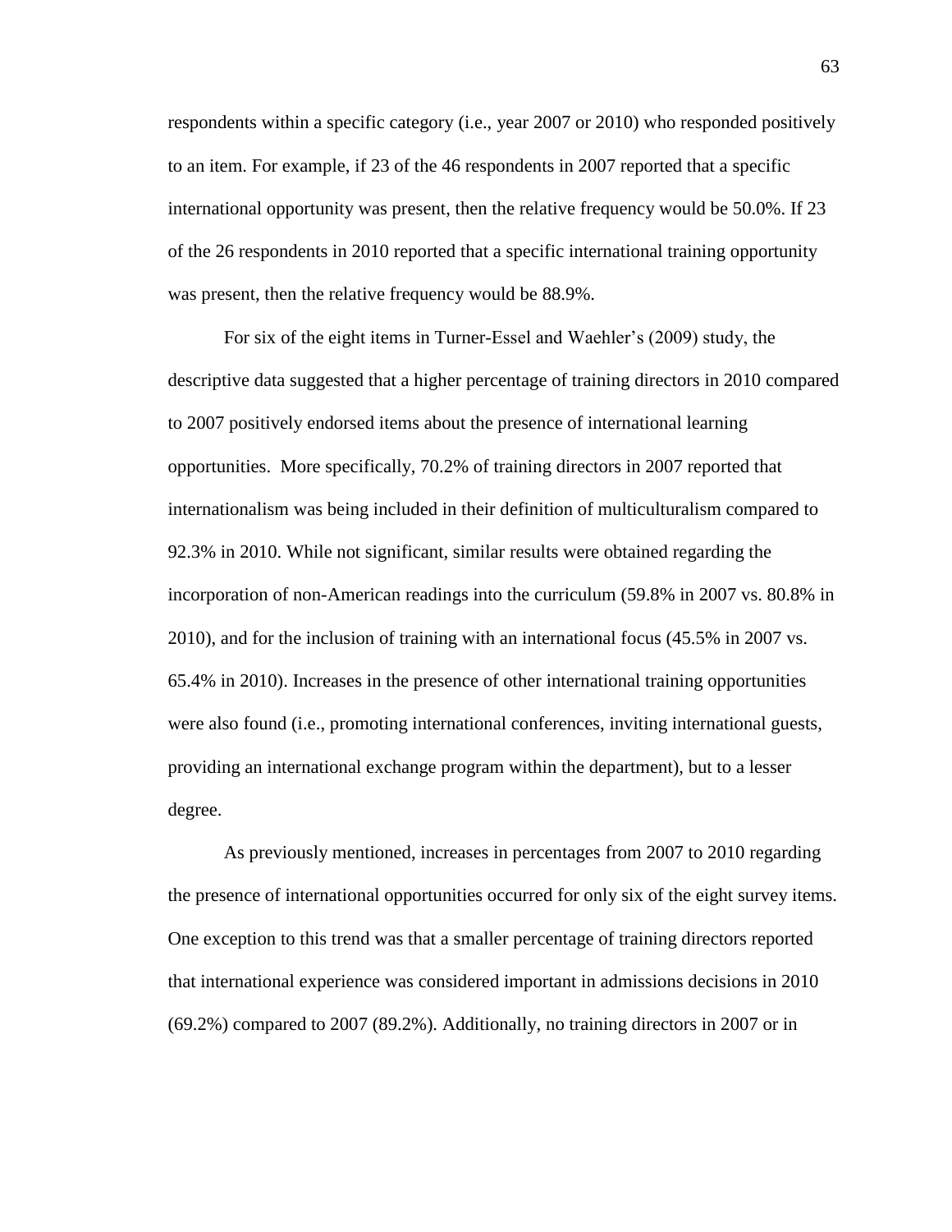respondents within a specific category (i.e., year 2007 or 2010) who responded positively to an item. For example, if 23 of the 46 respondents in 2007 reported that a specific international opportunity was present, then the relative frequency would be 50.0%. If 23 of the 26 respondents in 2010 reported that a specific international training opportunity was present, then the relative frequency would be 88.9%.

For six of the eight items in Turner-Essel and Waehler's (2009) study, the descriptive data suggested that a higher percentage of training directors in 2010 compared to 2007 positively endorsed items about the presence of international learning opportunities. More specifically, 70.2% of training directors in 2007 reported that internationalism was being included in their definition of multiculturalism compared to 92.3% in 2010. While not significant, similar results were obtained regarding the incorporation of non-American readings into the curriculum (59.8% in 2007 vs. 80.8% in 2010), and for the inclusion of training with an international focus (45.5% in 2007 vs. 65.4% in 2010). Increases in the presence of other international training opportunities were also found (i.e., promoting international conferences, inviting international guests, providing an international exchange program within the department), but to a lesser degree.

As previously mentioned, increases in percentages from 2007 to 2010 regarding the presence of international opportunities occurred for only six of the eight survey items. One exception to this trend was that a smaller percentage of training directors reported that international experience was considered important in admissions decisions in 2010 (69.2%) compared to 2007 (89.2%). Additionally, no training directors in 2007 or in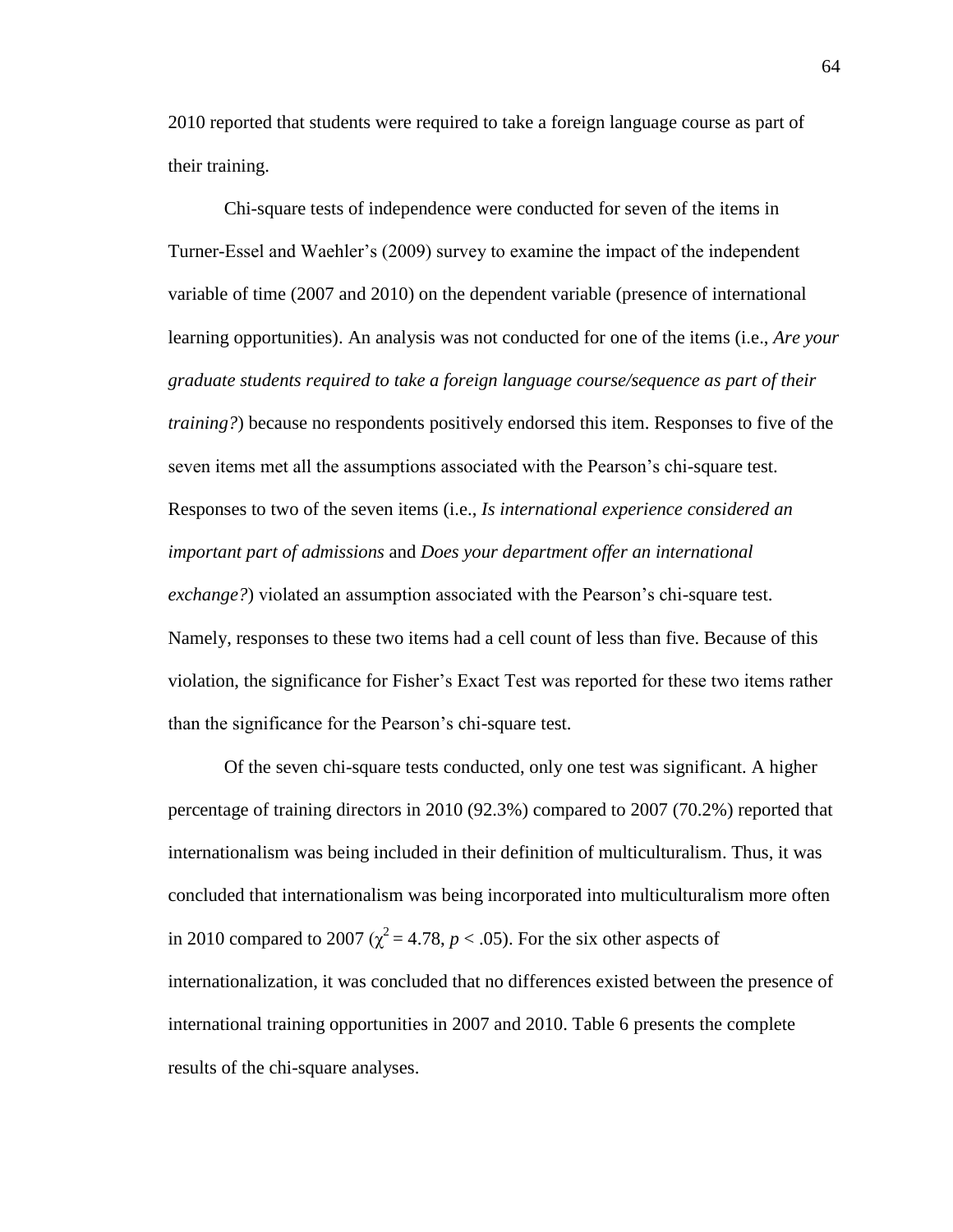2010 reported that students were required to take a foreign language course as part of their training.

Chi-square tests of independence were conducted for seven of the items in Turner-Essel and Waehler's (2009) survey to examine the impact of the independent variable of time (2007 and 2010) on the dependent variable (presence of international learning opportunities). An analysis was not conducted for one of the items (i.e., *Are your graduate students required to take a foreign language course/sequence as part of their training?*) because no respondents positively endorsed this item. Responses to five of the seven items met all the assumptions associated with the Pearson's chi-square test. Responses to two of the seven items (i.e., *Is international experience considered an important part of admissions* and *Does your department offer an international exchange?*) violated an assumption associated with the Pearson's chi-square test. Namely, responses to these two items had a cell count of less than five. Because of this violation, the significance for Fisher's Exact Test was reported for these two items rather than the significance for the Pearson's chi-square test.

Of the seven chi-square tests conducted, only one test was significant. A higher percentage of training directors in 2010 (92.3%) compared to 2007 (70.2%) reported that internationalism was being included in their definition of multiculturalism. Thus, it was concluded that internationalism was being incorporated into multiculturalism more often in 2010 compared to 2007 ($\chi^2 = 4.78$, $p < .05$). For the six other aspects of internationalization, it was concluded that no differences existed between the presence of international training opportunities in 2007 and 2010. Table 6 presents the complete results of the chi-square analyses.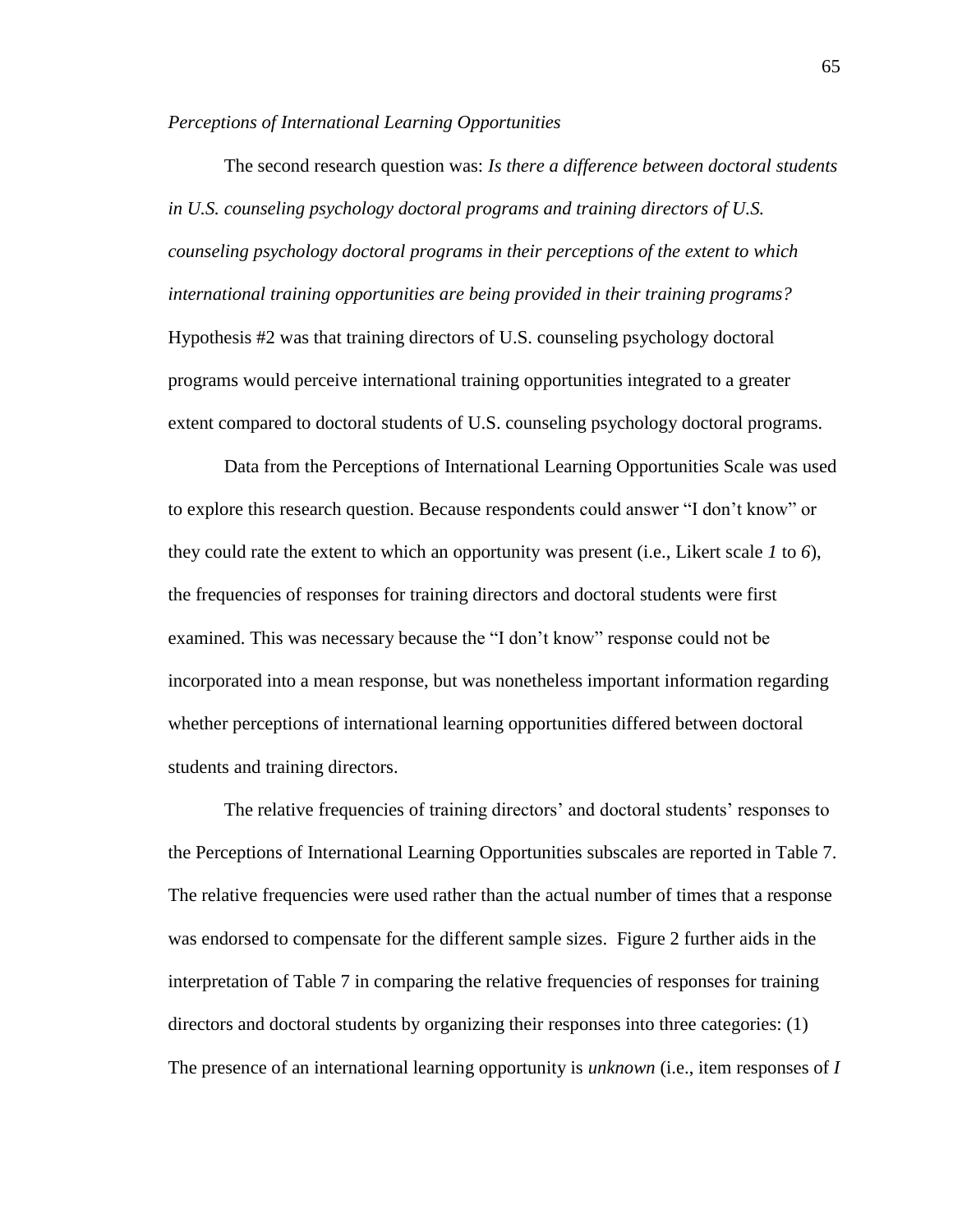*Perceptions of International Learning Opportunities*

The second research question was: *Is there a difference between doctoral students in U.S. counseling psychology doctoral programs and training directors of U.S. counseling psychology doctoral programs in their perceptions of the extent to which international training opportunities are being provided in their training programs?* Hypothesis #2 was that training directors of U.S. counseling psychology doctoral programs would perceive international training opportunities integrated to a greater extent compared to doctoral students of U.S. counseling psychology doctoral programs.

Data from the Perceptions of International Learning Opportunities Scale was used to explore this research question. Because respondents could answer "I don't know" or they could rate the extent to which an opportunity was present (i.e., Likert scale *1* to *6*), the frequencies of responses for training directors and doctoral students were first examined. This was necessary because the "I don't know" response could not be incorporated into a mean response, but was nonetheless important information regarding whether perceptions of international learning opportunities differed between doctoral students and training directors.

The relative frequencies of training directors' and doctoral students' responses to the Perceptions of International Learning Opportunities subscales are reported in Table 7. The relative frequencies were used rather than the actual number of times that a response was endorsed to compensate for the different sample sizes. Figure 2 further aids in the interpretation of Table 7 in comparing the relative frequencies of responses for training directors and doctoral students by organizing their responses into three categories: (1) The presence of an international learning opportunity is *unknown* (i.e., item responses of *I*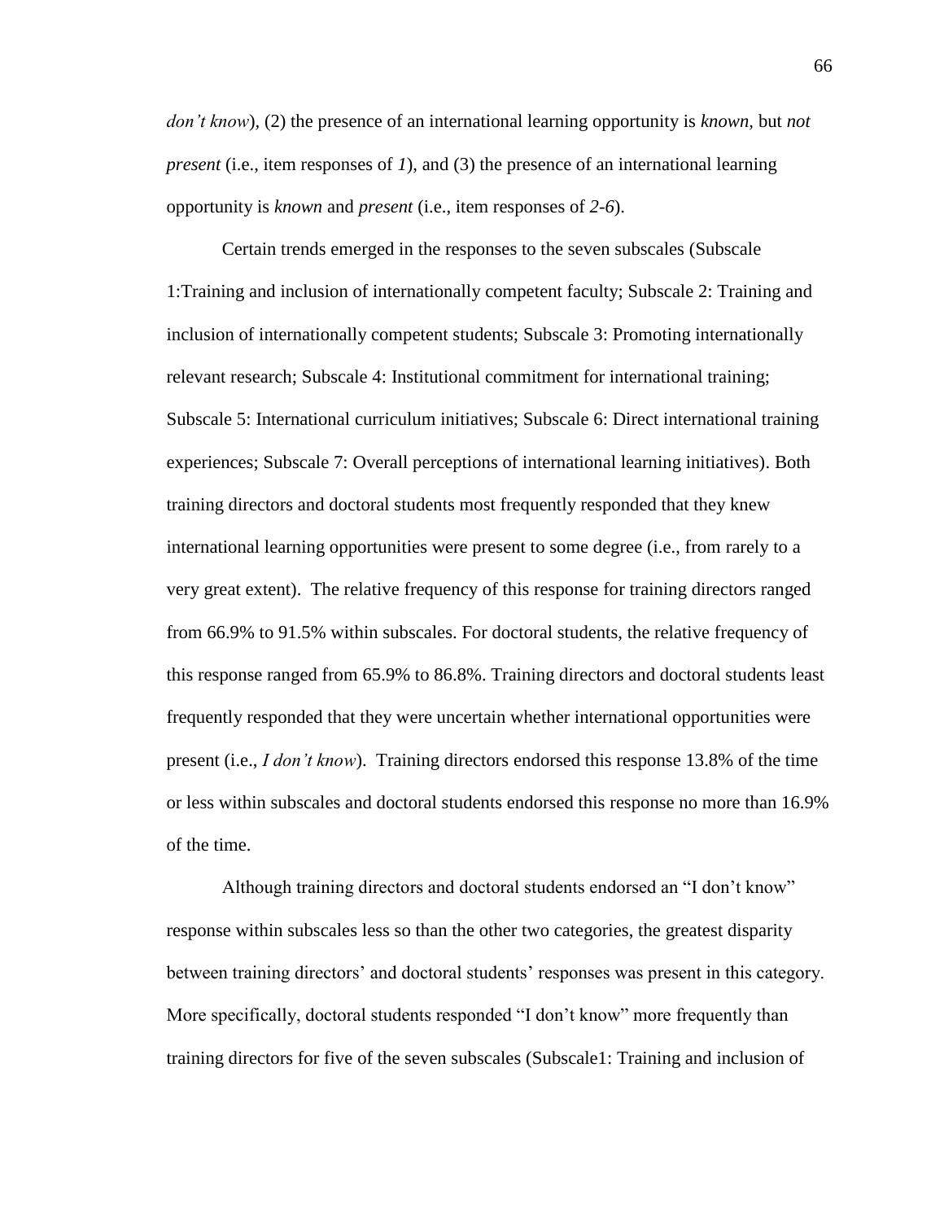*don't know*), (2) the presence of an international learning opportunity is *known*, but *not present* (i.e., item responses of *1*), and (3) the presence of an international learning opportunity is *known* and *present* (i.e., item responses of *2-6*).

Certain trends emerged in the responses to the seven subscales (Subscale 1:Training and inclusion of internationally competent faculty; Subscale 2: Training and inclusion of internationally competent students; Subscale 3: Promoting internationally relevant research; Subscale 4: Institutional commitment for international training; Subscale 5: International curriculum initiatives; Subscale 6: Direct international training experiences; Subscale 7: Overall perceptions of international learning initiatives). Both training directors and doctoral students most frequently responded that they knew international learning opportunities were present to some degree (i.e., from rarely to a very great extent). The relative frequency of this response for training directors ranged from 66.9% to 91.5% within subscales. For doctoral students, the relative frequency of this response ranged from 65.9% to 86.8%. Training directors and doctoral students least frequently responded that they were uncertain whether international opportunities were present (i.e., *I don't know*). Training directors endorsed this response 13.8% of the time or less within subscales and doctoral students endorsed this response no more than 16.9% of the time.

Although training directors and doctoral students endorsed an "I don't know" response within subscales less so than the other two categories, the greatest disparity between training directors' and doctoral students' responses was present in this category. More specifically, doctoral students responded "I don't know" more frequently than training directors for five of the seven subscales (Subscale1: Training and inclusion of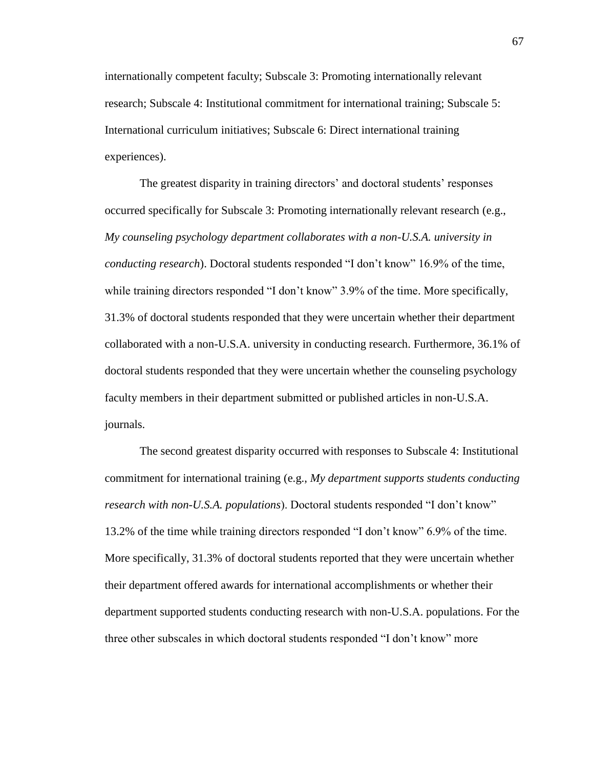internationally competent faculty; Subscale 3: Promoting internationally relevant research; Subscale 4: Institutional commitment for international training; Subscale 5: International curriculum initiatives; Subscale 6: Direct international training experiences).

The greatest disparity in training directors' and doctoral students' responses occurred specifically for Subscale 3: Promoting internationally relevant research (e.g., *My counseling psychology department collaborates with a non-U.S.A. university in conducting research*). Doctoral students responded "I don't know" 16.9% of the time, while training directors responded "I don't know" 3.9% of the time. More specifically, 31.3% of doctoral students responded that they were uncertain whether their department collaborated with a non-U.S.A. university in conducting research. Furthermore, 36.1% of doctoral students responded that they were uncertain whether the counseling psychology faculty members in their department submitted or published articles in non-U.S.A. journals.

The second greatest disparity occurred with responses to Subscale 4: Institutional commitment for international training (e.g., *My department supports students conducting research with non-U.S.A. populations*). Doctoral students responded "I don't know" 13.2% of the time while training directors responded "I don't know" 6.9% of the time. More specifically, 31.3% of doctoral students reported that they were uncertain whether their department offered awards for international accomplishments or whether their department supported students conducting research with non-U.S.A. populations. For the three other subscales in which doctoral students responded "I don't know" more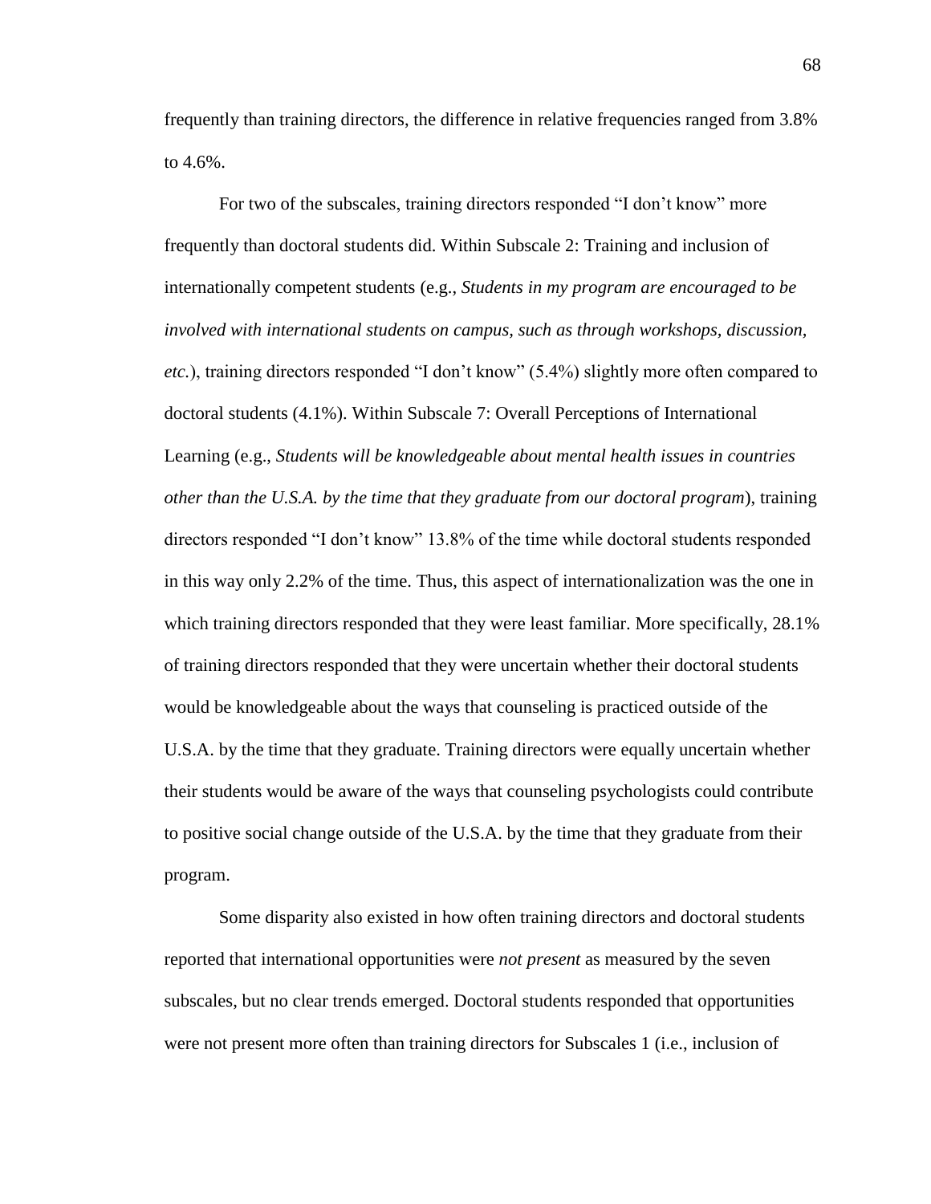frequently than training directors, the difference in relative frequencies ranged from 3.8% to 4.6%.

For two of the subscales, training directors responded “I don’t know” more frequently than doctoral students did. Within Subscale 2: Training and inclusion of internationally competent students (e.g., *Students in my program are encouraged to be involved with international students on campus, such as through workshops, discussion, etc.*), training directors responded “I don’t know” (5.4%) slightly more often compared to doctoral students (4.1%). Within Subscale 7: Overall Perceptions of International Learning (e.g., *Students will be knowledgeable about mental health issues in countries other than the U.S.A. by the time that they graduate from our doctoral program*), training directors responded “I don’t know” 13.8% of the time while doctoral students responded in this way only 2.2% of the time. Thus, this aspect of internationalization was the one in which training directors responded that they were least familiar. More specifically, 28.1% of training directors responded that they were uncertain whether their doctoral students would be knowledgeable about the ways that counseling is practiced outside of the U.S.A. by the time that they graduate. Training directors were equally uncertain whether their students would be aware of the ways that counseling psychologists could contribute to positive social change outside of the U.S.A. by the time that they graduate from their program.

Some disparity also existed in how often training directors and doctoral students reported that international opportunities were *not present* as measured by the seven subscales, but no clear trends emerged. Doctoral students responded that opportunities were not present more often than training directors for Subscales 1 (i.e., inclusion of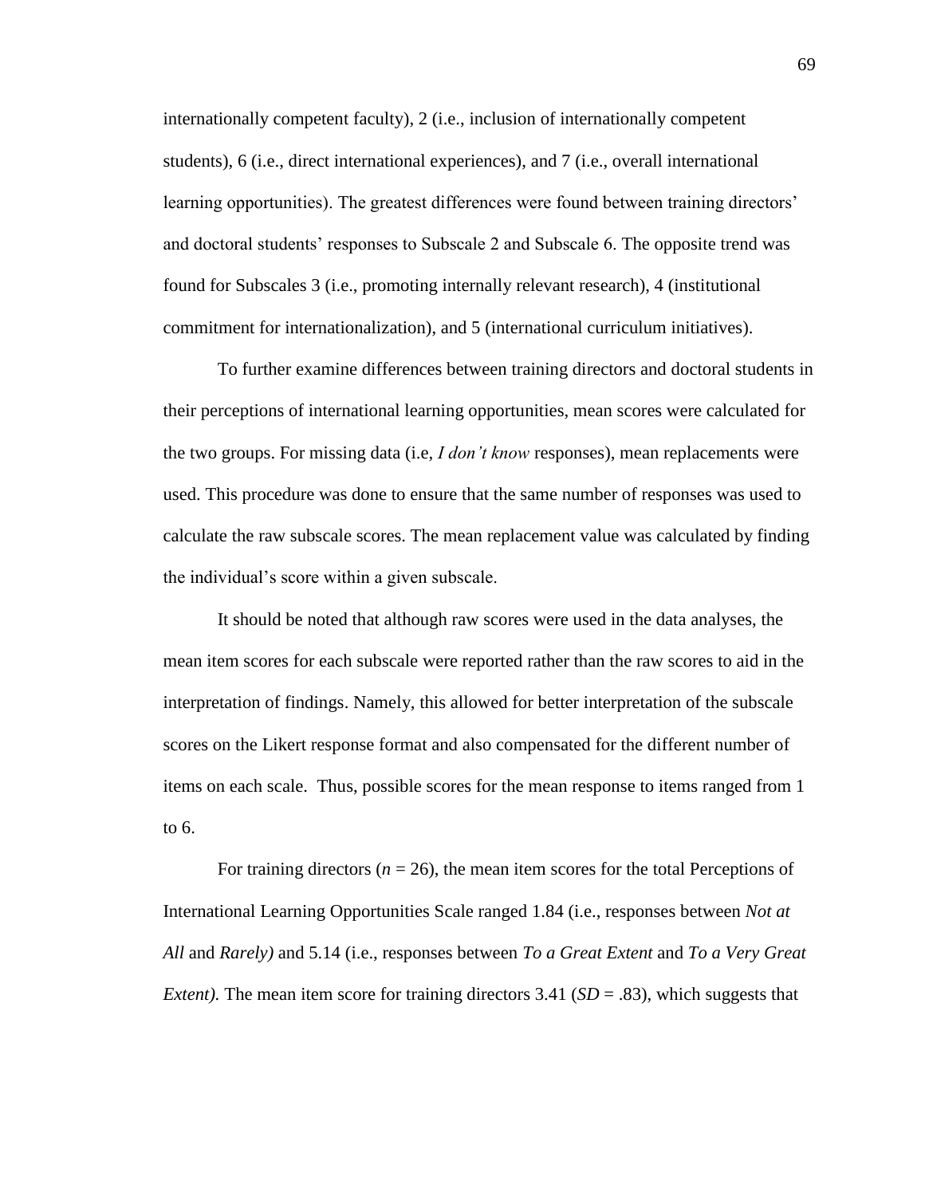internationally competent faculty), 2 (i.e., inclusion of internationally competent students), 6 (i.e., direct international experiences), and 7 (i.e., overall international learning opportunities). The greatest differences were found between training directors' and doctoral students' responses to Subscale 2 and Subscale 6. The opposite trend was found for Subscales 3 (i.e., promoting internally relevant research), 4 (institutional commitment for internationalization), and 5 (international curriculum initiatives).

To further examine differences between training directors and doctoral students in their perceptions of international learning opportunities, mean scores were calculated for the two groups. For missing data (i.e, *I don't know* responses), mean replacements were used. This procedure was done to ensure that the same number of responses was used to calculate the raw subscale scores. The mean replacement value was calculated by finding the individual's score within a given subscale.

It should be noted that although raw scores were used in the data analyses, the mean item scores for each subscale were reported rather than the raw scores to aid in the interpretation of findings. Namely, this allowed for better interpretation of the subscale scores on the Likert response format and also compensated for the different number of items on each scale. Thus, possible scores for the mean response to items ranged from 1 to 6.

For training directors ($n$ = 26), the mean item scores for the total Perceptions of International Learning Opportunities Scale ranged 1.84 (i.e., responses between *Not at All* and *Rarely)* and 5.14 (i.e., responses between *To a Great Extent* and *To a Very Great Extent).* The mean item score for training directors 3.41 ($SD$ = .83), which suggests that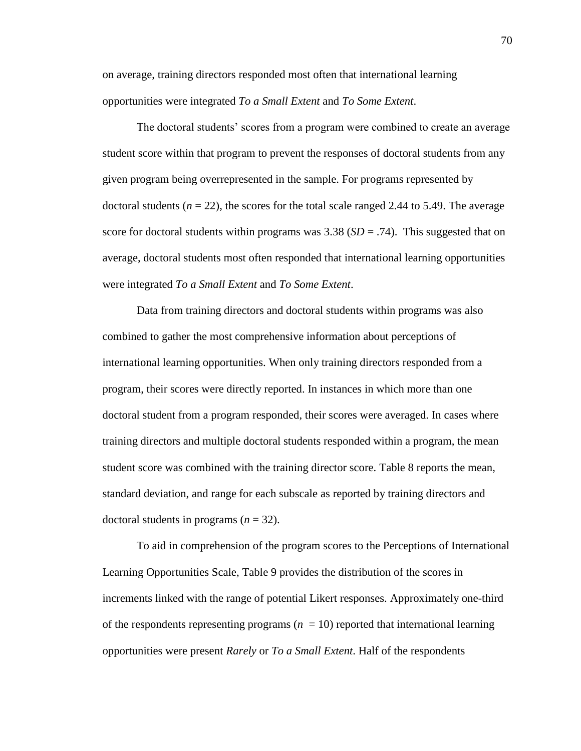on average, training directors responded most often that international learning opportunities were integrated *To a Small Extent* and *To Some Extent*.

The doctoral students' scores from a program were combined to create an average student score within that program to prevent the responses of doctoral students from any given program being overrepresented in the sample. For programs represented by doctoral students ($n$ = 22), the scores for the total scale ranged 2.44 to 5.49. The average score for doctoral students within programs was 3.38 ($SD$ = .74). This suggested that on average, doctoral students most often responded that international learning opportunities were integrated *To a Small Extent* and *To Some Extent*.

Data from training directors and doctoral students within programs was also combined to gather the most comprehensive information about perceptions of international learning opportunities. When only training directors responded from a program, their scores were directly reported. In instances in which more than one doctoral student from a program responded, their scores were averaged. In cases where training directors and multiple doctoral students responded within a program, the mean student score was combined with the training director score. Table 8 reports the mean, standard deviation, and range for each subscale as reported by training directors and doctoral students in programs ($n$ = 32).

To aid in comprehension of the program scores to the Perceptions of International Learning Opportunities Scale, Table 9 provides the distribution of the scores in increments linked with the range of potential Likert responses. Approximately one-third of the respondents representing programs ($n$ = 10) reported that international learning opportunities were present *Rarely* or *To a Small Extent*. Half of the respondents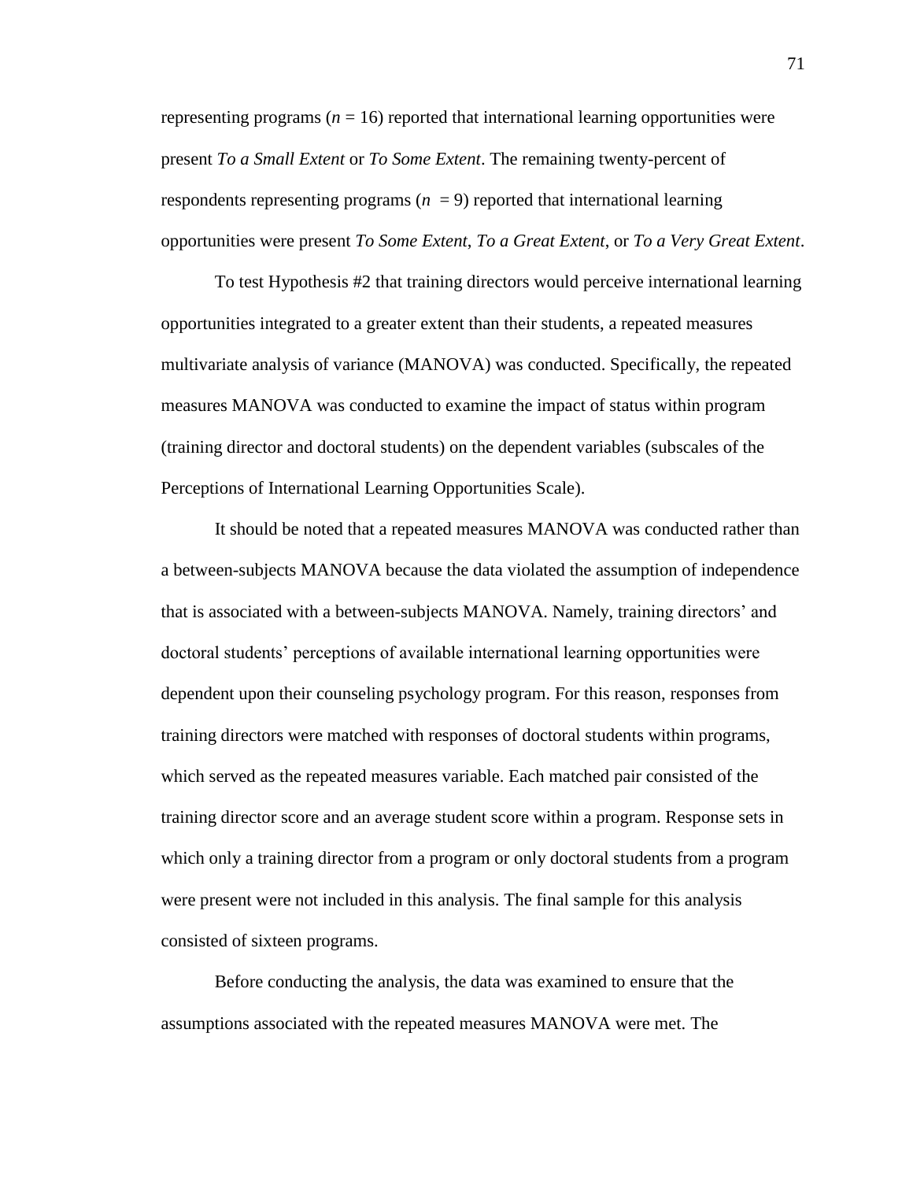representing programs ($n = 16$) reported that international learning opportunities were present *To a Small Extent* or *To Some Extent*. The remaining twenty-percent of respondents representing programs ($n = 9$) reported that international learning opportunities were present *To Some Extent*, *To a Great Extent*, or *To a Very Great Extent*.

To test Hypothesis #2 that training directors would perceive international learning opportunities integrated to a greater extent than their students, a repeated measures multivariate analysis of variance (MANOVA) was conducted. Specifically, the repeated measures MANOVA was conducted to examine the impact of status within program (training director and doctoral students) on the dependent variables (subscales of the Perceptions of International Learning Opportunities Scale).

It should be noted that a repeated measures MANOVA was conducted rather than a between-subjects MANOVA because the data violated the assumption of independence that is associated with a between-subjects MANOVA. Namely, training directors' and doctoral students' perceptions of available international learning opportunities were dependent upon their counseling psychology program. For this reason, responses from training directors were matched with responses of doctoral students within programs, which served as the repeated measures variable. Each matched pair consisted of the training director score and an average student score within a program. Response sets in which only a training director from a program or only doctoral students from a program were present were not included in this analysis. The final sample for this analysis consisted of sixteen programs.

Before conducting the analysis, the data was examined to ensure that the assumptions associated with the repeated measures MANOVA were met. The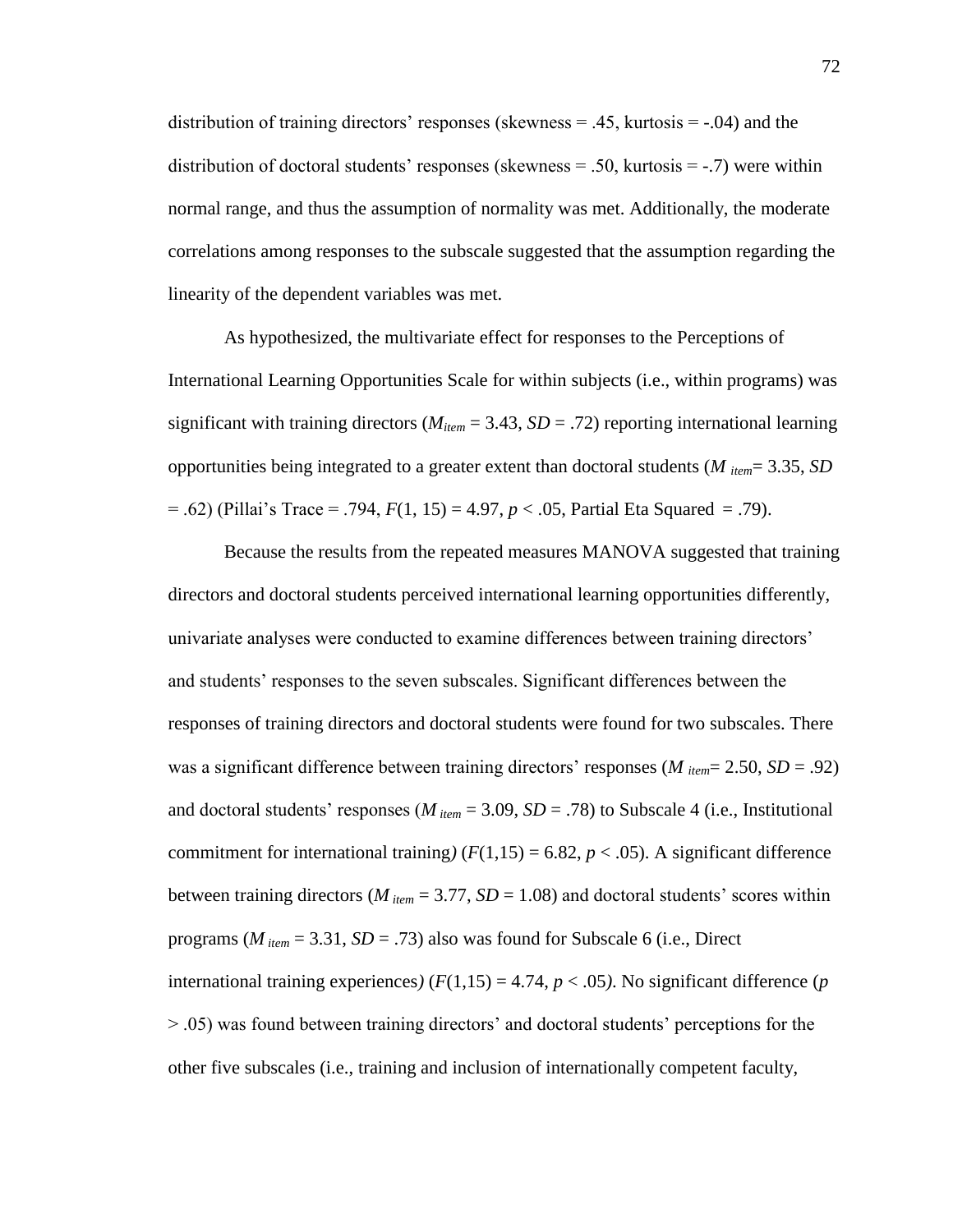distribution of training directors' responses (skewness = .45, kurtosis = -.04) and the distribution of doctoral students' responses (skewness = .50, kurtosis = -.7) were within normal range, and thus the assumption of normality was met. Additionally, the moderate correlations among responses to the subscale suggested that the assumption regarding the linearity of the dependent variables was met.

As hypothesized, the multivariate effect for responses to the Perceptions of International Learning Opportunities Scale for within subjects (i.e., within programs) was significant with training directors ($M_{item}$ = 3.43, $SD$ = .72) reporting international learning opportunities being integrated to a greater extent than doctoral students ($M_{item}$= 3.35, $SD$ = .62) (Pillai's Trace = .794, $F(1, 15) = 4.97$, $p < .05$, Partial Eta Squared = .79).

Because the results from the repeated measures MANOVA suggested that training directors and doctoral students perceived international learning opportunities differently, univariate analyses were conducted to examine differences between training directors' and students' responses to the seven subscales. Significant differences between the responses of training directors and doctoral students were found for two subscales. There was a significant difference between training directors' responses ($M_{item}$= 2.50, $SD$ = .92) and doctoral students' responses ($M_{item}$ = 3.09, $SD$ = .78) to Subscale 4 (i.e., Institutional commitment for international training*)* ($F(1,15) = 6.82$, $p < .05$). A significant difference between training directors ($M_{item}$ = 3.77, $SD$ = 1.08) and doctoral students' scores within programs ($M_{item}$ = 3.31, $SD$ = .73) also was found for Subscale 6 (i.e., Direct international training experiences*)* ($F(1,15) = 4.74$, $p < .05$*)*. No significant difference ($p > .05$) was found between training directors' and doctoral students' perceptions for the other five subscales (i.e., training and inclusion of internationally competent faculty,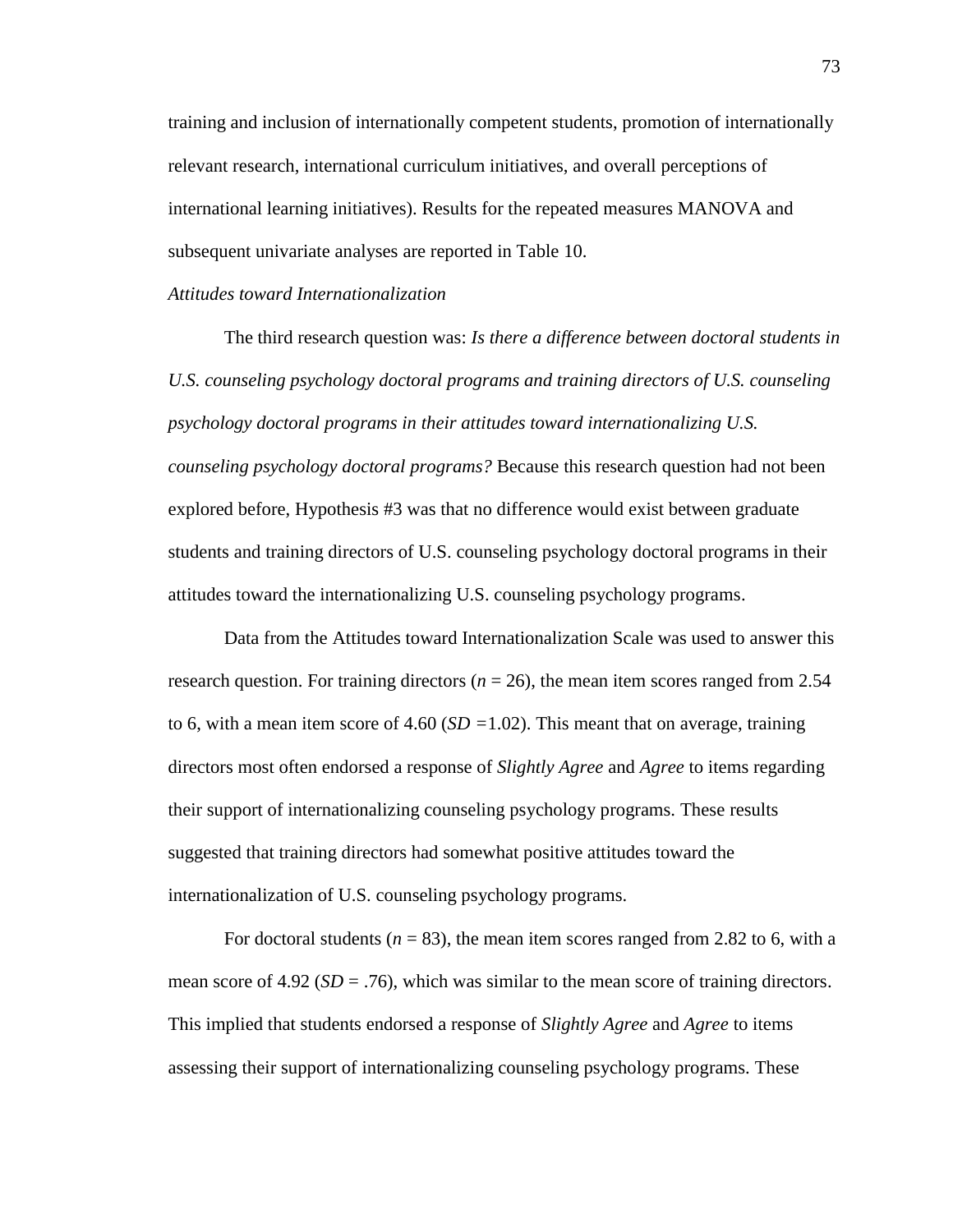training and inclusion of internationally competent students, promotion of internationally relevant research, international curriculum initiatives, and overall perceptions of international learning initiatives). Results for the repeated measures MANOVA and subsequent univariate analyses are reported in Table 10.

*Attitudes toward Internationalization*

The third research question was: *Is there a difference between doctoral students in U.S. counseling psychology doctoral programs and training directors of U.S. counseling psychology doctoral programs in their attitudes toward internationalizing U.S. counseling psychology doctoral programs?* Because this research question had not been explored before, Hypothesis #3 was that no difference would exist between graduate students and training directors of U.S. counseling psychology doctoral programs in their attitudes toward the internationalizing U.S. counseling psychology programs.

Data from the Attitudes toward Internationalization Scale was used to answer this research question. For training directors ($n$ = 26), the mean item scores ranged from 2.54 to 6, with a mean item score of 4.60 ($SD$ =1.02). This meant that on average, training directors most often endorsed a response of *Slightly Agree* and *Agree* to items regarding their support of internationalizing counseling psychology programs. These results suggested that training directors had somewhat positive attitudes toward the internationalization of U.S. counseling psychology programs.

For doctoral students ($n$ = 83), the mean item scores ranged from 2.82 to 6, with a mean score of 4.92 ($SD$ = .76), which was similar to the mean score of training directors. This implied that students endorsed a response of *Slightly Agree* and *Agree* to items assessing their support of internationalizing counseling psychology programs. These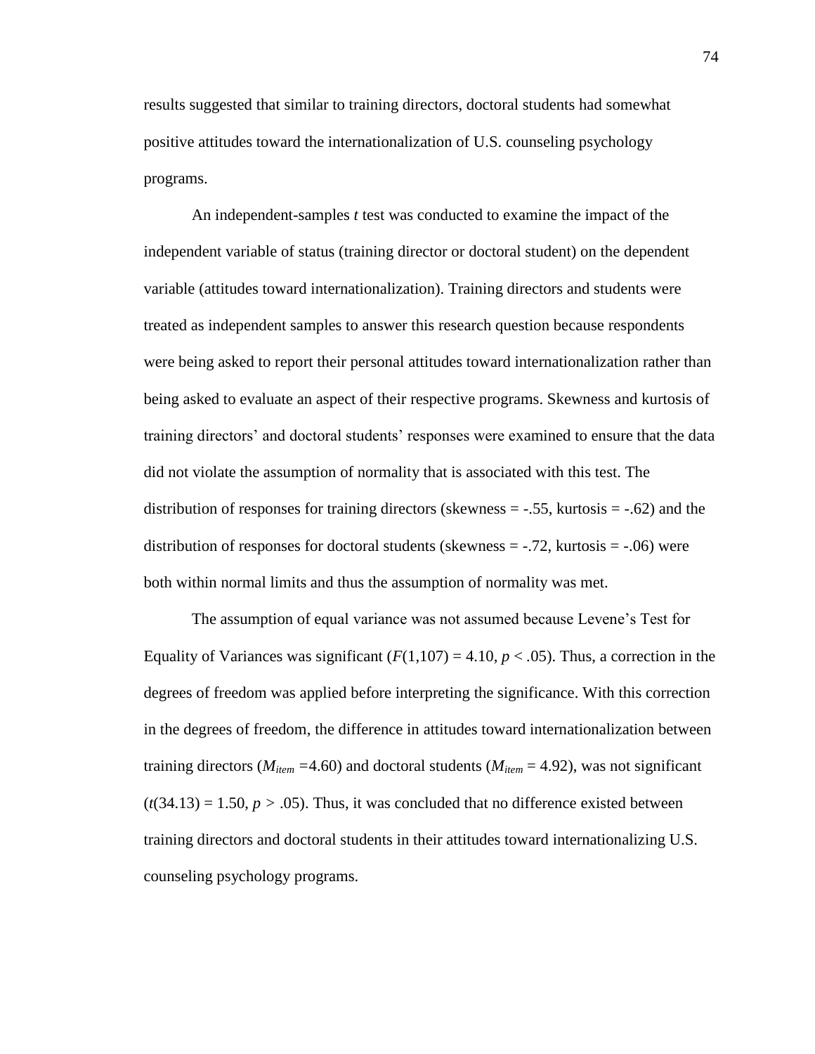results suggested that similar to training directors, doctoral students had somewhat positive attitudes toward the internationalization of U.S. counseling psychology programs.

An independent-samples *t* test was conducted to examine the impact of the independent variable of status (training director or doctoral student) on the dependent variable (attitudes toward internationalization). Training directors and students were treated as independent samples to answer this research question because respondents were being asked to report their personal attitudes toward internationalization rather than being asked to evaluate an aspect of their respective programs. Skewness and kurtosis of training directors' and doctoral students' responses were examined to ensure that the data did not violate the assumption of normality that is associated with this test. The distribution of responses for training directors (skewness = -.55, kurtosis = -.62) and the distribution of responses for doctoral students (skewness = -.72, kurtosis = -.06) were both within normal limits and thus the assumption of normality was met.

The assumption of equal variance was not assumed because Levene's Test for Equality of Variances was significant ($F(1,107) = 4.10$, $p < .05$). Thus, a correction in the degrees of freedom was applied before interpreting the significance. With this correction in the degrees of freedom, the difference in attitudes toward internationalization between training directors ($M_{item}$ =4.60) and doctoral students ($M_{item}$ = 4.92), was not significant ($t(34.13) = 1.50$, $p > .05$). Thus, it was concluded that no difference existed between training directors and doctoral students in their attitudes toward internationalizing U.S. counseling psychology programs.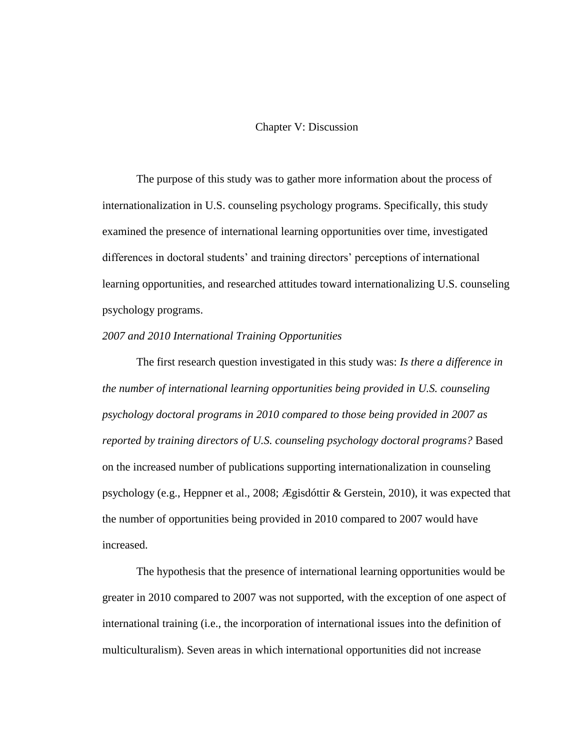# Chapter V: Discussion

The purpose of this study was to gather more information about the process of internationalization in U.S. counseling psychology programs. Specifically, this study examined the presence of international learning opportunities over time, investigated differences in doctoral students' and training directors' perceptions of international learning opportunities, and researched attitudes toward internationalizing U.S. counseling psychology programs.

*2007 and 2010 International Training Opportunities*

The first research question investigated in this study was: *Is there a difference in the number of international learning opportunities being provided in U.S. counseling psychology doctoral programs in 2010 compared to those being provided in 2007 as reported by training directors of U.S. counseling psychology doctoral programs?* Based on the increased number of publications supporting internationalization in counseling psychology (e.g., Heppner et al., 2008; Ægisdóttir & Gerstein, 2010), it was expected that the number of opportunities being provided in 2010 compared to 2007 would have increased.

The hypothesis that the presence of international learning opportunities would be greater in 2010 compared to 2007 was not supported, with the exception of one aspect of international training (i.e., the incorporation of international issues into the definition of multiculturalism). Seven areas in which international opportunities did not increase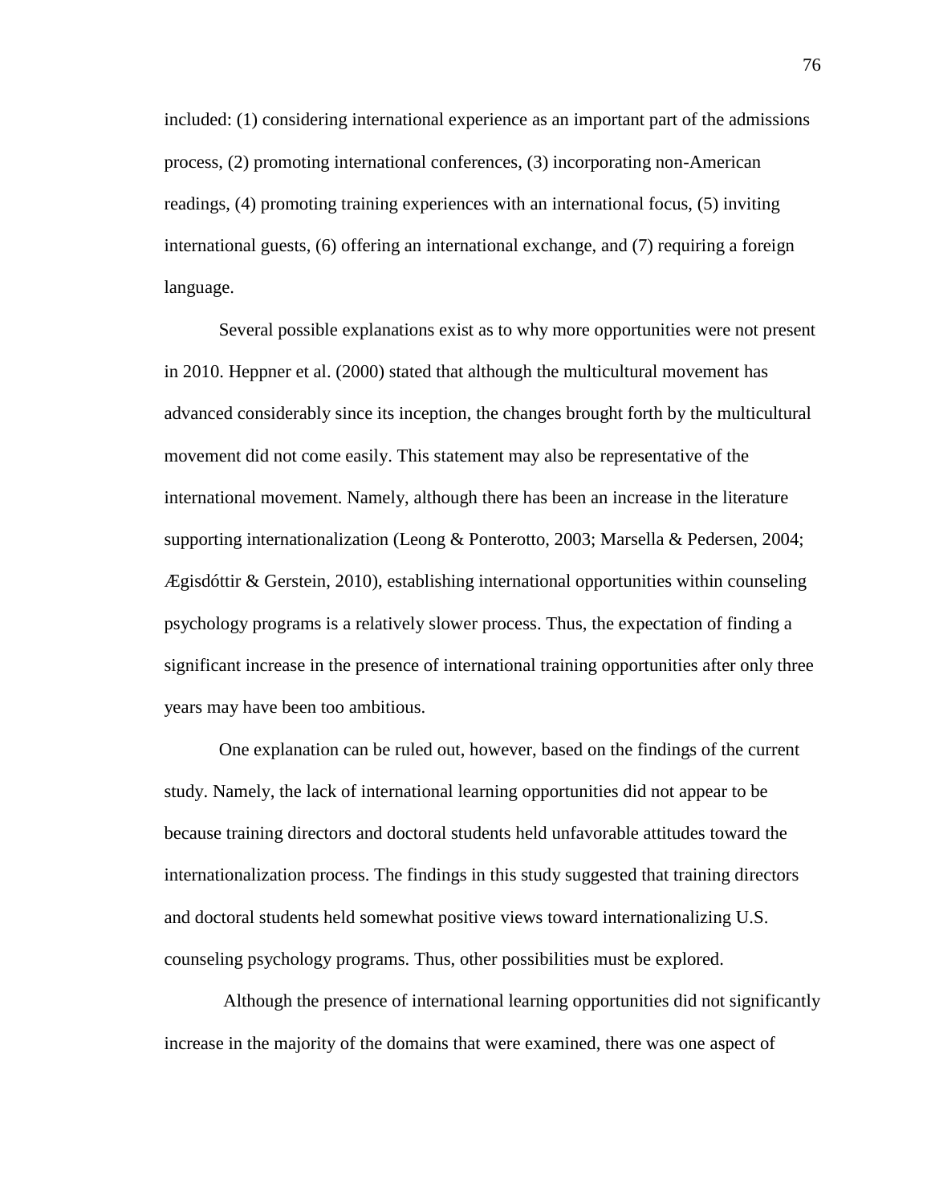included: (1) considering international experience as an important part of the admissions process, (2) promoting international conferences, (3) incorporating non-American readings, (4) promoting training experiences with an international focus, (5) inviting international guests, (6) offering an international exchange, and (7) requiring a foreign language.

Several possible explanations exist as to why more opportunities were not present in 2010. Heppner et al. (2000) stated that although the multicultural movement has advanced considerably since its inception, the changes brought forth by the multicultural movement did not come easily. This statement may also be representative of the international movement. Namely, although there has been an increase in the literature supporting internationalization (Leong & Ponterotto, 2003; Marsella & Pedersen, 2004; Ægisdóttir & Gerstein, 2010), establishing international opportunities within counseling psychology programs is a relatively slower process. Thus, the expectation of finding a significant increase in the presence of international training opportunities after only three years may have been too ambitious.

One explanation can be ruled out, however, based on the findings of the current study. Namely, the lack of international learning opportunities did not appear to be because training directors and doctoral students held unfavorable attitudes toward the internationalization process. The findings in this study suggested that training directors and doctoral students held somewhat positive views toward internationalizing U.S. counseling psychology programs. Thus, other possibilities must be explored.

Although the presence of international learning opportunities did not significantly increase in the majority of the domains that were examined, there was one aspect of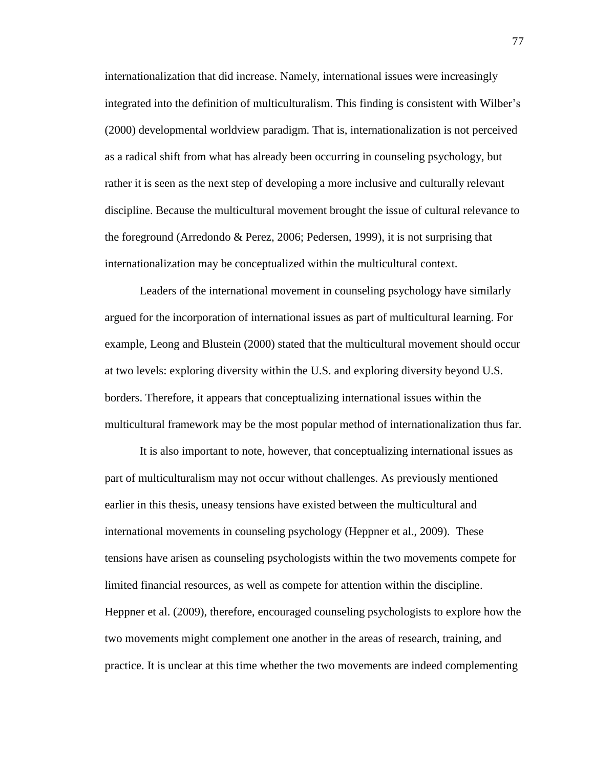internationalization that did increase. Namely, international issues were increasingly integrated into the definition of multiculturalism. This finding is consistent with Wilber's (2000) developmental worldview paradigm. That is, internationalization is not perceived as a radical shift from what has already been occurring in counseling psychology, but rather it is seen as the next step of developing a more inclusive and culturally relevant discipline. Because the multicultural movement brought the issue of cultural relevance to the foreground (Arredondo & Perez, 2006; Pedersen, 1999), it is not surprising that internationalization may be conceptualized within the multicultural context.

Leaders of the international movement in counseling psychology have similarly argued for the incorporation of international issues as part of multicultural learning. For example, Leong and Blustein (2000) stated that the multicultural movement should occur at two levels: exploring diversity within the U.S. and exploring diversity beyond U.S. borders. Therefore, it appears that conceptualizing international issues within the multicultural framework may be the most popular method of internationalization thus far.

It is also important to note, however, that conceptualizing international issues as part of multiculturalism may not occur without challenges. As previously mentioned earlier in this thesis, uneasy tensions have existed between the multicultural and international movements in counseling psychology (Heppner et al., 2009). These tensions have arisen as counseling psychologists within the two movements compete for limited financial resources, as well as compete for attention within the discipline. Heppner et al. (2009), therefore, encouraged counseling psychologists to explore how the two movements might complement one another in the areas of research, training, and practice. It is unclear at this time whether the two movements are indeed complementing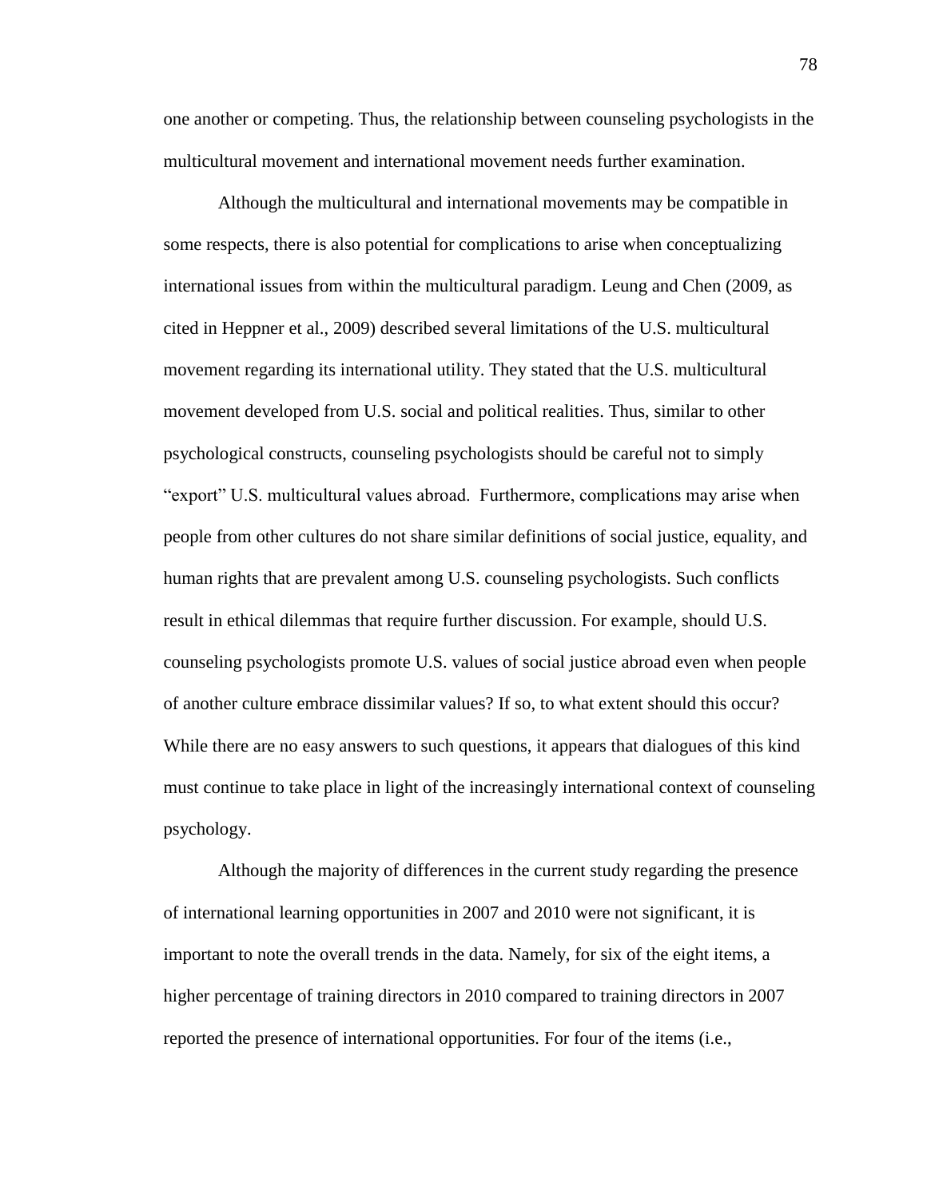one another or competing. Thus, the relationship between counseling psychologists in the multicultural movement and international movement needs further examination.

Although the multicultural and international movements may be compatible in some respects, there is also potential for complications to arise when conceptualizing international issues from within the multicultural paradigm. Leung and Chen (2009, as cited in Heppner et al., 2009) described several limitations of the U.S. multicultural movement regarding its international utility. They stated that the U.S. multicultural movement developed from U.S. social and political realities. Thus, similar to other psychological constructs, counseling psychologists should be careful not to simply "export" U.S. multicultural values abroad. Furthermore, complications may arise when people from other cultures do not share similar definitions of social justice, equality, and human rights that are prevalent among U.S. counseling psychologists. Such conflicts result in ethical dilemmas that require further discussion. For example, should U.S. counseling psychologists promote U.S. values of social justice abroad even when people of another culture embrace dissimilar values? If so, to what extent should this occur? While there are no easy answers to such questions, it appears that dialogues of this kind must continue to take place in light of the increasingly international context of counseling psychology.

Although the majority of differences in the current study regarding the presence of international learning opportunities in 2007 and 2010 were not significant, it is important to note the overall trends in the data. Namely, for six of the eight items, a higher percentage of training directors in 2010 compared to training directors in 2007 reported the presence of international opportunities. For four of the items (i.e.,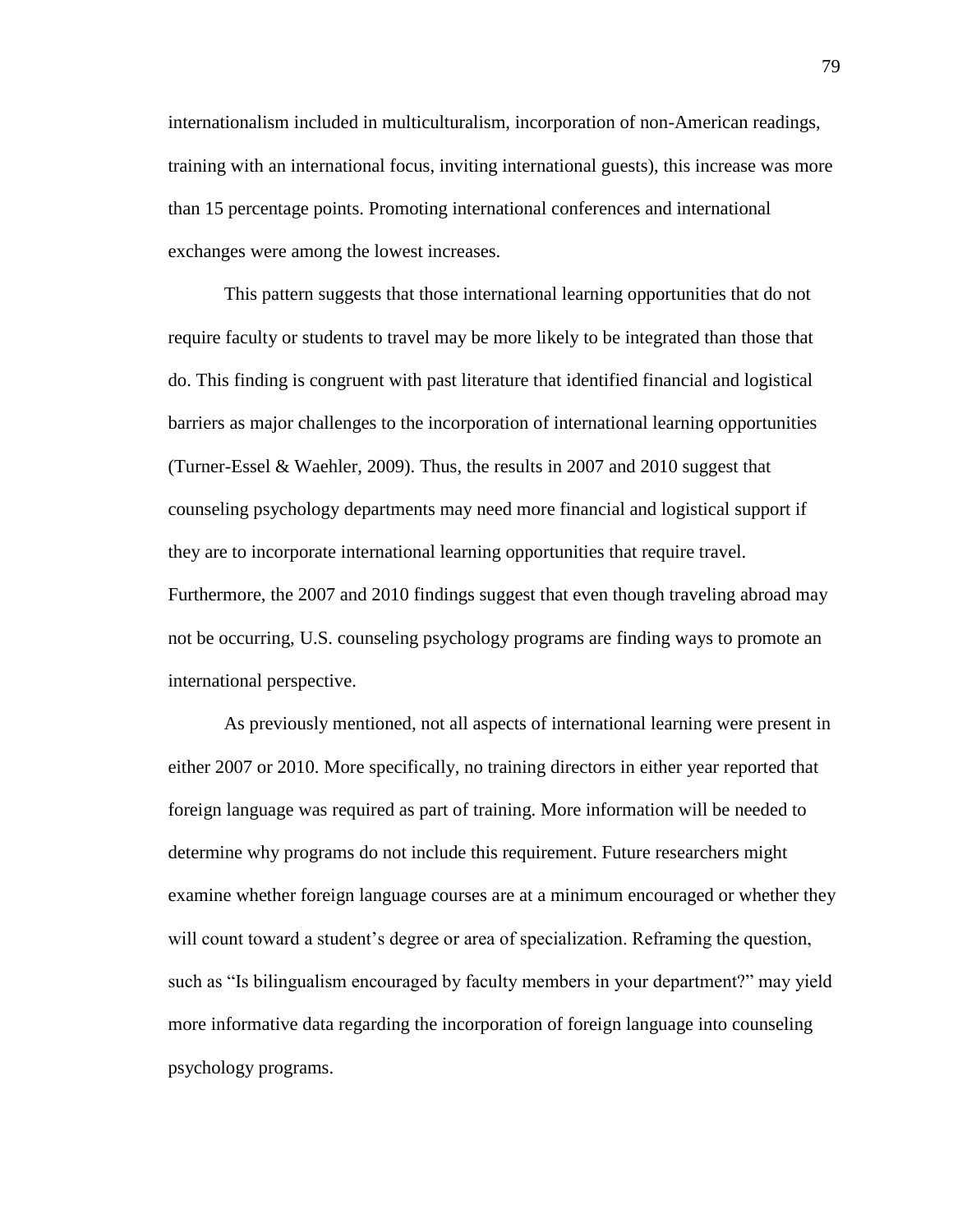internationalism included in multiculturalism, incorporation of non-American readings, training with an international focus, inviting international guests), this increase was more than 15 percentage points. Promoting international conferences and international exchanges were among the lowest increases.

This pattern suggests that those international learning opportunities that do not require faculty or students to travel may be more likely to be integrated than those that do. This finding is congruent with past literature that identified financial and logistical barriers as major challenges to the incorporation of international learning opportunities (Turner-Essel & Waehler, 2009). Thus, the results in 2007 and 2010 suggest that counseling psychology departments may need more financial and logistical support if they are to incorporate international learning opportunities that require travel. Furthermore, the 2007 and 2010 findings suggest that even though traveling abroad may not be occurring, U.S. counseling psychology programs are finding ways to promote an international perspective.

As previously mentioned, not all aspects of international learning were present in either 2007 or 2010. More specifically, no training directors in either year reported that foreign language was required as part of training. More information will be needed to determine why programs do not include this requirement. Future researchers might examine whether foreign language courses are at a minimum encouraged or whether they will count toward a student's degree or area of specialization. Reframing the question, such as "Is bilingualism encouraged by faculty members in your department?" may yield more informative data regarding the incorporation of foreign language into counseling psychology programs.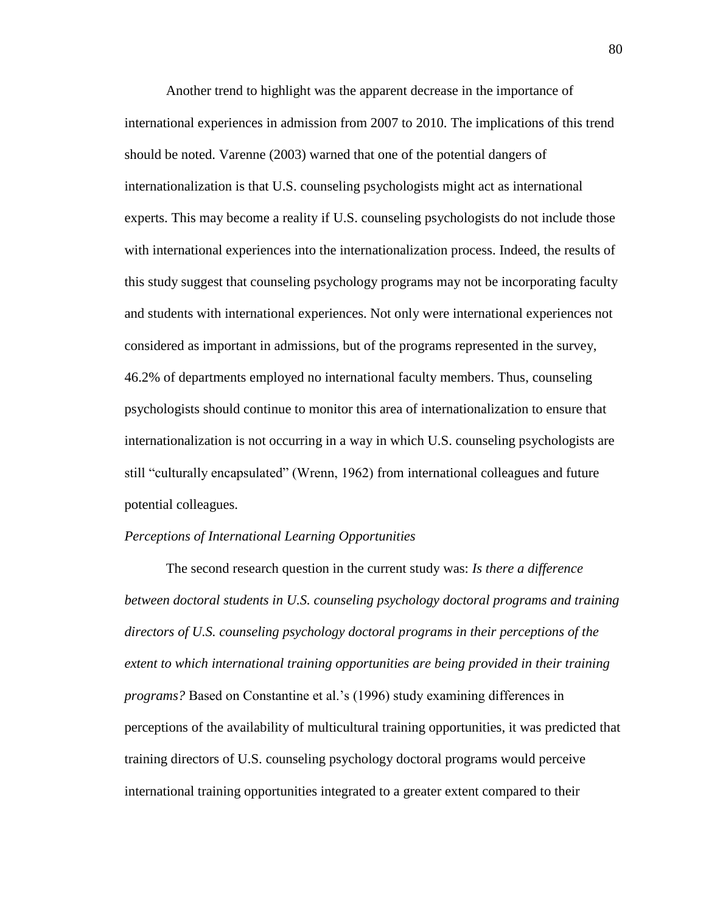Another trend to highlight was the apparent decrease in the importance of international experiences in admission from 2007 to 2010. The implications of this trend should be noted. Varenne (2003) warned that one of the potential dangers of internationalization is that U.S. counseling psychologists might act as international experts. This may become a reality if U.S. counseling psychologists do not include those with international experiences into the internationalization process. Indeed, the results of this study suggest that counseling psychology programs may not be incorporating faculty and students with international experiences. Not only were international experiences not considered as important in admissions, but of the programs represented in the survey, 46.2% of departments employed no international faculty members. Thus, counseling psychologists should continue to monitor this area of internationalization to ensure that internationalization is not occurring in a way in which U.S. counseling psychologists are still "culturally encapsulated" (Wrenn, 1962) from international colleagues and future potential colleagues.

*Perceptions of International Learning Opportunities*

The second research question in the current study was: *Is there a difference between doctoral students in U.S. counseling psychology doctoral programs and training directors of U.S. counseling psychology doctoral programs in their perceptions of the extent to which international training opportunities are being provided in their training programs?* Based on Constantine et al.'s (1996) study examining differences in perceptions of the availability of multicultural training opportunities, it was predicted that training directors of U.S. counseling psychology doctoral programs would perceive international training opportunities integrated to a greater extent compared to their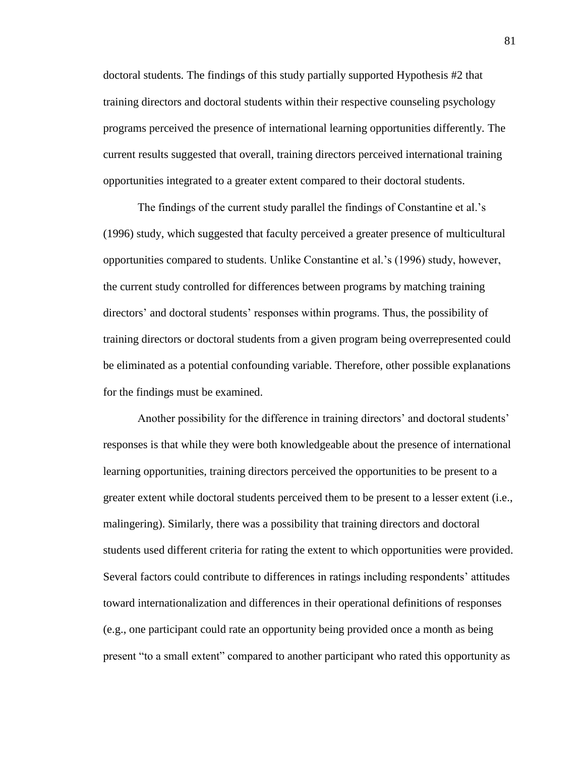doctoral students. The findings of this study partially supported Hypothesis #2 that training directors and doctoral students within their respective counseling psychology programs perceived the presence of international learning opportunities differently. The current results suggested that overall, training directors perceived international training opportunities integrated to a greater extent compared to their doctoral students.

The findings of the current study parallel the findings of Constantine et al.'s (1996) study, which suggested that faculty perceived a greater presence of multicultural opportunities compared to students. Unlike Constantine et al.'s (1996) study, however, the current study controlled for differences between programs by matching training directors' and doctoral students' responses within programs. Thus, the possibility of training directors or doctoral students from a given program being overrepresented could be eliminated as a potential confounding variable. Therefore, other possible explanations for the findings must be examined.

Another possibility for the difference in training directors' and doctoral students' responses is that while they were both knowledgeable about the presence of international learning opportunities, training directors perceived the opportunities to be present to a greater extent while doctoral students perceived them to be present to a lesser extent (i.e., malingering). Similarly, there was a possibility that training directors and doctoral students used different criteria for rating the extent to which opportunities were provided. Several factors could contribute to differences in ratings including respondents' attitudes toward internationalization and differences in their operational definitions of responses (e.g., one participant could rate an opportunity being provided once a month as being present "to a small extent" compared to another participant who rated this opportunity as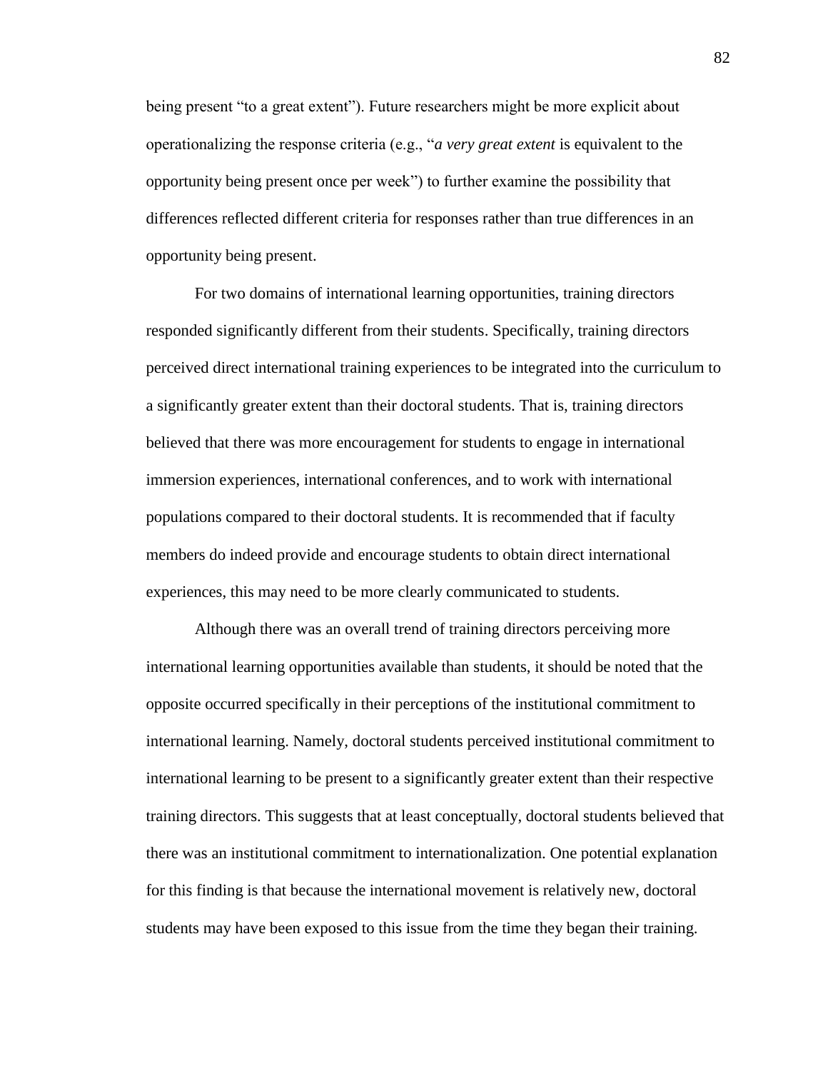being present “to a great extent”). Future researchers might be more explicit about operationalizing the response criteria (e.g., “*a very great extent* is equivalent to the opportunity being present once per week”) to further examine the possibility that differences reflected different criteria for responses rather than true differences in an opportunity being present.

For two domains of international learning opportunities, training directors responded significantly different from their students. Specifically, training directors perceived direct international training experiences to be integrated into the curriculum to a significantly greater extent than their doctoral students. That is, training directors believed that there was more encouragement for students to engage in international immersion experiences, international conferences, and to work with international populations compared to their doctoral students. It is recommended that if faculty members do indeed provide and encourage students to obtain direct international experiences, this may need to be more clearly communicated to students.

Although there was an overall trend of training directors perceiving more international learning opportunities available than students, it should be noted that the opposite occurred specifically in their perceptions of the institutional commitment to international learning. Namely, doctoral students perceived institutional commitment to international learning to be present to a significantly greater extent than their respective training directors. This suggests that at least conceptually, doctoral students believed that there was an institutional commitment to internationalization. One potential explanation for this finding is that because the international movement is relatively new, doctoral students may have been exposed to this issue from the time they began their training.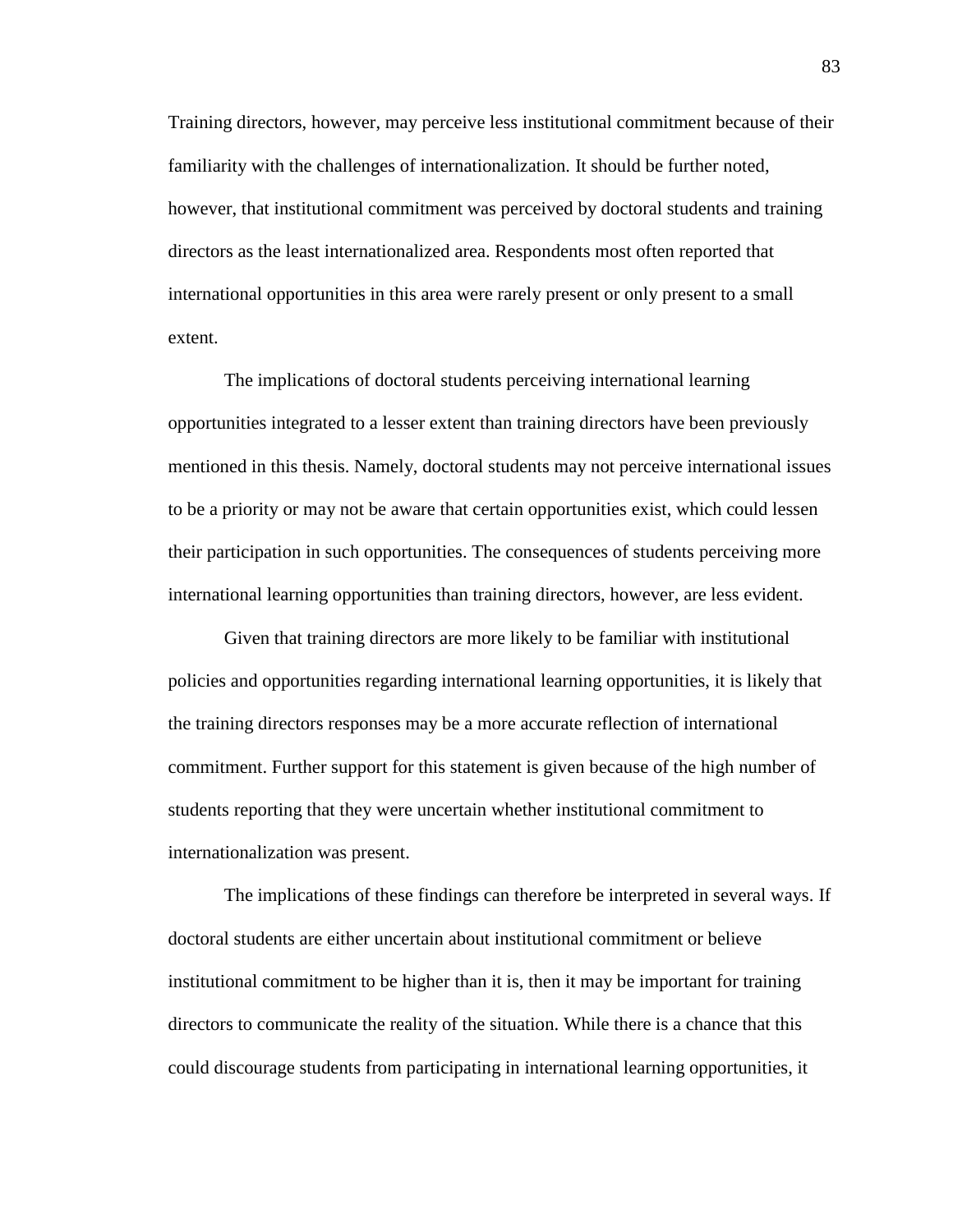Training directors, however, may perceive less institutional commitment because of their familiarity with the challenges of internationalization. It should be further noted, however, that institutional commitment was perceived by doctoral students and training directors as the least internationalized area. Respondents most often reported that international opportunities in this area were rarely present or only present to a small extent.

The implications of doctoral students perceiving international learning opportunities integrated to a lesser extent than training directors have been previously mentioned in this thesis. Namely, doctoral students may not perceive international issues to be a priority or may not be aware that certain opportunities exist, which could lessen their participation in such opportunities. The consequences of students perceiving more international learning opportunities than training directors, however, are less evident.

Given that training directors are more likely to be familiar with institutional policies and opportunities regarding international learning opportunities, it is likely that the training directors responses may be a more accurate reflection of international commitment. Further support for this statement is given because of the high number of students reporting that they were uncertain whether institutional commitment to internationalization was present.

The implications of these findings can therefore be interpreted in several ways. If doctoral students are either uncertain about institutional commitment or believe institutional commitment to be higher than it is, then it may be important for training directors to communicate the reality of the situation. While there is a chance that this could discourage students from participating in international learning opportunities, it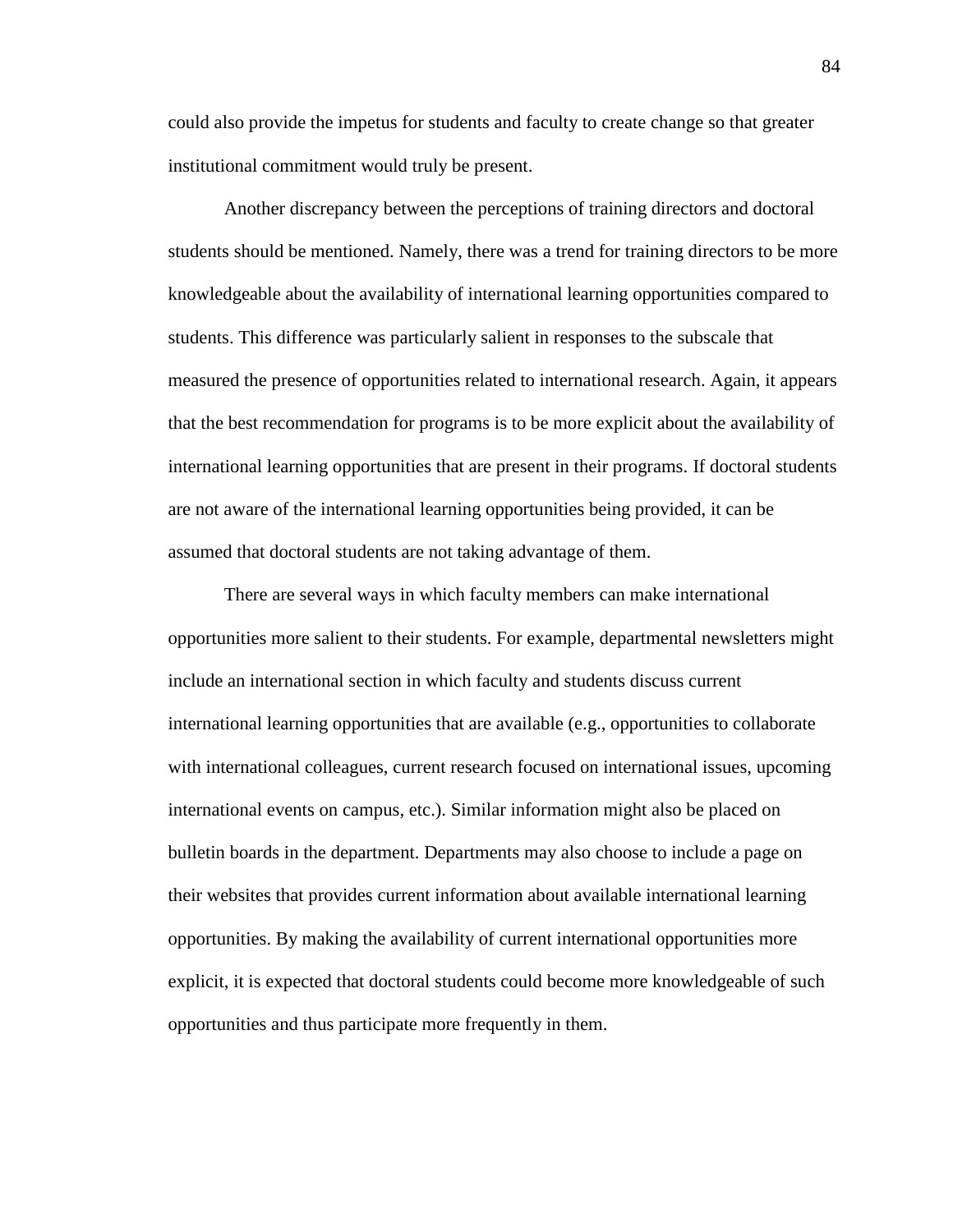could also provide the impetus for students and faculty to create change so that greater institutional commitment would truly be present.

Another discrepancy between the perceptions of training directors and doctoral students should be mentioned. Namely, there was a trend for training directors to be more knowledgeable about the availability of international learning opportunities compared to students. This difference was particularly salient in responses to the subscale that measured the presence of opportunities related to international research. Again, it appears that the best recommendation for programs is to be more explicit about the availability of international learning opportunities that are present in their programs. If doctoral students are not aware of the international learning opportunities being provided, it can be assumed that doctoral students are not taking advantage of them.

There are several ways in which faculty members can make international opportunities more salient to their students. For example, departmental newsletters might include an international section in which faculty and students discuss current international learning opportunities that are available (e.g., opportunities to collaborate with international colleagues, current research focused on international issues, upcoming international events on campus, etc.). Similar information might also be placed on bulletin boards in the department. Departments may also choose to include a page on their websites that provides current information about available international learning opportunities. By making the availability of current international opportunities more explicit, it is expected that doctoral students could become more knowledgeable of such opportunities and thus participate more frequently in them.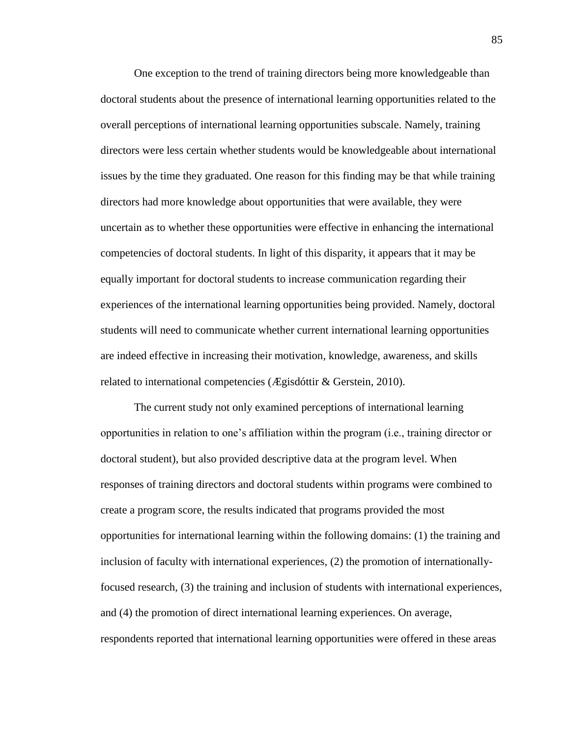One exception to the trend of training directors being more knowledgeable than doctoral students about the presence of international learning opportunities related to the overall perceptions of international learning opportunities subscale. Namely, training directors were less certain whether students would be knowledgeable about international issues by the time they graduated. One reason for this finding may be that while training directors had more knowledge about opportunities that were available, they were uncertain as to whether these opportunities were effective in enhancing the international competencies of doctoral students. In light of this disparity, it appears that it may be equally important for doctoral students to increase communication regarding their experiences of the international learning opportunities being provided. Namely, doctoral students will need to communicate whether current international learning opportunities are indeed effective in increasing their motivation, knowledge, awareness, and skills related to international competencies (Ægisdóttir & Gerstein, 2010).

The current study not only examined perceptions of international learning opportunities in relation to one's affiliation within the program (i.e., training director or doctoral student), but also provided descriptive data at the program level. When responses of training directors and doctoral students within programs were combined to create a program score, the results indicated that programs provided the most opportunities for international learning within the following domains: (1) the training and inclusion of faculty with international experiences, (2) the promotion of internationally-focused research, (3) the training and inclusion of students with international experiences, and (4) the promotion of direct international learning experiences. On average, respondents reported that international learning opportunities were offered in these areas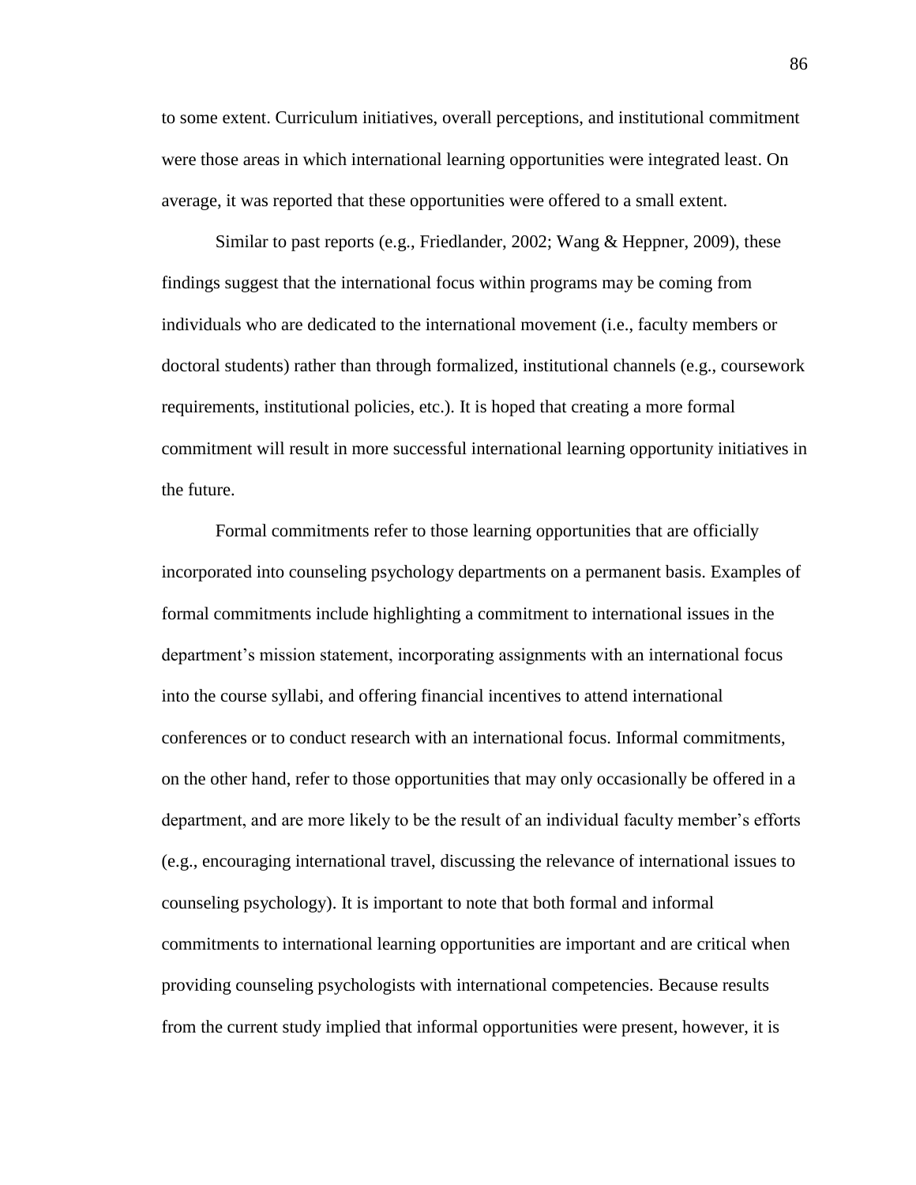to some extent. Curriculum initiatives, overall perceptions, and institutional commitment were those areas in which international learning opportunities were integrated least. On average, it was reported that these opportunities were offered to a small extent.

Similar to past reports (e.g., Friedlander, 2002; Wang & Heppner, 2009), these findings suggest that the international focus within programs may be coming from individuals who are dedicated to the international movement (i.e., faculty members or doctoral students) rather than through formalized, institutional channels (e.g., coursework requirements, institutional policies, etc.). It is hoped that creating a more formal commitment will result in more successful international learning opportunity initiatives in the future.

Formal commitments refer to those learning opportunities that are officially incorporated into counseling psychology departments on a permanent basis. Examples of formal commitments include highlighting a commitment to international issues in the department's mission statement, incorporating assignments with an international focus into the course syllabi, and offering financial incentives to attend international conferences or to conduct research with an international focus. Informal commitments, on the other hand, refer to those opportunities that may only occasionally be offered in a department, and are more likely to be the result of an individual faculty member's efforts (e.g., encouraging international travel, discussing the relevance of international issues to counseling psychology). It is important to note that both formal and informal commitments to international learning opportunities are important and are critical when providing counseling psychologists with international competencies. Because results from the current study implied that informal opportunities were present, however, it is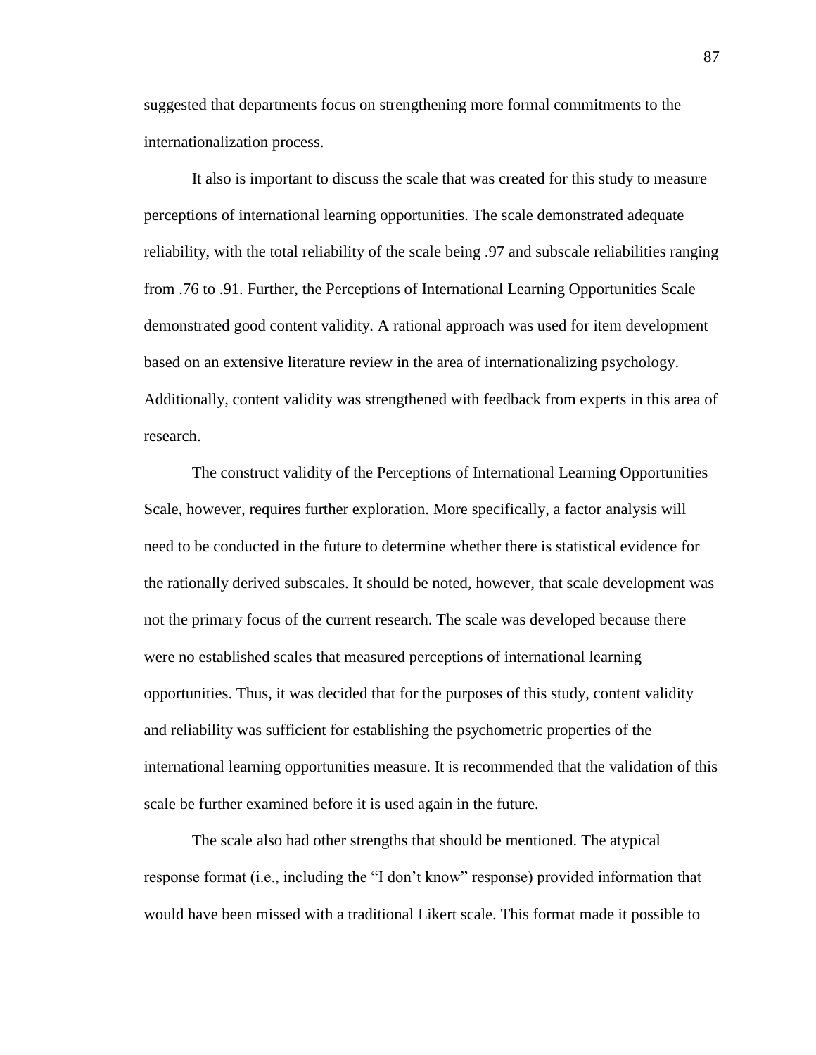suggested that departments focus on strengthening more formal commitments to the internationalization process.

It also is important to discuss the scale that was created for this study to measure perceptions of international learning opportunities. The scale demonstrated adequate reliability, with the total reliability of the scale being .97 and subscale reliabilities ranging from .76 to .91. Further, the Perceptions of International Learning Opportunities Scale demonstrated good content validity. A rational approach was used for item development based on an extensive literature review in the area of internationalizing psychology. Additionally, content validity was strengthened with feedback from experts in this area of research.

The construct validity of the Perceptions of International Learning Opportunities Scale, however, requires further exploration. More specifically, a factor analysis will need to be conducted in the future to determine whether there is statistical evidence for the rationally derived subscales. It should be noted, however, that scale development was not the primary focus of the current research. The scale was developed because there were no established scales that measured perceptions of international learning opportunities. Thus, it was decided that for the purposes of this study, content validity and reliability was sufficient for establishing the psychometric properties of the international learning opportunities measure. It is recommended that the validation of this scale be further examined before it is used again in the future.

The scale also had other strengths that should be mentioned. The atypical response format (i.e., including the "I don't know" response) provided information that would have been missed with a traditional Likert scale. This format made it possible to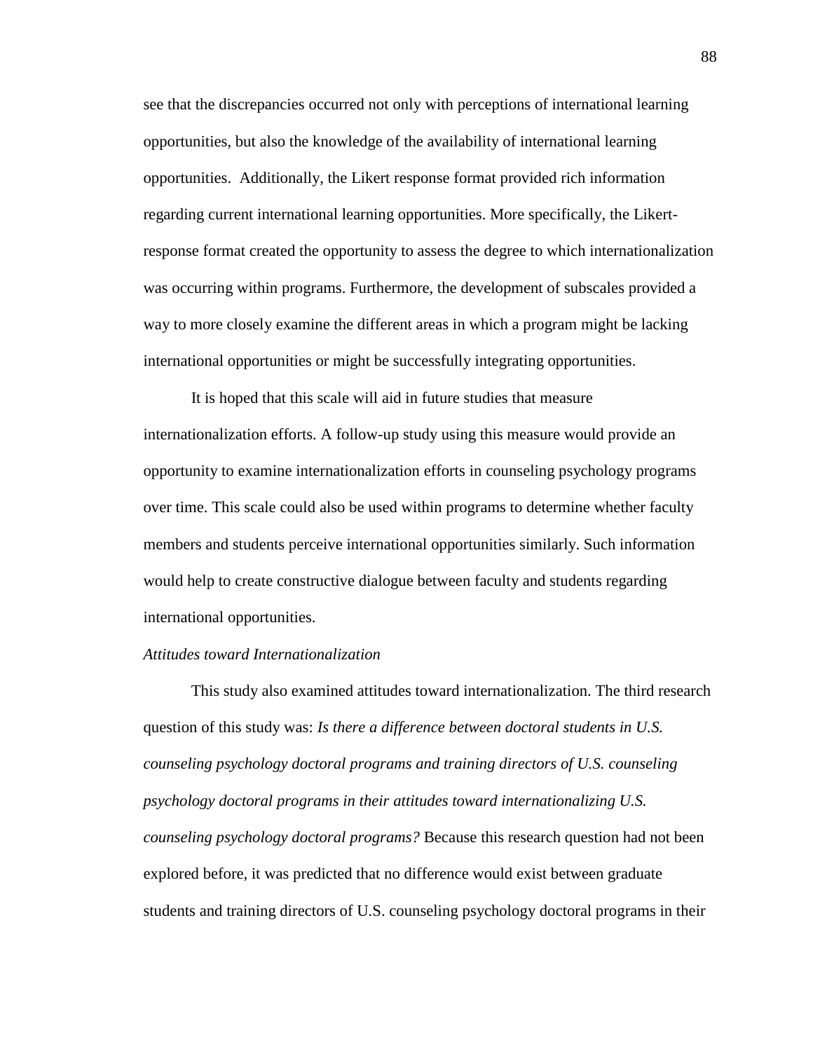see that the discrepancies occurred not only with perceptions of international learning opportunities, but also the knowledge of the availability of international learning opportunities. Additionally, the Likert response format provided rich information regarding current international learning opportunities. More specifically, the Likert-response format created the opportunity to assess the degree to which internationalization was occurring within programs. Furthermore, the development of subscales provided a way to more closely examine the different areas in which a program might be lacking international opportunities or might be successfully integrating opportunities.

It is hoped that this scale will aid in future studies that measure internationalization efforts. A follow-up study using this measure would provide an opportunity to examine internationalization efforts in counseling psychology programs over time. This scale could also be used within programs to determine whether faculty members and students perceive international opportunities similarly. Such information would help to create constructive dialogue between faculty and students regarding international opportunities.

*Attitudes toward Internationalization*

This study also examined attitudes toward internationalization. The third research question of this study was: *Is there a difference between doctoral students in U.S. counseling psychology doctoral programs and training directors of U.S. counseling psychology doctoral programs in their attitudes toward internationalizing U.S. counseling psychology doctoral programs?* Because this research question had not been explored before, it was predicted that no difference would exist between graduate students and training directors of U.S. counseling psychology doctoral programs in their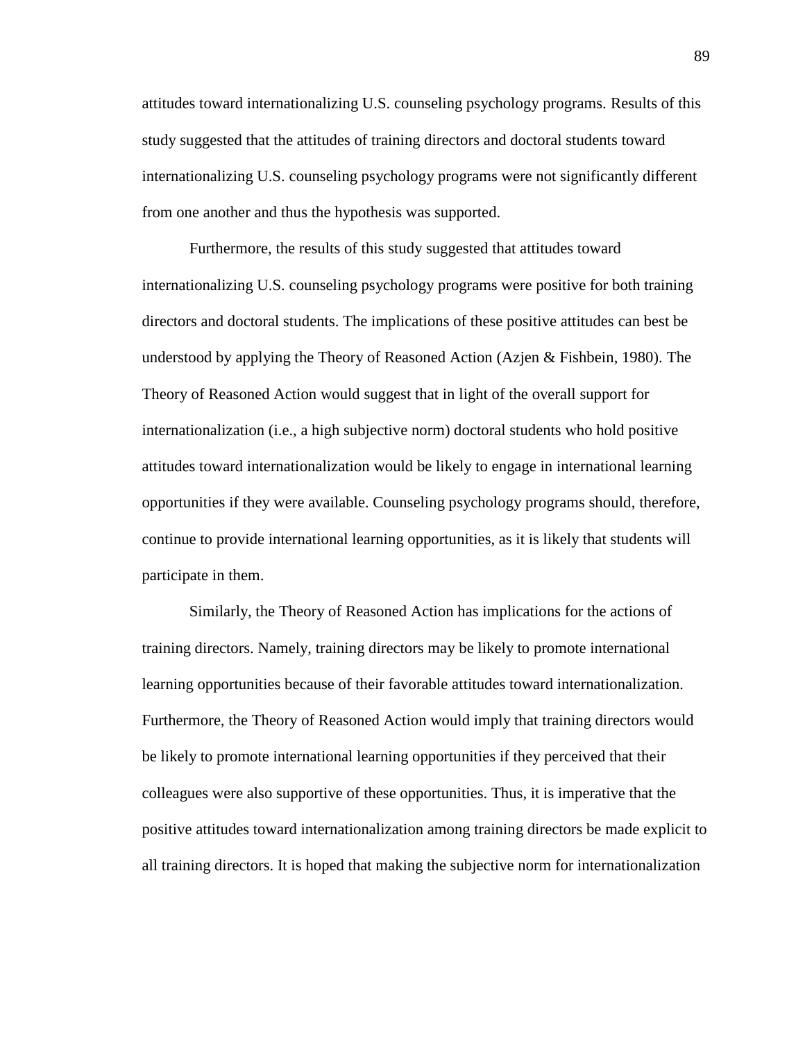attitudes toward internationalizing U.S. counseling psychology programs. Results of this study suggested that the attitudes of training directors and doctoral students toward internationalizing U.S. counseling psychology programs were not significantly different from one another and thus the hypothesis was supported.

Furthermore, the results of this study suggested that attitudes toward internationalizing U.S. counseling psychology programs were positive for both training directors and doctoral students. The implications of these positive attitudes can best be understood by applying the Theory of Reasoned Action (Azjen & Fishbein, 1980). The Theory of Reasoned Action would suggest that in light of the overall support for internationalization (i.e., a high subjective norm) doctoral students who hold positive attitudes toward internationalization would be likely to engage in international learning opportunities if they were available. Counseling psychology programs should, therefore, continue to provide international learning opportunities, as it is likely that students will participate in them.

Similarly, the Theory of Reasoned Action has implications for the actions of training directors. Namely, training directors may be likely to promote international learning opportunities because of their favorable attitudes toward internationalization. Furthermore, the Theory of Reasoned Action would imply that training directors would be likely to promote international learning opportunities if they perceived that their colleagues were also supportive of these opportunities. Thus, it is imperative that the positive attitudes toward internationalization among training directors be made explicit to all training directors. It is hoped that making the subjective norm for internationalization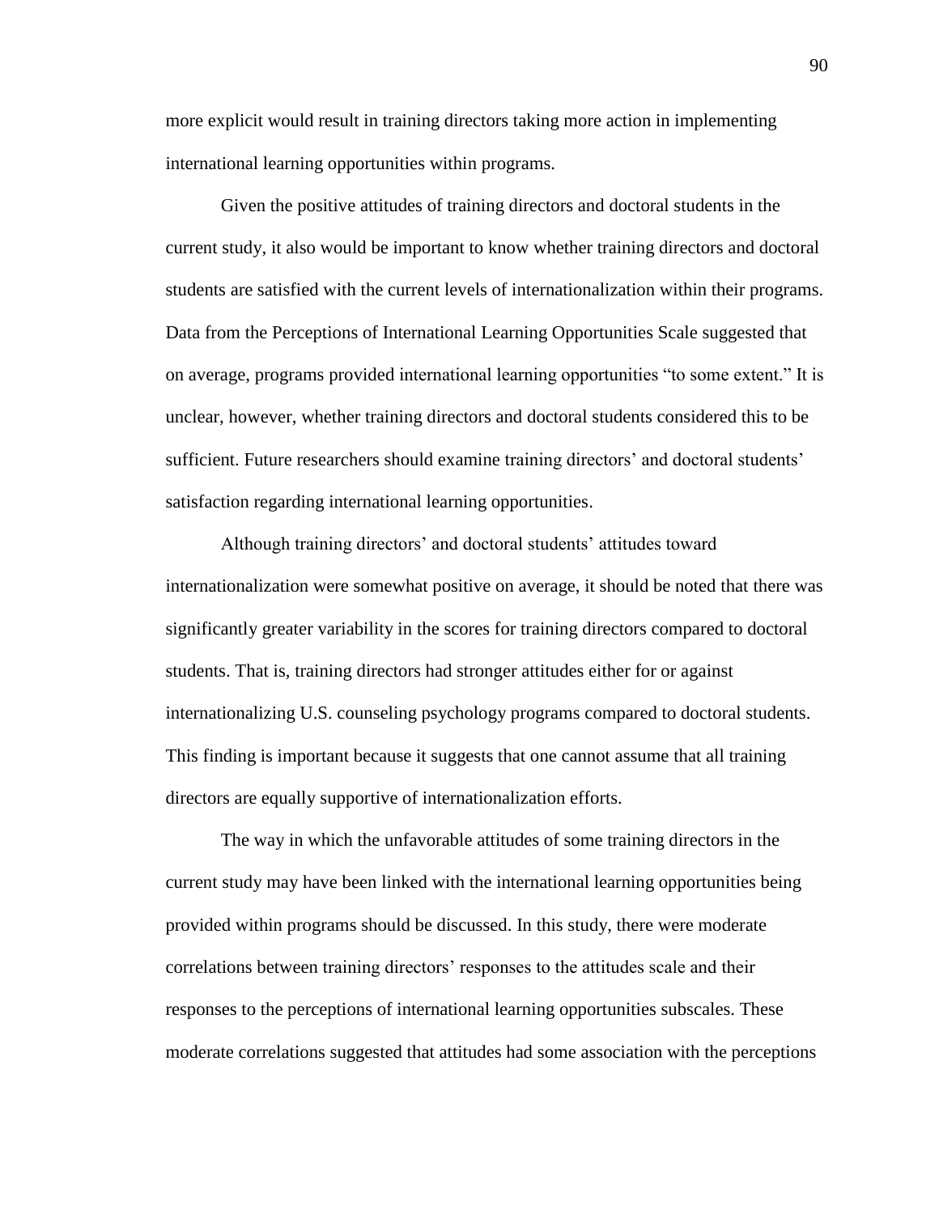more explicit would result in training directors taking more action in implementing international learning opportunities within programs.

Given the positive attitudes of training directors and doctoral students in the current study, it also would be important to know whether training directors and doctoral students are satisfied with the current levels of internationalization within their programs. Data from the Perceptions of International Learning Opportunities Scale suggested that on average, programs provided international learning opportunities "to some extent." It is unclear, however, whether training directors and doctoral students considered this to be sufficient. Future researchers should examine training directors' and doctoral students' satisfaction regarding international learning opportunities.

Although training directors' and doctoral students' attitudes toward internationalization were somewhat positive on average, it should be noted that there was significantly greater variability in the scores for training directors compared to doctoral students. That is, training directors had stronger attitudes either for or against internationalizing U.S. counseling psychology programs compared to doctoral students. This finding is important because it suggests that one cannot assume that all training directors are equally supportive of internationalization efforts.

The way in which the unfavorable attitudes of some training directors in the current study may have been linked with the international learning opportunities being provided within programs should be discussed. In this study, there were moderate correlations between training directors' responses to the attitudes scale and their responses to the perceptions of international learning opportunities subscales. These moderate correlations suggested that attitudes had some association with the perceptions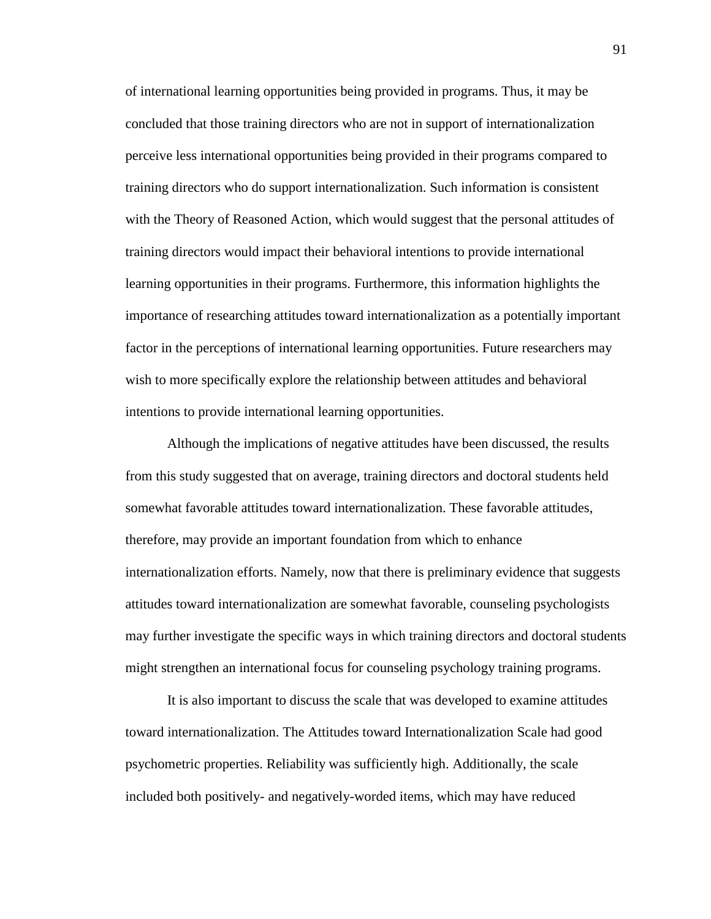of international learning opportunities being provided in programs. Thus, it may be concluded that those training directors who are not in support of internationalization perceive less international opportunities being provided in their programs compared to training directors who do support internationalization. Such information is consistent with the Theory of Reasoned Action, which would suggest that the personal attitudes of training directors would impact their behavioral intentions to provide international learning opportunities in their programs. Furthermore, this information highlights the importance of researching attitudes toward internationalization as a potentially important factor in the perceptions of international learning opportunities. Future researchers may wish to more specifically explore the relationship between attitudes and behavioral intentions to provide international learning opportunities.

Although the implications of negative attitudes have been discussed, the results from this study suggested that on average, training directors and doctoral students held somewhat favorable attitudes toward internationalization. These favorable attitudes, therefore, may provide an important foundation from which to enhance internationalization efforts. Namely, now that there is preliminary evidence that suggests attitudes toward internationalization are somewhat favorable, counseling psychologists may further investigate the specific ways in which training directors and doctoral students might strengthen an international focus for counseling psychology training programs.

It is also important to discuss the scale that was developed to examine attitudes toward internationalization. The Attitudes toward Internationalization Scale had good psychometric properties. Reliability was sufficiently high. Additionally, the scale included both positively- and negatively-worded items, which may have reduced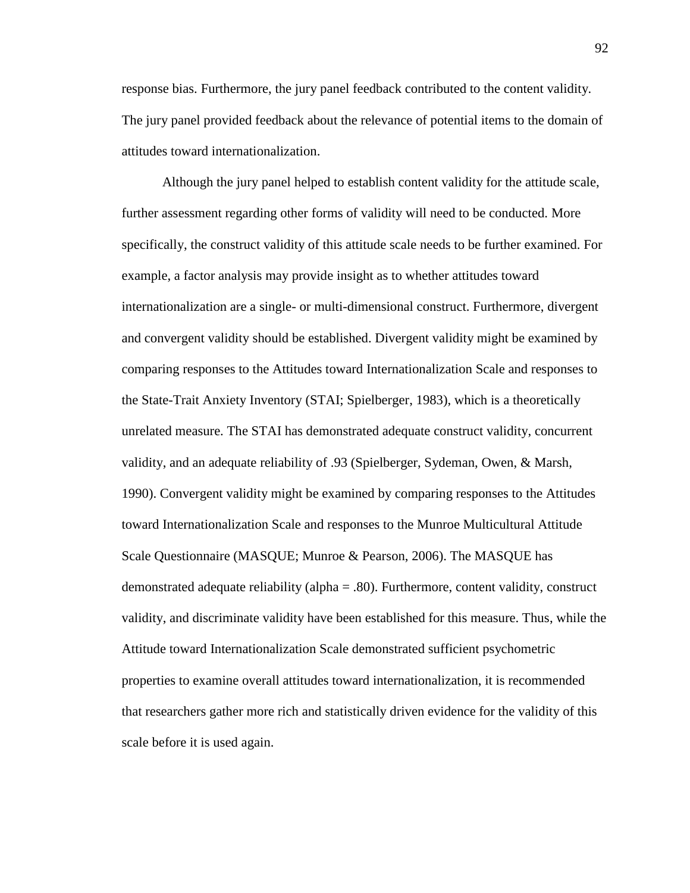response bias. Furthermore, the jury panel feedback contributed to the content validity. The jury panel provided feedback about the relevance of potential items to the domain of attitudes toward internationalization.

Although the jury panel helped to establish content validity for the attitude scale, further assessment regarding other forms of validity will need to be conducted. More specifically, the construct validity of this attitude scale needs to be further examined. For example, a factor analysis may provide insight as to whether attitudes toward internationalization are a single- or multi-dimensional construct. Furthermore, divergent and convergent validity should be established. Divergent validity might be examined by comparing responses to the Attitudes toward Internationalization Scale and responses to the State-Trait Anxiety Inventory (STAI; Spielberger, 1983), which is a theoretically unrelated measure. The STAI has demonstrated adequate construct validity, concurrent validity, and an adequate reliability of .93 (Spielberger, Sydeman, Owen, & Marsh, 1990). Convergent validity might be examined by comparing responses to the Attitudes toward Internationalization Scale and responses to the Munroe Multicultural Attitude Scale Questionnaire (MASQUE; Munroe & Pearson, 2006). The MASQUE has demonstrated adequate reliability (alpha = .80). Furthermore, content validity, construct validity, and discriminate validity have been established for this measure. Thus, while the Attitude toward Internationalization Scale demonstrated sufficient psychometric properties to examine overall attitudes toward internationalization, it is recommended that researchers gather more rich and statistically driven evidence for the validity of this scale before it is used again.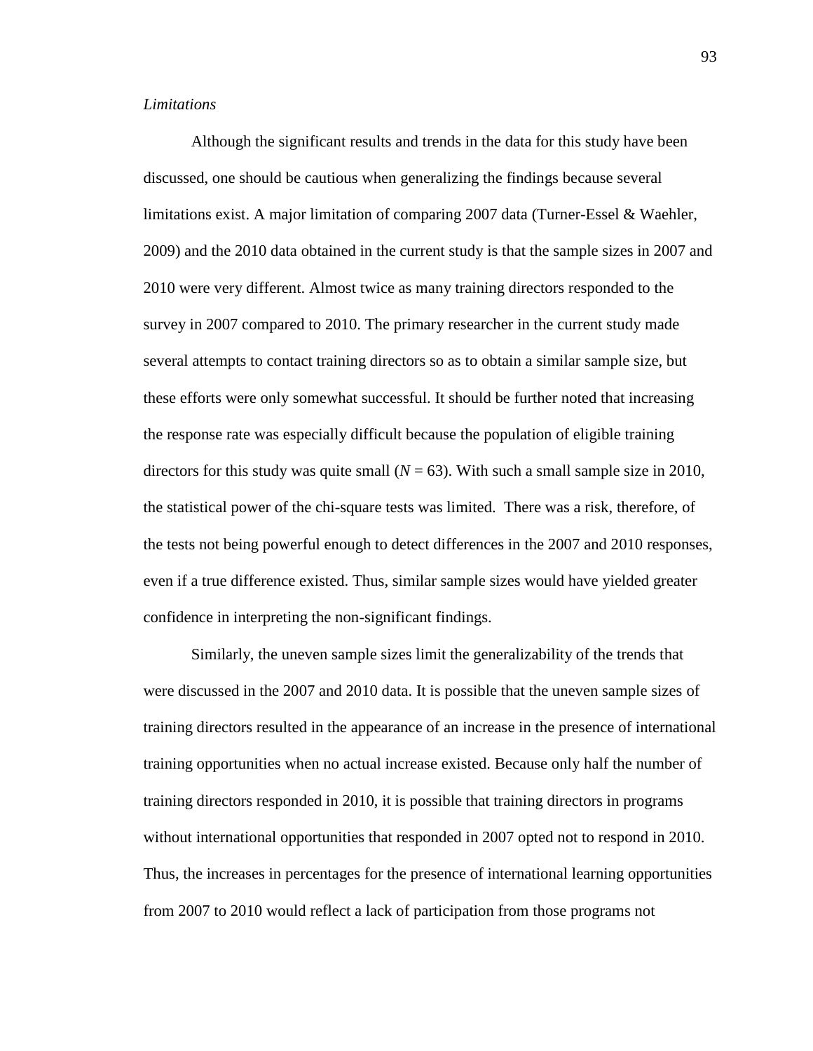*Limitations*

Although the significant results and trends in the data for this study have been discussed, one should be cautious when generalizing the findings because several limitations exist. A major limitation of comparing 2007 data (Turner-Essel & Waehler, 2009) and the 2010 data obtained in the current study is that the sample sizes in 2007 and 2010 were very different. Almost twice as many training directors responded to the survey in 2007 compared to 2010. The primary researcher in the current study made several attempts to contact training directors so as to obtain a similar sample size, but these efforts were only somewhat successful. It should be further noted that increasing the response rate was especially difficult because the population of eligible training directors for this study was quite small ($N = 63$). With such a small sample size in 2010, the statistical power of the chi-square tests was limited. There was a risk, therefore, of the tests not being powerful enough to detect differences in the 2007 and 2010 responses, even if a true difference existed. Thus, similar sample sizes would have yielded greater confidence in interpreting the non-significant findings.

Similarly, the uneven sample sizes limit the generalizability of the trends that were discussed in the 2007 and 2010 data. It is possible that the uneven sample sizes of training directors resulted in the appearance of an increase in the presence of international training opportunities when no actual increase existed. Because only half the number of training directors responded in 2010, it is possible that training directors in programs without international opportunities that responded in 2007 opted not to respond in 2010. Thus, the increases in percentages for the presence of international learning opportunities from 2007 to 2010 would reflect a lack of participation from those programs not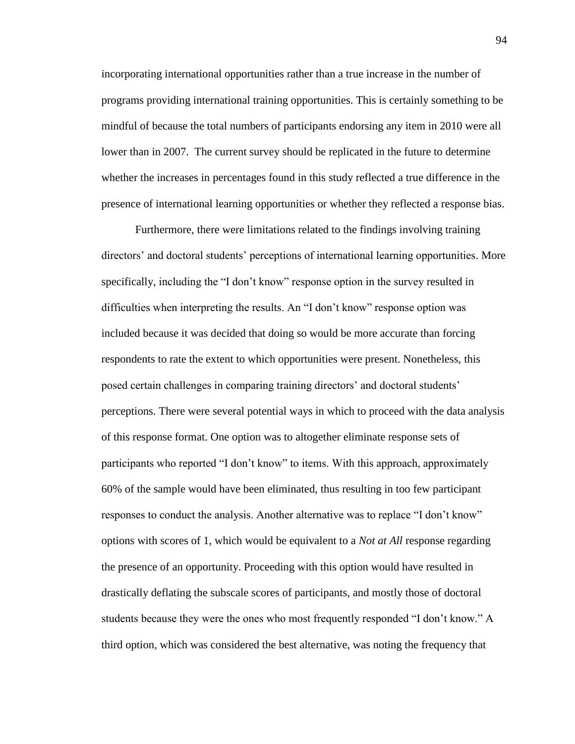incorporating international opportunities rather than a true increase in the number of programs providing international training opportunities. This is certainly something to be mindful of because the total numbers of participants endorsing any item in 2010 were all lower than in 2007. The current survey should be replicated in the future to determine whether the increases in percentages found in this study reflected a true difference in the presence of international learning opportunities or whether they reflected a response bias.

Furthermore, there were limitations related to the findings involving training directors' and doctoral students' perceptions of international learning opportunities. More specifically, including the "I don't know" response option in the survey resulted in difficulties when interpreting the results. An "I don't know" response option was included because it was decided that doing so would be more accurate than forcing respondents to rate the extent to which opportunities were present. Nonetheless, this posed certain challenges in comparing training directors' and doctoral students' perceptions. There were several potential ways in which to proceed with the data analysis of this response format. One option was to altogether eliminate response sets of participants who reported "I don't know" to items. With this approach, approximately 60% of the sample would have been eliminated, thus resulting in too few participant responses to conduct the analysis. Another alternative was to replace "I don't know" options with scores of 1, which would be equivalent to a *Not at All* response regarding the presence of an opportunity. Proceeding with this option would have resulted in drastically deflating the subscale scores of participants, and mostly those of doctoral students because they were the ones who most frequently responded "I don't know." A third option, which was considered the best alternative, was noting the frequency that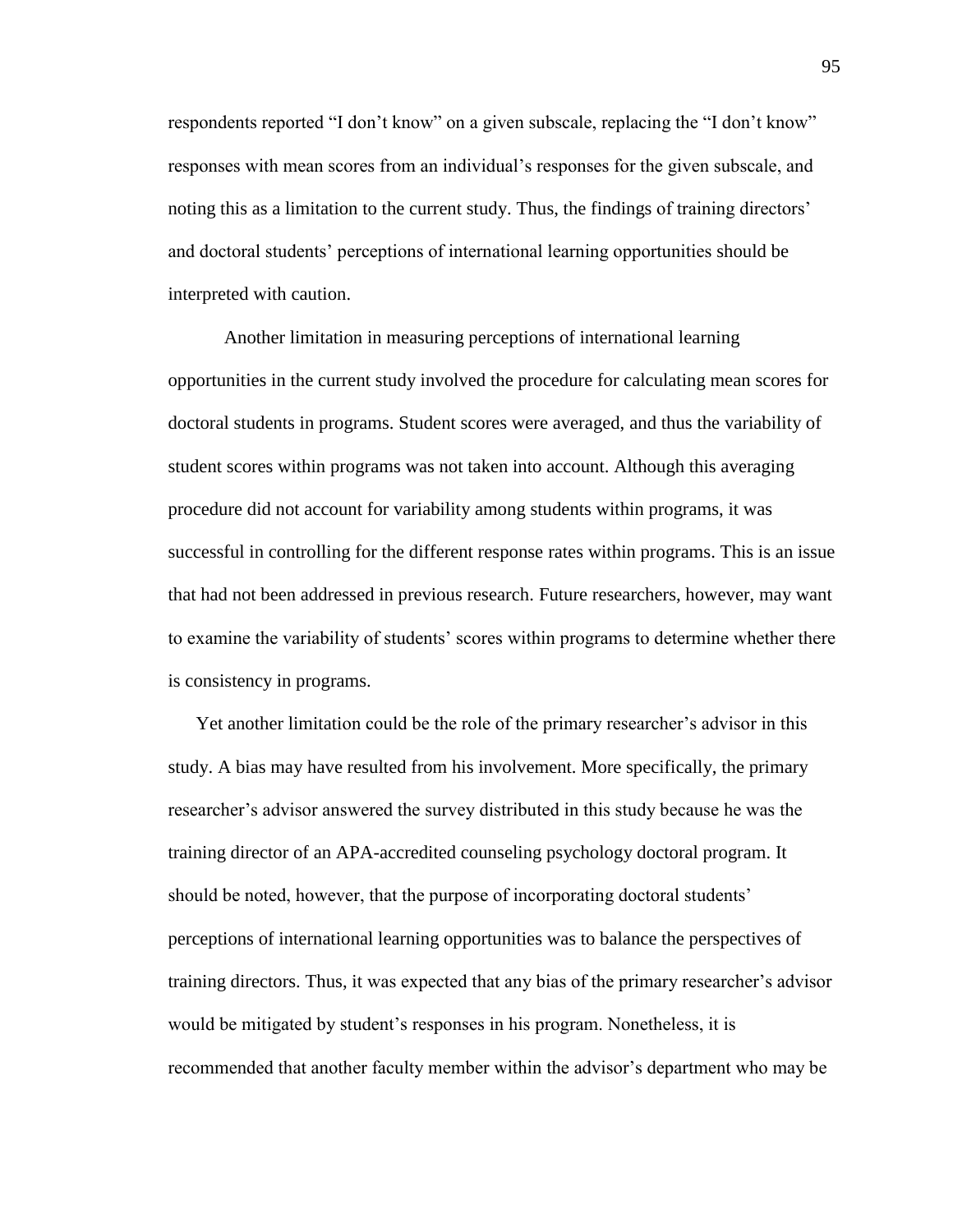respondents reported "I don't know" on a given subscale, replacing the "I don't know" responses with mean scores from an individual's responses for the given subscale, and noting this as a limitation to the current study. Thus, the findings of training directors' and doctoral students' perceptions of international learning opportunities should be interpreted with caution.

Another limitation in measuring perceptions of international learning opportunities in the current study involved the procedure for calculating mean scores for doctoral students in programs. Student scores were averaged, and thus the variability of student scores within programs was not taken into account. Although this averaging procedure did not account for variability among students within programs, it was successful in controlling for the different response rates within programs. This is an issue that had not been addressed in previous research. Future researchers, however, may want to examine the variability of students' scores within programs to determine whether there is consistency in programs.

Yet another limitation could be the role of the primary researcher's advisor in this study. A bias may have resulted from his involvement. More specifically, the primary researcher's advisor answered the survey distributed in this study because he was the training director of an APA-accredited counseling psychology doctoral program. It should be noted, however, that the purpose of incorporating doctoral students' perceptions of international learning opportunities was to balance the perspectives of training directors. Thus, it was expected that any bias of the primary researcher's advisor would be mitigated by student's responses in his program. Nonetheless, it is recommended that another faculty member within the advisor's department who may be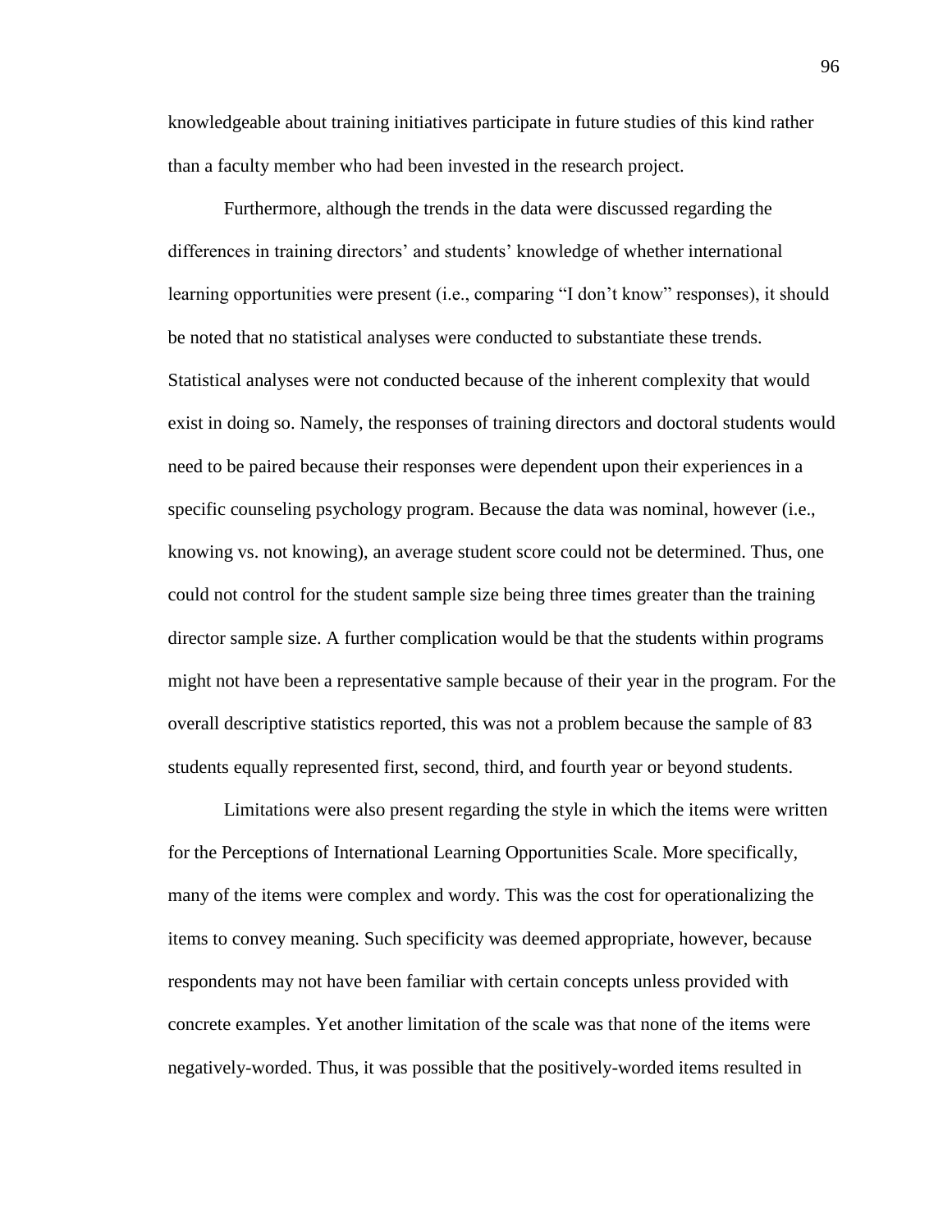knowledgeable about training initiatives participate in future studies of this kind rather than a faculty member who had been invested in the research project.

Furthermore, although the trends in the data were discussed regarding the differences in training directors' and students' knowledge of whether international learning opportunities were present (i.e., comparing "I don't know" responses), it should be noted that no statistical analyses were conducted to substantiate these trends. Statistical analyses were not conducted because of the inherent complexity that would exist in doing so. Namely, the responses of training directors and doctoral students would need to be paired because their responses were dependent upon their experiences in a specific counseling psychology program. Because the data was nominal, however (i.e., knowing vs. not knowing), an average student score could not be determined. Thus, one could not control for the student sample size being three times greater than the training director sample size. A further complication would be that the students within programs might not have been a representative sample because of their year in the program. For the overall descriptive statistics reported, this was not a problem because the sample of 83 students equally represented first, second, third, and fourth year or beyond students.

Limitations were also present regarding the style in which the items were written for the Perceptions of International Learning Opportunities Scale. More specifically, many of the items were complex and wordy. This was the cost for operationalizing the items to convey meaning. Such specificity was deemed appropriate, however, because respondents may not have been familiar with certain concepts unless provided with concrete examples. Yet another limitation of the scale was that none of the items were negatively-worded. Thus, it was possible that the positively-worded items resulted in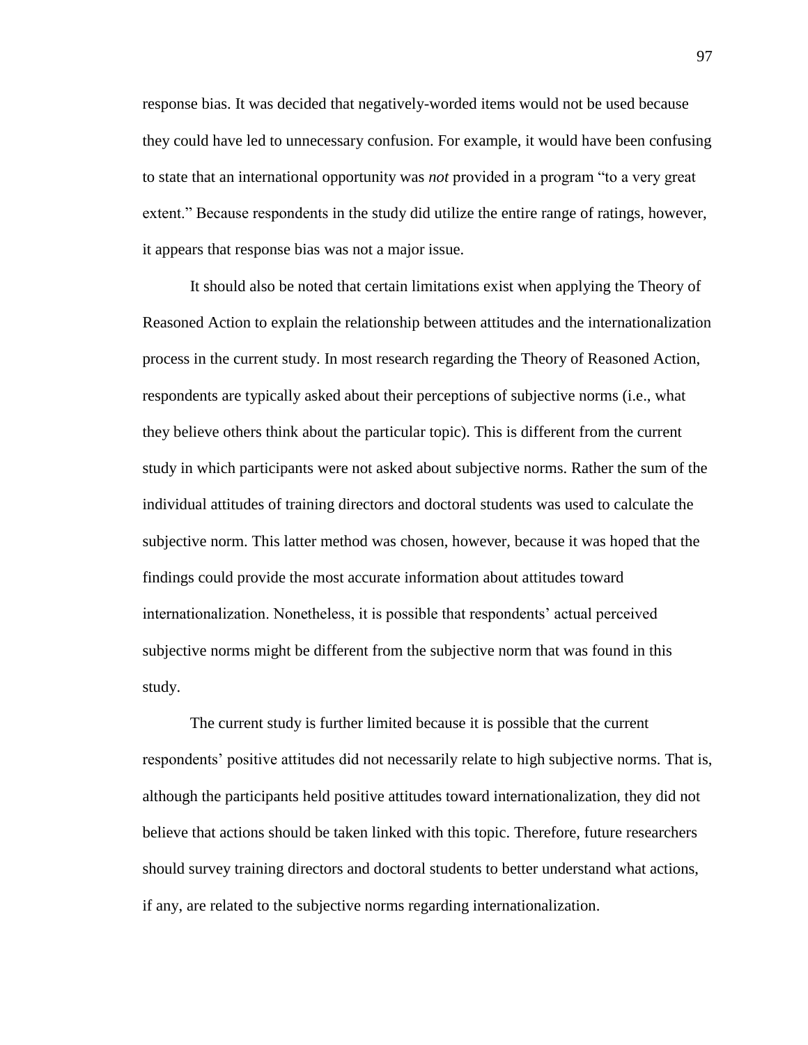response bias. It was decided that negatively-worded items would not be used because they could have led to unnecessary confusion. For example, it would have been confusing to state that an international opportunity was *not* provided in a program "to a very great extent." Because respondents in the study did utilize the entire range of ratings, however, it appears that response bias was not a major issue.

It should also be noted that certain limitations exist when applying the Theory of Reasoned Action to explain the relationship between attitudes and the internationalization process in the current study. In most research regarding the Theory of Reasoned Action, respondents are typically asked about their perceptions of subjective norms (i.e., what they believe others think about the particular topic). This is different from the current study in which participants were not asked about subjective norms. Rather the sum of the individual attitudes of training directors and doctoral students was used to calculate the subjective norm. This latter method was chosen, however, because it was hoped that the findings could provide the most accurate information about attitudes toward internationalization. Nonetheless, it is possible that respondents' actual perceived subjective norms might be different from the subjective norm that was found in this study.

The current study is further limited because it is possible that the current respondents' positive attitudes did not necessarily relate to high subjective norms. That is, although the participants held positive attitudes toward internationalization, they did not believe that actions should be taken linked with this topic. Therefore, future researchers should survey training directors and doctoral students to better understand what actions, if any, are related to the subjective norms regarding internationalization.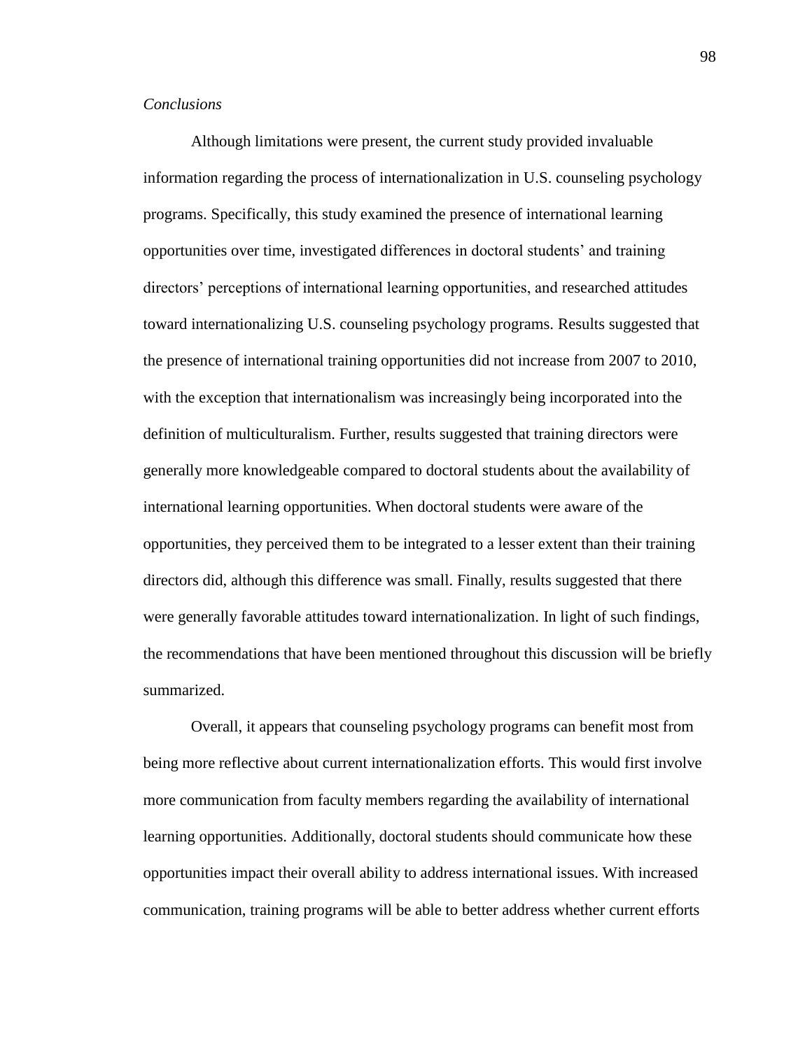*Conclusions*

Although limitations were present, the current study provided invaluable information regarding the process of internationalization in U.S. counseling psychology programs. Specifically, this study examined the presence of international learning opportunities over time, investigated differences in doctoral students' and training directors' perceptions of international learning opportunities, and researched attitudes toward internationalizing U.S. counseling psychology programs. Results suggested that the presence of international training opportunities did not increase from 2007 to 2010, with the exception that internationalism was increasingly being incorporated into the definition of multiculturalism. Further, results suggested that training directors were generally more knowledgeable compared to doctoral students about the availability of international learning opportunities. When doctoral students were aware of the opportunities, they perceived them to be integrated to a lesser extent than their training directors did, although this difference was small. Finally, results suggested that there were generally favorable attitudes toward internationalization. In light of such findings, the recommendations that have been mentioned throughout this discussion will be briefly summarized.

Overall, it appears that counseling psychology programs can benefit most from being more reflective about current internationalization efforts. This would first involve more communication from faculty members regarding the availability of international learning opportunities. Additionally, doctoral students should communicate how these opportunities impact their overall ability to address international issues. With increased communication, training programs will be able to better address whether current efforts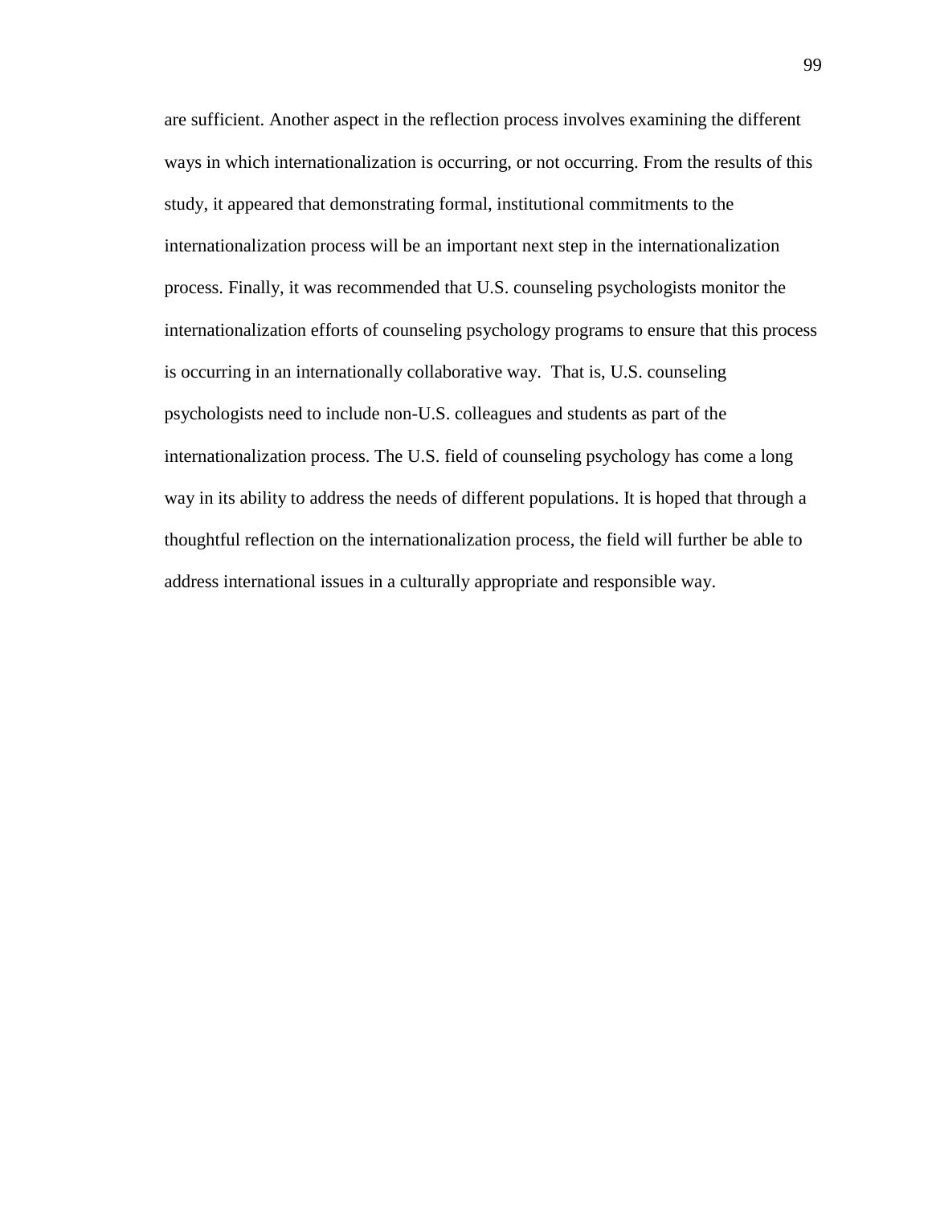are sufficient. Another aspect in the reflection process involves examining the different ways in which internationalization is occurring, or not occurring. From the results of this study, it appeared that demonstrating formal, institutional commitments to the internationalization process will be an important next step in the internationalization process. Finally, it was recommended that U.S. counseling psychologists monitor the internationalization efforts of counseling psychology programs to ensure that this process is occurring in an internationally collaborative way. That is, U.S. counseling psychologists need to include non-U.S. colleagues and students as part of the internationalization process. The U.S. field of counseling psychology has come a long way in its ability to address the needs of different populations. It is hoped that through a thoughtful reflection on the internationalization process, the field will further be able to address international issues in a culturally appropriate and responsible way.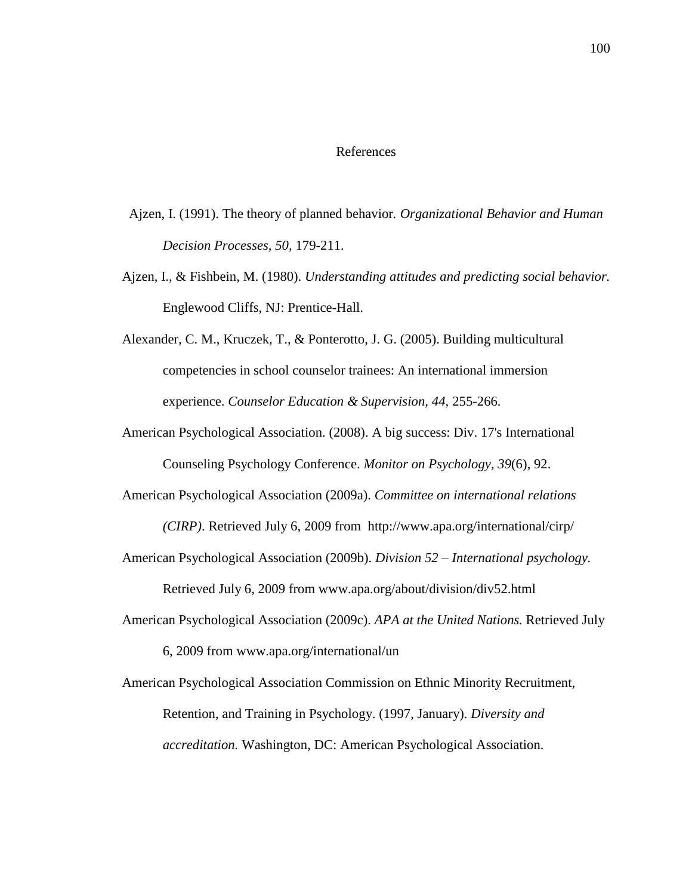# References

Ajzen, I. (1991). The theory of planned behavior. *Organizational Behavior and Human Decision Processes, 50,* 179-211.

Ajzen, I., & Fishbein, M. (1980). *Understanding attitudes and predicting social behavior.* Englewood Cliffs, NJ: Prentice-Hall.

Alexander, C. M., Kruczek, T., & Ponterotto, J. G. (2005). Building multicultural competencies in school counselor trainees: An international immersion experience. *Counselor Education & Supervision, 44,* 255-266.

American Psychological Association. (2008). A big success: Div. 17's International Counseling Psychology Conference. *Monitor on Psychology, 39*(6), 92.

American Psychological Association (2009a). *Committee on international relations (CIRP)*. Retrieved July 6, 2009 from http://www.apa.org/international/cirp/

American Psychological Association (2009b). *Division 52 – International psychology.* Retrieved July 6, 2009 from www.apa.org/about/division/div52.html

American Psychological Association (2009c). *APA at the United Nations.* Retrieved July 6, 2009 from www.apa.org/international/un

American Psychological Association Commission on Ethnic Minority Recruitment, Retention, and Training in Psychology. (1997, January). *Diversity and accreditation.* Washington, DC: American Psychological Association.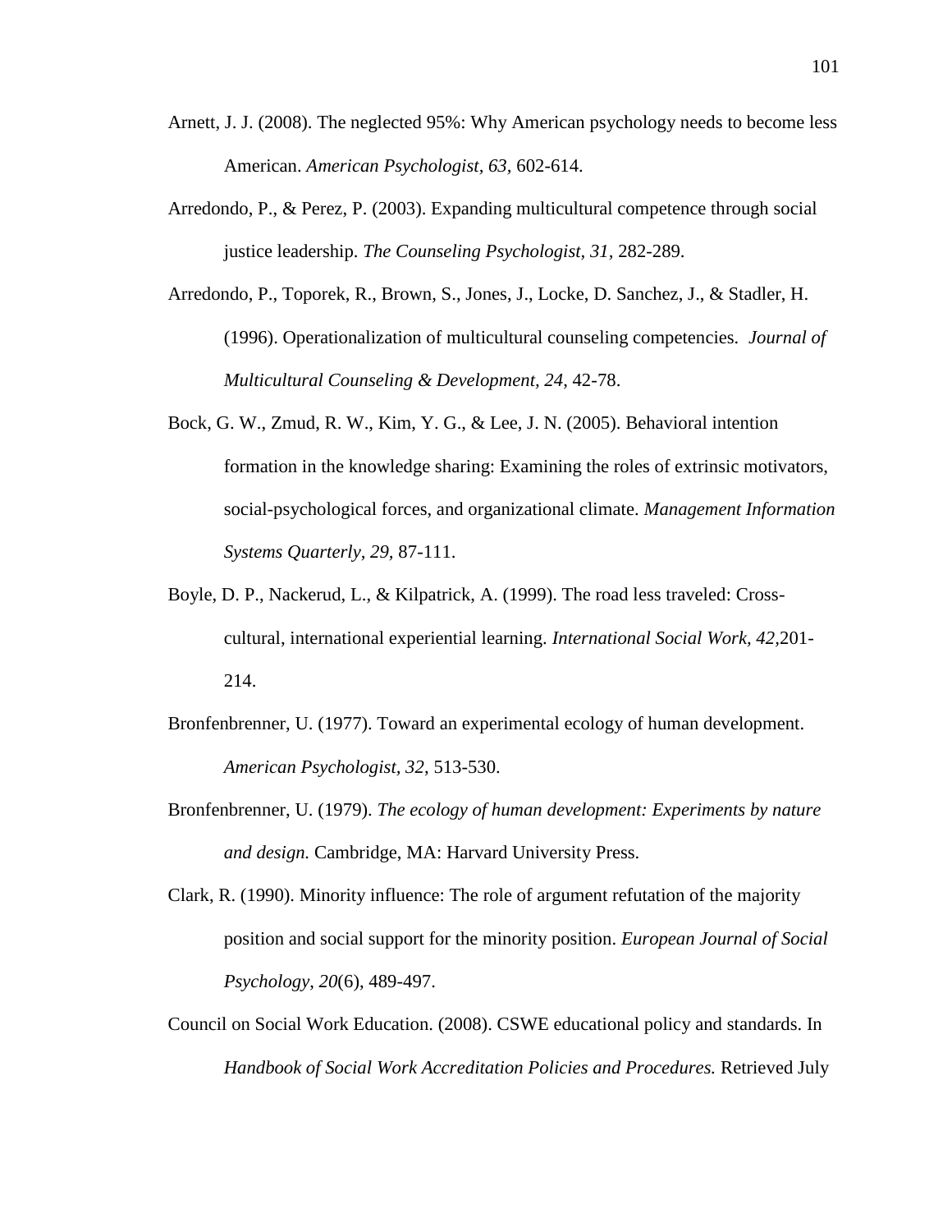Arnett, J. J. (2008). The neglected 95%: Why American psychology needs to become less American. *American Psychologist, 63,* 602-614.

Arredondo, P., & Perez, P. (2003). Expanding multicultural competence through social justice leadership. *The Counseling Psychologist, 31,* 282-289.

Arredondo, P., Toporek, R., Brown, S., Jones, J., Locke, D. Sanchez, J., & Stadler, H. (1996). Operationalization of multicultural counseling competencies. *Journal of Multicultural Counseling & Development, 24*, 42-78.

Bock, G. W., Zmud, R. W., Kim, Y. G., & Lee, J. N. (2005). Behavioral intention formation in the knowledge sharing: Examining the roles of extrinsic motivators, social-psychological forces, and organizational climate. *Management Information Systems Quarterly, 29,* 87-111.

Boyle, D. P., Nackerud, L., & Kilpatrick, A. (1999). The road less traveled: Cross-cultural, international experiential learning. *International Social Work, 42,*201-214.

Bronfenbrenner, U. (1977). Toward an experimental ecology of human development. *American Psychologist, 32,* 513-530.

Bronfenbrenner, U. (1979). *The ecology of human development: Experiments by nature and design.* Cambridge, MA: Harvard University Press.

Clark, R. (1990). Minority influence: The role of argument refutation of the majority position and social support for the minority position. *European Journal of Social Psychology, 20*(6), 489-497.

Council on Social Work Education. (2008). CSWE educational policy and standards. In *Handbook of Social Work Accreditation Policies and Procedures.* Retrieved July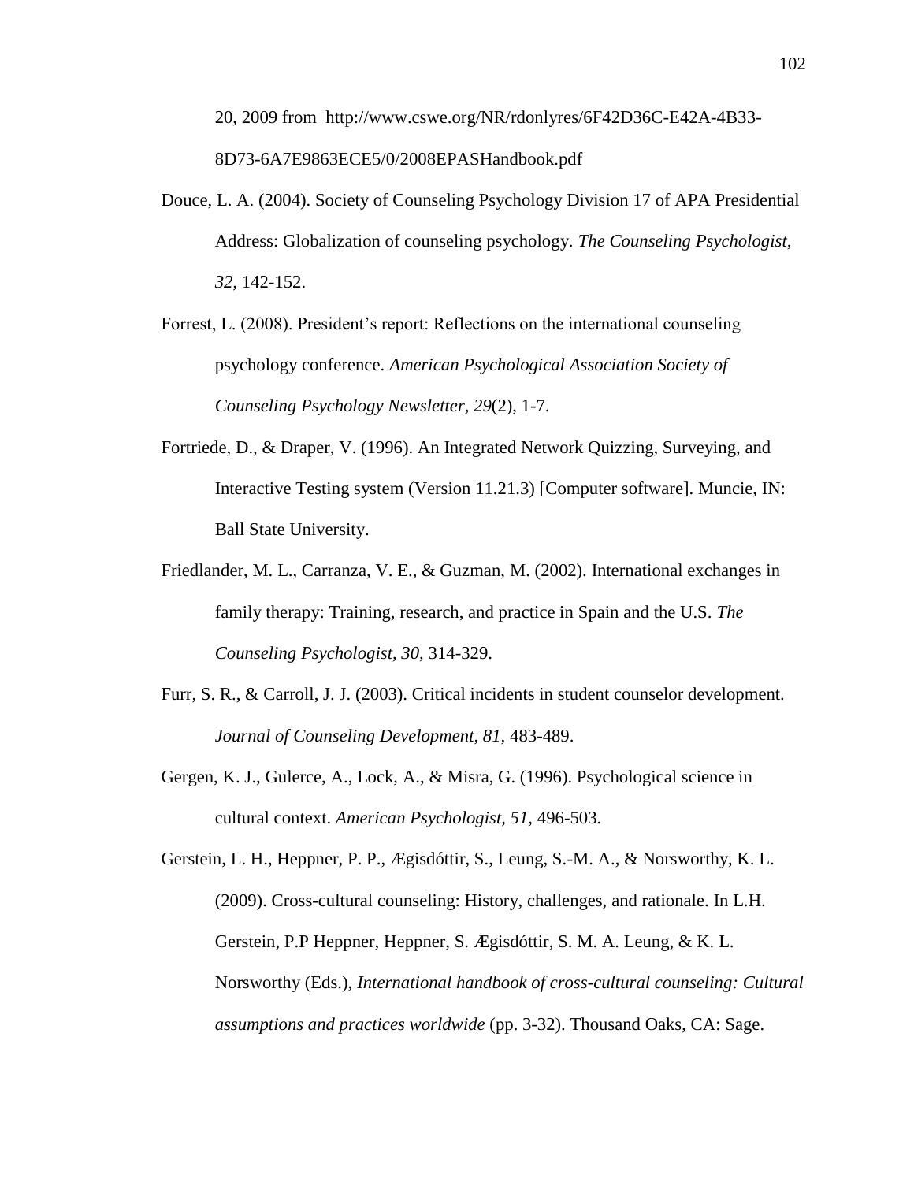20, 2009 from http://www.cswe.org/NR/rdonlyres/6F42D36C-E42A-4B33-8D73-6A7E9863ECE5/0/2008EPASHandbook.pdf

Douce, L. A. (2004). Society of Counseling Psychology Division 17 of APA Presidential Address: Globalization of counseling psychology. *The Counseling Psychologist, 32,* 142-152.

Forrest, L. (2008). President's report: Reflections on the international counseling psychology conference. *American Psychological Association Society of Counseling Psychology Newsletter, 29*(2), 1-7.

Fortriede, D., & Draper, V. (1996). An Integrated Network Quizzing, Surveying, and Interactive Testing system (Version 11.21.3) [Computer software]. Muncie, IN: Ball State University.

Friedlander, M. L., Carranza, V. E., & Guzman, M. (2002). International exchanges in family therapy: Training, research, and practice in Spain and the U.S. *The Counseling Psychologist, 30,* 314-329.

Furr, S. R., & Carroll, J. J. (2003). Critical incidents in student counselor development. *Journal of Counseling Development, 81,* 483-489.

Gergen, K. J., Gulerce, A., Lock, A., & Misra, G. (1996). Psychological science in cultural context. *American Psychologist, 51,* 496-503.

Gerstein, L. H., Heppner, P. P., Ægisdóttir, S., Leung, S.-M. A., & Norsworthy, K. L. (2009). Cross-cultural counseling: History, challenges, and rationale. In L.H. Gerstein, P.P Heppner, Heppner, S. Ægisdóttir, S. M. A. Leung, & K. L. Norsworthy (Eds.), *International handbook of cross-cultural counseling: Cultural assumptions and practices worldwide* (pp. 3-32). Thousand Oaks, CA: Sage.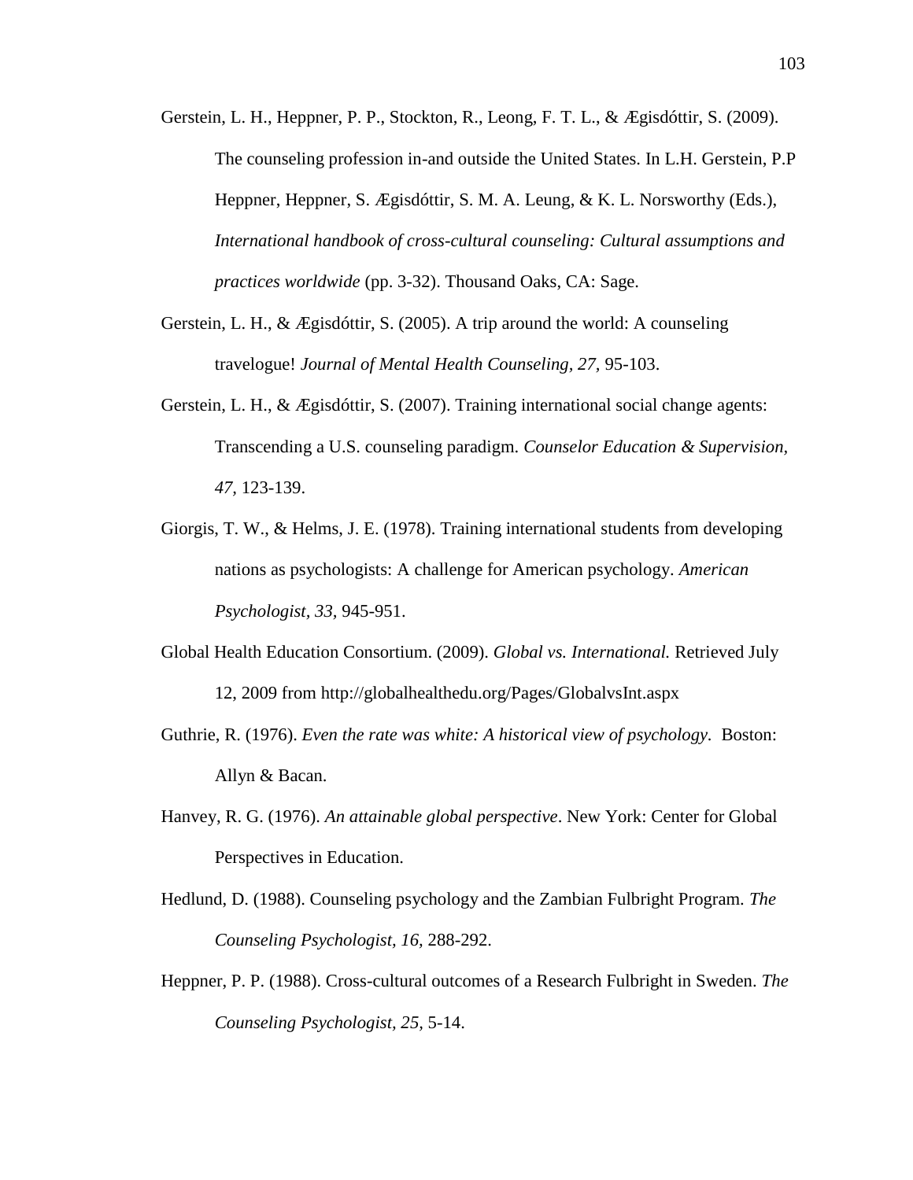Gerstein, L. H., Heppner, P. P., Stockton, R., Leong, F. T. L., & Ægisdóttir, S. (2009). The counseling profession in-and outside the United States. In L.H. Gerstein, P.P Heppner, Heppner, S. Ægisdóttir, S. M. A. Leung, & K. L. Norsworthy (Eds.), *International handbook of cross-cultural counseling: Cultural assumptions and practices worldwide* (pp. 3-32). Thousand Oaks, CA: Sage.

Gerstein, L. H., & Ægisdóttir, S. (2005). A trip around the world: A counseling travelogue! *Journal of Mental Health Counseling, 27*, 95-103.

Gerstein, L. H., & Ægisdóttir, S. (2007). Training international social change agents: Transcending a U.S. counseling paradigm. *Counselor Education & Supervision, 47*, 123-139.

Giorgis, T. W., & Helms, J. E. (1978). Training international students from developing nations as psychologists: A challenge for American psychology. *American Psychologist, 33,* 945-951.

Global Health Education Consortium. (2009). *Global vs. International.* Retrieved July 12, 2009 from http://globalhealthedu.org/Pages/GlobalvsInt.aspx

Guthrie, R. (1976). *Even the rate was white: A historical view of psychology.* Boston: Allyn & Bacan.

Hanvey, R. G. (1976). *An attainable global perspective*. New York: Center for Global Perspectives in Education.

Hedlund, D. (1988). Counseling psychology and the Zambian Fulbright Program. *The Counseling Psychologist, 16,* 288-292.

Heppner, P. P. (1988). Cross-cultural outcomes of a Research Fulbright in Sweden. *The Counseling Psychologist, 25,* 5-14.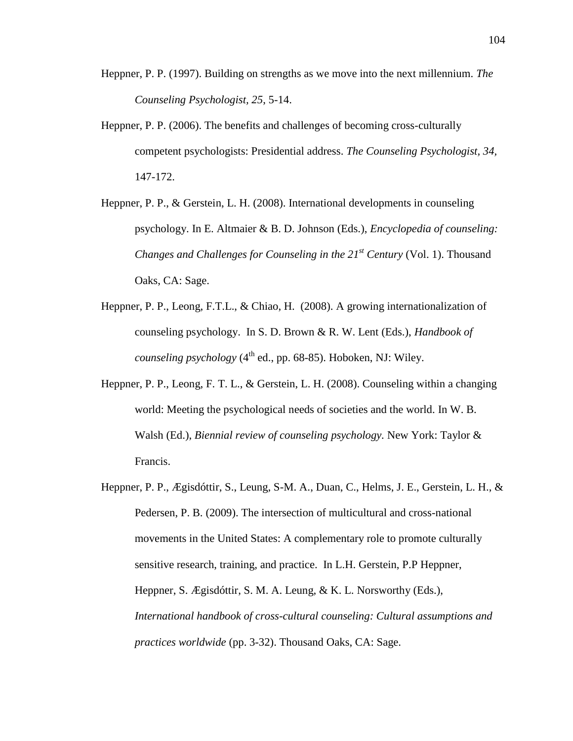Heppner, P. P. (1997). Building on strengths as we move into the next millennium. *The Counseling Psychologist, 25*, 5-14.

Heppner, P. P. (2006). The benefits and challenges of becoming cross-culturally competent psychologists: Presidential address. *The Counseling Psychologist, 34,* 147-172.

Heppner, P. P., & Gerstein, L. H. (2008). International developments in counseling psychology. In E. Altmaier & B. D. Johnson (Eds.), *Encyclopedia of counseling: Changes and Challenges for Counseling in the 21st Century* (Vol. 1). Thousand Oaks, CA: Sage.

Heppner, P. P., Leong, F.T.L., & Chiao, H. (2008). A growing internationalization of counseling psychology. In S. D. Brown & R. W. Lent (Eds.), *Handbook of counseling psychology* (4th ed., pp. 68-85). Hoboken, NJ: Wiley.

Heppner, P. P., Leong, F. T. L., & Gerstein, L. H. (2008). Counseling within a changing world: Meeting the psychological needs of societies and the world. In W. B. Walsh (Ed.), *Biennial review of counseling psychology*. New York: Taylor & Francis.

Heppner, P. P., Ægisdóttir, S., Leung, S-M. A., Duan, C., Helms, J. E., Gerstein, L. H., & Pedersen, P. B. (2009). The intersection of multicultural and cross-national movements in the United States: A complementary role to promote culturally sensitive research, training, and practice. In L.H. Gerstein, P.P Heppner, Heppner, S. Ægisdóttir, S. M. A. Leung, & K. L. Norsworthy (Eds.), *International handbook of cross-cultural counseling: Cultural assumptions and practices worldwide* (pp. 3-32). Thousand Oaks, CA: Sage.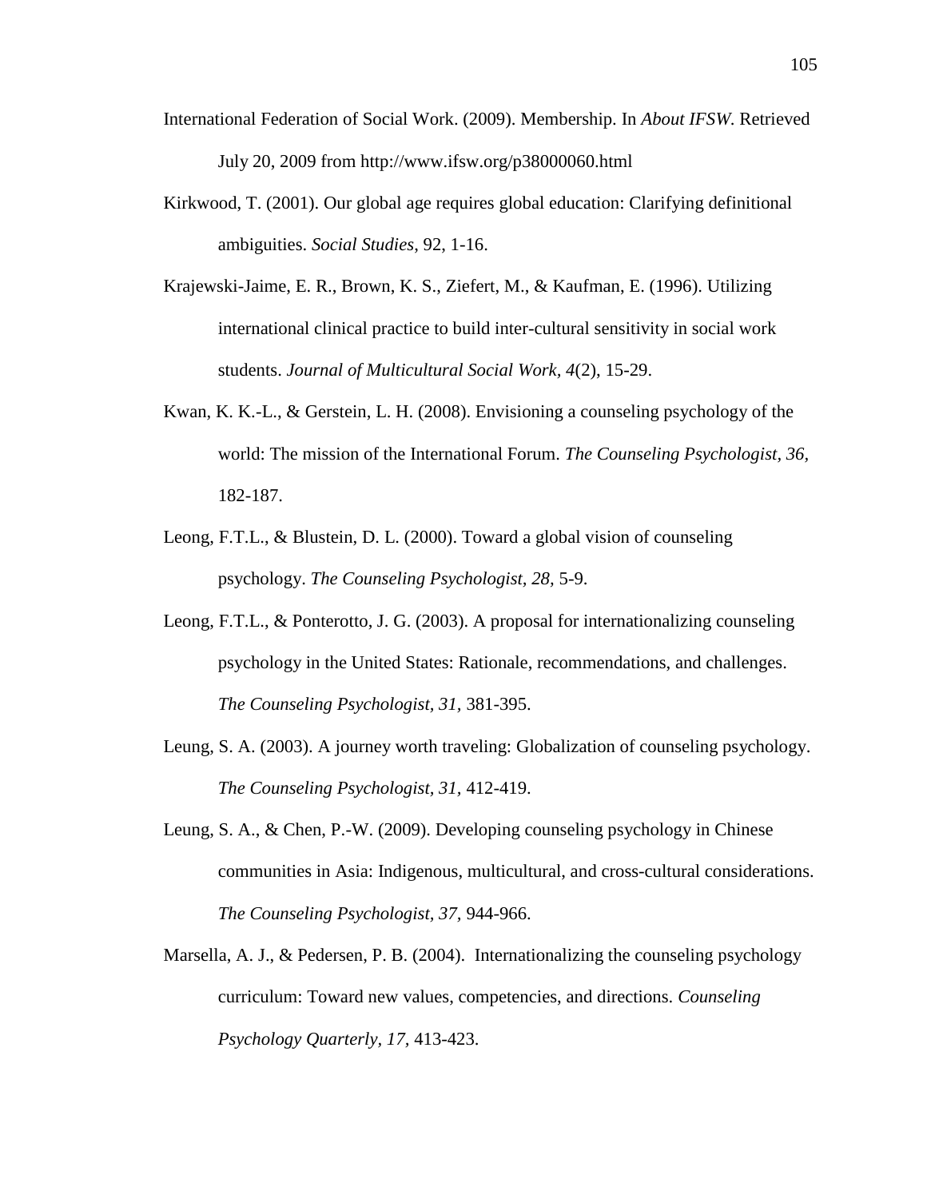International Federation of Social Work. (2009). Membership. In *About IFSW*. Retrieved July 20, 2009 from http://www.ifsw.org/p38000060.html

Kirkwood, T. (2001). Our global age requires global education: Clarifying definitional ambiguities. *Social Studies*, 92, 1-16.

Krajewski-Jaime, E. R., Brown, K. S., Ziefert, M., & Kaufman, E. (1996). Utilizing international clinical practice to build inter-cultural sensitivity in social work students. *Journal of Multicultural Social Work, 4*(2), 15-29.

Kwan, K. K.-L., & Gerstein, L. H. (2008). Envisioning a counseling psychology of the world: The mission of the International Forum. *The Counseling Psychologist, 36*, 182-187.

Leong, F.T.L., & Blustein, D. L. (2000). Toward a global vision of counseling psychology. *The Counseling Psychologist, 28,* 5-9.

Leong, F.T.L., & Ponterotto, J. G. (2003). A proposal for internationalizing counseling psychology in the United States: Rationale, recommendations, and challenges. *The Counseling Psychologist, 31,* 381-395.

Leung, S. A. (2003). A journey worth traveling: Globalization of counseling psychology. *The Counseling Psychologist, 31,* 412-419.

Leung, S. A., & Chen, P.-W. (2009). Developing counseling psychology in Chinese communities in Asia: Indigenous, multicultural, and cross-cultural considerations. *The Counseling Psychologist, 37*, 944-966.

Marsella, A. J., & Pedersen, P. B. (2004). Internationalizing the counseling psychology curriculum: Toward new values, competencies, and directions. *Counseling Psychology Quarterly, 17,* 413-423.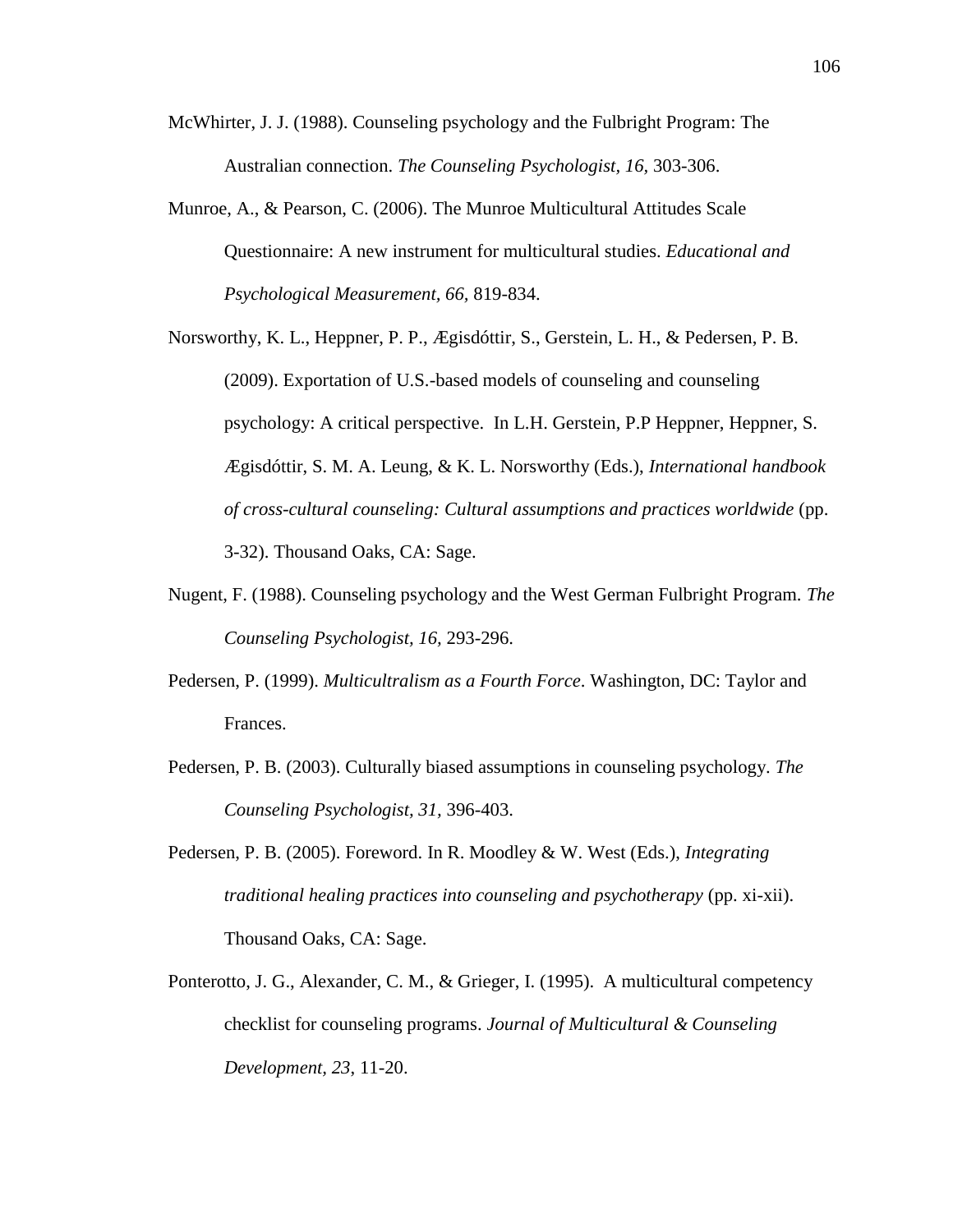McWhirter, J. J. (1988). Counseling psychology and the Fulbright Program: The Australian connection. *The Counseling Psychologist, 16,* 303-306.

Munroe, A., & Pearson, C. (2006). The Munroe Multicultural Attitudes Scale Questionnaire: A new instrument for multicultural studies. *Educational and Psychological Measurement, 66,* 819-834.

Norsworthy, K. L., Heppner, P. P., Ægisdóttir, S., Gerstein, L. H., & Pedersen, P. B. (2009). Exportation of U.S.-based models of counseling and counseling psychology: A critical perspective. In L.H. Gerstein, P.P Heppner, Heppner, S. Ægisdóttir, S. M. A. Leung, & K. L. Norsworthy (Eds.), *International handbook of cross-cultural counseling: Cultural assumptions and practices worldwide* (pp. 3-32). Thousand Oaks, CA: Sage.

Nugent, F. (1988). Counseling psychology and the West German Fulbright Program. *The Counseling Psychologist, 16,* 293-296.

Pedersen, P. (1999). *Multicultralism as a Fourth Force*. Washington, DC: Taylor and Frances.

Pedersen, P. B. (2003). Culturally biased assumptions in counseling psychology. *The Counseling Psychologist, 31,* 396-403.

Pedersen, P. B. (2005). Foreword. In R. Moodley & W. West (Eds.), *Integrating traditional healing practices into counseling and psychotherapy* (pp. xi-xii). Thousand Oaks, CA: Sage.

Ponterotto, J. G., Alexander, C. M., & Grieger, I. (1995). A multicultural competency checklist for counseling programs. *Journal of Multicultural & Counseling Development, 23*, 11-20.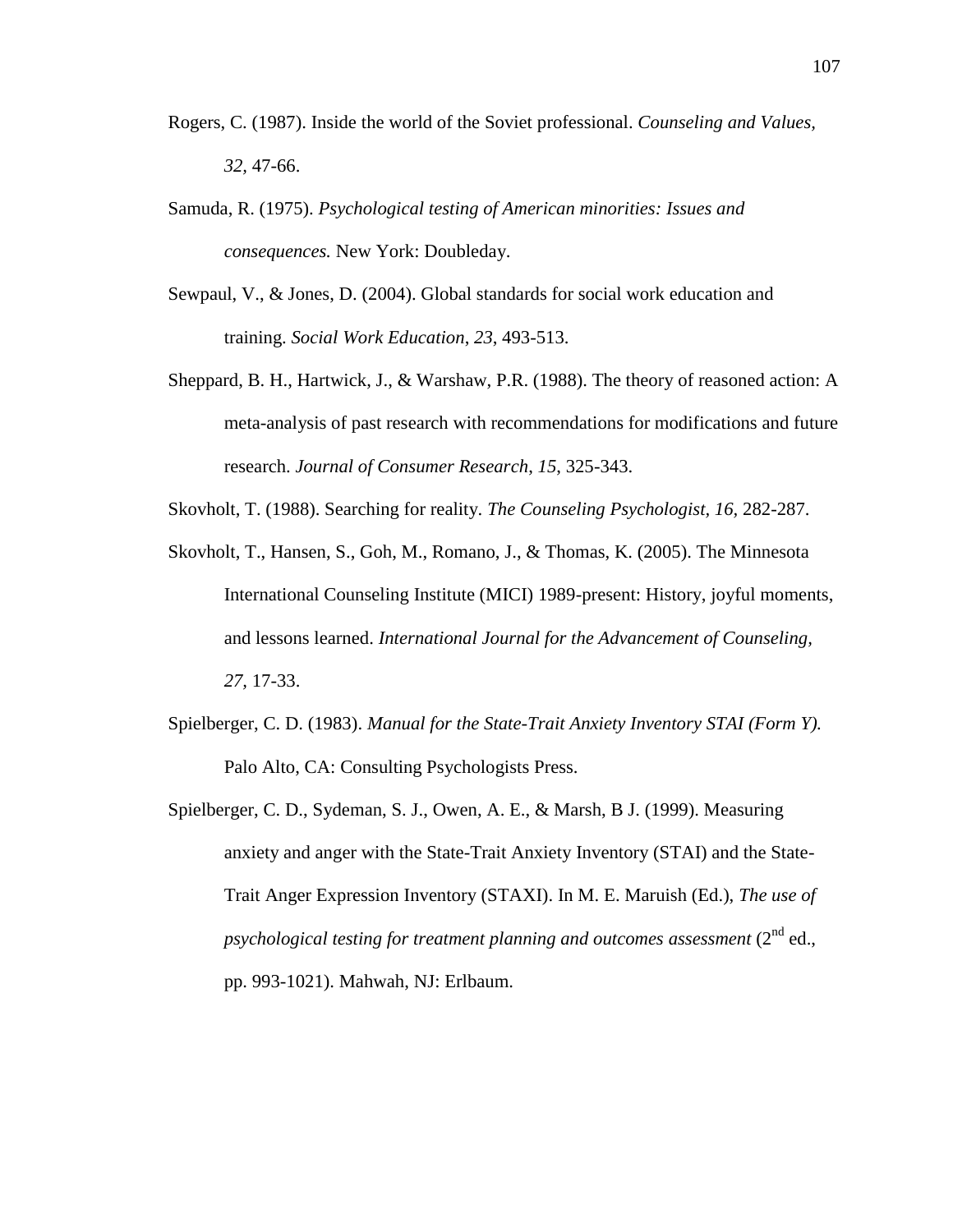Rogers, C. (1987). Inside the world of the Soviet professional. *Counseling and Values, 32,* 47-66.

Samuda, R. (1975). *Psychological testing of American minorities: Issues and consequences.* New York: Doubleday.

Sewpaul, V., & Jones, D. (2004). Global standards for social work education and training. *Social Work Education*, *23*, 493-513.

Sheppard, B. H., Hartwick, J., & Warshaw, P.R. (1988). The theory of reasoned action: A meta-analysis of past research with recommendations for modifications and future research. *Journal of Consumer Research*, *15*, 325-343.

Skovholt, T. (1988). Searching for reality. *The Counseling Psychologist, 16,* 282-287.

Skovholt, T., Hansen, S., Goh, M., Romano, J., & Thomas, K. (2005). The Minnesota International Counseling Institute (MICI) 1989-present: History, joyful moments, and lessons learned. *International Journal for the Advancement of Counseling, 27,* 17-33.

Spielberger, C. D. (1983). *Manual for the State-Trait Anxiety Inventory STAI (Form Y).* Palo Alto, CA: Consulting Psychologists Press.

Spielberger, C. D., Sydeman, S. J., Owen, A. E., & Marsh, B J. (1999). Measuring anxiety and anger with the State-Trait Anxiety Inventory (STAI) and the State-Trait Anger Expression Inventory (STAXI). In M. E. Maruish (Ed.), *The use of psychological testing for treatment planning and outcomes assessment* (2nd ed., pp. 993-1021). Mahwah, NJ: Erlbaum.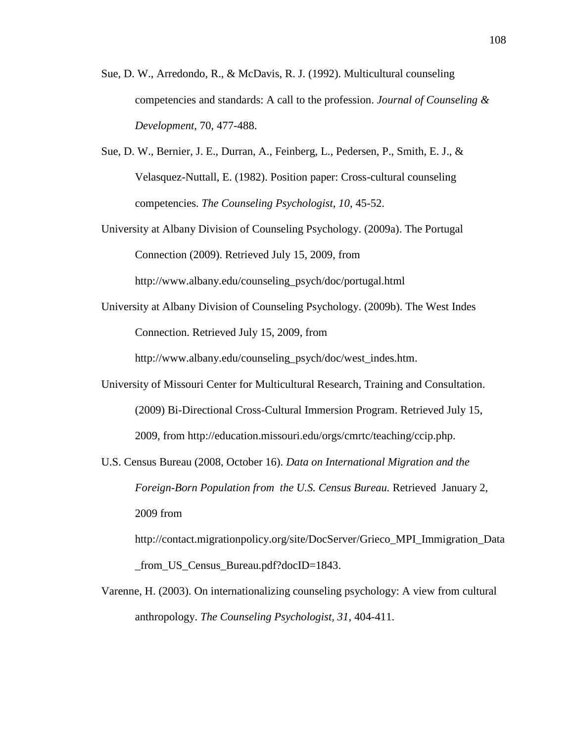Sue, D. W., Arredondo, R., & McDavis, R. J. (1992). Multicultural counseling competencies and standards: A call to the profession. *Journal of Counseling & Development*, 70, 477-488.

Sue, D. W., Bernier, J. E., Durran, A., Feinberg, L., Pedersen, P., Smith, E. J., & Velasquez-Nuttall, E. (1982). Position paper: Cross-cultural counseling competencies. *The Counseling Psychologist*, *10*, 45-52.

University at Albany Division of Counseling Psychology. (2009a). The Portugal Connection (2009). Retrieved July 15, 2009, from http://www.albany.edu/counseling_psych/doc/portugal.html

University at Albany Division of Counseling Psychology. (2009b). The West Indes Connection. Retrieved July 15, 2009, from http://www.albany.edu/counseling_psych/doc/west_indes.htm.

University of Missouri Center for Multicultural Research, Training and Consultation. (2009) Bi-Directional Cross-Cultural Immersion Program. Retrieved July 15, 2009, from http://education.missouri.edu/orgs/cmrtc/teaching/ccip.php.

U.S. Census Bureau (2008, October 16). *Data on International Migration and the Foreign-Born Population from the U.S. Census Bureau.* Retrieved January 2, 2009 from http://contact.migrationpolicy.org/site/DocServer/Grieco_MPI_Immigration_Data_from_US_Census_Bureau.pdf?docID=1843.

Varenne, H. (2003). On internationalizing counseling psychology: A view from cultural anthropology. *The Counseling Psychologist, 31,* 404-411.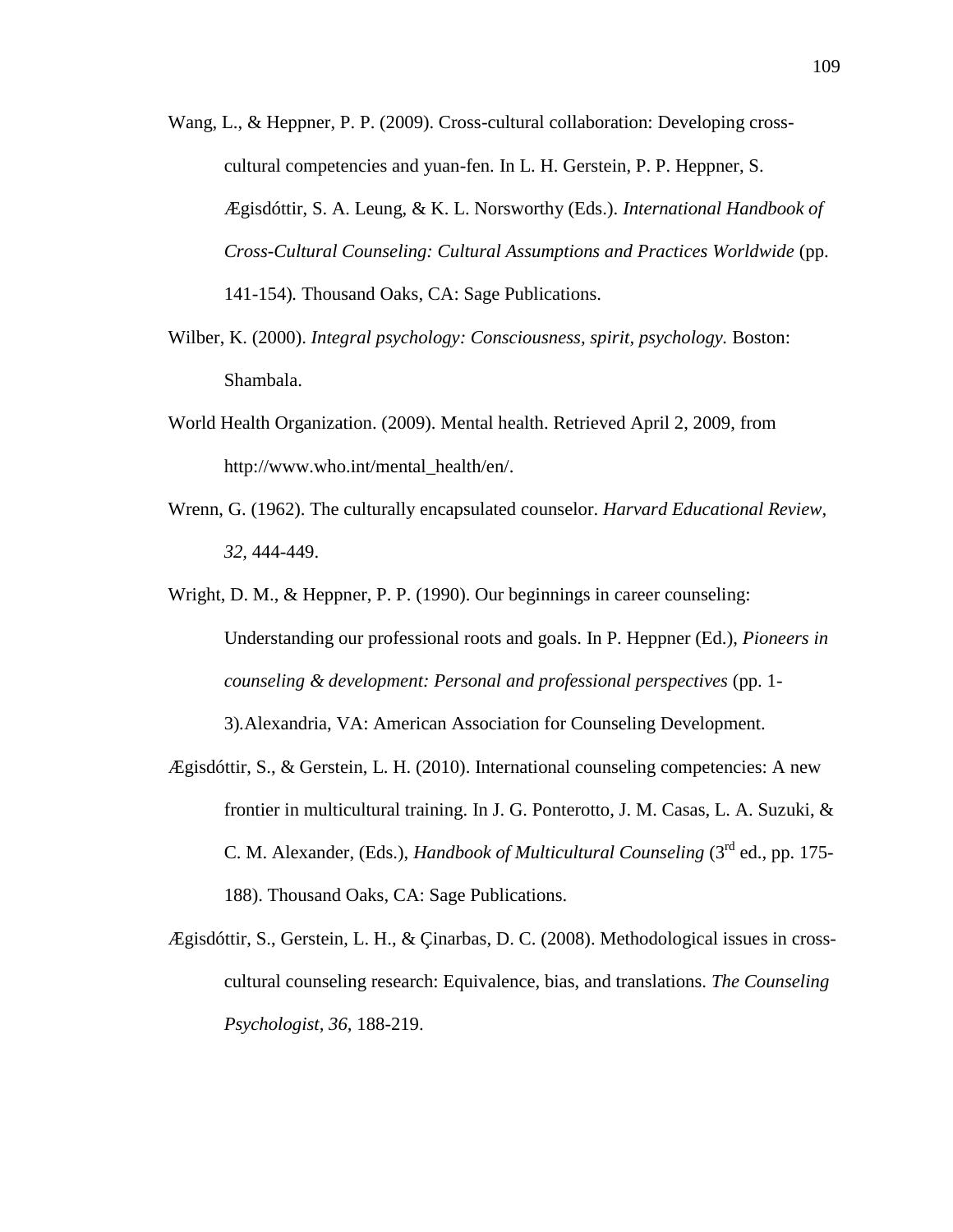Wang, L., & Heppner, P. P. (2009). Cross-cultural collaboration: Developing cross-cultural competencies and yuan-fen. In L. H. Gerstein, P. P. Heppner, S. Ægisdóttir, S. A. Leung, & K. L. Norsworthy (Eds.). *International Handbook of Cross-Cultural Counseling: Cultural Assumptions and Practices Worldwide* (pp. 141-154)*.* Thousand Oaks, CA: Sage Publications.

Wilber, K. (2000). *Integral psychology: Consciousness, spirit, psychology.* Boston: Shambala.

World Health Organization. (2009). Mental health. Retrieved April 2, 2009, from http://www.who.int/mental_health/en/.

Wrenn, G. (1962). The culturally encapsulated counselor. *Harvard Educational Review, 32,* 444-449.

Wright, D. M., & Heppner, P. P. (1990). Our beginnings in career counseling: Understanding our professional roots and goals. In P. Heppner (Ed.), *Pioneers in counseling & development: Personal and professional perspectives* (pp. 1-3)*.*Alexandria, VA: American Association for Counseling Development.

Ægisdóttir, S., & Gerstein, L. H. (2010). International counseling competencies: A new frontier in multicultural training. In J. G. Ponterotto, J. M. Casas, L. A. Suzuki, & C. M. Alexander, (Eds.), *Handbook of Multicultural Counseling* (3rd ed., pp. 175-188). Thousand Oaks, CA: Sage Publications.

Ægisdóttir, S., Gerstein, L. H., & Çinarbas, D. C. (2008). Methodological issues in cross-cultural counseling research: Equivalence, bias, and translations. *The Counseling Psychologist, 36*, 188-219.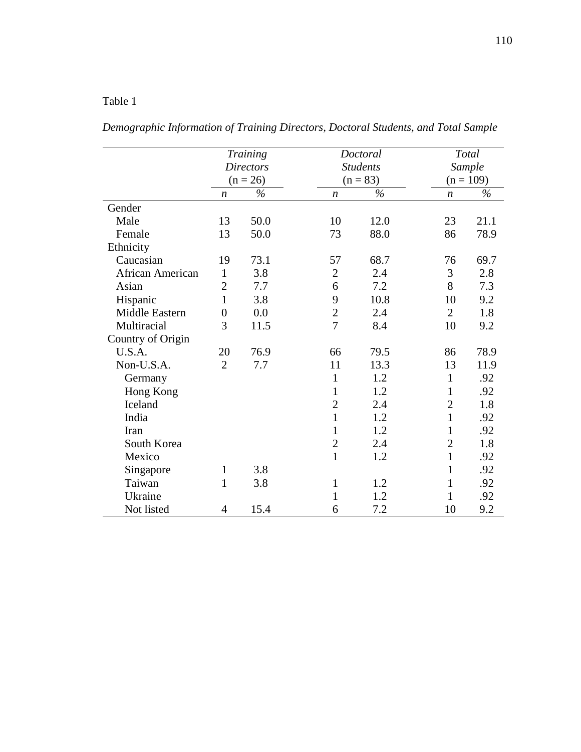Table 1

*Demographic Information of Training Directors, Doctoral Students, and Total Sample*

| | *Training Directors* (n = 26) | | *Doctoral Students* (n = 83) | | *Total Sample* (n = 109) | |
|---|---|---|---|---|---|---|
| | *n* | *%* | *n* | *%* | *n* | *%* |
| Gender | | | | | | |
| Male | 13 | 50.0 | 10 | 12.0 | 23 | 21.1 |
| Female | 13 | 50.0 | 73 | 88.0 | 86 | 78.9 |
| Ethnicity | | | | | | |
| Caucasian | 19 | 73.1 | 57 | 68.7 | 76 | 69.7 |
| African American | 1 | 3.8 | 2 | 2.4 | 3 | 2.8 |
| Asian | 2 | 7.7 | 6 | 7.2 | 8 | 7.3 |
| Hispanic | 1 | 3.8 | 9 | 10.8 | 10 | 9.2 |
| Middle Eastern | 0 | 0.0 | 2 | 2.4 | 2 | 1.8 |
| Multiracial | 3 | 11.5 | 7 | 8.4 | 10 | 9.2 |
| Country of Origin | | | | | | |
| U.S.A. | 20 | 76.9 | 66 | 79.5 | 86 | 78.9 |
| Non-U.S.A. | 2 | 7.7 | 11 | 13.3 | 13 | 11.9 |
| Germany | | | 1 | 1.2 | 1 | .92 |
| Hong Kong | | | 1 | 1.2 | 1 | .92 |
| Iceland | | | 2 | 2.4 | 2 | 1.8 |
| India | | | 1 | 1.2 | 1 | .92 |
| Iran | | | 1 | 1.2 | 1 | .92 |
| South Korea | | | 2 | 2.4 | 2 | 1.8 |
| Mexico | | | 1 | 1.2 | 1 | .92 |
| Singapore | 1 | 3.8 | | | 1 | .92 |
| Taiwan | 1 | 3.8 | 1 | 1.2 | 1 | .92 |
| Ukraine | | | 1 | 1.2 | 1 | .92 |
| Not listed | 4 | 15.4 | 6 | 7.2 | 10 | 9.2 |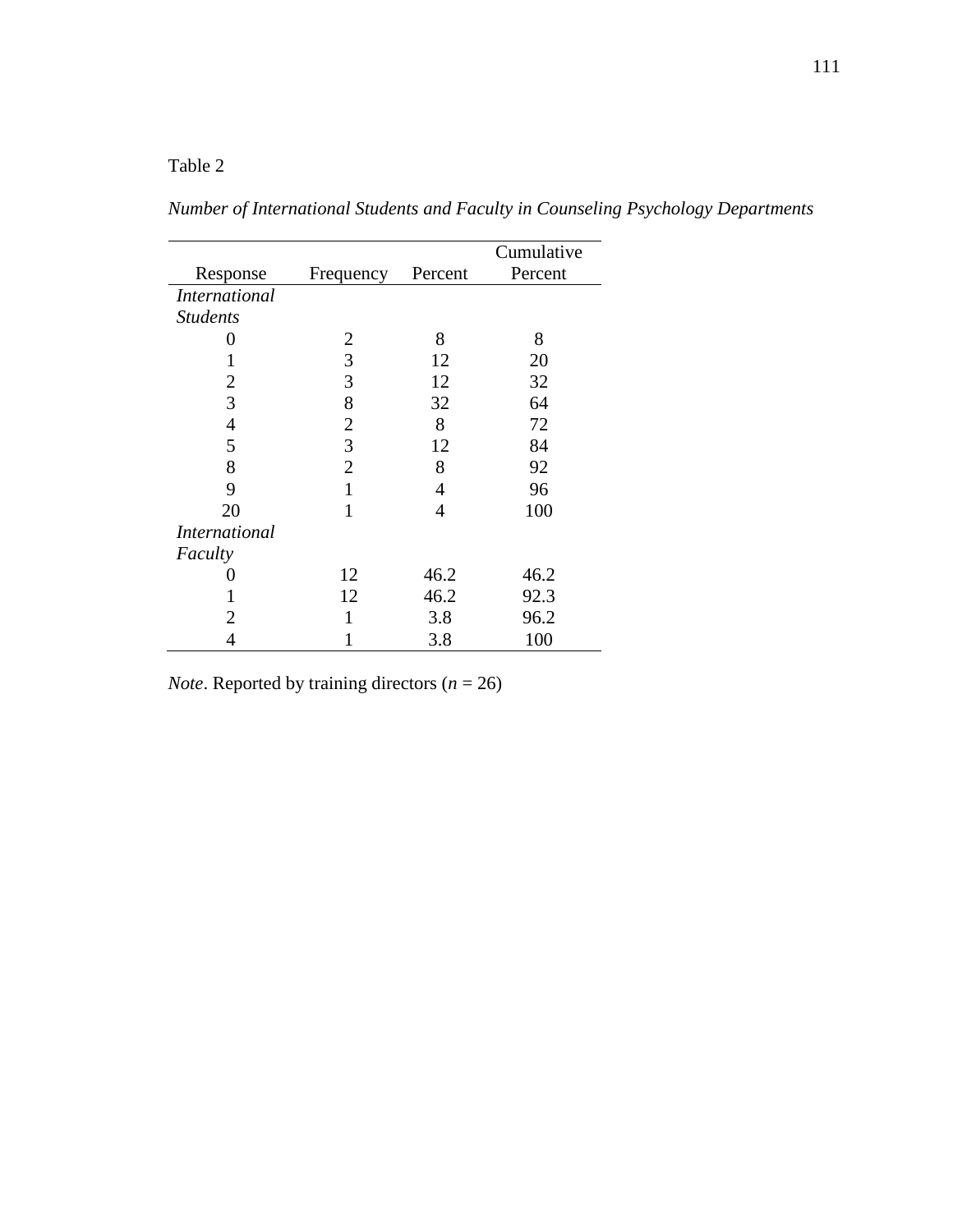Table 2

*Number of International Students and Faculty in Counseling Psychology Departments*

| Response | Frequency | Percent | Cumulative Percent |
|---|---|---|---|
| *International Students* | | | |
| 0 | 2 | 8 | 8 |
| 1 | 3 | 12 | 20 |
| 2 | 3 | 12 | 32 |
| 3 | 8 | 32 | 64 |
| 4 | 2 | 8 | 72 |
| 5 | 3 | 12 | 84 |
| 8 | 2 | 8 | 92 |
| 9 | 1 | 4 | 96 |
| 20 | 1 | 4 | 100 |
| *International Faculty* | | | |
| 0 | 12 | 46.2 | 46.2 |
| 1 | 12 | 46.2 | 92.3 |
| 2 | 1 | 3.8 | 96.2 |
| 4 | 1 | 3.8 | 100 |

*Note*. Reported by training directors ($n$ = 26)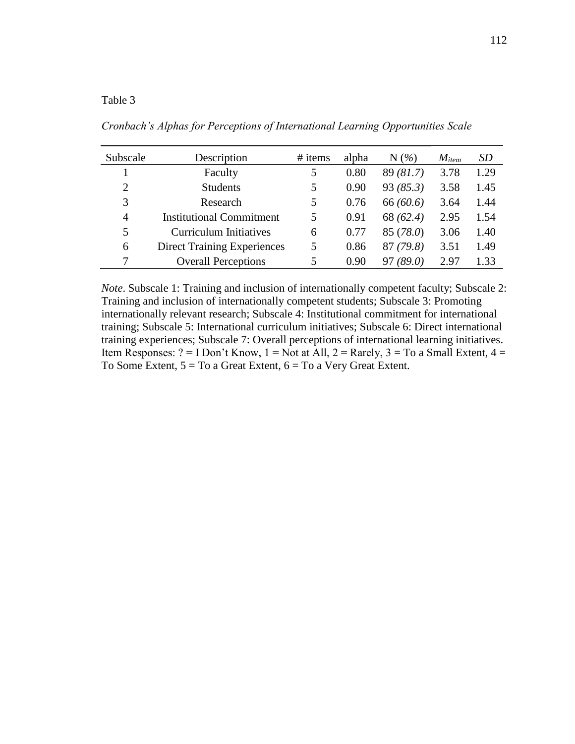Table 3

*Cronbach's Alphas for Perceptions of International Learning Opportunities Scale*

| Subscale | Description | # items | alpha | N (*%*) | $M_{item}$ | *SD* |
|---|---|---|---|---|---|---|
| 1 | Faculty | 5 | 0.80 | 89 *(81.7)* | 3.78 | 1.29 |
| 2 | Students | 5 | 0.90 | 93 *(85.3)* | 3.58 | 1.45 |
| 3 | Research | 5 | 0.76 | 66 *(60.6)* | 3.64 | 1.44 |
| 4 | Institutional Commitment | 5 | 0.91 | 68 *(62.4)* | 2.95 | 1.54 |
| 5 | Curriculum Initiatives | 6 | 0.77 | 85 (*78.0*) | 3.06 | 1.40 |
| 6 | Direct Training Experiences | 5 | 0.86 | 87 *(79.8)* | 3.51 | 1.49 |
| 7 | Overall Perceptions | 5 | 0.90 | 97 *(89.0)* | 2.97 | 1.33 |

*Note*. Subscale 1: Training and inclusion of internationally competent faculty; Subscale 2: Training and inclusion of internationally competent students; Subscale 3: Promoting internationally relevant research; Subscale 4: Institutional commitment for international training; Subscale 5: International curriculum initiatives; Subscale 6: Direct international training experiences; Subscale 7: Overall perceptions of international learning initiatives. Item Responses: ? = I Don't Know, 1 = Not at All, 2 = Rarely, 3 = To a Small Extent, 4 = To Some Extent, 5 = To a Great Extent, 6 = To a Very Great Extent.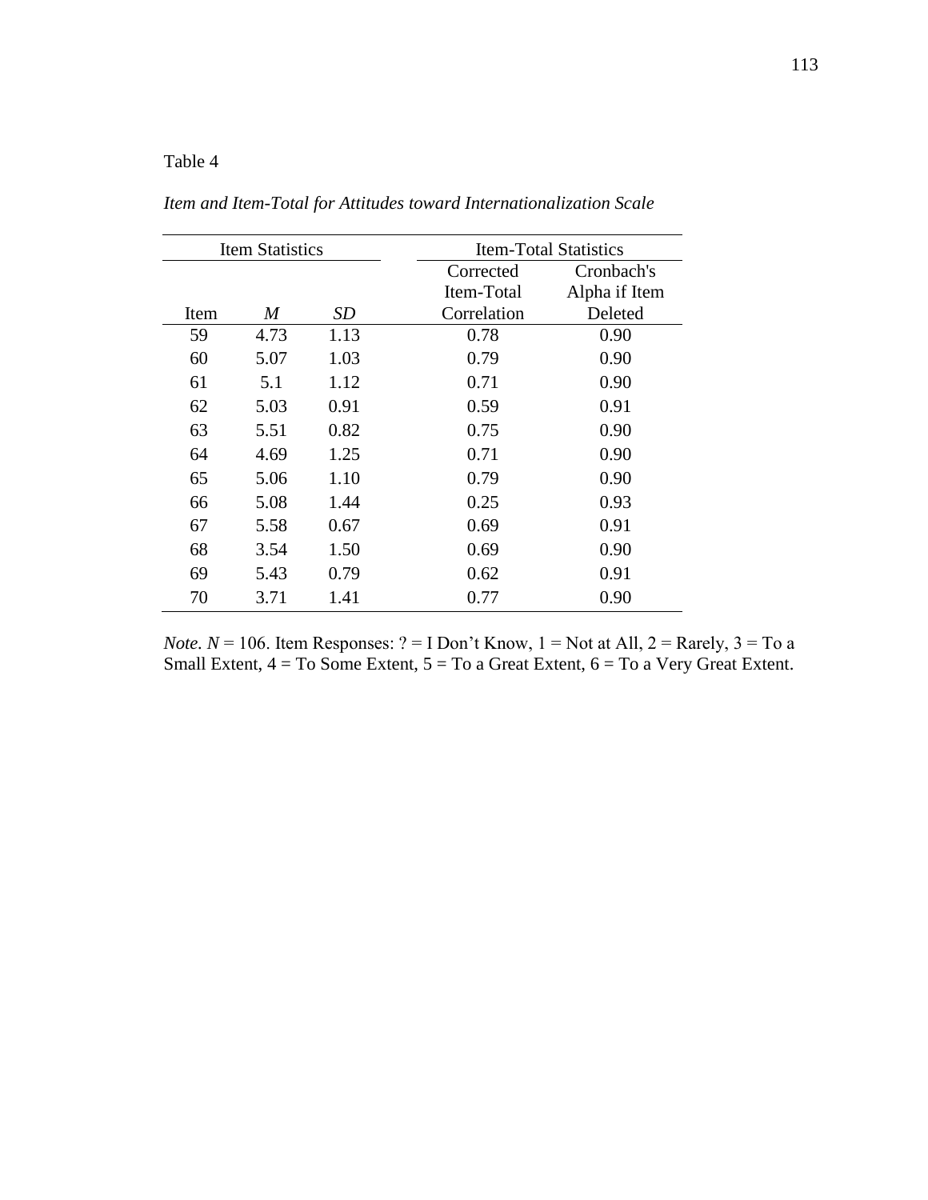Table 4

*Item and Item-Total for Attitudes toward Internationalization Scale*

| Item Statistics | | | Item-Total Statistics | |
|---|---|---|---|---|
| Item | *M* | *SD* | Corrected Item-Total Correlation | Cronbach's Alpha if Item Deleted |
| 59 | 4.73 | 1.13 | 0.78 | 0.90 |
| 60 | 5.07 | 1.03 | 0.79 | 0.90 |
| 61 | 5.1 | 1.12 | 0.71 | 0.90 |
| 62 | 5.03 | 0.91 | 0.59 | 0.91 |
| 63 | 5.51 | 0.82 | 0.75 | 0.90 |
| 64 | 4.69 | 1.25 | 0.71 | 0.90 |
| 65 | 5.06 | 1.10 | 0.79 | 0.90 |
| 66 | 5.08 | 1.44 | 0.25 | 0.93 |
| 67 | 5.58 | 0.67 | 0.69 | 0.91 |
| 68 | 3.54 | 1.50 | 0.69 | 0.90 |
| 69 | 5.43 | 0.79 | 0.62 | 0.91 |
| 70 | 3.71 | 1.41 | 0.77 | 0.90 |

*Note.* $N$ = 106. Item Responses: ? = I Don't Know, 1 = Not at All, 2 = Rarely, 3 = To a Small Extent, 4 = To Some Extent, 5 = To a Great Extent, 6 = To a Very Great Extent.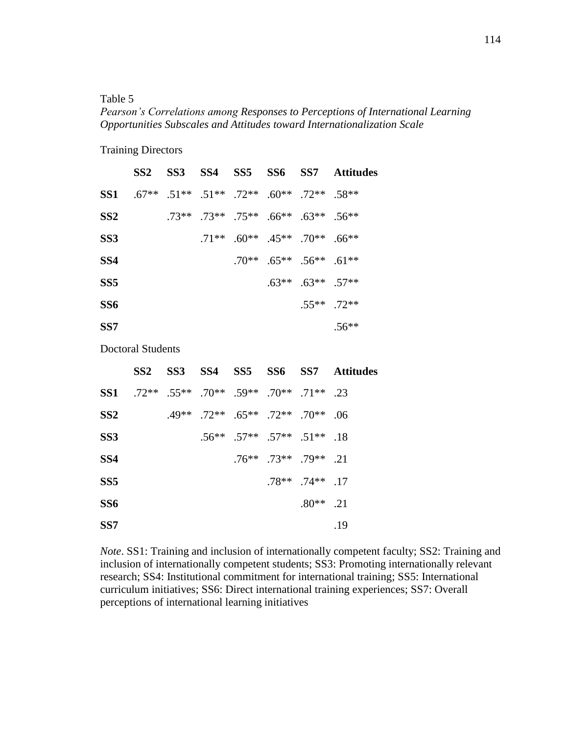Table 5

*Pearson's Correlations among Responses to Perceptions of International Learning Opportunities Subscales and Attitudes toward Internationalization Scale*

Training Directors

| | **SS2** | **SS3** | **SS4** | **SS5** | **SS6** | **SS7** | **Attitudes** |
|---|---|---|---|---|---|---|---|
| **SS1** | .67** | .51** | .51** | .72** | .60** | .72** | .58** |
| **SS2** | | .73** | .73** | .75** | .66** | .63** | .56** |
| **SS3** | | | .71** | .60** | .45** | .70** | .66** |
| **SS4** | | | | .70** | .65** | .56** | .61** |
| **SS5** | | | | | .63** | .63** | .57** |
| **SS6** | | | | | | .55** | .72** |
| **SS7** | | | | | | | .56** |

Doctoral Students

| | **SS2** | **SS3** | **SS4** | **SS5** | **SS6** | **SS7** | **Attitudes** |
|---|---|---|---|---|---|---|---|
| **SS1** | .72** | .55** | .70** | .59** | .70** | .71** | .23 |
| **SS2** | | .49** | .72** | .65** | .72** | .70** | .06 |
| **SS3** | | | .56** | .57** | .57** | .51** | .18 |
| **SS4** | | | | .76** | .73** | .79** | .21 |
| **SS5** | | | | | .78** | .74** | .17 |
| **SS6** | | | | | | .80** | .21 |
| **SS7** | | | | | | | .19 |

*Note*. SS1: Training and inclusion of internationally competent faculty; SS2: Training and inclusion of internationally competent students; SS3: Promoting internationally relevant research; SS4: Institutional commitment for international training; SS5: International curriculum initiatives; SS6: Direct international training experiences; SS7: Overall perceptions of international learning initiatives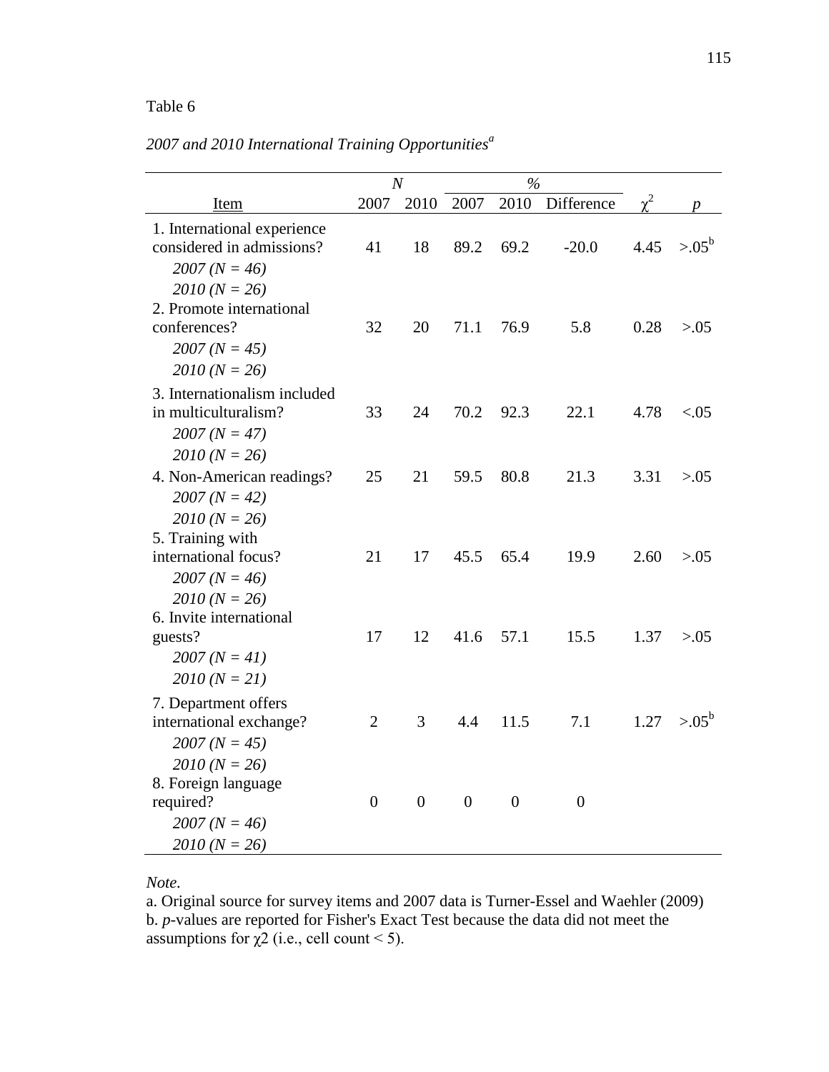Table 6

*2007 and 2010 International Training Opportunities*[a]

| Item | *N* | | % | | | $\chi^2$ | *p* |
|---|---|---|---|---|---|---|---|
| | 2007 | 2010 | 2007 | 2010 | Difference | | |
| 1. International experience considered in admissions? *2007 (N = 46)* *2010 (N = 26)* | 41 | 18 | 89.2 | 69.2 | -20.0 | 4.45 | >.05[b] |
| 2. Promote international conferences? *2007 (N = 45)* *2010 (N = 26)* | 32 | 20 | 71.1 | 76.9 | 5.8 | 0.28 | >.05 |
| 3. Internationalism included in multiculturalism? *2007 (N = 47)* *2010 (N = 26)* | 33 | 24 | 70.2 | 92.3 | 22.1 | 4.78 | <.05 |
| 4. Non-American readings? *2007 (N = 42)* *2010 (N = 26)* | 25 | 21 | 59.5 | 80.8 | 21.3 | 3.31 | >.05 |
| 5. Training with international focus? *2007 (N = 46)* *2010 (N = 26)* | 21 | 17 | 45.5 | 65.4 | 19.9 | 2.60 | >.05 |
| 6. Invite international guests? *2007 (N = 41)* *2010 (N = 21)* | 17 | 12 | 41.6 | 57.1 | 15.5 | 1.37 | >.05 |
| 7. Department offers international exchange? *2007 (N = 45)* *2010 (N = 26)* | 2 | 3 | 4.4 | 11.5 | 7.1 | 1.27 | >.05[b] |
| 8. Foreign language required? *2007 (N = 46)* *2010 (N = 26)* | 0 | 0 | 0 | 0 | 0 | | |

*Note.*
a. Original source for survey items and 2007 data is Turner-Essel and Waehler (2009)
b. *p*-values are reported for Fisher's Exact Test because the data did not meet the assumptions for $\chi 2$ (i.e., cell count < 5).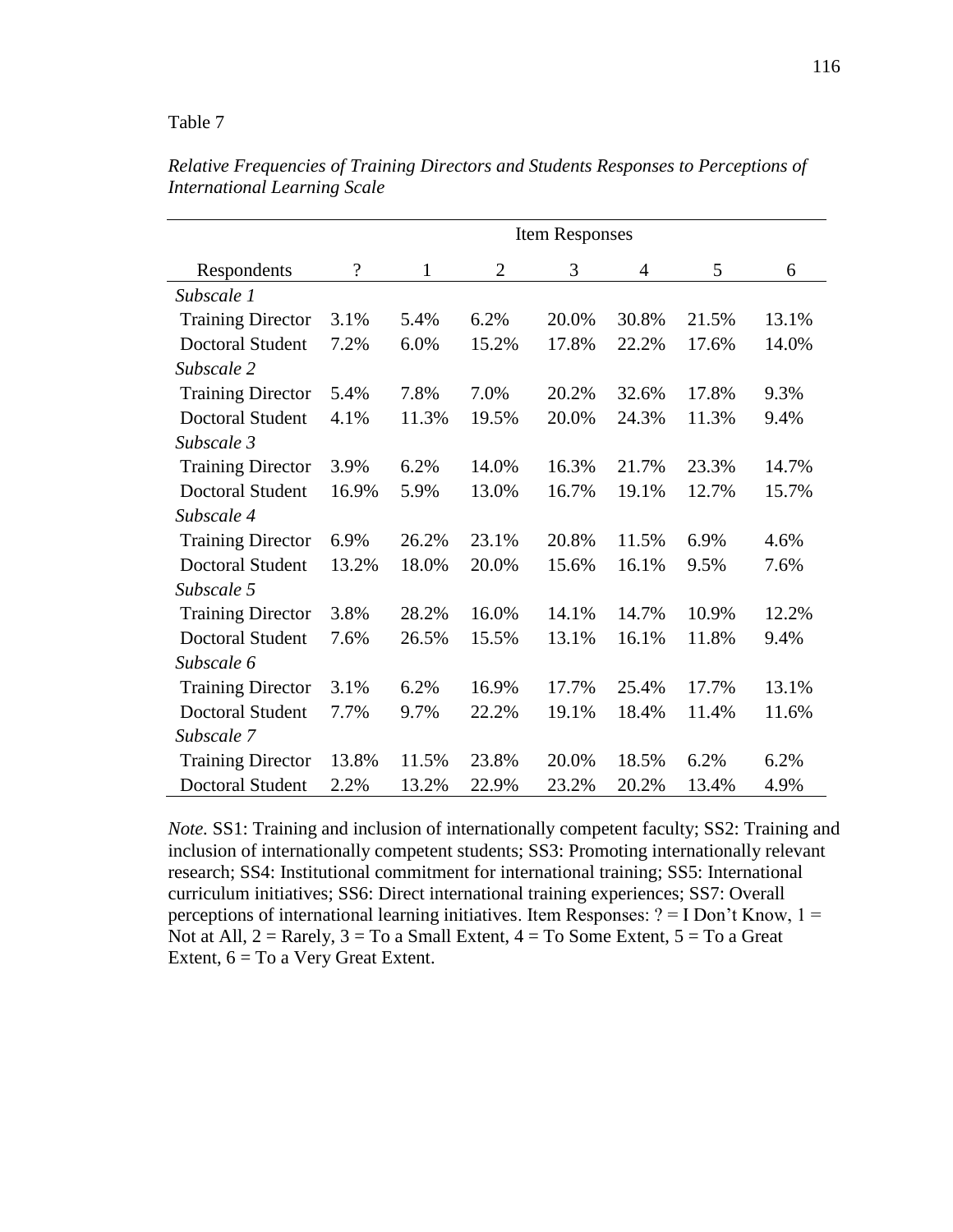Table 7

*Relative Frequencies of Training Directors and Students Responses to Perceptions of International Learning Scale*

| | Item Responses | | | | | | |
|---|---|---|---|---|---|---|---|
| Respondents | ? | 1 | 2 | 3 | 4 | 5 | 6 |
| *Subscale 1* | | | | | | | |
| Training Director | 3.1% | 5.4% | 6.2% | 20.0% | 30.8% | 21.5% | 13.1% |
| Doctoral Student | 7.2% | 6.0% | 15.2% | 17.8% | 22.2% | 17.6% | 14.0% |
| *Subscale 2* | | | | | | | |
| Training Director | 5.4% | 7.8% | 7.0% | 20.2% | 32.6% | 17.8% | 9.3% |
| Doctoral Student | 4.1% | 11.3% | 19.5% | 20.0% | 24.3% | 11.3% | 9.4% |
| *Subscale 3* | | | | | | | |
| Training Director | 3.9% | 6.2% | 14.0% | 16.3% | 21.7% | 23.3% | 14.7% |
| Doctoral Student | 16.9% | 5.9% | 13.0% | 16.7% | 19.1% | 12.7% | 15.7% |
| *Subscale 4* | | | | | | | |
| Training Director | 6.9% | 26.2% | 23.1% | 20.8% | 11.5% | 6.9% | 4.6% |
| Doctoral Student | 13.2% | 18.0% | 20.0% | 15.6% | 16.1% | 9.5% | 7.6% |
| *Subscale 5* | | | | | | | |
| Training Director | 3.8% | 28.2% | 16.0% | 14.1% | 14.7% | 10.9% | 12.2% |
| Doctoral Student | 7.6% | 26.5% | 15.5% | 13.1% | 16.1% | 11.8% | 9.4% |
| *Subscale 6* | | | | | | | |
| Training Director | 3.1% | 6.2% | 16.9% | 17.7% | 25.4% | 17.7% | 13.1% |
| Doctoral Student | 7.7% | 9.7% | 22.2% | 19.1% | 18.4% | 11.4% | 11.6% |
| *Subscale 7* | | | | | | | |
| Training Director | 13.8% | 11.5% | 23.8% | 20.0% | 18.5% | 6.2% | 6.2% |
| Doctoral Student | 2.2% | 13.2% | 22.9% | 23.2% | 20.2% | 13.4% | 4.9% |

*Note.* SS1: Training and inclusion of internationally competent faculty; SS2: Training and inclusion of internationally competent students; SS3: Promoting internationally relevant research; SS4: Institutional commitment for international training; SS5: International curriculum initiatives; SS6: Direct international training experiences; SS7: Overall perceptions of international learning initiatives. Item Responses: ? = I Don't Know, 1 = Not at All, 2 = Rarely, 3 = To a Small Extent, 4 = To Some Extent, 5 = To a Great Extent, 6 = To a Very Great Extent.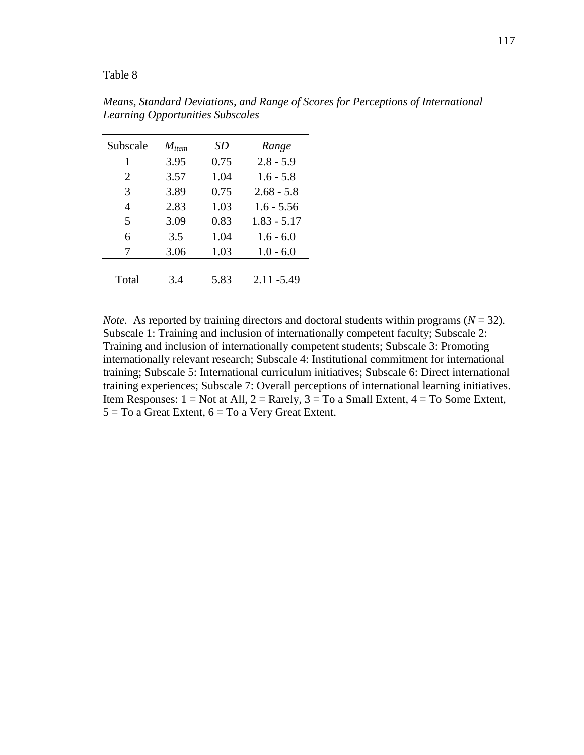Table 8

*Means, Standard Deviations, and Range of Scores for Perceptions of International Learning Opportunities Subscales*

| Subscale | $M_{item}$ | *SD* | *Range* |
|---|---|---|---|
| 1 | 3.95 | 0.75 | 2.8 - 5.9 |
| 2 | 3.57 | 1.04 | 1.6 - 5.8 |
| 3 | 3.89 | 0.75 | 2.68 - 5.8 |
| 4 | 2.83 | 1.03 | 1.6 - 5.56 |
| 5 | 3.09 | 0.83 | 1.83 - 5.17 |
| 6 | 3.5 | 1.04 | 1.6 - 6.0 |
| 7 | 3.06 | 1.03 | 1.0 - 6.0 |
| Total | 3.4 | 5.83 | 2.11 -5.49 |

*Note.* As reported by training directors and doctoral students within programs ($N$ = 32). Subscale 1: Training and inclusion of internationally competent faculty; Subscale 2: Training and inclusion of internationally competent students; Subscale 3: Promoting internationally relevant research; Subscale 4: Institutional commitment for international training; Subscale 5: International curriculum initiatives; Subscale 6: Direct international training experiences; Subscale 7: Overall perceptions of international learning initiatives. Item Responses: 1 = Not at All, 2 = Rarely, 3 = To a Small Extent, 4 = To Some Extent, 5 = To a Great Extent, 6 = To a Very Great Extent.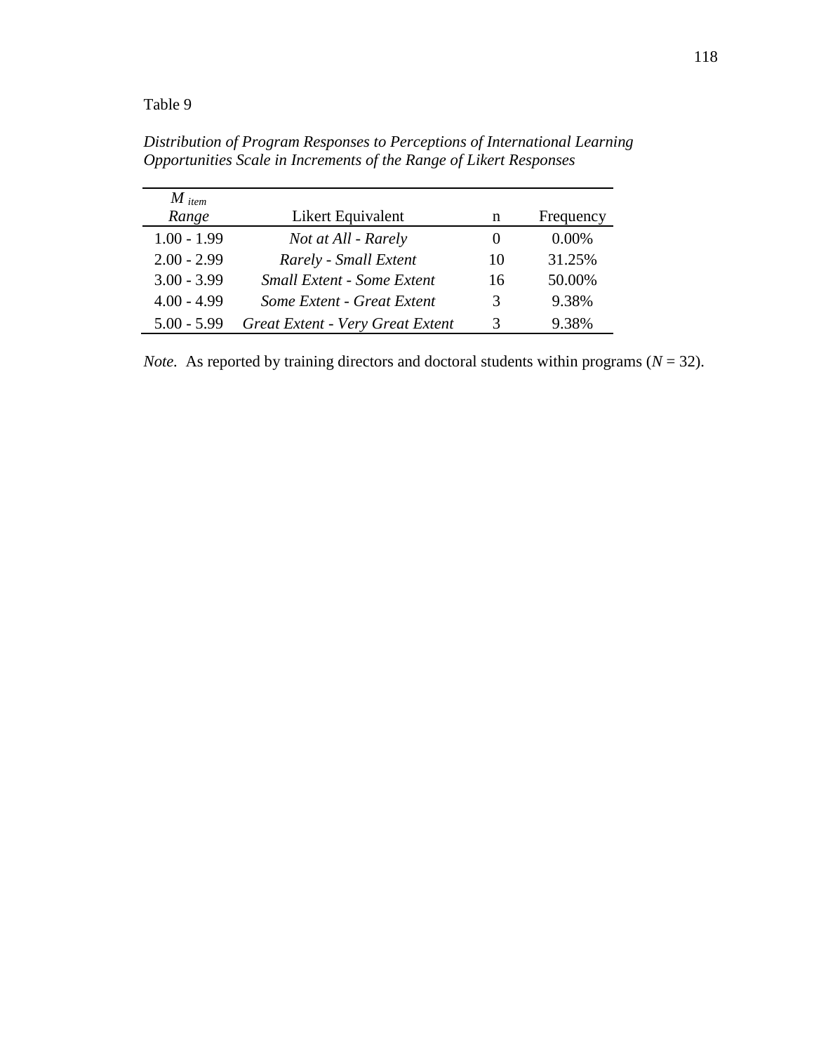Table 9

*Distribution of Program Responses to Perceptions of International Learning Opportunities Scale in Increments of the Range of Likert Responses*

| $M_{item}$ *Range* | Likert Equivalent | n | Frequency |
|---|---|---|---|
| 1.00 - 1.99 | *Not at All - Rarely* | 0 | 0.00% |
| 2.00 - 2.99 | *Rarely - Small Extent* | 10 | 31.25% |
| 3.00 - 3.99 | *Small Extent - Some Extent* | 16 | 50.00% |
| 4.00 - 4.99 | *Some Extent - Great Extent* | 3 | 9.38% |
| 5.00 - 5.99 | *Great Extent - Very Great Extent* | 3 | 9.38% |

*Note.* As reported by training directors and doctoral students within programs ($N$ = 32).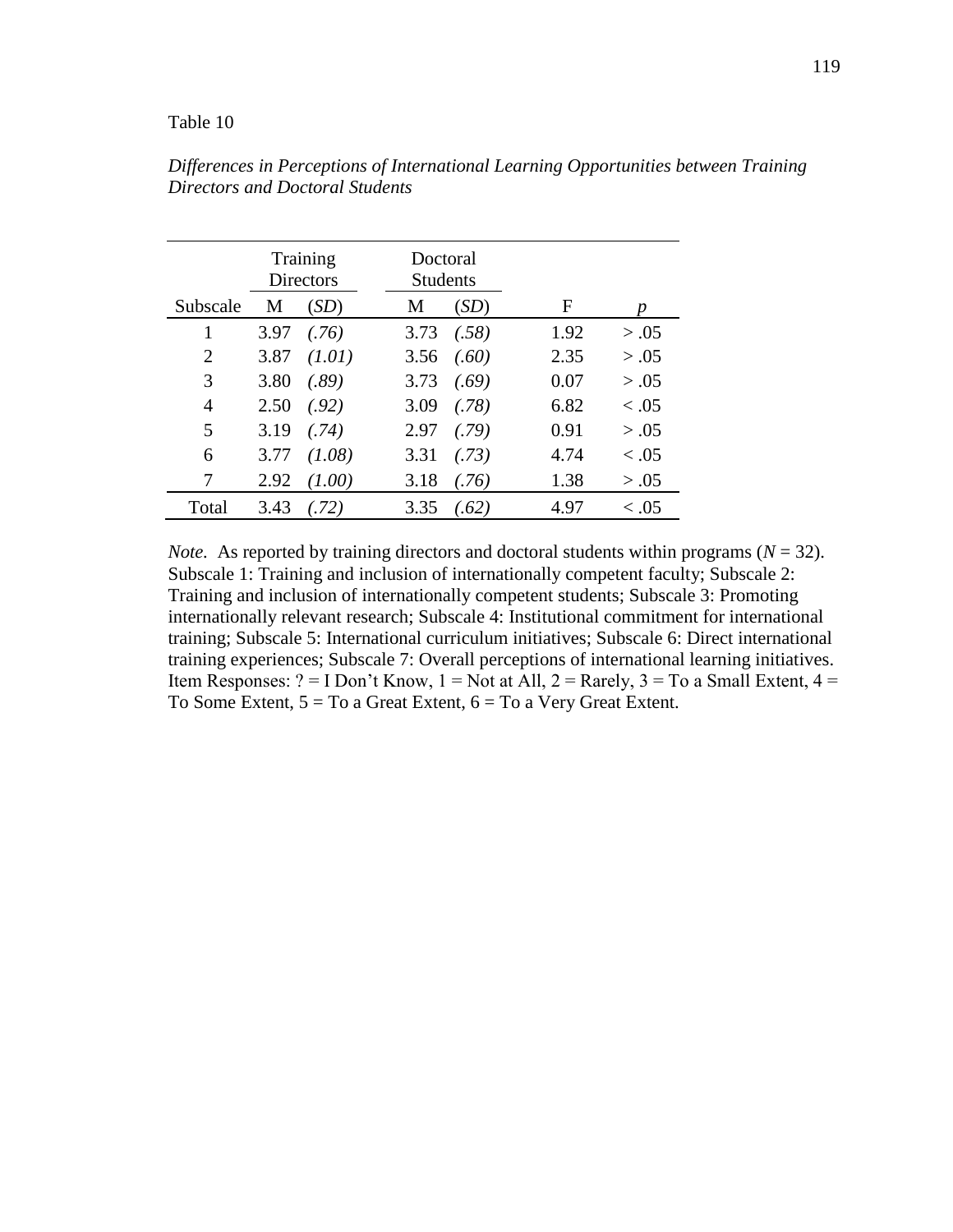Table 10

*Differences in Perceptions of International Learning Opportunities between Training Directors and Doctoral Students*

| | Training Directors | | Doctoral Students | | | |
|---|---|---|---|---|---|---|
| Subscale | M | (*SD*) | M | (*SD*) | F | *p* |
| 1 | 3.97 | *(.76)* | 3.73 | *(.58)* | 1.92 | > .05 |
| 2 | 3.87 | *(1.01)* | 3.56 | *(.60)* | 2.35 | > .05 |
| 3 | 3.80 | *(.89)* | 3.73 | *(.69)* | 0.07 | > .05 |
| 4 | 2.50 | *(.92)* | 3.09 | *(.78)* | 6.82 | < .05 |
| 5 | 3.19 | *(.74)* | 2.97 | *(.79)* | 0.91 | > .05 |
| 6 | 3.77 | *(1.08)* | 3.31 | *(.73)* | 4.74 | < .05 |
| 7 | 2.92 | *(1.00)* | 3.18 | *(.76)* | 1.38 | > .05 |
| Total | 3.43 | *(.72)* | 3.35 | *(.62)* | 4.97 | < .05 |

*Note*. As reported by training directors and doctoral students within programs ($N = 32$). Subscale 1: Training and inclusion of internationally competent faculty; Subscale 2: Training and inclusion of internationally competent students; Subscale 3: Promoting internationally relevant research; Subscale 4: Institutional commitment for international training; Subscale 5: International curriculum initiatives; Subscale 6: Direct international training experiences; Subscale 7: Overall perceptions of international learning initiatives. Item Responses: ? = I Don't Know, 1 = Not at All, 2 = Rarely, 3 = To a Small Extent, 4 = To Some Extent, 5 = To a Great Extent, 6 = To a Very Great Extent.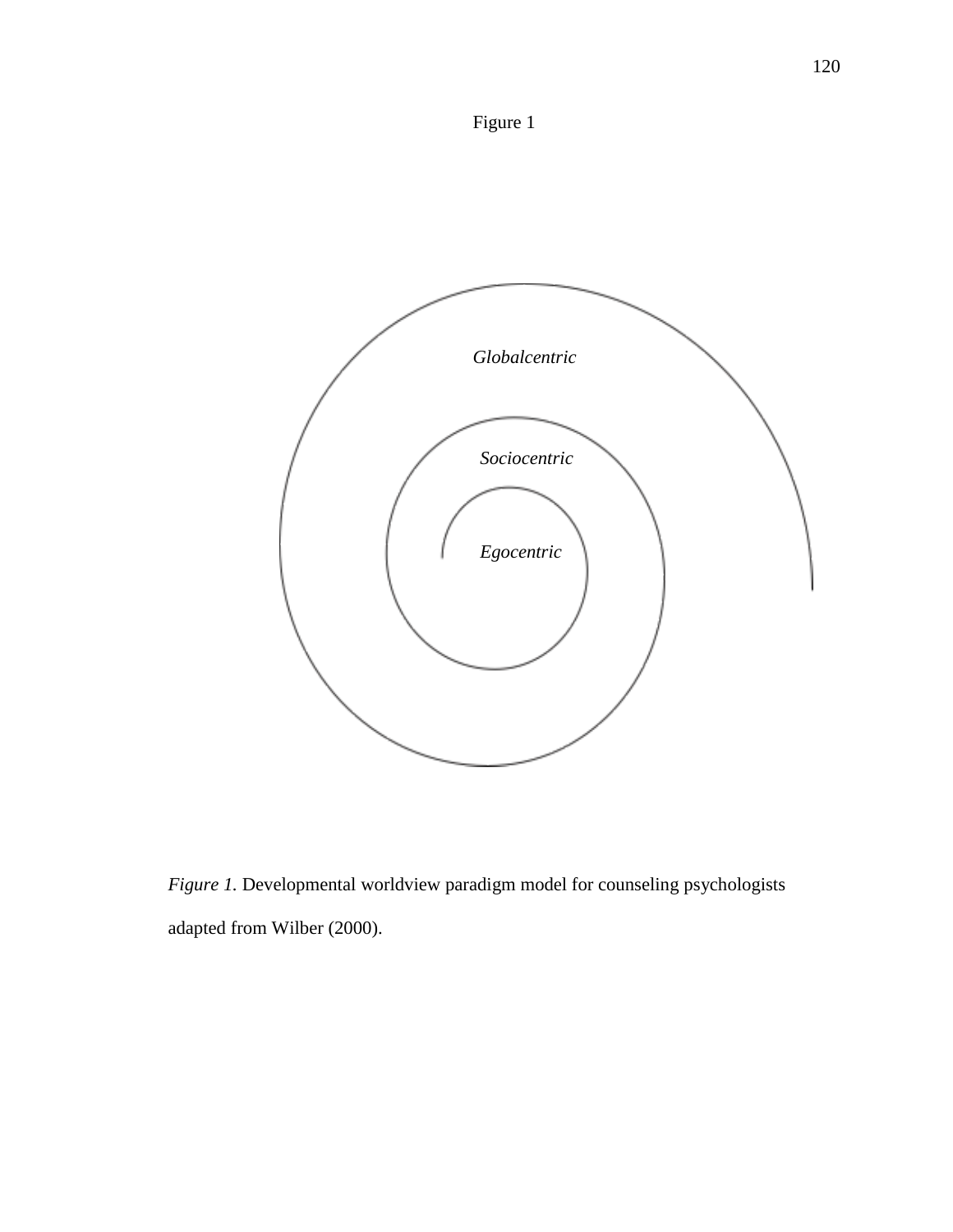Figure 1

*Globalcentric*

*Sociocentric*

*Egocentric*

*Figure 1.* Developmental worldview paradigm model for counseling psychologists adapted from Wilber (2000).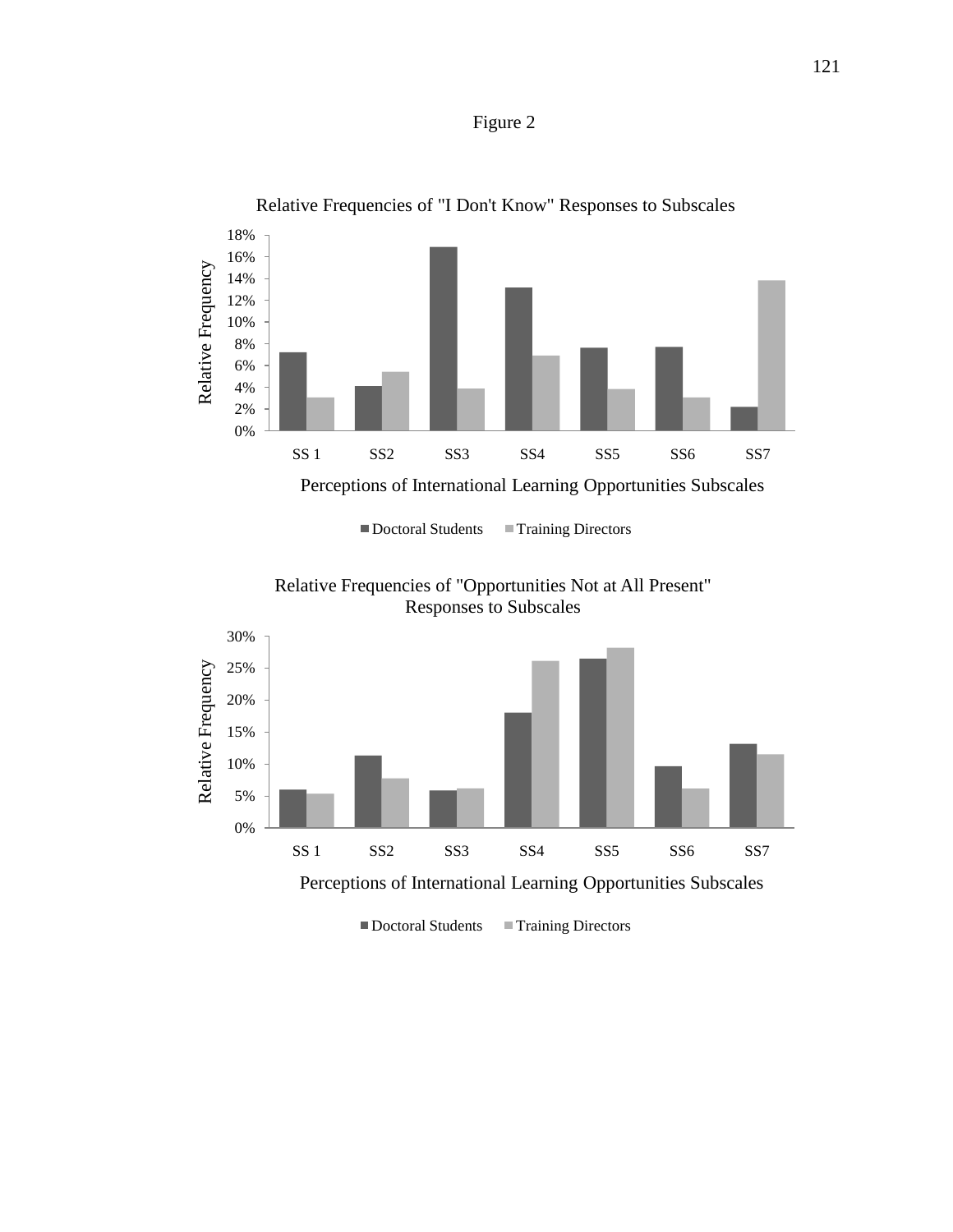Figure 2

Relative Frequencies of "I Don't Know" Responses to Subscales

Relative Frequency

Perceptions of International Learning Opportunities Subscales

Doctoral Students | Training Directors

Relative Frequencies of "Opportunities Not at All Present" Responses to Subscales

Relative Frequency

Perceptions of International Learning Opportunities Subscales

Doctoral Students | Training Directors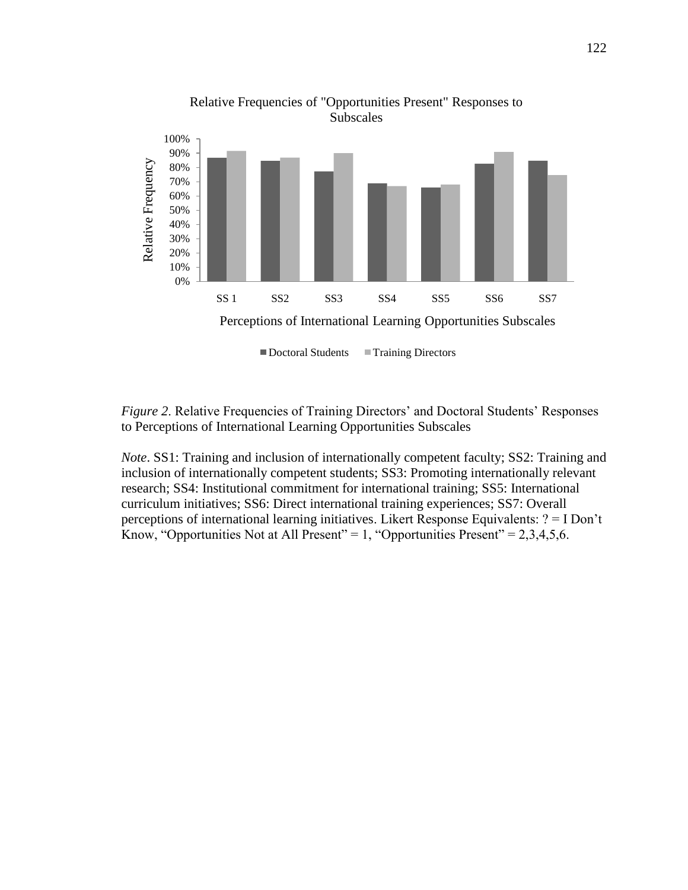Relative Frequencies of "Opportunities Present" Responses to Subscales

*Figure 2*. Relative Frequencies of Training Directors' and Doctoral Students' Responses to Perceptions of International Learning Opportunities Subscales

*Note*. SS1: Training and inclusion of internationally competent faculty; SS2: Training and inclusion of internationally competent students; SS3: Promoting internationally relevant research; SS4: Institutional commitment for international training; SS5: International curriculum initiatives; SS6: Direct international training experiences; SS7: Overall perceptions of international learning initiatives. Likert Response Equivalents: ? = I Don't Know, "Opportunities Not at All Present" = 1, "Opportunities Present" = 2,3,4,5,6.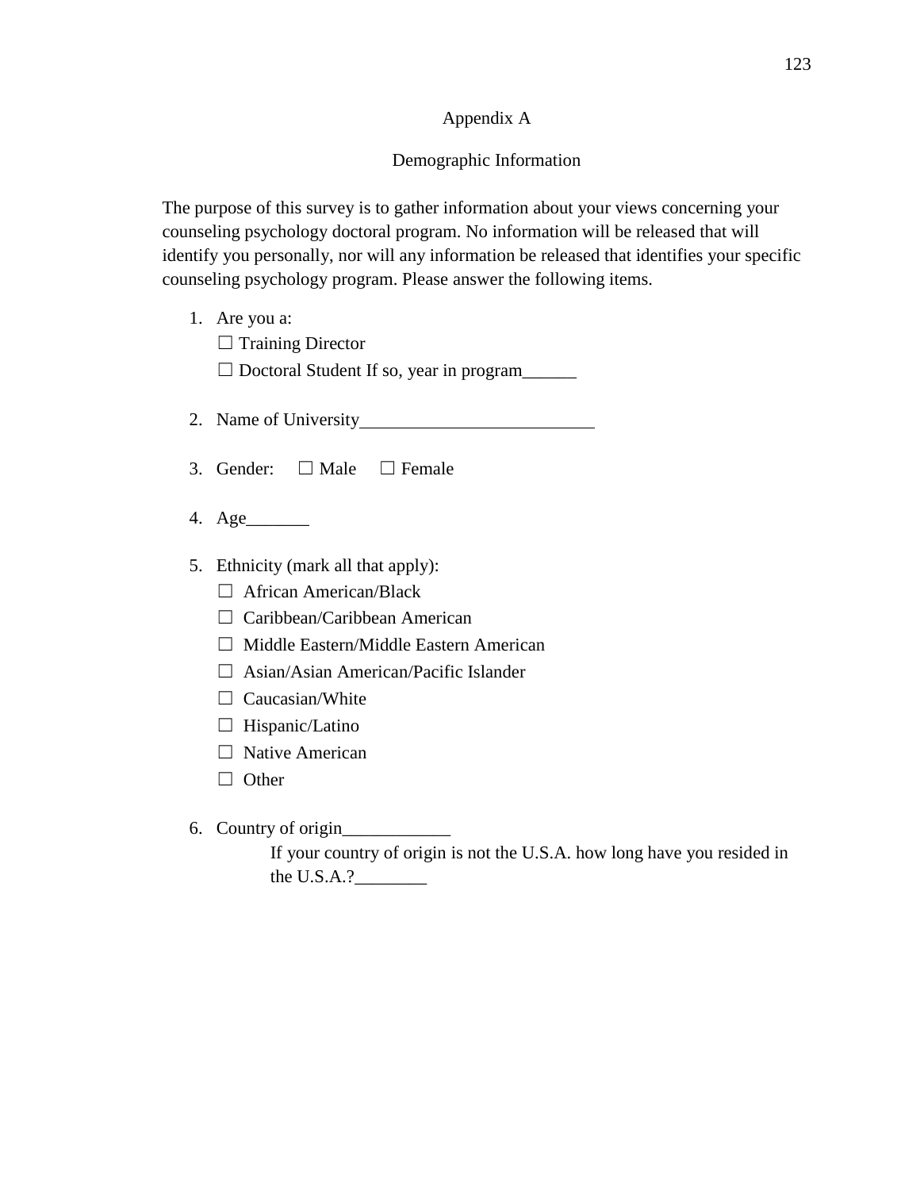# Appendix A

## Demographic Information

The purpose of this survey is to gather information about your views concerning your counseling psychology doctoral program. No information will be released that will identify you personally, nor will any information be released that identifies your specific counseling psychology program. Please answer the following items.

1. Are you a:
   ☐ Training Director
   ☐ Doctoral Student If so, year in program______

2. Name of University___________________________

3. Gender: ☐ Male ☐ Female

4. Age_______

5. Ethnicity (mark all that apply):
   ☐ African American/Black
   ☐ Caribbean/Caribbean American
   ☐ Middle Eastern/Middle Eastern American
   ☐ Asian/Asian American/Pacific Islander
   ☐ Caucasian/White
   ☐ Hispanic/Latino
   ☐ Native American
   ☐ Other

6. Country of origin____________
   If your country of origin is not the U.S.A. how long have you resided in the U.S.A.?________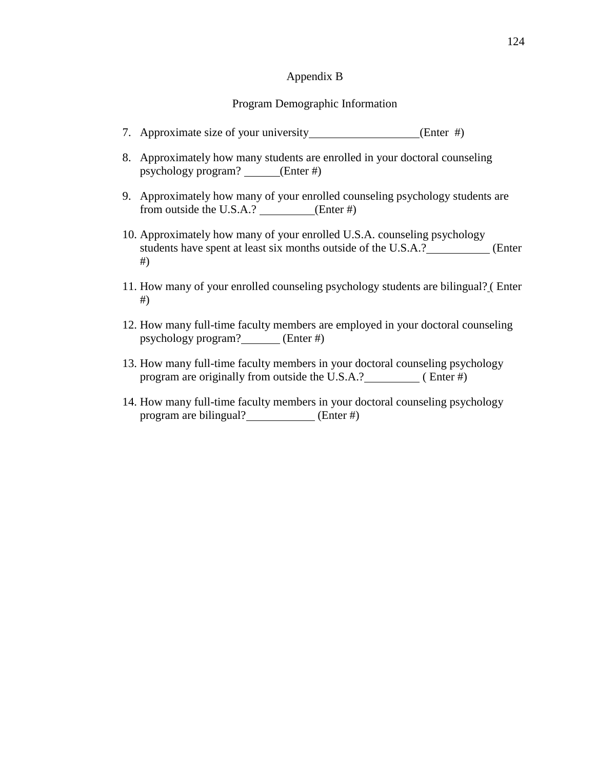# Appendix B

## Program Demographic Information

7. Approximate size of your university\_\_\_\_\_\_\_\_\_\_\_\_\_\_\_\_\_\_\_(Enter #)

8. Approximately how many students are enrolled in your doctoral counseling psychology program? \_\_\_\_\_\_(Enter #)

9. Approximately how many of your enrolled counseling psychology students are from outside the U.S.A.? \_\_\_\_\_\_\_\_\_(Enter #)

10. Approximately how many of your enrolled U.S.A. counseling psychology students have spent at least six months outside of the U.S.A.?\_\_\_\_\_\_\_\_\_\_ (Enter #)

11. How many of your enrolled counseling psychology students are bilingual? ( Enter #)

12. How many full-time faculty members are employed in your doctoral counseling psychology program?\_\_\_\_\_\_ (Enter #)

13. How many full-time faculty members in your doctoral counseling psychology program are originally from outside the U.S.A.?\_\_\_\_\_\_\_\_\_ ( Enter #)

14. How many full-time faculty members in your doctoral counseling psychology program are bilingual?\_\_\_\_\_\_\_\_\_\_\_ (Enter #)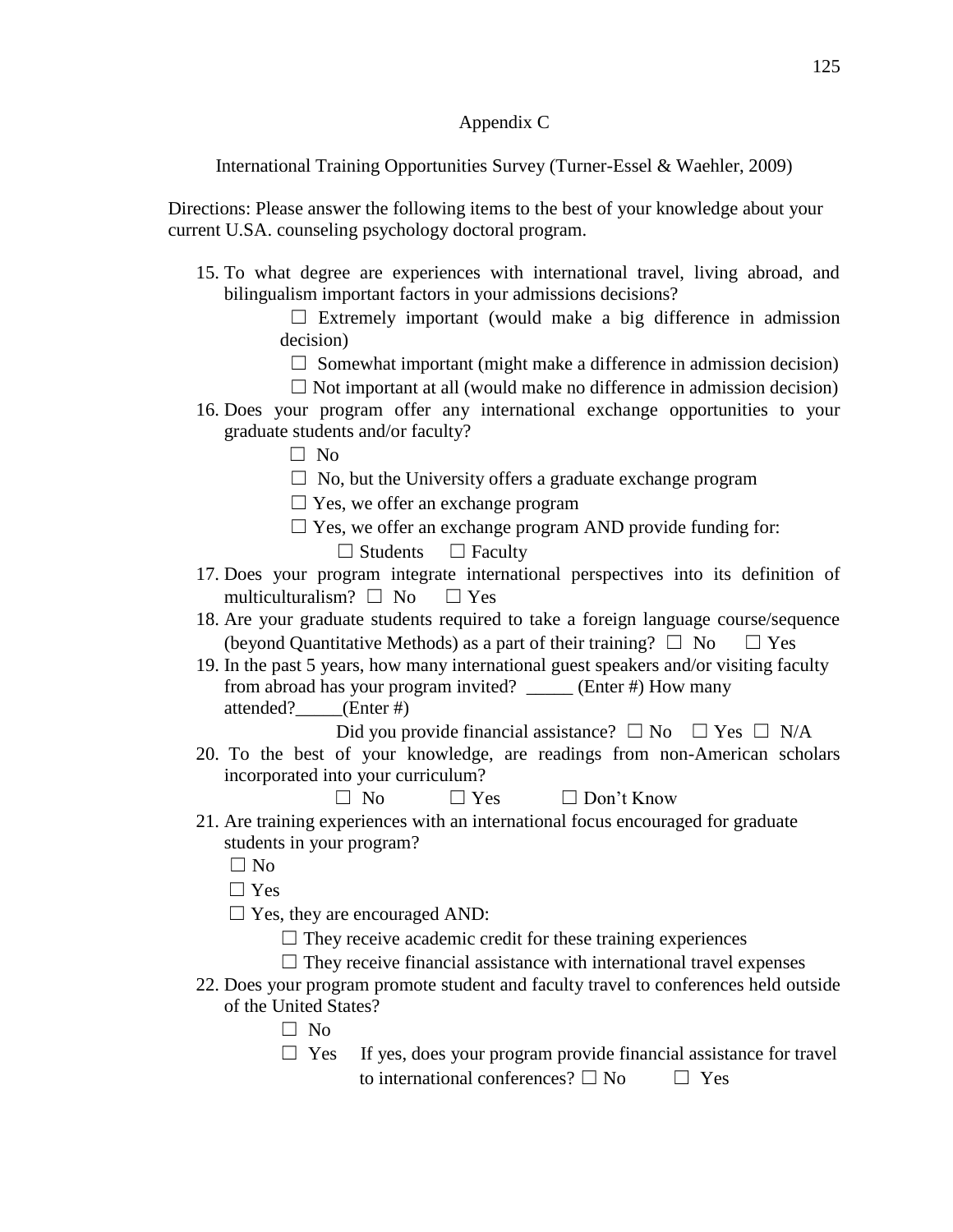Appendix C

International Training Opportunities Survey (Turner-Essel & Waehler, 2009)

Directions: Please answer the following items to the best of your knowledge about your current U.SA. counseling psychology doctoral program.

15. To what degree are experiences with international travel, living abroad, and bilingualism important factors in your admissions decisions?
    - ☐ Extremely important (would make a big difference in admission decision)
    - ☐ Somewhat important (might make a difference in admission decision)
    - ☐ Not important at all (would make no difference in admission decision)
16. Does your program offer any international exchange opportunities to your graduate students and/or faculty?
    - ☐ No
    - ☐ No, but the University offers a graduate exchange program
    - ☐ Yes, we offer an exchange program
    - ☐ Yes, we offer an exchange program AND provide funding for:
        - ☐ Students ☐ Faculty
17. Does your program integrate international perspectives into its definition of multiculturalism? ☐ No ☐ Yes
18. Are your graduate students required to take a foreign language course/sequence (beyond Quantitative Methods) as a part of their training? ☐ No ☐ Yes
19. In the past 5 years, how many international guest speakers and/or visiting faculty from abroad has your program invited? _____ (Enter #) How many attended?_____(Enter #)

    Did you provide financial assistance? ☐ No ☐ Yes ☐ N/A
20. To the best of your knowledge, are readings from non-American scholars incorporated into your curriculum?

    ☐ No ☐ Yes ☐ Don't Know
21. Are training experiences with an international focus encouraged for graduate students in your program?
    - ☐ No
    - ☐ Yes
    - ☐ Yes, they are encouraged AND:
        - ☐ They receive academic credit for these training experiences
        - ☐ They receive financial assistance with international travel expenses
22. Does your program promote student and faculty travel to conferences held outside of the United States?
    - ☐ No
    - ☐ Yes If yes, does your program provide financial assistance for travel to international conferences? ☐ No ☐ Yes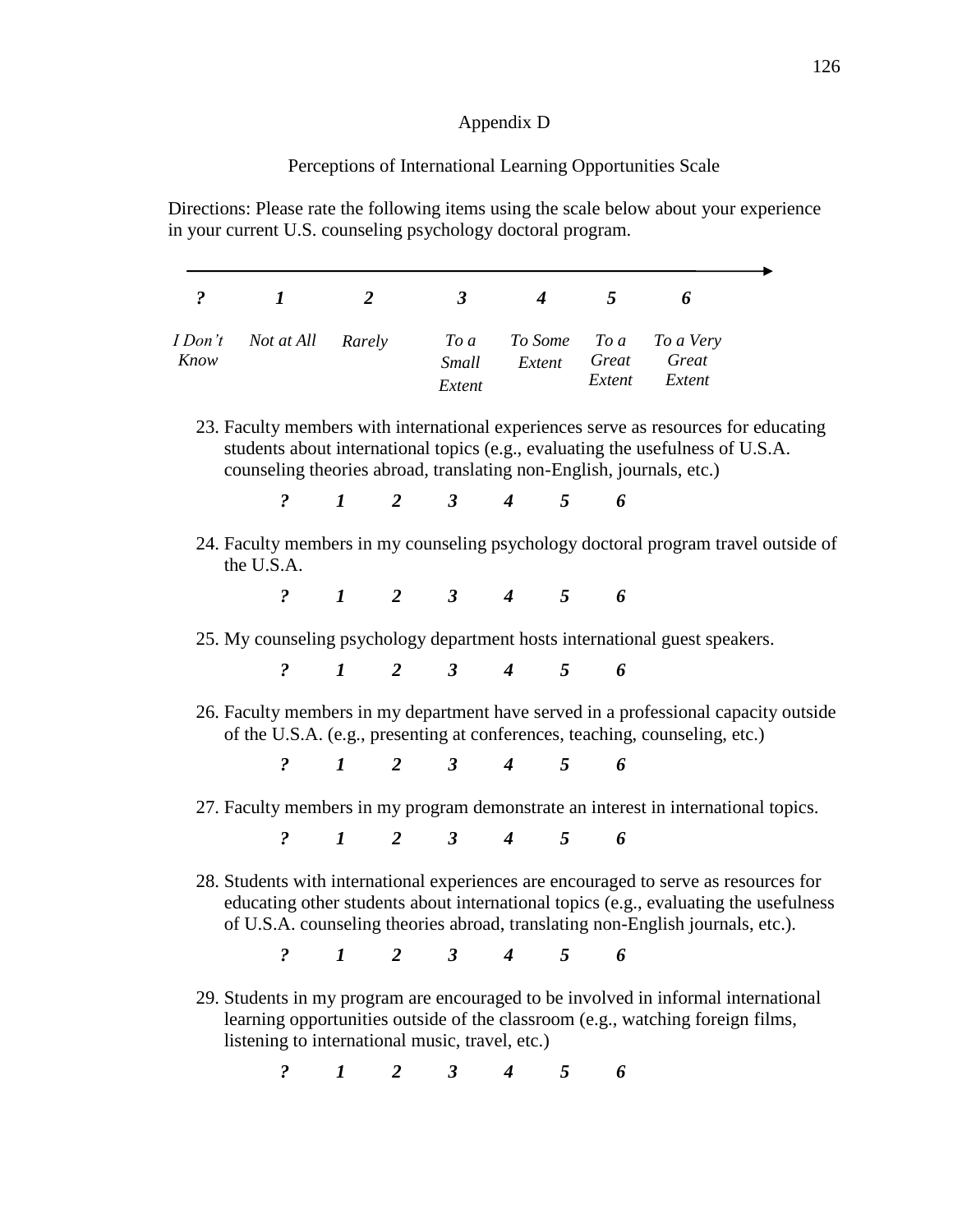Appendix D

Perceptions of International Learning Opportunities Scale

Directions: Please rate the following items using the scale below about your experience in your current U.S. counseling psychology doctoral program.

| *?* | *1* | *2* | *3* | *4* | *5* | *6* |
|---|---|---|---|---|---|---|
| *I Don't Know* | *Not at All* | *Rarely* | *To a Small Extent* | *To Some Extent* | *To a Great Extent* | *To a Very Great Extent* |

23. Faculty members with international experiences serve as resources for educating students about international topics (e.g., evaluating the usefulness of U.S.A. counseling theories abroad, translating non-English, journals, etc.)

    ***?   1   2   3   4   5   6***

24. Faculty members in my counseling psychology doctoral program travel outside of the U.S.A.

    ***?   1   2   3   4   5   6***

25. My counseling psychology department hosts international guest speakers.

    ***?   1   2   3   4   5   6***

26. Faculty members in my department have served in a professional capacity outside of the U.S.A. (e.g., presenting at conferences, teaching, counseling, etc.)

    ***?   1   2   3   4   5   6***

27. Faculty members in my program demonstrate an interest in international topics.

    ***?   1   2   3   4   5   6***

28. Students with international experiences are encouraged to serve as resources for educating other students about international topics (e.g., evaluating the usefulness of U.S.A. counseling theories abroad, translating non-English journals, etc.).

    ***?   1   2   3   4   5   6***

29. Students in my program are encouraged to be involved in informal international learning opportunities outside of the classroom (e.g., watching foreign films, listening to international music, travel, etc.)

    ***?   1   2   3   4   5   6***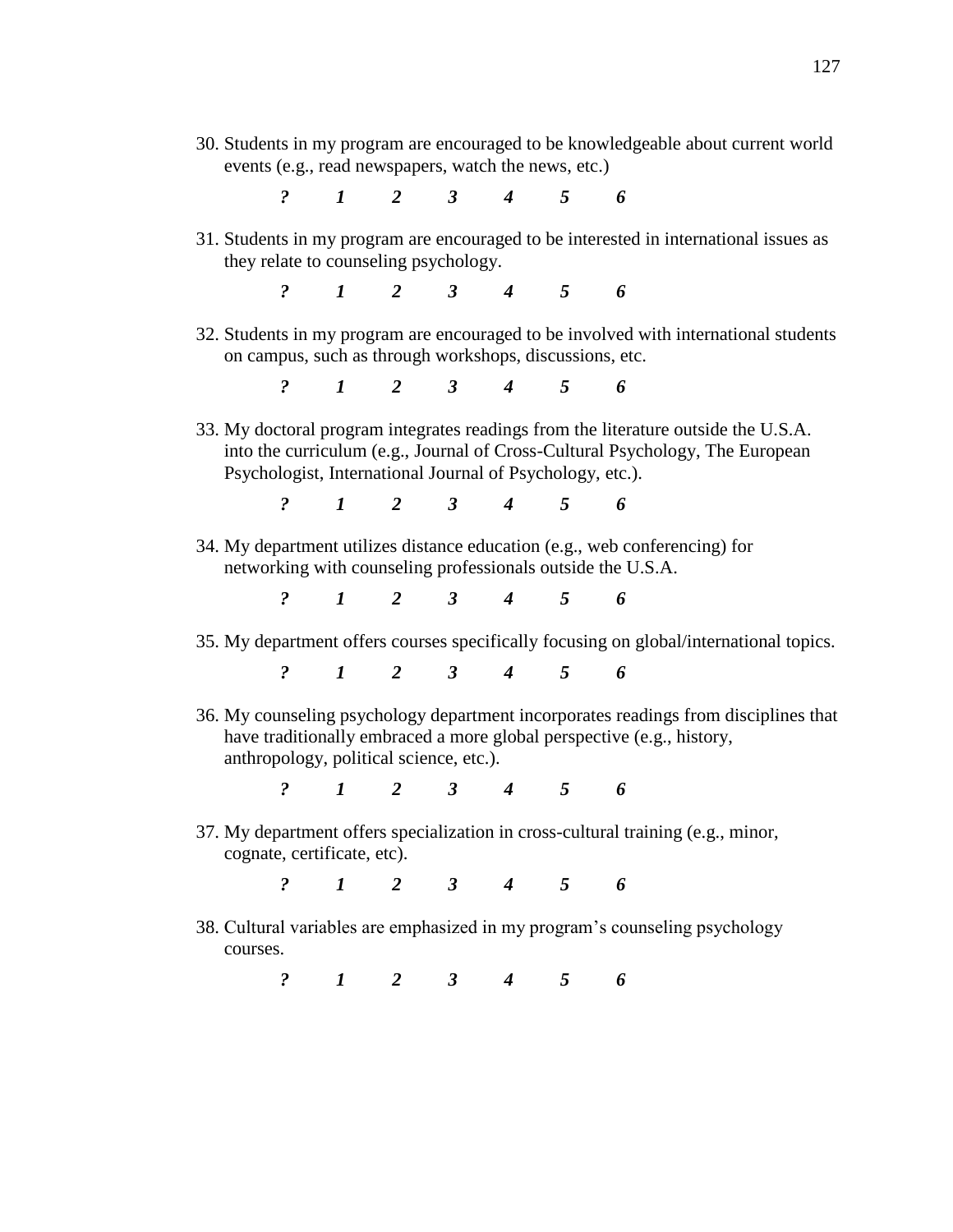30. Students in my program are encouraged to be knowledgeable about current world events (e.g., read newspapers, watch the news, etc.)

    ***?   1   2   3   4   5   6***

31. Students in my program are encouraged to be interested in international issues as they relate to counseling psychology.

    ***?   1   2   3   4   5   6***

32. Students in my program are encouraged to be involved with international students on campus, such as through workshops, discussions, etc.

    ***?   1   2   3   4   5   6***

33. My doctoral program integrates readings from the literature outside the U.S.A. into the curriculum (e.g., Journal of Cross-Cultural Psychology, The European Psychologist, International Journal of Psychology, etc.).

    ***?   1   2   3   4   5   6***

34. My department utilizes distance education (e.g., web conferencing) for networking with counseling professionals outside the U.S.A.

    ***?   1   2   3   4   5   6***

35. My department offers courses specifically focusing on global/international topics.

    ***?   1   2   3   4   5   6***

36. My counseling psychology department incorporates readings from disciplines that have traditionally embraced a more global perspective (e.g., history, anthropology, political science, etc.).

    ***?   1   2   3   4   5   6***

37. My department offers specialization in cross-cultural training (e.g., minor, cognate, certificate, etc).

    ***?   1   2   3   4   5   6***

38. Cultural variables are emphasized in my program's counseling psychology courses.

    ***?   1   2   3   4   5   6***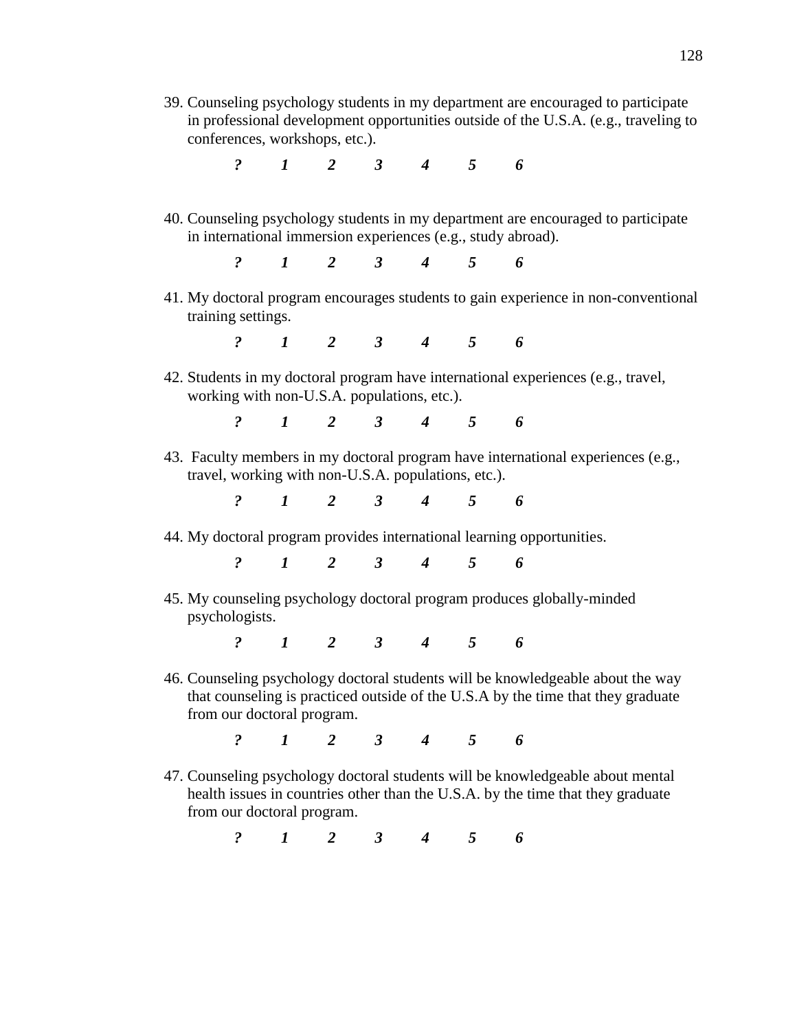39. Counseling psychology students in my department are encouraged to participate in professional development opportunities outside of the U.S.A. (e.g., traveling to conferences, workshops, etc.).

    ***?   1   2   3   4   5   6***

40. Counseling psychology students in my department are encouraged to participate in international immersion experiences (e.g., study abroad).

    ***?   1   2   3   4   5   6***

41. My doctoral program encourages students to gain experience in non-conventional training settings.

    ***?   1   2   3   4   5   6***

42. Students in my doctoral program have international experiences (e.g., travel, working with non-U.S.A. populations, etc.).

    ***?   1   2   3   4   5   6***

43. Faculty members in my doctoral program have international experiences (e.g., travel, working with non-U.S.A. populations, etc.).

    ***?   1   2   3   4   5   6***

44. My doctoral program provides international learning opportunities.

    ***?   1   2   3   4   5   6***

45. My counseling psychology doctoral program produces globally-minded psychologists.

    ***?   1   2   3   4   5   6***

46. Counseling psychology doctoral students will be knowledgeable about the way that counseling is practiced outside of the U.S.A by the time that they graduate from our doctoral program.

    ***?   1   2   3   4   5   6***

47. Counseling psychology doctoral students will be knowledgeable about mental health issues in countries other than the U.S.A. by the time that they graduate from our doctoral program.

    ***?   1   2   3   4   5   6***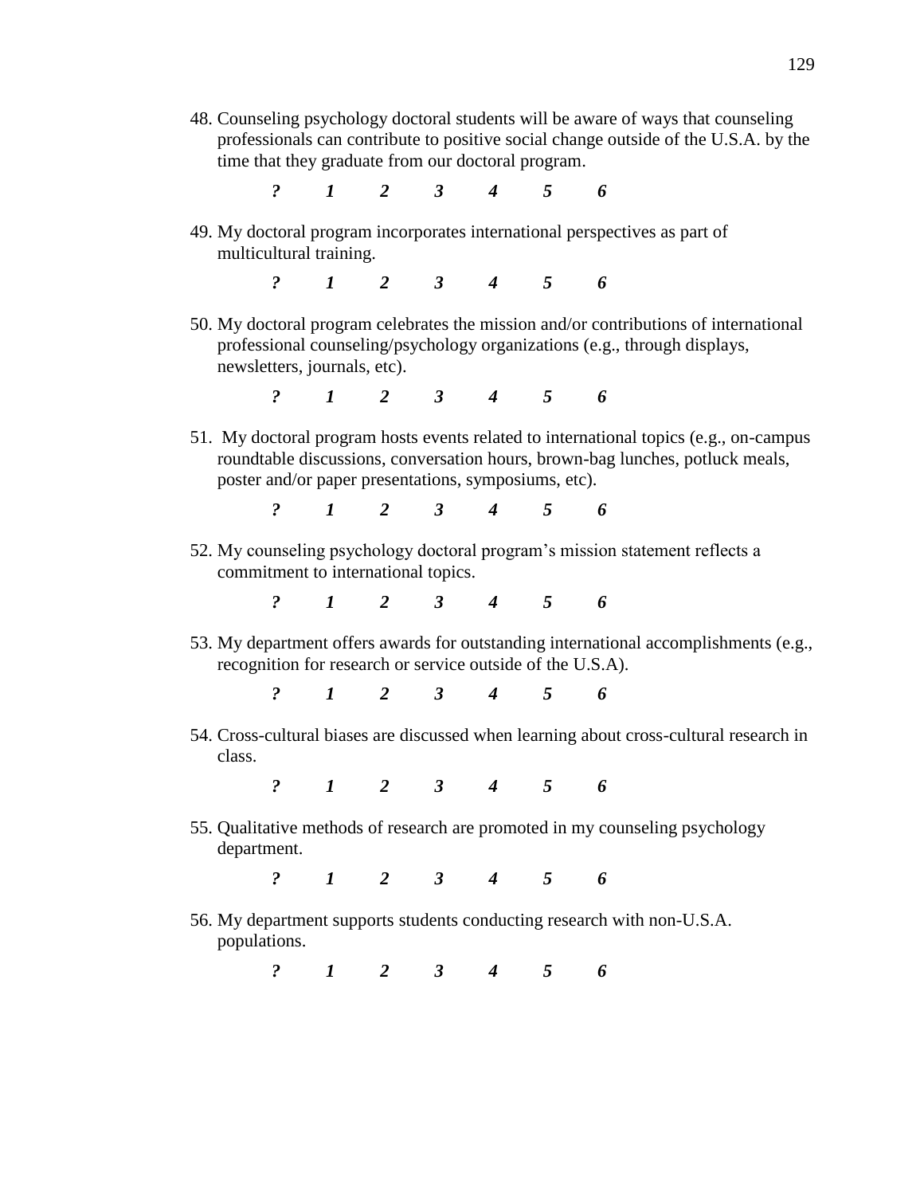48. Counseling psychology doctoral students will be aware of ways that counseling professionals can contribute to positive social change outside of the U.S.A. by the time that they graduate from our doctoral program.

    ***?   1   2   3   4   5   6***

49. My doctoral program incorporates international perspectives as part of multicultural training.

    ***?   1   2   3   4   5   6***

50. My doctoral program celebrates the mission and/or contributions of international professional counseling/psychology organizations (e.g., through displays, newsletters, journals, etc).

    ***?   1   2   3   4   5   6***

51. My doctoral program hosts events related to international topics (e.g., on-campus roundtable discussions, conversation hours, brown-bag lunches, potluck meals, poster and/or paper presentations, symposiums, etc).

    ***?   1   2   3   4   5   6***

52. My counseling psychology doctoral program's mission statement reflects a commitment to international topics.

    ***?   1   2   3   4   5   6***

53. My department offers awards for outstanding international accomplishments (e.g., recognition for research or service outside of the U.S.A).

    ***?   1   2   3   4   5   6***

54. Cross-cultural biases are discussed when learning about cross-cultural research in class.

    ***?   1   2   3   4   5   6***

55. Qualitative methods of research are promoted in my counseling psychology department.

    ***?   1   2   3   4   5   6***

56. My department supports students conducting research with non-U.S.A. populations.

    ***?   1   2   3   4   5   6***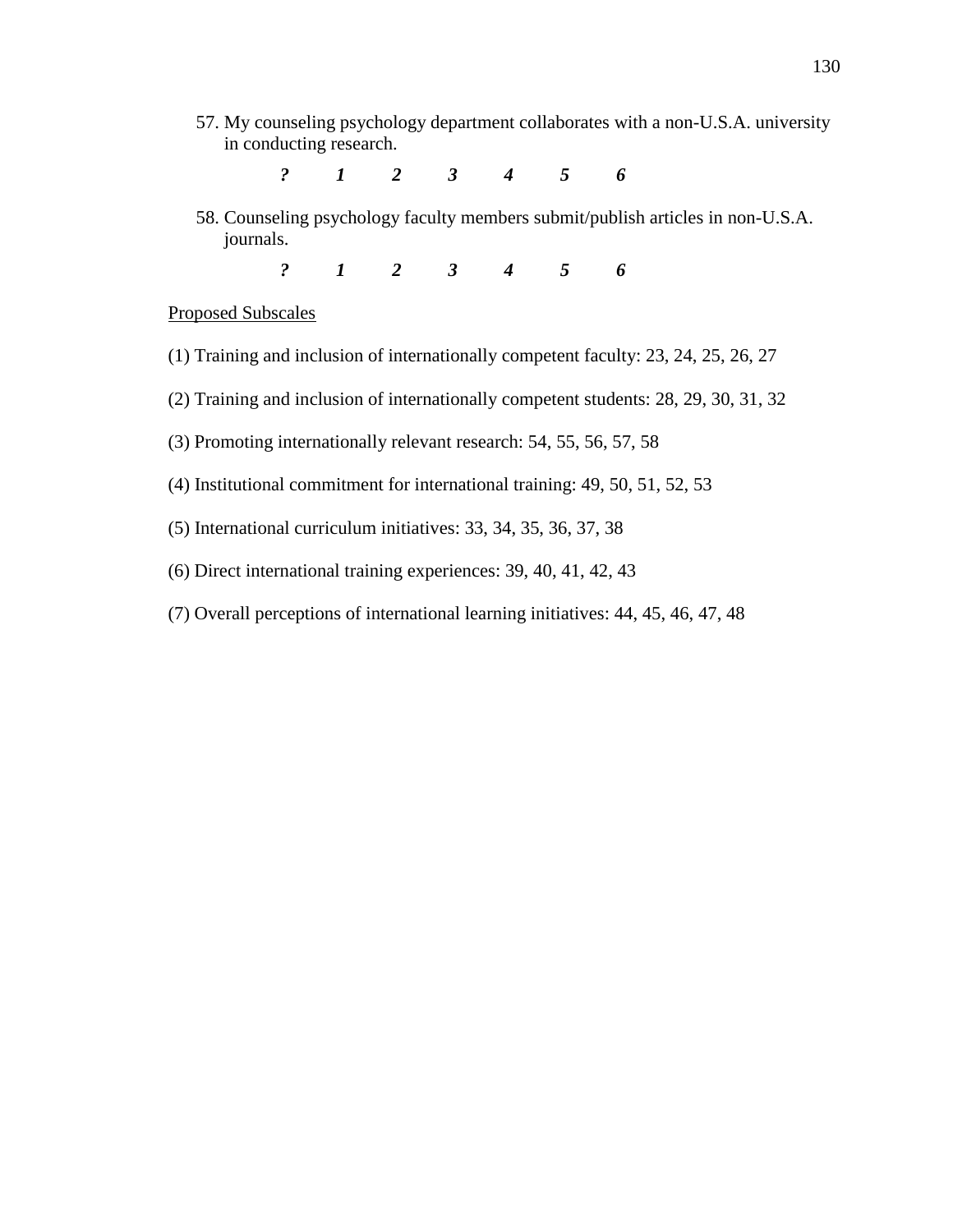57. My counseling psychology department collaborates with a non-U.S.A. university in conducting research.

    ***?        1        2        3        4        5        6***

58. Counseling psychology faculty members submit/publish articles in non-U.S.A. journals.

    ***?        1        2        3        4        5        6***

<u>Proposed Subscales</u>

(1) Training and inclusion of internationally competent faculty: 23, 24, 25, 26, 27

(2) Training and inclusion of internationally competent students: 28, 29, 30, 31, 32

(3) Promoting internationally relevant research: 54, 55, 56, 57, 58

(4) Institutional commitment for international training: 49, 50, 51, 52, 53

(5) International curriculum initiatives: 33, 34, 35, 36, 37, 38

(6) Direct international training experiences: 39, 40, 41, 42, 43

(7) Overall perceptions of international learning initiatives: 44, 45, 46, 47, 48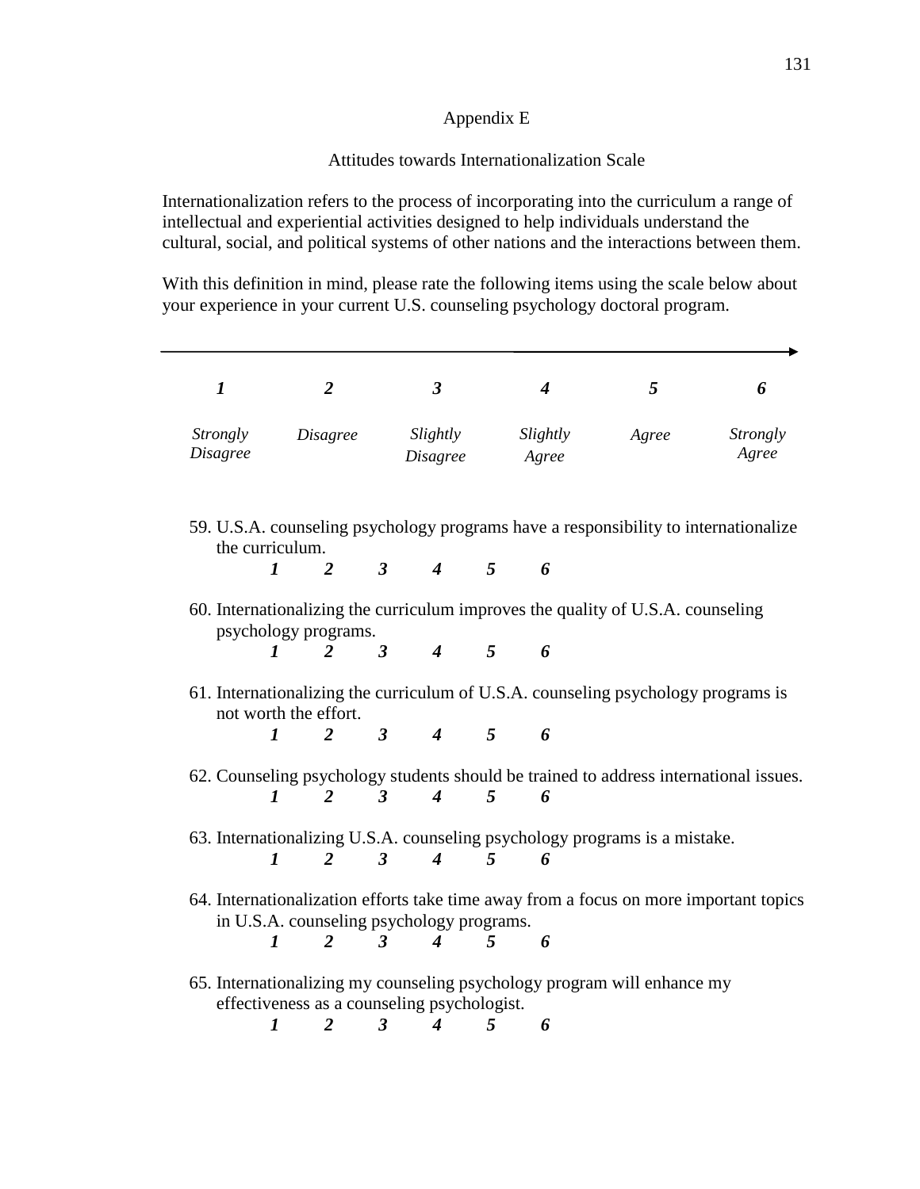## Appendix E

### Attitudes towards Internationalization Scale

Internationalization refers to the process of incorporating into the curriculum a range of intellectual and experiential activities designed to help individuals understand the cultural, social, and political systems of other nations and the interactions between them.

With this definition in mind, please rate the following items using the scale below about your experience in your current U.S. counseling psychology doctoral program.

| ***1*** | ***2*** | ***3*** | ***4*** | ***5*** | ***6*** |
|---|---|---|---|---|---|
| *Strongly Disagree* | *Disagree* | *Slightly Disagree* | *Slightly Agree* | *Agree* | *Strongly Agree* |

59. U.S.A. counseling psychology programs have a responsibility to internationalize the curriculum.
    ***1 2 3 4 5 6***

60. Internationalizing the curriculum improves the quality of U.S.A. counseling psychology programs.
    ***1 2 3 4 5 6***

61. Internationalizing the curriculum of U.S.A. counseling psychology programs is not worth the effort.
    ***1 2 3 4 5 6***

62. Counseling psychology students should be trained to address international issues.
    ***1 2 3 4 5 6***

63. Internationalizing U.S.A. counseling psychology programs is a mistake.
    ***1 2 3 4 5 6***

64. Internationalization efforts take time away from a focus on more important topics in U.S.A. counseling psychology programs.
    ***1 2 3 4 5 6***

65. Internationalizing my counseling psychology program will enhance my effectiveness as a counseling psychologist.
    ***1 2 3 4 5 6***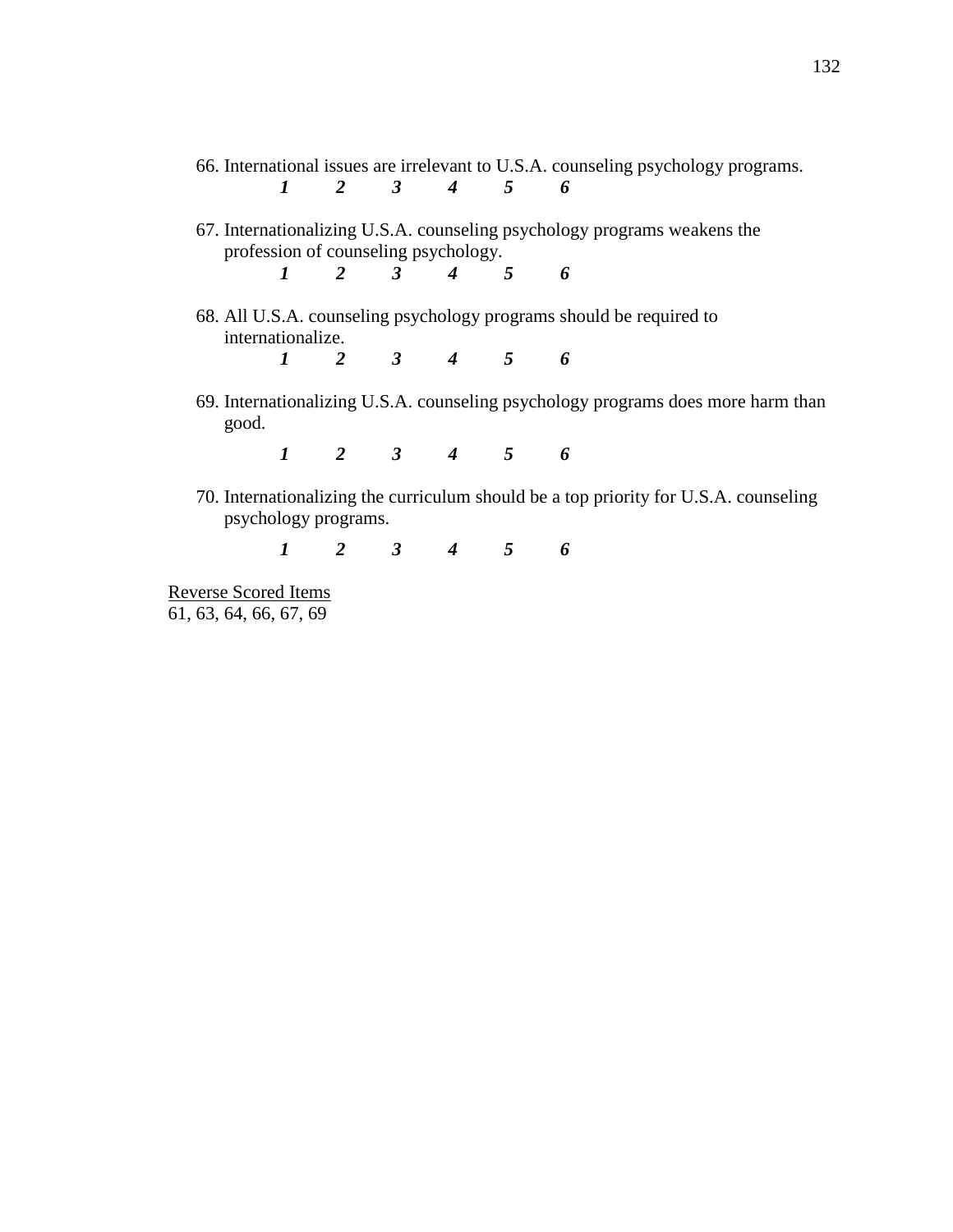66. International issues are irrelevant to U.S.A. counseling psychology programs.

    ***1 2 3 4 5 6***

67. Internationalizing U.S.A. counseling psychology programs weakens the profession of counseling psychology.

    ***1 2 3 4 5 6***

68. All U.S.A. counseling psychology programs should be required to internationalize.

    ***1 2 3 4 5 6***

69. Internationalizing U.S.A. counseling psychology programs does more harm than good.

    ***1 2 3 4 5 6***

70. Internationalizing the curriculum should be a top priority for U.S.A. counseling psychology programs.

    ***1 2 3 4 5 6***

<u>Reverse Scored Items</u>
61, 63, 64, 66, 67, 69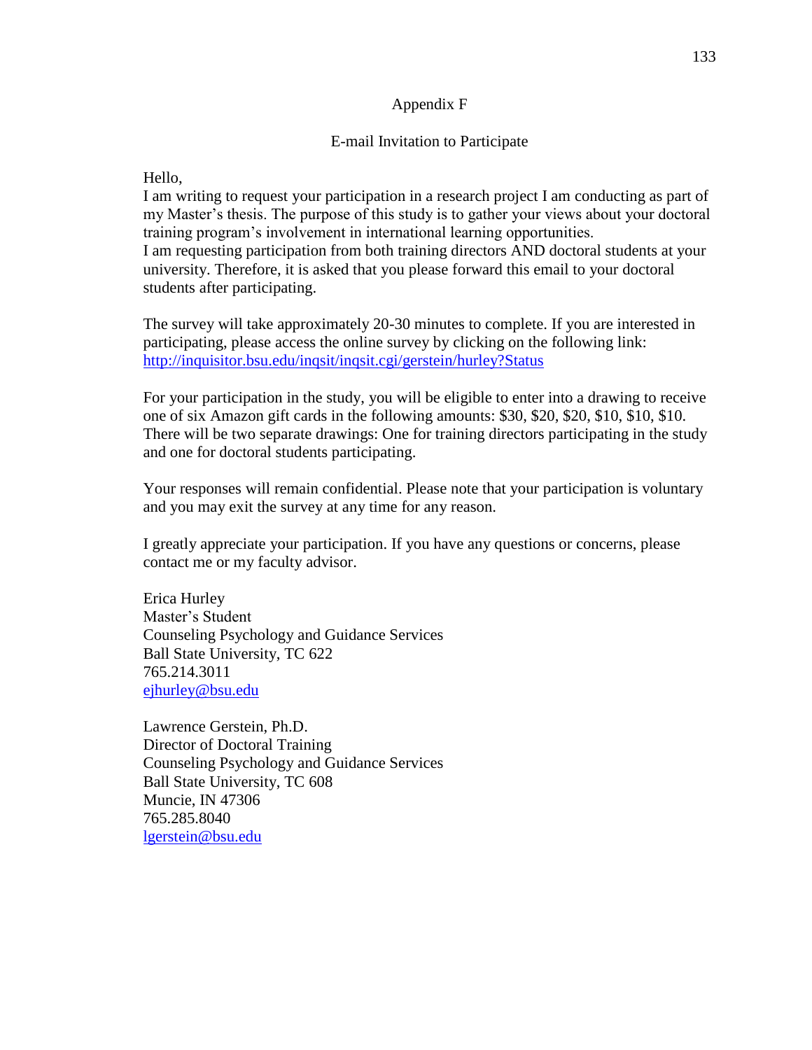# Appendix F

## E-mail Invitation to Participate

Hello,

I am writing to request your participation in a research project I am conducting as part of my Master's thesis. The purpose of this study is to gather your views about your doctoral training program's involvement in international learning opportunities.

I am requesting participation from both training directors AND doctoral students at your university. Therefore, it is asked that you please forward this email to your doctoral students after participating.

The survey will take approximately 20-30 minutes to complete. If you are interested in participating, please access the online survey by clicking on the following link: [http://inquisitor.bsu.edu/inqsit/inqsit.cgi/gerstein/hurley?Status](http://inquisitor.bsu.edu/inqsit/inqsit.cgi/gerstein/hurley?Status)

For your participation in the study, you will be eligible to enter into a drawing to receive one of six Amazon gift cards in the following amounts: $30, $20, $20, $10, $10, $10. There will be two separate drawings: One for training directors participating in the study and one for doctoral students participating.

Your responses will remain confidential. Please note that your participation is voluntary and you may exit the survey at any time for any reason.

I greatly appreciate your participation. If you have any questions or concerns, please contact me or my faculty advisor.

Erica Hurley
Master's Student
Counseling Psychology and Guidance Services
Ball State University, TC 622
765.214.3011
[ejhurley@bsu.edu](mailto:ejhurley@bsu.edu)

Lawrence Gerstein, Ph.D.
Director of Doctoral Training
Counseling Psychology and Guidance Services
Ball State University, TC 608
Muncie, IN 47306
765.285.8040
[lgerstein@bsu.edu](mailto:lgerstein@bsu.edu)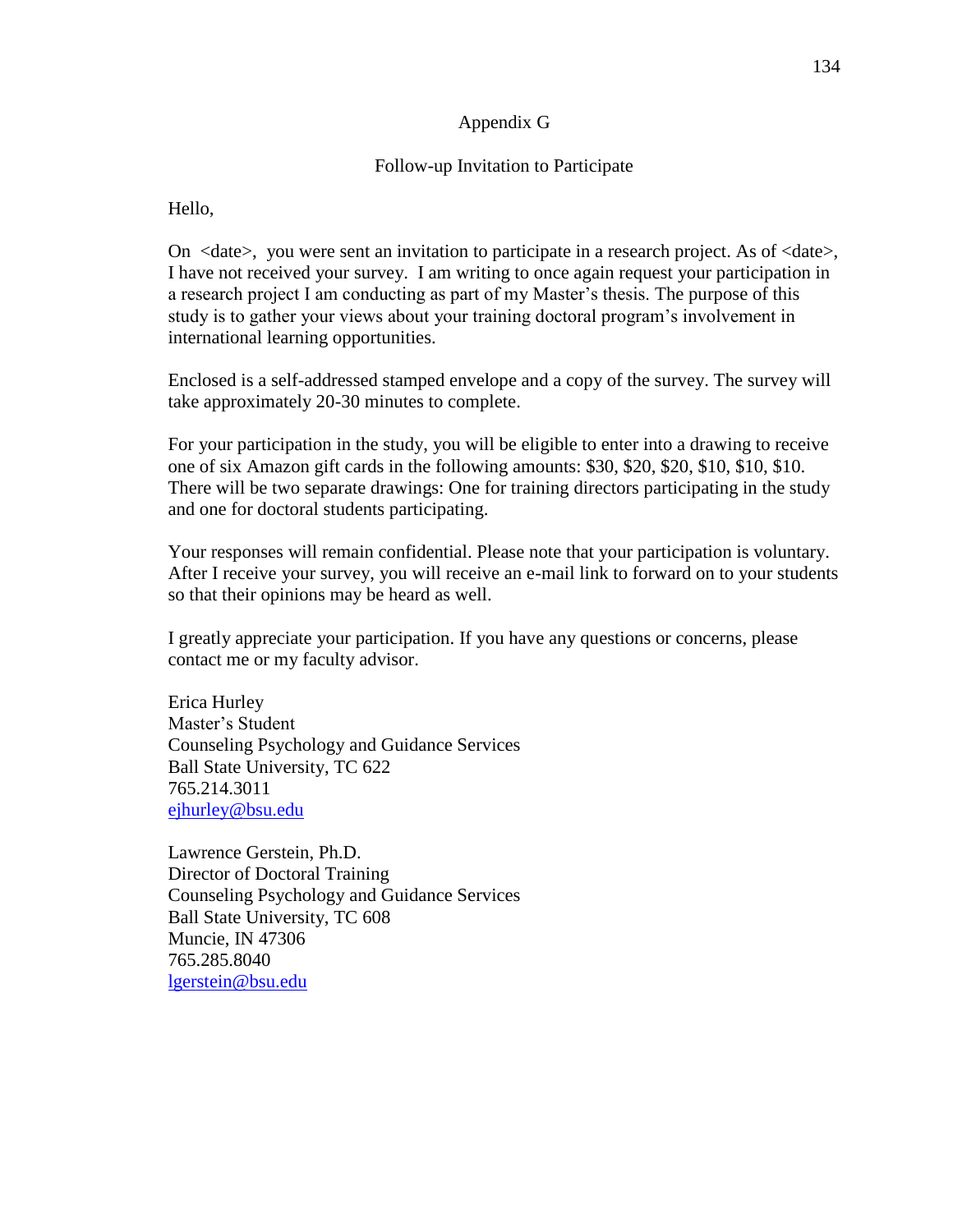# Appendix G

## Follow-up Invitation to Participate

Hello,

On <date>, you were sent an invitation to participate in a research project. As of <date>, I have not received your survey. I am writing to once again request your participation in a research project I am conducting as part of my Master's thesis. The purpose of this study is to gather your views about your training doctoral program's involvement in international learning opportunities.

Enclosed is a self-addressed stamped envelope and a copy of the survey. The survey will take approximately 20-30 minutes to complete.

For your participation in the study, you will be eligible to enter into a drawing to receive one of six Amazon gift cards in the following amounts: $30, $20, $20, $10, $10, $10. There will be two separate drawings: One for training directors participating in the study and one for doctoral students participating.

Your responses will remain confidential. Please note that your participation is voluntary. After I receive your survey, you will receive an e-mail link to forward on to your students so that their opinions may be heard as well.

I greatly appreciate your participation. If you have any questions or concerns, please contact me or my faculty advisor.

Erica Hurley  
Master's Student  
Counseling Psychology and Guidance Services  
Ball State University, TC 622  
765.214.3011  
ejhurley@bsu.edu

Lawrence Gerstein, Ph.D.  
Director of Doctoral Training  
Counseling Psychology and Guidance Services  
Ball State University, TC 608  
Muncie, IN 47306  
765.285.8040  
lgerstein@bsu.edu